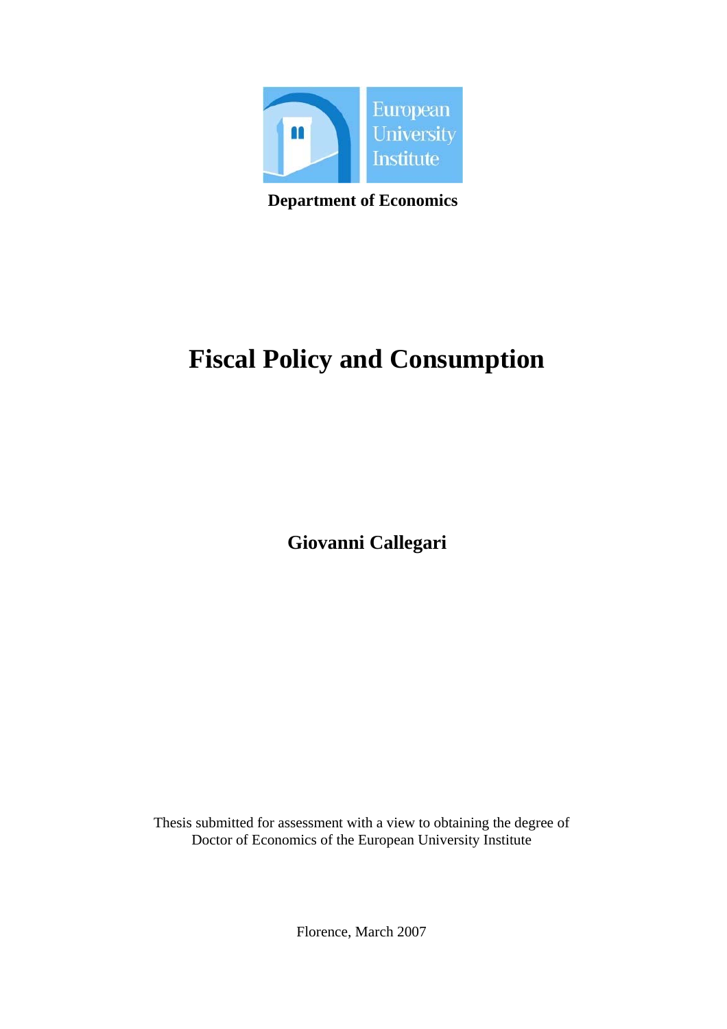European University Institute

**Department of Economics**

# Fiscal Policy and Consumption

**Giovanni Callegari**

Thesis submitted for assessment with a view to obtaining the degree of
Doctor of Economics of the European University Institute

Florence, March 2007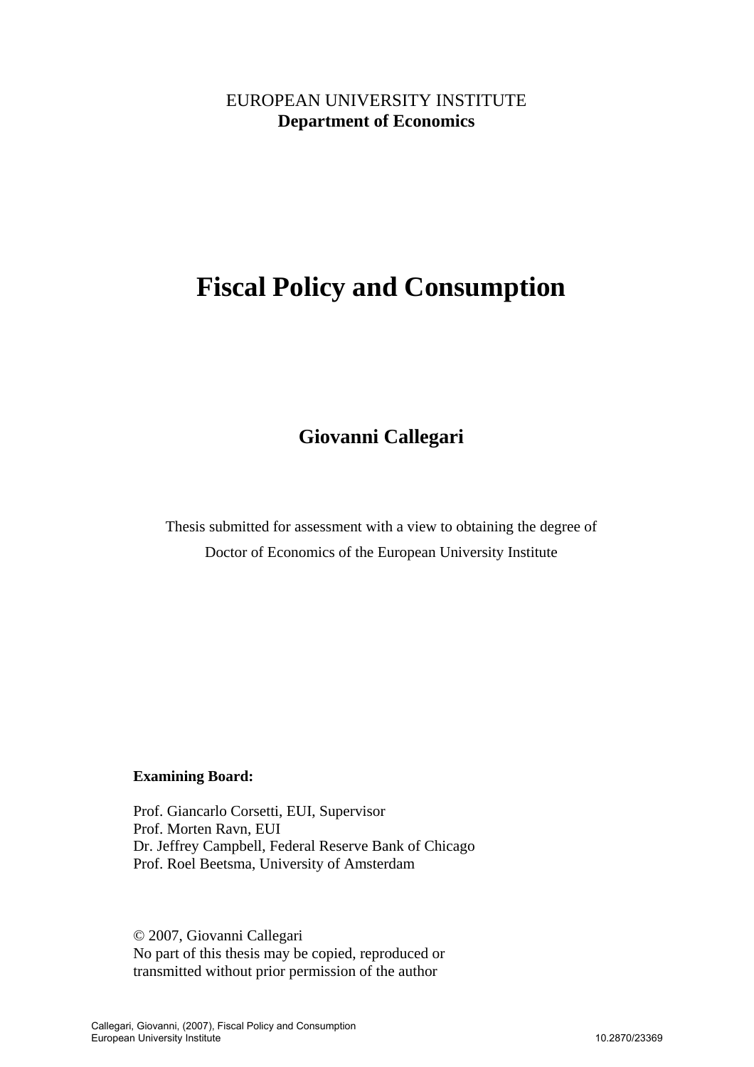EUROPEAN UNIVERSITY INSTITUTE
**Department of Economics**

# Fiscal Policy and Consumption

## Giovanni Callegari

Thesis submitted for assessment with a view to obtaining the degree of
Doctor of Economics of the European University Institute

**Examining Board:**

Prof. Giancarlo Corsetti, EUI, Supervisor
Prof. Morten Ravn, EUI
Dr. Jeffrey Campbell, Federal Reserve Bank of Chicago
Prof. Roel Beetsma, University of Amsterdam

© 2007, Giovanni Callegari
No part of this thesis may be copied, reproduced or
transmitted without prior permission of the author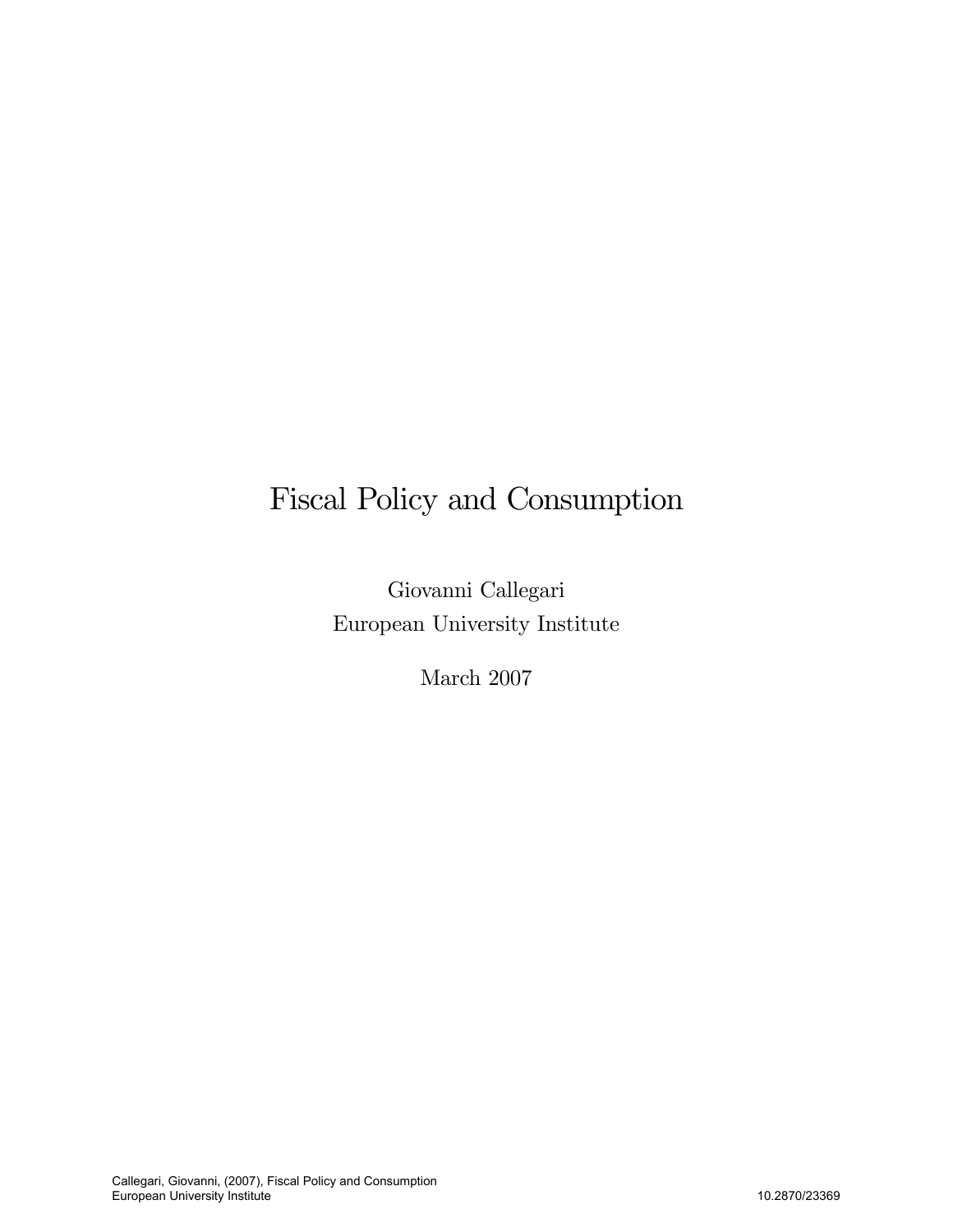# Fiscal Policy and Consumption

Giovanni Callegari
European University Institute

March 2007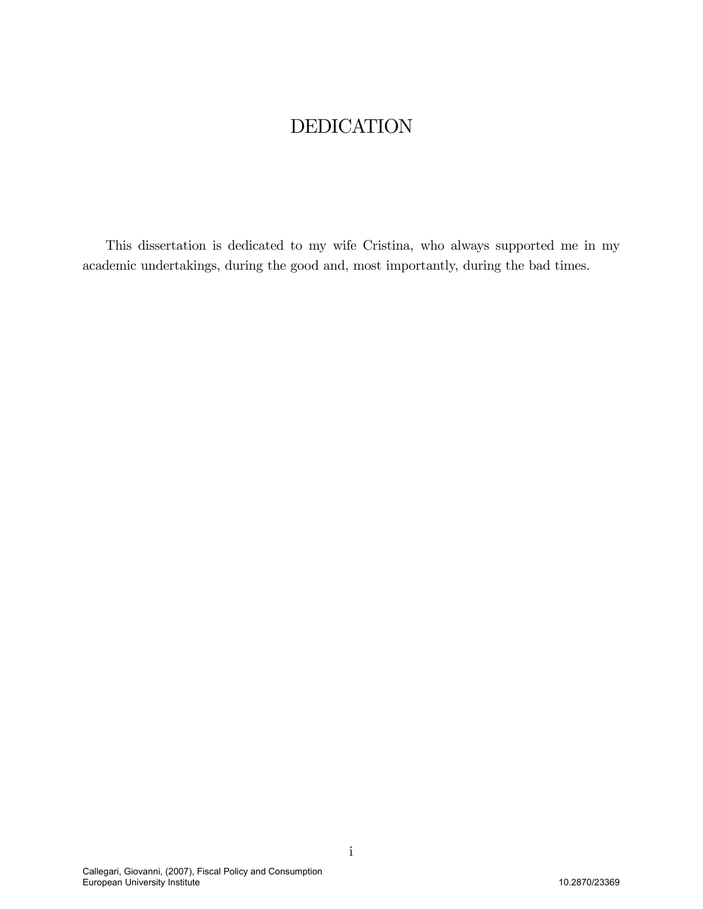# DEDICATION

This dissertation is dedicated to my wife Cristina, who always supported me in my academic undertakings, during the good and, most importantly, during the bad times.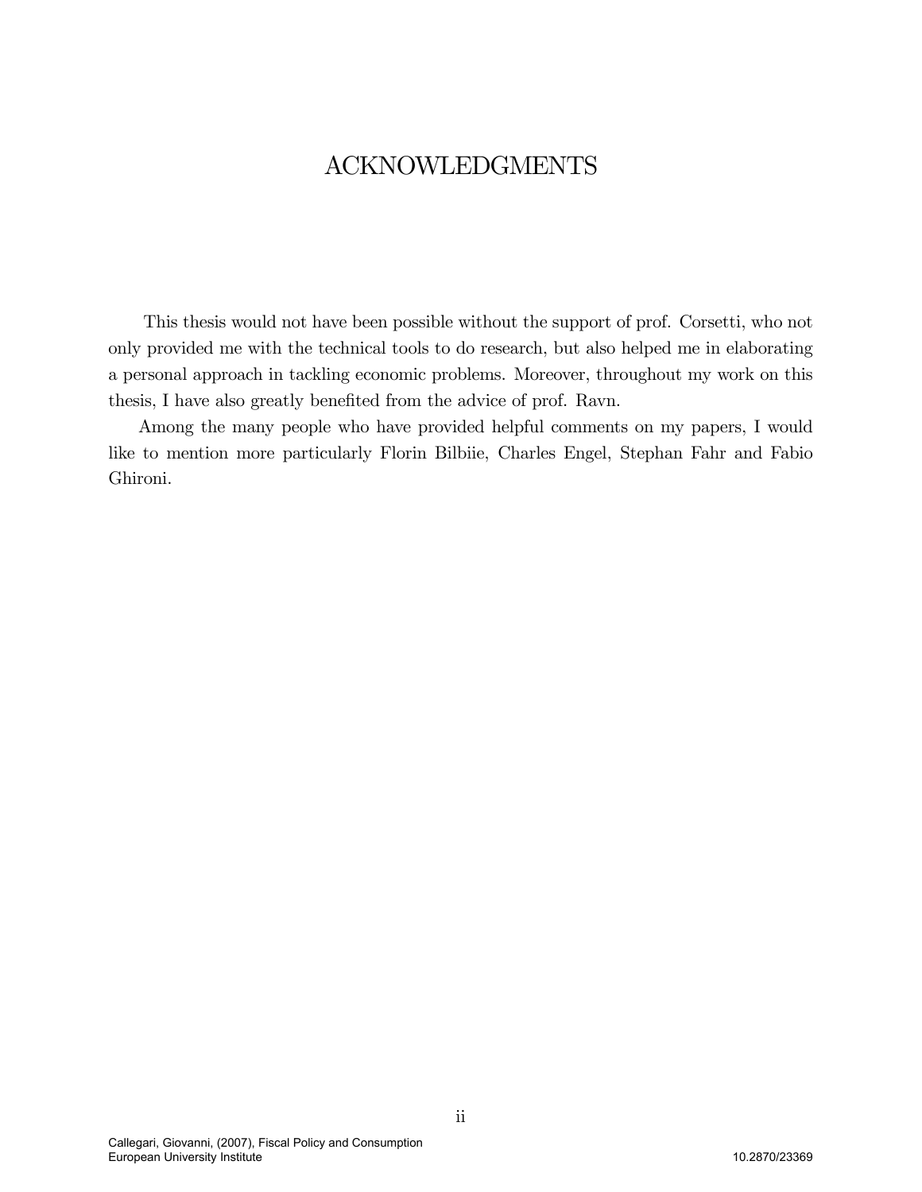# ACKNOWLEDGMENTS

This thesis would not have been possible without the support of prof. Corsetti, who not only provided me with the technical tools to do research, but also helped me in elaborating a personal approach in tackling economic problems. Moreover, throughout my work on this thesis, I have also greatly benefited from the advice of prof. Ravn.

Among the many people who have provided helpful comments on my papers, I would like to mention more particularly Florin Bilbiie, Charles Engel, Stephan Fahr and Fabio Ghironi.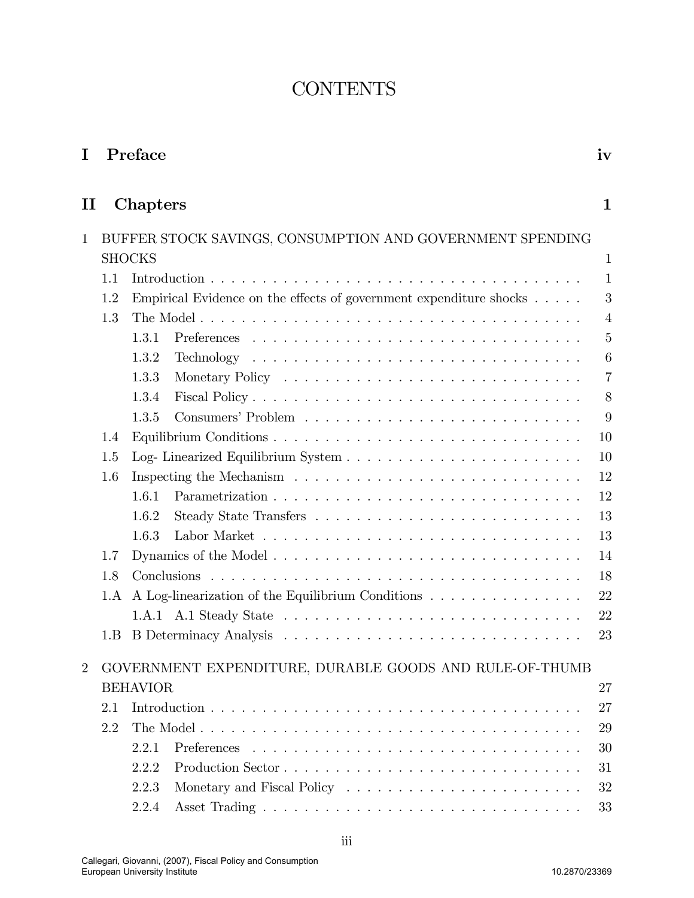# CONTENTS

**I Preface** iv

**II Chapters** 1

1 BUFFER STOCK SAVINGS, CONSUMPTION AND GOVERNMENT SPENDING SHOCKS 1

- 1.1 Introduction . . . . . . . . . . . . . . . . . . . . . . . . . . . . . . . . . . . . . 1
- 1.2 Empirical Evidence on the effects of government expenditure shocks . . . . . 3
- 1.3 The Model . . . . . . . . . . . . . . . . . . . . . . . . . . . . . . . . . . . . . 4
  - 1.3.1 Preferences . . . . . . . . . . . . . . . . . . . . . . . . . . . . . . . . 5
  - 1.3.2 Technology . . . . . . . . . . . . . . . . . . . . . . . . . . . . . . . . 6
  - 1.3.3 Monetary Policy . . . . . . . . . . . . . . . . . . . . . . . . . . . . . 7
  - 1.3.4 Fiscal Policy . . . . . . . . . . . . . . . . . . . . . . . . . . . . . . . 8
  - 1.3.5 Consumers' Problem . . . . . . . . . . . . . . . . . . . . . . . . . . . 9
- 1.4 Equilibrium Conditions . . . . . . . . . . . . . . . . . . . . . . . . . . . . . . 10
- 1.5 Log- Linearized Equilibrium System . . . . . . . . . . . . . . . . . . . . . . . 10
- 1.6 Inspecting the Mechanism . . . . . . . . . . . . . . . . . . . . . . . . . . . . 12
  - 1.6.1 Parametrization . . . . . . . . . . . . . . . . . . . . . . . . . . . . . 12
  - 1.6.2 Steady State Transfers . . . . . . . . . . . . . . . . . . . . . . . . . . 13
  - 1.6.3 Labor Market . . . . . . . . . . . . . . . . . . . . . . . . . . . . . . . 13
- 1.7 Dynamics of the Model . . . . . . . . . . . . . . . . . . . . . . . . . . . . . . 14
- 1.8 Conclusions . . . . . . . . . . . . . . . . . . . . . . . . . . . . . . . . . . . . 18
- 1.A A Log-linearization of the Equilibrium Conditions . . . . . . . . . . . . . . . 22
  - 1.A.1 A.1 Steady State . . . . . . . . . . . . . . . . . . . . . . . . . . . . . 22
- 1.B B Determinacy Analysis . . . . . . . . . . . . . . . . . . . . . . . . . . . . . 23

2 GOVERNMENT EXPENDITURE, DURABLE GOODS AND RULE-OF-THUMB BEHAVIOR 27

- 2.1 Introduction . . . . . . . . . . . . . . . . . . . . . . . . . . . . . . . . . . . . . 27
- 2.2 The Model . . . . . . . . . . . . . . . . . . . . . . . . . . . . . . . . . . . . . 29
  - 2.2.1 Preferences . . . . . . . . . . . . . . . . . . . . . . . . . . . . . . . . 30
  - 2.2.2 Production Sector . . . . . . . . . . . . . . . . . . . . . . . . . . . . . 31
  - 2.2.3 Monetary and Fiscal Policy . . . . . . . . . . . . . . . . . . . . . . . 32
  - 2.2.4 Asset Trading . . . . . . . . . . . . . . . . . . . . . . . . . . . . . . . 33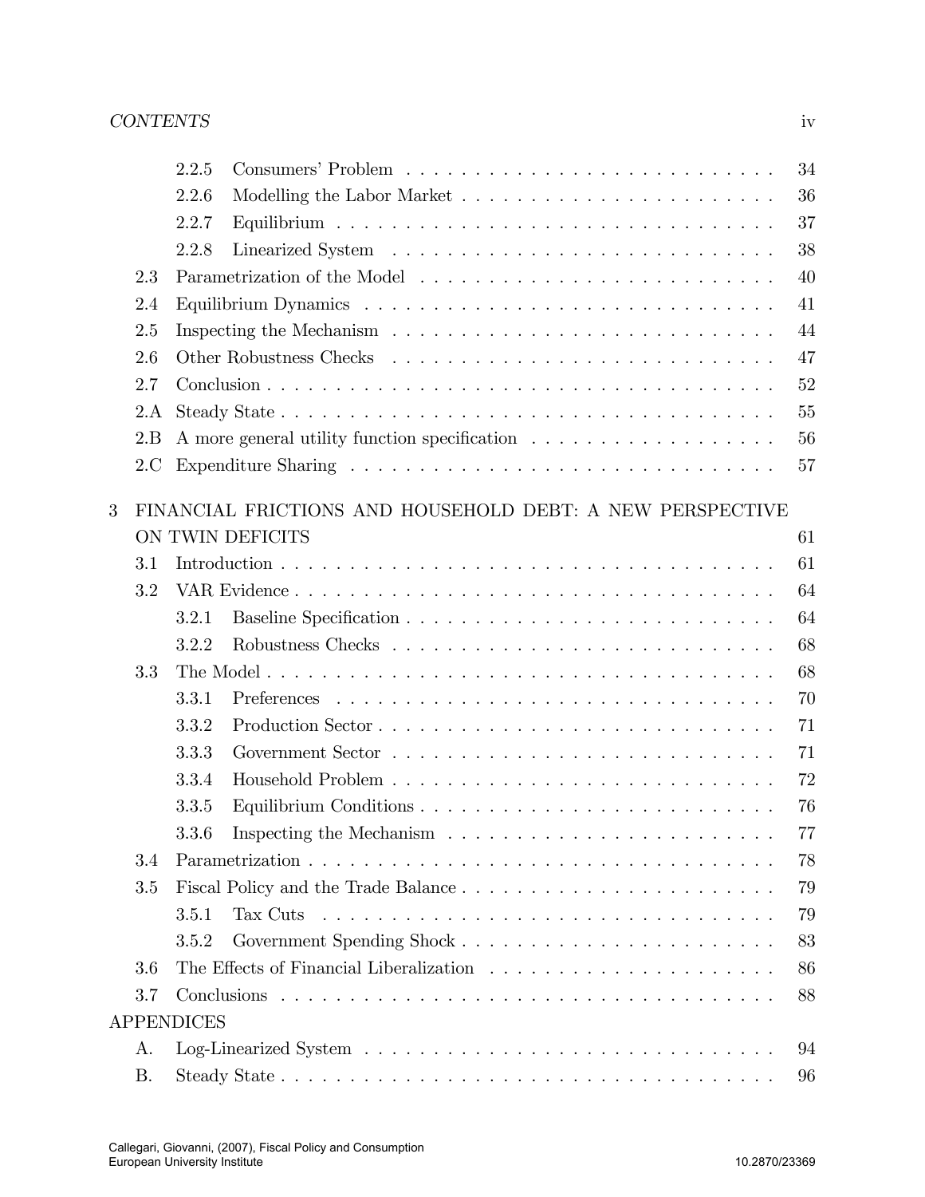2.2.5 Consumers' Problem . . . . . . . . . . . . . . . . . . . . . . . . . . 34
2.2.6 Modelling the Labor Market . . . . . . . . . . . . . . . . . . . . . . . 36
2.2.7 Equilibrium . . . . . . . . . . . . . . . . . . . . . . . . . . . . . . . . . 37
2.2.8 Linearized System . . . . . . . . . . . . . . . . . . . . . . . . . . . . 38

2.3 Parametrization of the Model . . . . . . . . . . . . . . . . . . . . . . . . . 40
2.4 Equilibrium Dynamics . . . . . . . . . . . . . . . . . . . . . . . . . . . . . . 41
2.5 Inspecting the Mechanism . . . . . . . . . . . . . . . . . . . . . . . . . . . 44
2.6 Other Robustness Checks . . . . . . . . . . . . . . . . . . . . . . . . . . . 47
2.7 Conclusion . . . . . . . . . . . . . . . . . . . . . . . . . . . . . . . . . . . . 52
2.A Steady State . . . . . . . . . . . . . . . . . . . . . . . . . . . . . . . . . . . 55
2.B A more general utility function specification . . . . . . . . . . . . . . . . . 56
2.C Expenditure Sharing . . . . . . . . . . . . . . . . . . . . . . . . . . . . . . 57

3 FINANCIAL FRICTIONS AND HOUSEHOLD DEBT: A NEW PERSPECTIVE ON TWIN DEFICITS 61

3.1 Introduction . . . . . . . . . . . . . . . . . . . . . . . . . . . . . . . . . . . 61
3.2 VAR Evidence . . . . . . . . . . . . . . . . . . . . . . . . . . . . . . . . . . 64
3.2.1 Baseline Specification . . . . . . . . . . . . . . . . . . . . . . . . . . 64
3.2.2 Robustness Checks . . . . . . . . . . . . . . . . . . . . . . . . . . . 68

3.3 The Model . . . . . . . . . . . . . . . . . . . . . . . . . . . . . . . . . . . . 68
3.3.1 Preferences . . . . . . . . . . . . . . . . . . . . . . . . . . . . . . . . 70
3.3.2 Production Sector . . . . . . . . . . . . . . . . . . . . . . . . . . . . 71
3.3.3 Government Sector . . . . . . . . . . . . . . . . . . . . . . . . . . . 71
3.3.4 Household Problem . . . . . . . . . . . . . . . . . . . . . . . . . . . 72
3.3.5 Equilibrium Conditions . . . . . . . . . . . . . . . . . . . . . . . . . 76
3.3.6 Inspecting the Mechanism . . . . . . . . . . . . . . . . . . . . . . . . 77

3.4 Parametrization . . . . . . . . . . . . . . . . . . . . . . . . . . . . . . . . . 78
3.5 Fiscal Policy and the Trade Balance . . . . . . . . . . . . . . . . . . . . . . 79
3.5.1 Tax Cuts . . . . . . . . . . . . . . . . . . . . . . . . . . . . . . . . . 79
3.5.2 Government Spending Shock . . . . . . . . . . . . . . . . . . . . . . 83

3.6 The Effects of Financial Liberalization . . . . . . . . . . . . . . . . . . . . 86
3.7 Conclusions . . . . . . . . . . . . . . . . . . . . . . . . . . . . . . . . . . . 88

APPENDICES

A. Log-Linearized System . . . . . . . . . . . . . . . . . . . . . . . . . . . . . . 94
B. Steady State . . . . . . . . . . . . . . . . . . . . . . . . . . . . . . . . . . . 96

Callegari, Giovanni, (2007), Fiscal Policy and Consumption
European University Institute 10.2870/23369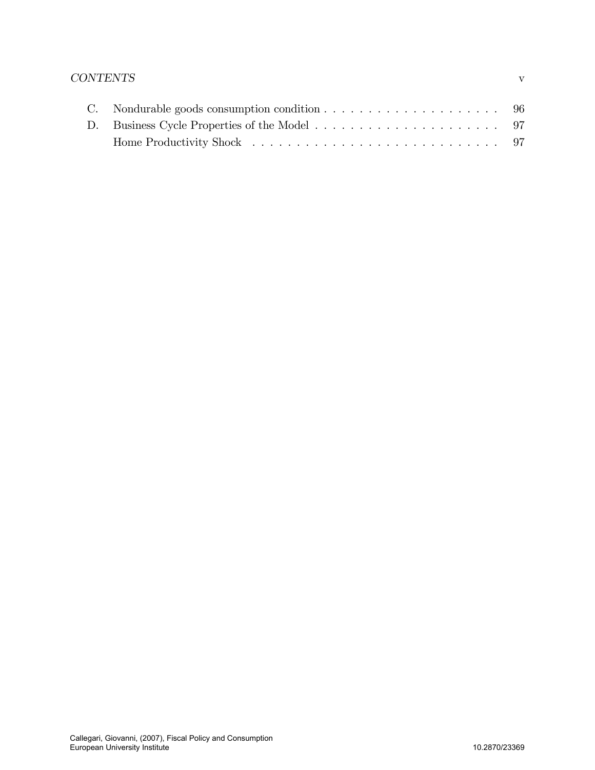C. Nondurable goods consumption condition . . . . . . . . . . . . . . . . . . . . 96

D. Business Cycle Properties of the Model . . . . . . . . . . . . . . . . . . . . . 97

Home Productivity Shock . . . . . . . . . . . . . . . . . . . . . . . . . . . 97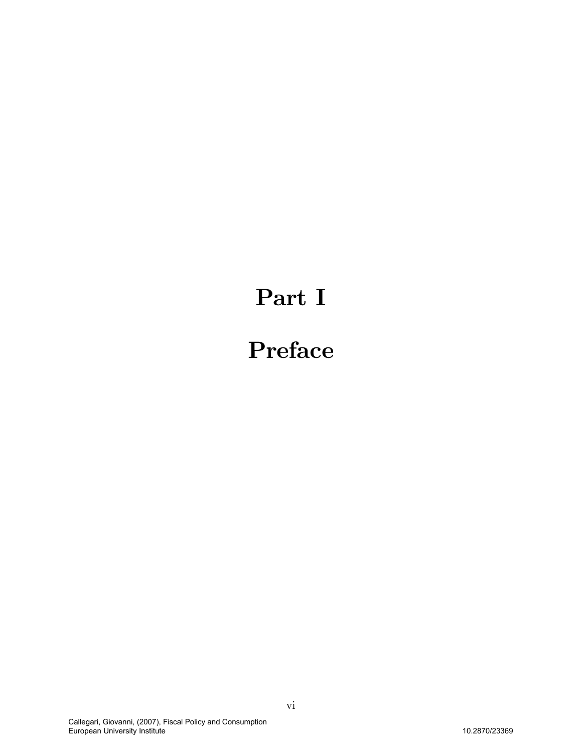# Part I

# Preface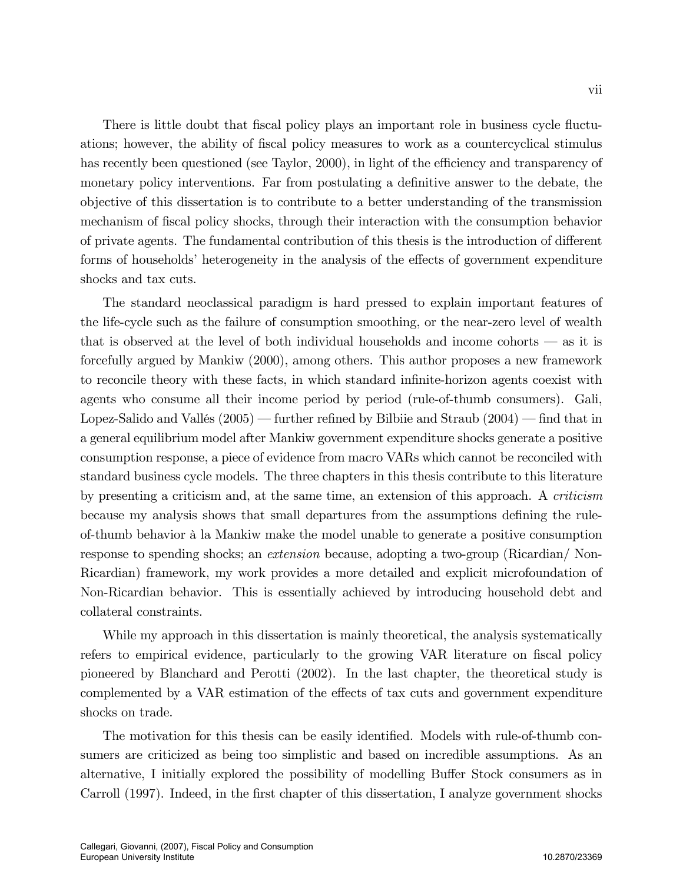There is little doubt that fiscal policy plays an important role in business cycle fluctuations; however, the ability of fiscal policy measures to work as a countercyclical stimulus has recently been questioned (see Taylor, 2000), in light of the efficiency and transparency of monetary policy interventions. Far from postulating a definitive answer to the debate, the objective of this dissertation is to contribute to a better understanding of the transmission mechanism of fiscal policy shocks, through their interaction with the consumption behavior of private agents. The fundamental contribution of this thesis is the introduction of different forms of households' heterogeneity in the analysis of the effects of government expenditure shocks and tax cuts.

The standard neoclassical paradigm is hard pressed to explain important features of the life-cycle such as the failure of consumption smoothing, or the near-zero level of wealth that is observed at the level of both individual households and income cohorts — as it is forcefully argued by Mankiw (2000), among others. This author proposes a new framework to reconcile theory with these facts, in which standard infinite-horizon agents coexist with agents who consume all their income period by period (rule-of-thumb consumers). Gali, Lopez-Salido and Vallés (2005) — further refined by Bilbiie and Straub (2004) — find that in a general equilibrium model after Mankiw government expenditure shocks generate a positive consumption response, a piece of evidence from macro VARs which cannot be reconciled with standard business cycle models. The three chapters in this thesis contribute to this literature by presenting a criticism and, at the same time, an extension of this approach. A *criticism* because my analysis shows that small departures from the assumptions defining the rule-of-thumb behavior à la Mankiw make the model unable to generate a positive consumption response to spending shocks; an *extension* because, adopting a two-group (Ricardian/ Non-Ricardian) framework, my work provides a more detailed and explicit microfoundation of Non-Ricardian behavior. This is essentially achieved by introducing household debt and collateral constraints.

While my approach in this dissertation is mainly theoretical, the analysis systematically refers to empirical evidence, particularly to the growing VAR literature on fiscal policy pioneered by Blanchard and Perotti (2002). In the last chapter, the theoretical study is complemented by a VAR estimation of the effects of tax cuts and government expenditure shocks on trade.

The motivation for this thesis can be easily identified. Models with rule-of-thumb consumers are criticized as being too simplistic and based on incredible assumptions. As an alternative, I initially explored the possibility of modelling Buffer Stock consumers as in Carroll (1997). Indeed, in the first chapter of this dissertation, I analyze government shocks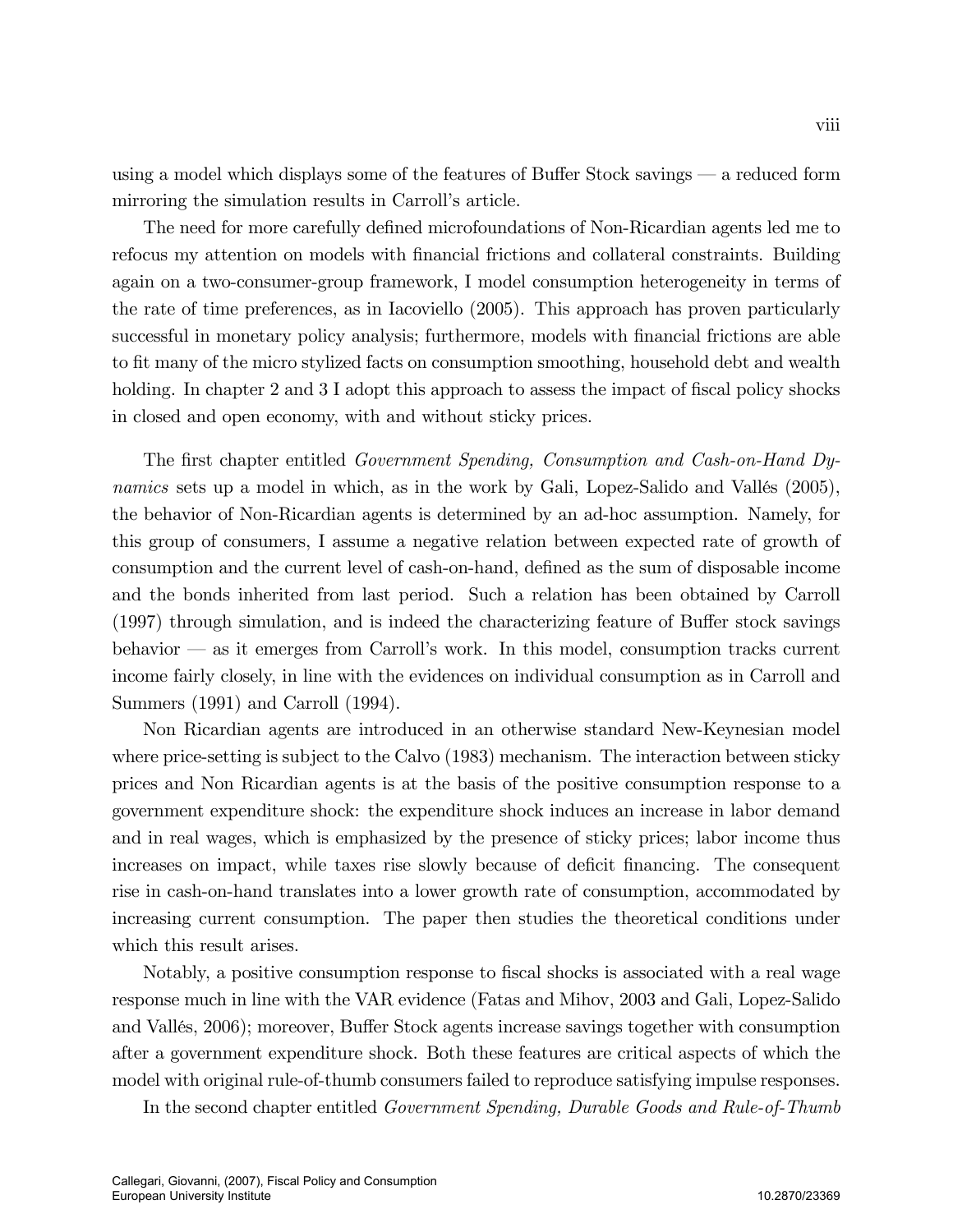using a model which displays some of the features of Buffer Stock savings — a reduced form mirroring the simulation results in Carroll's article.

The need for more carefully defined microfoundations of Non-Ricardian agents led me to refocus my attention on models with financial frictions and collateral constraints. Building again on a two-consumer-group framework, I model consumption heterogeneity in terms of the rate of time preferences, as in Iacoviello (2005). This approach has proven particularly successful in monetary policy analysis; furthermore, models with financial frictions are able to fit many of the micro stylized facts on consumption smoothing, household debt and wealth holding. In chapter 2 and 3 I adopt this approach to assess the impact of fiscal policy shocks in closed and open economy, with and without sticky prices.

The first chapter entitled *Government Spending, Consumption and Cash-on-Hand Dynamics* sets up a model in which, as in the work by Gali, Lopez-Salido and Vallés (2005), the behavior of Non-Ricardian agents is determined by an ad-hoc assumption. Namely, for this group of consumers, I assume a negative relation between expected rate of growth of consumption and the current level of cash-on-hand, defined as the sum of disposable income and the bonds inherited from last period. Such a relation has been obtained by Carroll (1997) through simulation, and is indeed the characterizing feature of Buffer stock savings behavior — as it emerges from Carroll's work. In this model, consumption tracks current income fairly closely, in line with the evidences on individual consumption as in Carroll and Summers (1991) and Carroll (1994).

Non Ricardian agents are introduced in an otherwise standard New-Keynesian model where price-setting is subject to the Calvo (1983) mechanism. The interaction between sticky prices and Non Ricardian agents is at the basis of the positive consumption response to a government expenditure shock: the expenditure shock induces an increase in labor demand and in real wages, which is emphasized by the presence of sticky prices; labor income thus increases on impact, while taxes rise slowly because of deficit financing. The consequent rise in cash-on-hand translates into a lower growth rate of consumption, accommodated by increasing current consumption. The paper then studies the theoretical conditions under which this result arises.

Notably, a positive consumption response to fiscal shocks is associated with a real wage response much in line with the VAR evidence (Fatas and Mihov, 2003 and Gali, Lopez-Salido and Vallés, 2006); moreover, Buffer Stock agents increase savings together with consumption after a government expenditure shock. Both these features are critical aspects of which the model with original rule-of-thumb consumers failed to reproduce satisfying impulse responses.

In the second chapter entitled *Government Spending, Durable Goods and Rule-of-Thumb*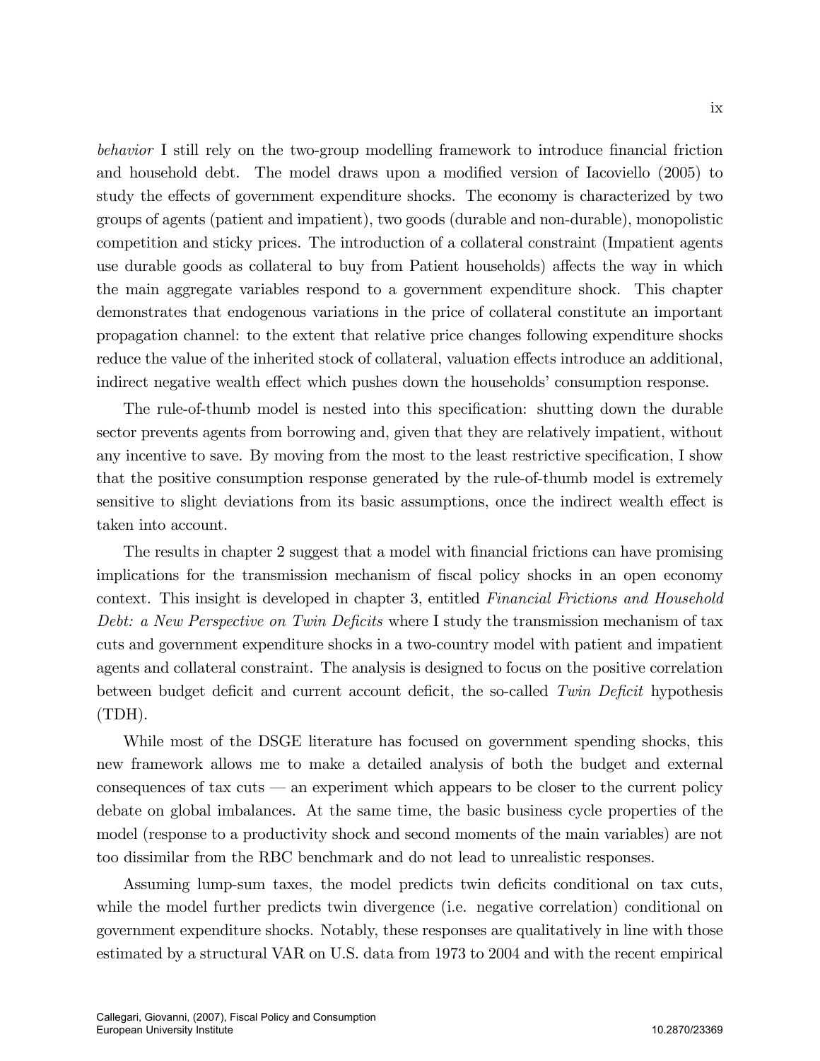*behavior* I still rely on the two-group modelling framework to introduce financial friction and household debt. The model draws upon a modified version of Iacoviello (2005) to study the effects of government expenditure shocks. The economy is characterized by two groups of agents (patient and impatient), two goods (durable and non-durable), monopolistic competition and sticky prices. The introduction of a collateral constraint (Impatient agents use durable goods as collateral to buy from Patient households) affects the way in which the main aggregate variables respond to a government expenditure shock. This chapter demonstrates that endogenous variations in the price of collateral constitute an important propagation channel: to the extent that relative price changes following expenditure shocks reduce the value of the inherited stock of collateral, valuation effects introduce an additional, indirect negative wealth effect which pushes down the households' consumption response.

The rule-of-thumb model is nested into this specification: shutting down the durable sector prevents agents from borrowing and, given that they are relatively impatient, without any incentive to save. By moving from the most to the least restrictive specification, I show that the positive consumption response generated by the rule-of-thumb model is extremely sensitive to slight deviations from its basic assumptions, once the indirect wealth effect is taken into account.

The results in chapter 2 suggest that a model with financial frictions can have promising implications for the transmission mechanism of fiscal policy shocks in an open economy context. This insight is developed in chapter 3, entitled *Financial Frictions and Household Debt: a New Perspective on Twin Deficits* where I study the transmission mechanism of tax cuts and government expenditure shocks in a two-country model with patient and impatient agents and collateral constraint. The analysis is designed to focus on the positive correlation between budget deficit and current account deficit, the so-called *Twin Deficit* hypothesis (TDH).

While most of the DSGE literature has focused on government spending shocks, this new framework allows me to make a detailed analysis of both the budget and external consequences of tax cuts — an experiment which appears to be closer to the current policy debate on global imbalances. At the same time, the basic business cycle properties of the model (response to a productivity shock and second moments of the main variables) are not too dissimilar from the RBC benchmark and do not lead to unrealistic responses.

Assuming lump-sum taxes, the model predicts twin deficits conditional on tax cuts, while the model further predicts twin divergence (i.e. negative correlation) conditional on government expenditure shocks. Notably, these responses are qualitatively in line with those estimated by a structural VAR on U.S. data from 1973 to 2004 and with the recent empirical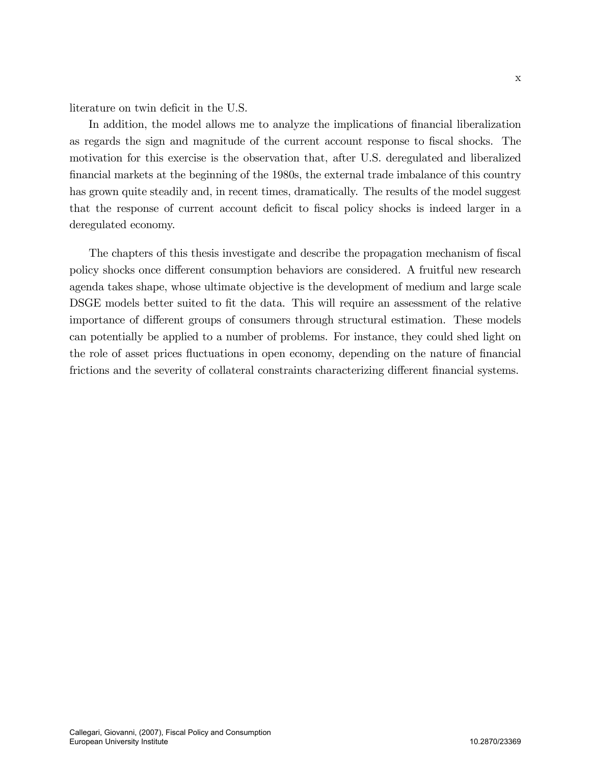literature on twin deficit in the U.S.

In addition, the model allows me to analyze the implications of financial liberalization as regards the sign and magnitude of the current account response to fiscal shocks. The motivation for this exercise is the observation that, after U.S. deregulated and liberalized financial markets at the beginning of the 1980s, the external trade imbalance of this country has grown quite steadily and, in recent times, dramatically. The results of the model suggest that the response of current account deficit to fiscal policy shocks is indeed larger in a deregulated economy.

The chapters of this thesis investigate and describe the propagation mechanism of fiscal policy shocks once different consumption behaviors are considered. A fruitful new research agenda takes shape, whose ultimate objective is the development of medium and large scale DSGE models better suited to fit the data. This will require an assessment of the relative importance of different groups of consumers through structural estimation. These models can potentially be applied to a number of problems. For instance, they could shed light on the role of asset prices fluctuations in open economy, depending on the nature of financial frictions and the severity of collateral constraints characterizing different financial systems.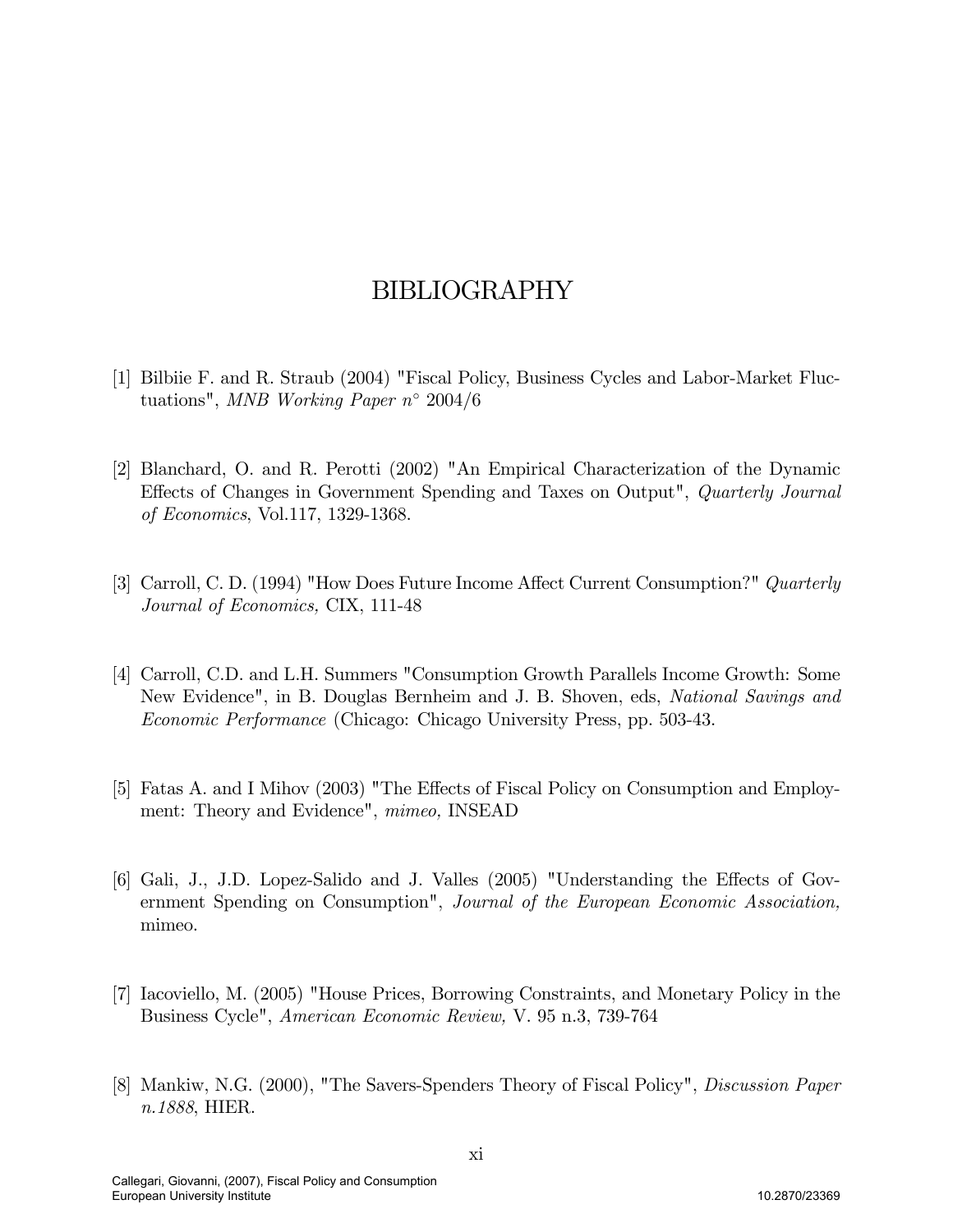# BIBLIOGRAPHY

[1] Bilbiie F. and R. Straub (2004) "Fiscal Policy, Business Cycles and Labor-Market Fluctuations", *MNB Working Paper n° 2004/6*

[2] Blanchard, O. and R. Perotti (2002) "An Empirical Characterization of the Dynamic Effects of Changes in Government Spending and Taxes on Output", *Quarterly Journal of Economics*, Vol.117, 1329-1368.

[3] Carroll, C. D. (1994) "How Does Future Income Affect Current Consumption?" *Quarterly Journal of Economics,* CIX, 111-48

[4] Carroll, C.D. and L.H. Summers "Consumption Growth Parallels Income Growth: Some New Evidence", in B. Douglas Bernheim and J. B. Shoven, eds, *National Savings and Economic Performance* (Chicago: Chicago University Press, pp. 503-43.

[5] Fatas A. and I Mihov (2003) "The Effects of Fiscal Policy on Consumption and Employment: Theory and Evidence", *mimeo,* INSEAD

[6] Gali, J., J.D. Lopez-Salido and J. Valles (2005) "Understanding the Effects of Government Spending on Consumption", *Journal of the European Economic Association,* mimeo.

[7] Iacoviello, M. (2005) "House Prices, Borrowing Constraints, and Monetary Policy in the Business Cycle", *American Economic Review,* V. 95 n.3, 739-764

[8] Mankiw, N.G. (2000), "The Savers-Spenders Theory of Fiscal Policy", *Discussion Paper n.1888*, HIER.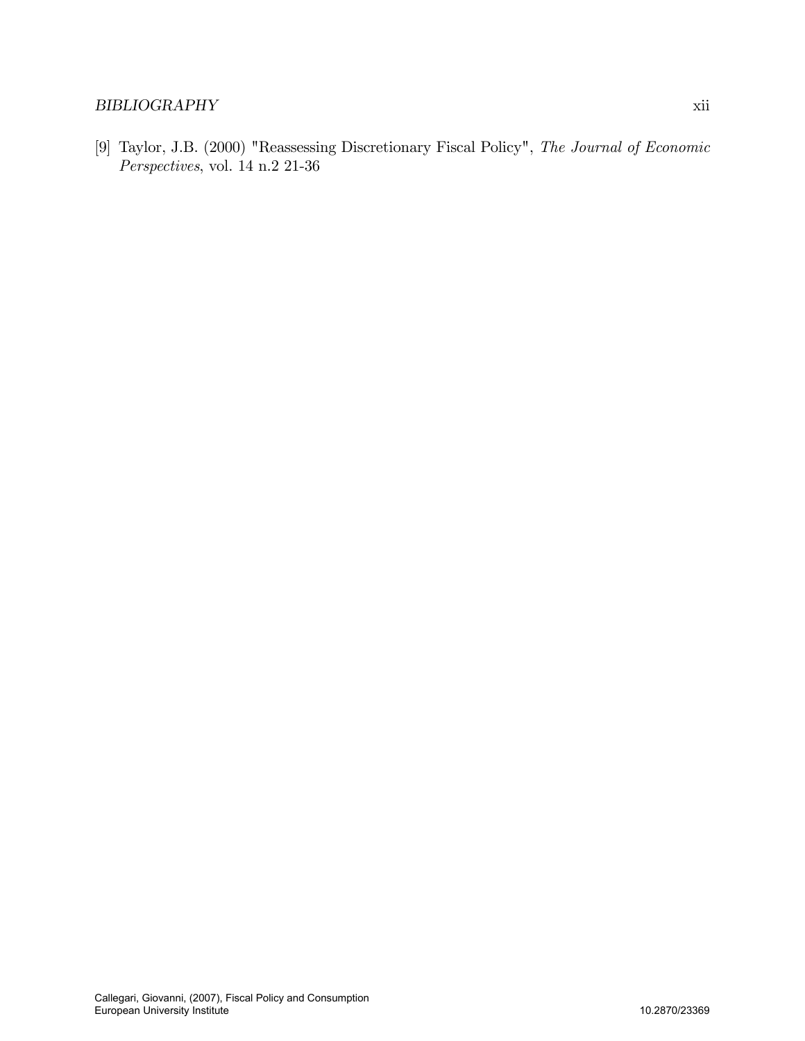[9] Taylor, J.B. (2000) "Reassessing Discretionary Fiscal Policy", *The Journal of Economic Perspectives*, vol. 14 n.2 21-36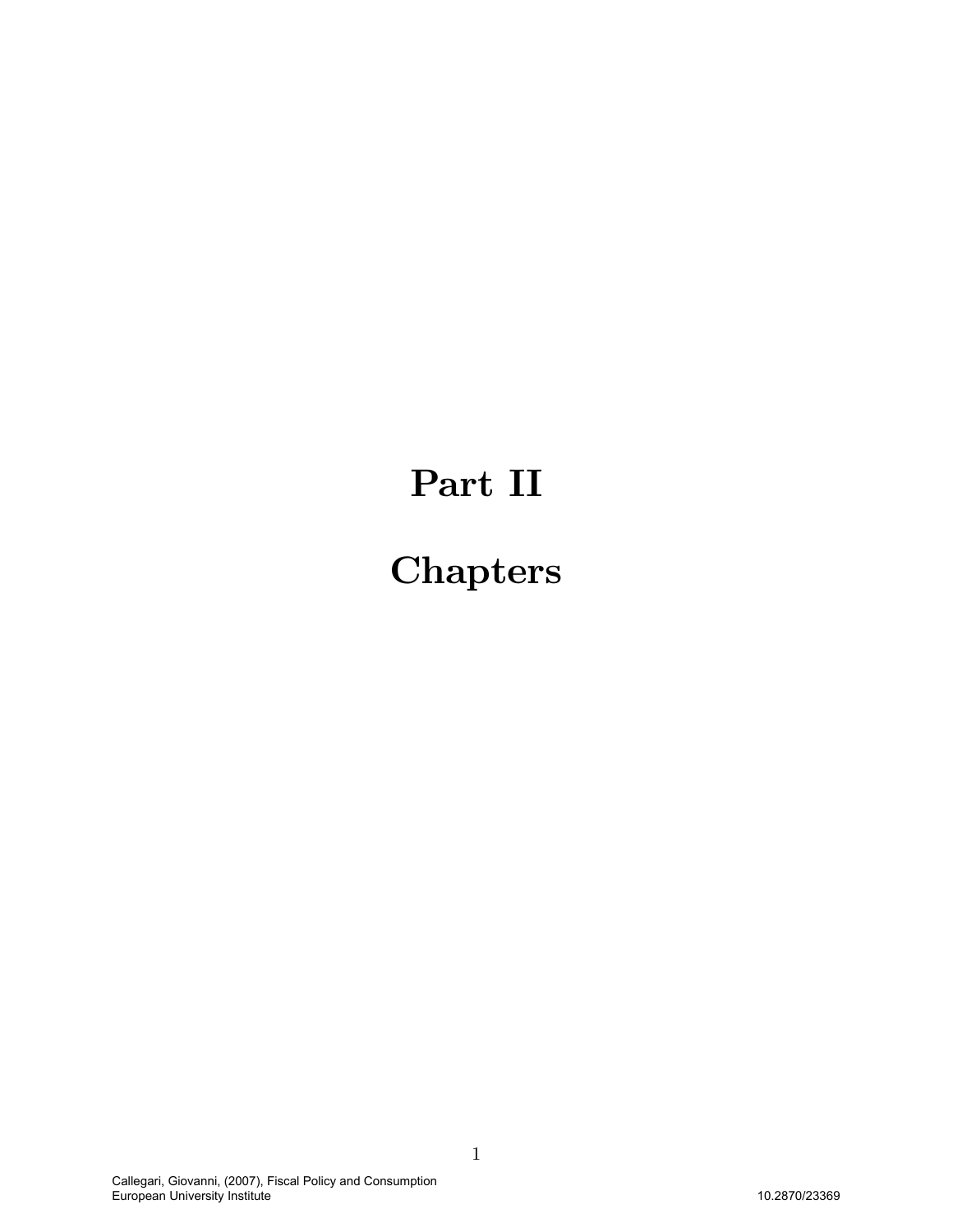# Part II

# Chapters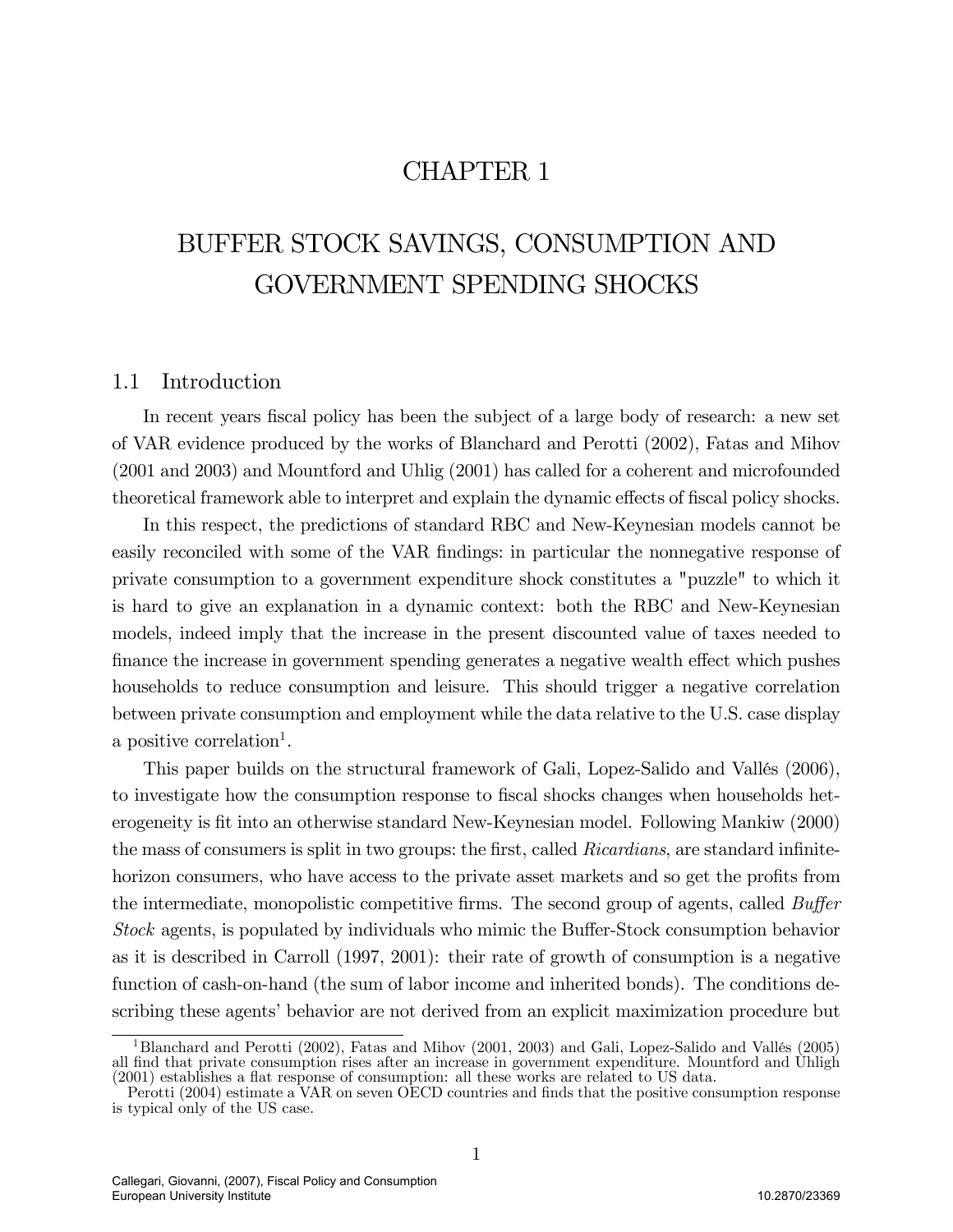# CHAPTER 1

# BUFFER STOCK SAVINGS, CONSUMPTION AND GOVERNMENT SPENDING SHOCKS

## 1.1 Introduction

In recent years fiscal policy has been the subject of a large body of research: a new set of VAR evidence produced by the works of Blanchard and Perotti (2002), Fatas and Mihov (2001 and 2003) and Mountford and Uhlig (2001) has called for a coherent and microfounded theoretical framework able to interpret and explain the dynamic effects of fiscal policy shocks.

In this respect, the predictions of standard RBC and New-Keynesian models cannot be easily reconciled with some of the VAR findings: in particular the nonnegative response of private consumption to a government expenditure shock constitutes a "puzzle" to which it is hard to give an explanation in a dynamic context: both the RBC and New-Keynesian models, indeed imply that the increase in the present discounted value of taxes needed to finance the increase in government spending generates a negative wealth effect which pushes households to reduce consumption and leisure. This should trigger a negative correlation between private consumption and employment while the data relative to the U.S. case display a positive correlation[1].

This paper builds on the structural framework of Gali, Lopez-Salido and Vallés (2006), to investigate how the consumption response to fiscal shocks changes when households heterogeneity is fit into an otherwise standard New-Keynesian model. Following Mankiw (2000) the mass of consumers is split in two groups: the first, called *Ricardians*, are standard infinite-horizon consumers, who have access to the private asset markets and so get the profits from the intermediate, monopolistic competitive firms. The second group of agents, called *Buffer Stock* agents, is populated by individuals who mimic the Buffer-Stock consumption behavior as it is described in Carroll (1997, 2001): their rate of growth of consumption is a negative function of cash-on-hand (the sum of labor income and inherited bonds). The conditions describing these agents' behavior are not derived from an explicit maximization procedure but

---

[1] Blanchard and Perotti (2002), Fatas and Mihov (2001, 2003) and Gali, Lopez-Salido and Vallés (2005) all find that private consumption rises after an increase in government expenditure. Mountford and Uhligh (2001) establishes a flat response of consumption: all these works are related to US data.
Perotti (2004) estimate a VAR on seven OECD countries and finds that the positive consumption response is typical only of the US case.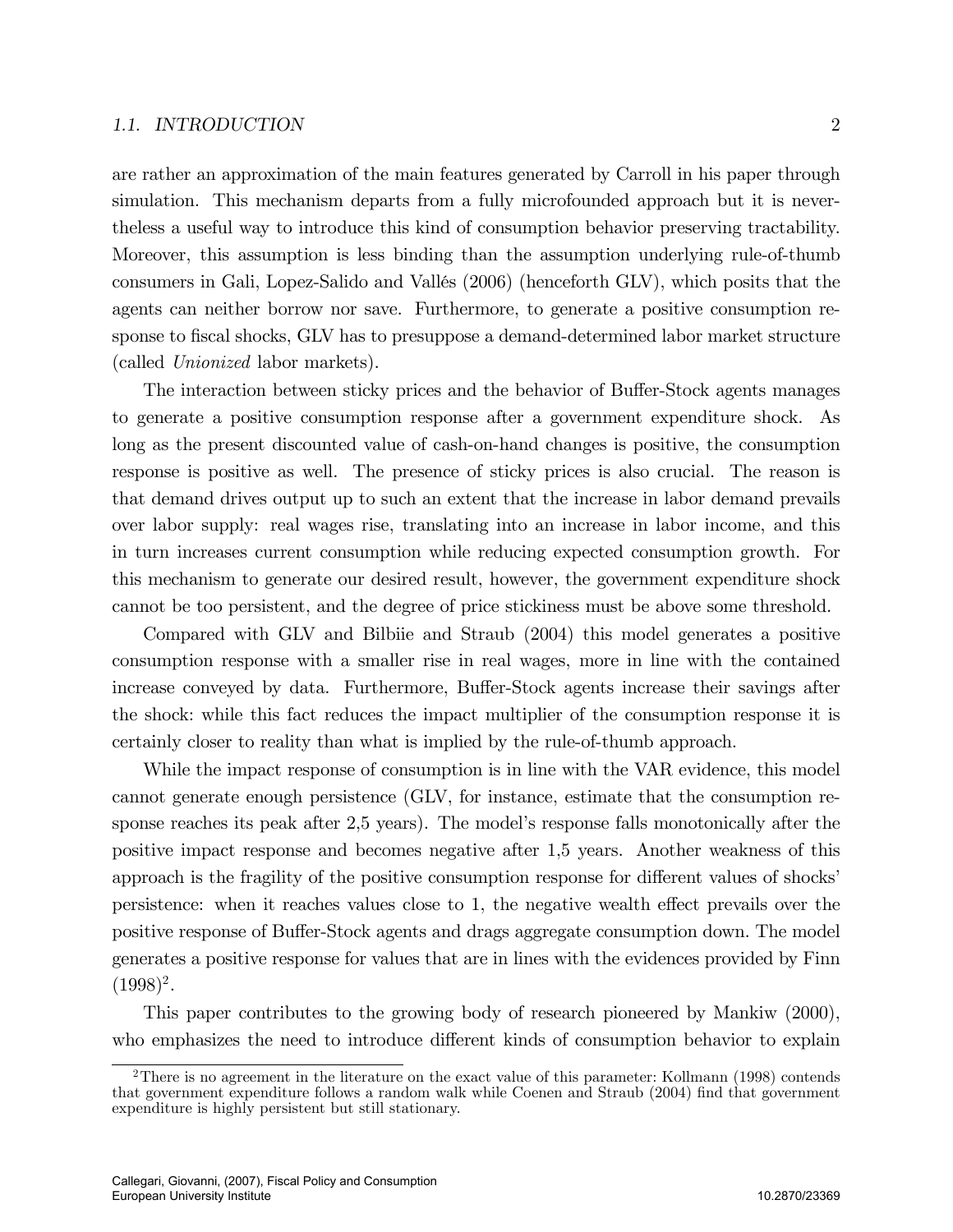are rather an approximation of the main features generated by Carroll in his paper through simulation. This mechanism departs from a fully microfounded approach but it is nevertheless a useful way to introduce this kind of consumption behavior preserving tractability. Moreover, this assumption is less binding than the assumption underlying rule-of-thumb consumers in Gali, Lopez-Salido and Vallés (2006) (henceforth GLV), which posits that the agents can neither borrow nor save. Furthermore, to generate a positive consumption response to fiscal shocks, GLV has to presuppose a demand-determined labor market structure (called *Unionized* labor markets).

The interaction between sticky prices and the behavior of Buffer-Stock agents manages to generate a positive consumption response after a government expenditure shock. As long as the present discounted value of cash-on-hand changes is positive, the consumption response is positive as well. The presence of sticky prices is also crucial. The reason is that demand drives output up to such an extent that the increase in labor demand prevails over labor supply: real wages rise, translating into an increase in labor income, and this in turn increases current consumption while reducing expected consumption growth. For this mechanism to generate our desired result, however, the government expenditure shock cannot be too persistent, and the degree of price stickiness must be above some threshold.

Compared with GLV and Bilbiie and Straub (2004) this model generates a positive consumption response with a smaller rise in real wages, more in line with the contained increase conveyed by data. Furthermore, Buffer-Stock agents increase their savings after the shock: while this fact reduces the impact multiplier of the consumption response it is certainly closer to reality than what is implied by the rule-of-thumb approach.

While the impact response of consumption is in line with the VAR evidence, this model cannot generate enough persistence (GLV, for instance, estimate that the consumption response reaches its peak after 2,5 years). The model's response falls monotonically after the positive impact response and becomes negative after 1,5 years. Another weakness of this approach is the fragility of the positive consumption response for different values of shocks' persistence: when it reaches values close to 1, the negative wealth effect prevails over the positive response of Buffer-Stock agents and drags aggregate consumption down. The model generates a positive response for values that are in lines with the evidences provided by Finn (1998)[2].

This paper contributes to the growing body of research pioneered by Mankiw (2000), who emphasizes the need to introduce different kinds of consumption behavior to explain

[2] There is no agreement in the literature on the exact value of this parameter: Kollmann (1998) contends that government expenditure follows a random walk while Coenen and Straub (2004) find that government expenditure is highly persistent but still stationary.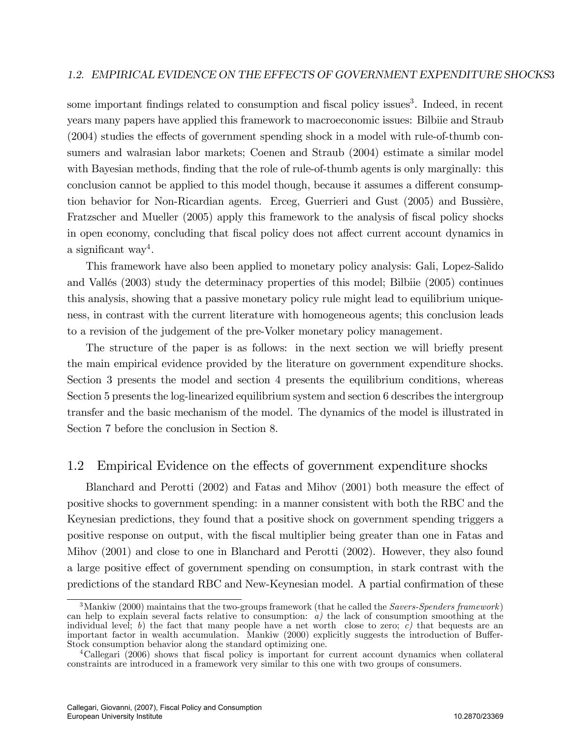some important findings related to consumption and fiscal policy issues[3]. Indeed, in recent years many papers have applied this framework to macroeconomic issues: Bilbiie and Straub (2004) studies the effects of government spending shock in a model with rule-of-thumb consumers and walrasian labor markets; Coenen and Straub (2004) estimate a similar model with Bayesian methods, finding that the role of rule-of-thumb agents is only marginally: this conclusion cannot be applied to this model though, because it assumes a different consumption behavior for Non-Ricardian agents. Erceg, Guerrieri and Gust (2005) and Bussière, Fratzscher and Mueller (2005) apply this framework to the analysis of fiscal policy shocks in open economy, concluding that fiscal policy does not affect current account dynamics in a significant way[4].

This framework have also been applied to monetary policy analysis: Gali, Lopez-Salido and Vallés (2003) study the determinacy properties of this model; Bilbiie (2005) continues this analysis, showing that a passive monetary policy rule might lead to equilibrium uniqueness, in contrast with the current literature with homogeneous agents; this conclusion leads to a revision of the judgement of the pre-Volker monetary policy management.

The structure of the paper is as follows: in the next section we will briefly present the main empirical evidence provided by the literature on government expenditure shocks. Section 3 presents the model and section 4 presents the equilibrium conditions, whereas Section 5 presents the log-linearized equilibrium system and section 6 describes the intergroup transfer and the basic mechanism of the model. The dynamics of the model is illustrated in Section 7 before the conclusion in Section 8.

## 1.2 Empirical Evidence on the effects of government expenditure shocks

Blanchard and Perotti (2002) and Fatas and Mihov (2001) both measure the effect of positive shocks to government spending: in a manner consistent with both the RBC and the Keynesian predictions, they found that a positive shock on government spending triggers a positive response on output, with the fiscal multiplier being greater than one in Fatas and Mihov (2001) and close to one in Blanchard and Perotti (2002). However, they also found a large positive effect of government spending on consumption, in stark contrast with the predictions of the standard RBC and New-Keynesian model. A partial confirmation of these

[3] Mankiw (2000) maintains that the two-groups framework (that he called the *Savers-Spenders framework*) can help to explain several facts relative to consumption: *a)* the lack of consumption smoothing at the individual level; *b*) the fact that many people have a net worth close to zero; *c)* that bequests are an important factor in wealth accumulation. Mankiw (2000) explicitly suggests the introduction of Buffer-Stock consumption behavior along the standard optimizing one.

[4] Callegari (2006) shows that fiscal policy is important for current account dynamics when collateral constraints are introduced in a framework very similar to this one with two groups of consumers.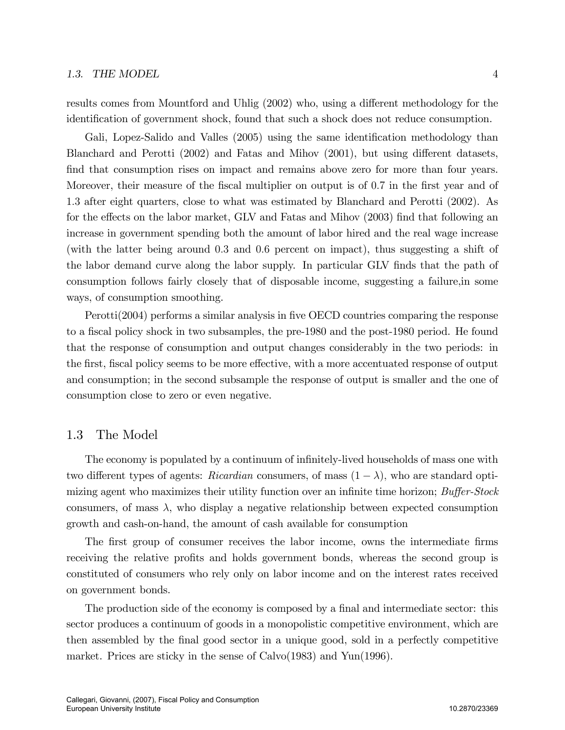results comes from Mountford and Uhlig (2002) who, using a different methodology for the identification of government shock, found that such a shock does not reduce consumption.

Gali, Lopez-Salido and Valles (2005) using the same identification methodology than Blanchard and Perotti (2002) and Fatas and Mihov (2001), but using different datasets, find that consumption rises on impact and remains above zero for more than four years. Moreover, their measure of the fiscal multiplier on output is of 0.7 in the first year and of 1.3 after eight quarters, close to what was estimated by Blanchard and Perotti (2002). As for the effects on the labor market, GLV and Fatas and Mihov (2003) find that following an increase in government spending both the amount of labor hired and the real wage increase (with the latter being around 0.3 and 0.6 percent on impact), thus suggesting a shift of the labor demand curve along the labor supply. In particular GLV finds that the path of consumption follows fairly closely that of disposable income, suggesting a failure,in some ways, of consumption smoothing.

Perotti(2004) performs a similar analysis in five OECD countries comparing the response to a fiscal policy shock in two subsamples, the pre-1980 and the post-1980 period. He found that the response of consumption and output changes considerably in the two periods: in the first, fiscal policy seems to be more effective, with a more accentuated response of output and consumption; in the second subsample the response of output is smaller and the one of consumption close to zero or even negative.

## 1.3 The Model

The economy is populated by a continuum of infinitely-lived households of mass one with two different types of agents: *Ricardian* consumers, of mass $(1-\lambda)$, who are standard optimizing agent who maximizes their utility function over an infinite time horizon; *Buffer-Stock* consumers, of mass $\lambda$, who display a negative relationship between expected consumption growth and cash-on-hand, the amount of cash available for consumption

The first group of consumer receives the labor income, owns the intermediate firms receiving the relative profits and holds government bonds, whereas the second group is constituted of consumers who rely only on labor income and on the interest rates received on government bonds.

The production side of the economy is composed by a final and intermediate sector: this sector produces a continuum of goods in a monopolistic competitive environment, which are then assembled by the final good sector in a unique good, sold in a perfectly competitive market. Prices are sticky in the sense of Calvo(1983) and Yun(1996).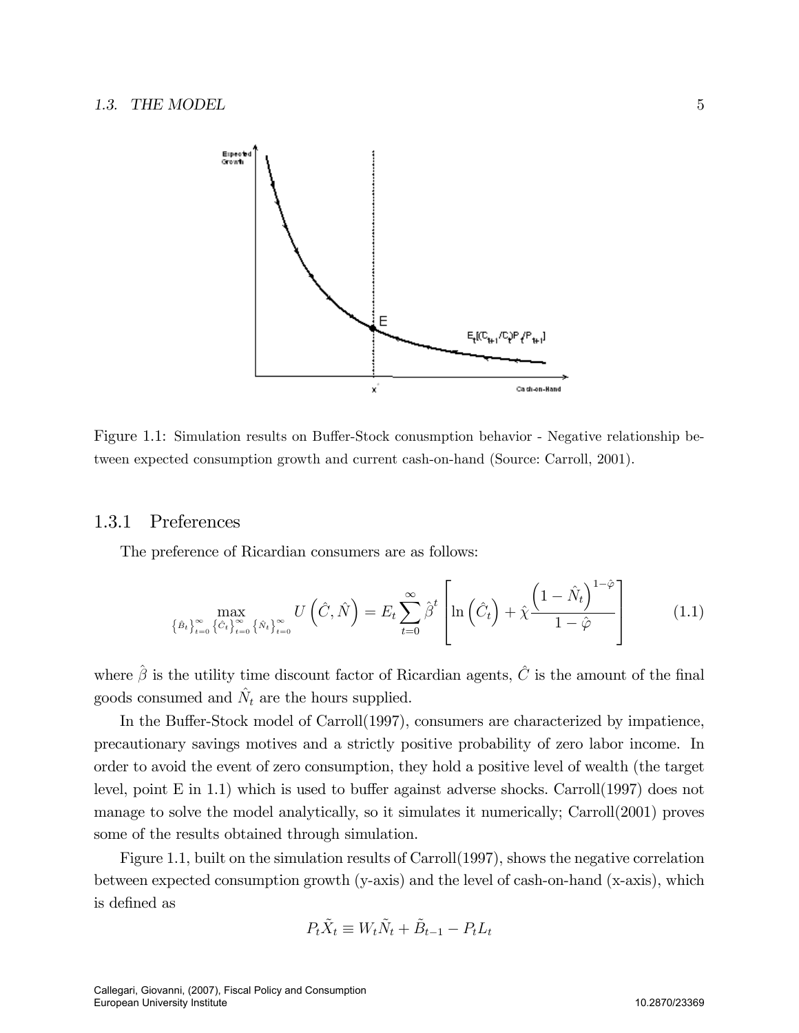Figure 1.1: Simulation results on Buffer-Stock conusmption behavior - Negative relationship between expected consumption growth and current cash-on-hand (Source: Carroll, 2001).

### 1.3.1 Preferences

The preference of Ricardian consumers are as follows:

$$\max_{\{\hat{B}_t\}_{t=0}^{\infty}\{\hat{C}_t\}_{t=0}^{\infty}\{\hat{N}_t\}_{t=0}^{\infty}} U\left(\hat{C}, \hat{N}\right) = E_t \sum_{t=0}^{\infty} \hat{\beta}^t \left[ \ln\left(\hat{C}_t\right) + \hat{\chi} \frac{\left(1 - \hat{N}_t\right)^{1-\hat{\varphi}}}{1 - \hat{\varphi}} \right] \tag{1.1}$$

where $\hat{\beta}$ is the utility time discount factor of Ricardian agents, $\hat{C}$ is the amount of the final goods consumed and $\hat{N}_t$ are the hours supplied.

In the Buffer-Stock model of Carroll(1997), consumers are characterized by impatience, precautionary savings motives and a strictly positive probability of zero labor income. In order to avoid the event of zero consumption, they hold a positive level of wealth (the target level, point E in 1.1) which is used to buffer against adverse shocks. Carroll(1997) does not manage to solve the model analytically, so it simulates it numerically; Carroll(2001) proves some of the results obtained through simulation.

Figure 1.1, built on the simulation results of Carroll(1997), shows the negative correlation between expected consumption growth (y-axis) and the level of cash-on-hand (x-axis), which is defined as

$$P_t \tilde{X}_t \equiv W_t \tilde{N}_t + \tilde{B}_{t-1} - P_t L_t$$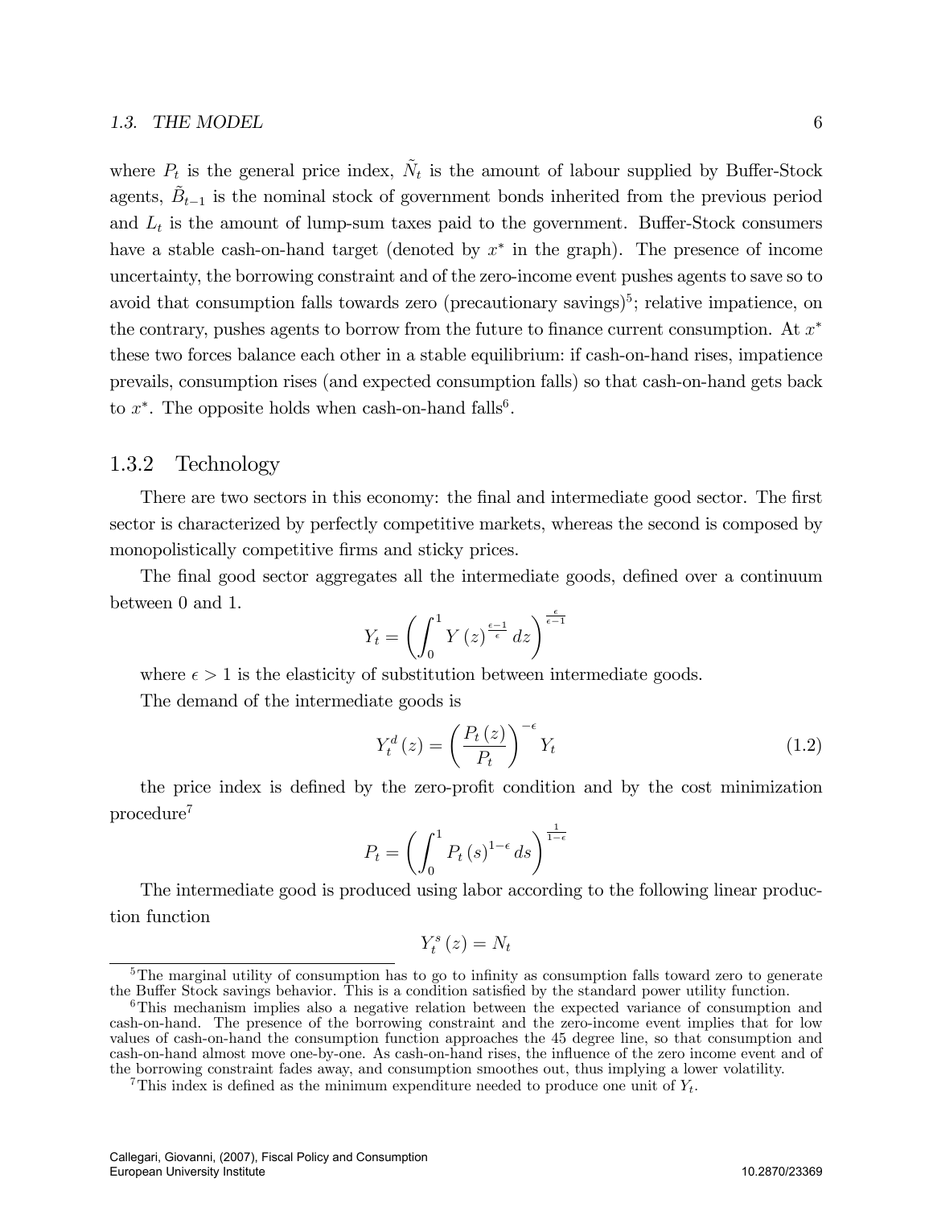where $P_t$ is the general price index, $\tilde{N}_t$ is the amount of labour supplied by Buffer-Stock agents, $\tilde{B}_{t-1}$ is the nominal stock of government bonds inherited from the previous period and $L_t$ is the amount of lump-sum taxes paid to the government. Buffer-Stock consumers have a stable cash-on-hand target (denoted by $x^*$ in the graph). The presence of income uncertainty, the borrowing constraint and of the zero-income event pushes agents to save so to avoid that consumption falls towards zero (precautionary savings)[5]; relative impatience, on the contrary, pushes agents to borrow from the future to finance current consumption. At $x^*$ these two forces balance each other in a stable equilibrium: if cash-on-hand rises, impatience prevails, consumption rises (and expected consumption falls) so that cash-on-hand gets back to $x^*$. The opposite holds when cash-on-hand falls[6].

### 1.3.2 Technology

There are two sectors in this economy: the final and intermediate good sector. The first sector is characterized by perfectly competitive markets, whereas the second is composed by monopolistically competitive firms and sticky prices.

The final good sector aggregates all the intermediate goods, defined over a continuum between 0 and 1.

$$Y_t = \left( \int_0^1 Y(z)^{\frac{\epsilon-1}{\epsilon}} dz \right)^{\frac{\epsilon}{\epsilon-1}}$$

where $\epsilon > 1$ is the elasticity of substitution between intermediate goods.

The demand of the intermediate goods is

$$Y_t^d(z) = \left( \frac{P_t(z)}{P_t} \right)^{-\epsilon} Y_t \tag{1.2}$$

the price index is defined by the zero-profit condition and by the cost minimization procedure[7]

$$P_t = \left( \int_0^1 P_t(s)^{1-\epsilon} ds \right)^{\frac{1}{1-\epsilon}}$$

The intermediate good is produced using labor according to the following linear production function

$$Y_t^s(z) = N_t$$

---

[5] The marginal utility of consumption has to go to infinity as consumption falls toward zero to generate the Buffer Stock savings behavior. This is a condition satisfied by the standard power utility function.

[6] This mechanism implies also a negative relation between the expected variance of consumption and cash-on-hand. The presence of the borrowing constraint and the zero-income event implies that for low values of cash-on-hand the consumption function approaches the 45 degree line, so that consumption and cash-on-hand almost move one-by-one. As cash-on-hand rises, the influence of the zero income event and of the borrowing constraint fades away, and consumption smoothes out, thus implying a lower volatility.

[7] This index is defined as the minimum expenditure needed to produce one unit of $Y_t$.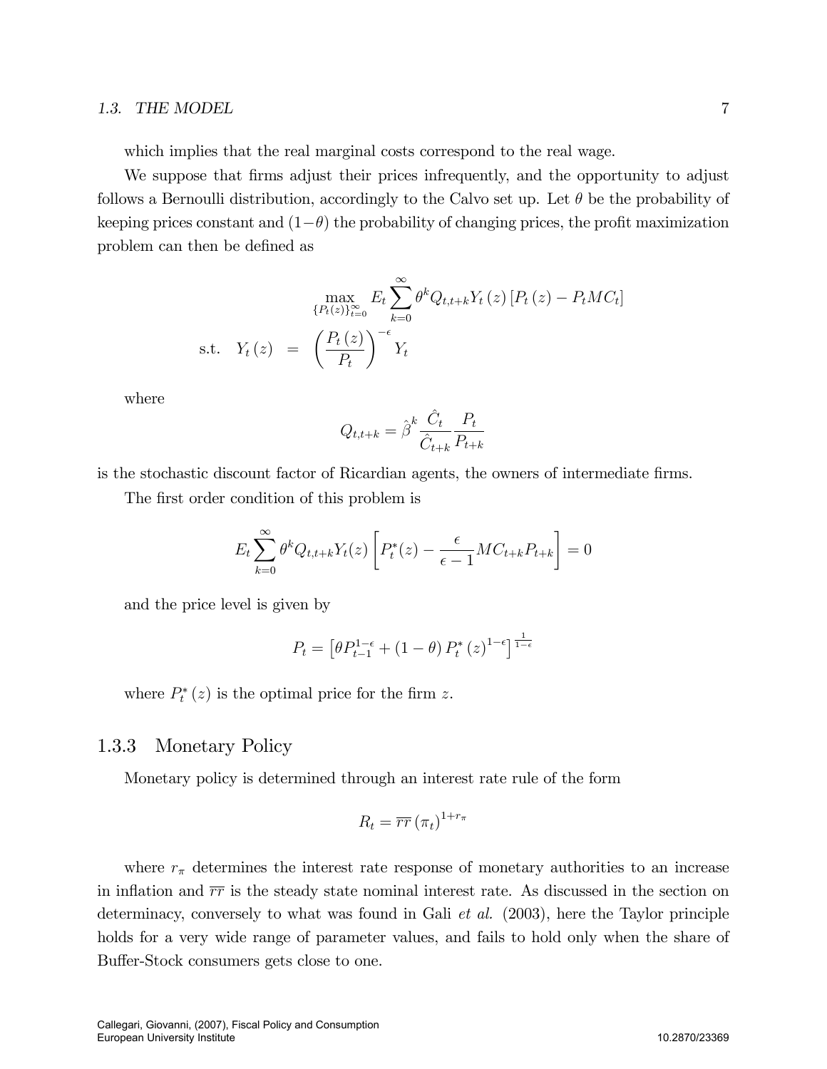which implies that the real marginal costs correspond to the real wage.

We suppose that firms adjust their prices infrequently, and the opportunity to adjust follows a Bernoulli distribution, accordingly to the Calvo set up. Let $\theta$ be the probability of keeping prices constant and $(1-\theta)$ the probability of changing prices, the profit maximization problem can then be defined as

$$\max_{\{P_t(z)\}_{t=0}^{\infty}} E_t \sum_{k=0}^{\infty} \theta^k Q_{t,t+k} Y_t(z) \left[P_t(z) - P_t MC_t\right]$$

$$\text{s.t.} \quad Y_t(z) = \left(\frac{P_t(z)}{P_t}\right)^{-\epsilon} Y_t$$

where

$$Q_{t,t+k} = \hat{\beta}^k \frac{\hat{C}_t}{\hat{C}_{t+k}} \frac{P_t}{P_{t+k}}$$

is the stochastic discount factor of Ricardian agents, the owners of intermediate firms.

The first order condition of this problem is

$$E_t \sum_{k=0}^{\infty} \theta^k Q_{t,t+k} Y_t(z) \left[P_t^*(z) - \frac{\epsilon}{\epsilon - 1} MC_{t+k} P_{t+k}\right] = 0$$

and the price level is given by

$$P_t = \left[\theta P_{t-1}^{1-\epsilon} + (1-\theta) P_t^*(z)^{1-\epsilon}\right]^{\frac{1}{1-\epsilon}}$$

where $P_t^*(z)$ is the optimal price for the firm $z$.

### 1.3.3 Monetary Policy

Monetary policy is determined through an interest rate rule of the form

$$R_t = \overline{rr} \left(\pi_t\right)^{1+r_\pi}$$

where $r_\pi$ determines the interest rate response of monetary authorities to an increase in inflation and $\overline{rr}$ is the steady state nominal interest rate. As discussed in the section on determinacy, conversely to what was found in Gali *et al.* (2003), here the Taylor principle holds for a very wide range of parameter values, and fails to hold only when the share of Buffer-Stock consumers gets close to one.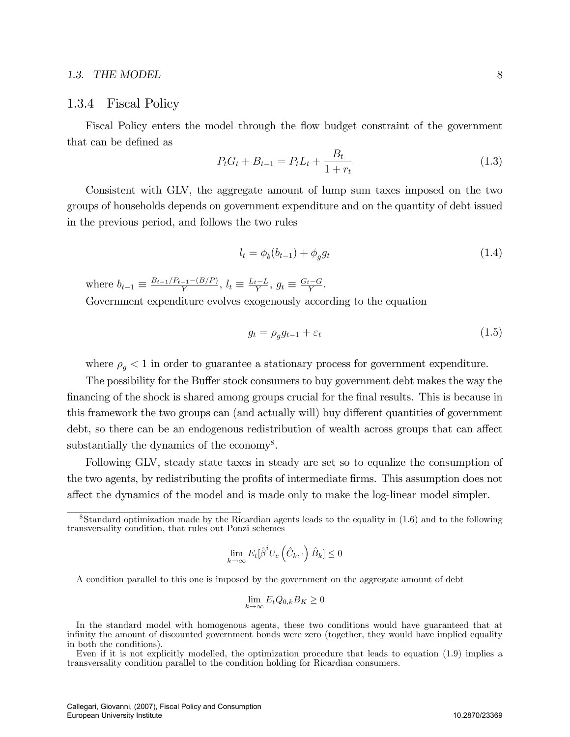### 1.3.4 Fiscal Policy

Fiscal Policy enters the model through the flow budget constraint of the government that can be defined as

$$P_t G_t + B_{t-1} = P_t L_t + \frac{B_t}{1+r_t} \tag{1.3}$$

Consistent with GLV, the aggregate amount of lump sum taxes imposed on the two groups of households depends on government expenditure and on the quantity of debt issued in the previous period, and follows the two rules

$$l_t = \phi_b(b_{t-1}) + \phi_g g_t \tag{1.4}$$

where $b_{t-1} \equiv \frac{B_{t-1}/P_{t-1}-(B/P)}{Y}$, $l_t \equiv \frac{L_t - L}{Y}$, $g_t \equiv \frac{G_t - G}{Y}$.

Government expenditure evolves exogenously according to the equation

$$g_t = \rho_g g_{t-1} + \varepsilon_t \tag{1.5}$$

where $\rho_g < 1$ in order to guarantee a stationary process for government expenditure.

The possibility for the Buffer stock consumers to buy government debt makes the way the financing of the shock is shared among groups crucial for the final results. This is because in this framework the two groups can (and actually will) buy different quantities of government debt, so there can be an endogenous redistribution of wealth across groups that can affect substantially the dynamics of the economy[8].

Following GLV, steady state taxes in steady are set so to equalize the consumption of the two agents, by redistributing the profits of intermediate firms. This assumption does not affect the dynamics of the model and is made only to make the log-linear model simpler.

---

[8] Standard optimization made by the Ricardian agents leads to the equality in (1.6) and to the following transversality condition, that rules out Ponzi schemes

$$\lim_{k\to\infty} E_t[\hat{\beta}^i U_c\left(\hat{C}_k, \cdot\right)\hat{B}_k] \leq 0$$

A condition parallel to this one is imposed by the government on the aggregate amount of debt

$$\lim_{k\to\infty} E_t Q_{0,k} B_K \geq 0$$

In the standard model with homogenous agents, these two conditions would have guaranteed that at infinity the amount of discounted government bonds were zero (together, they would have implied equality in both the conditions).

Even if it is not explicitly modelled, the optimization procedure that leads to equation (1.9) implies a transversality condition parallel to the condition holding for Ricardian consumers.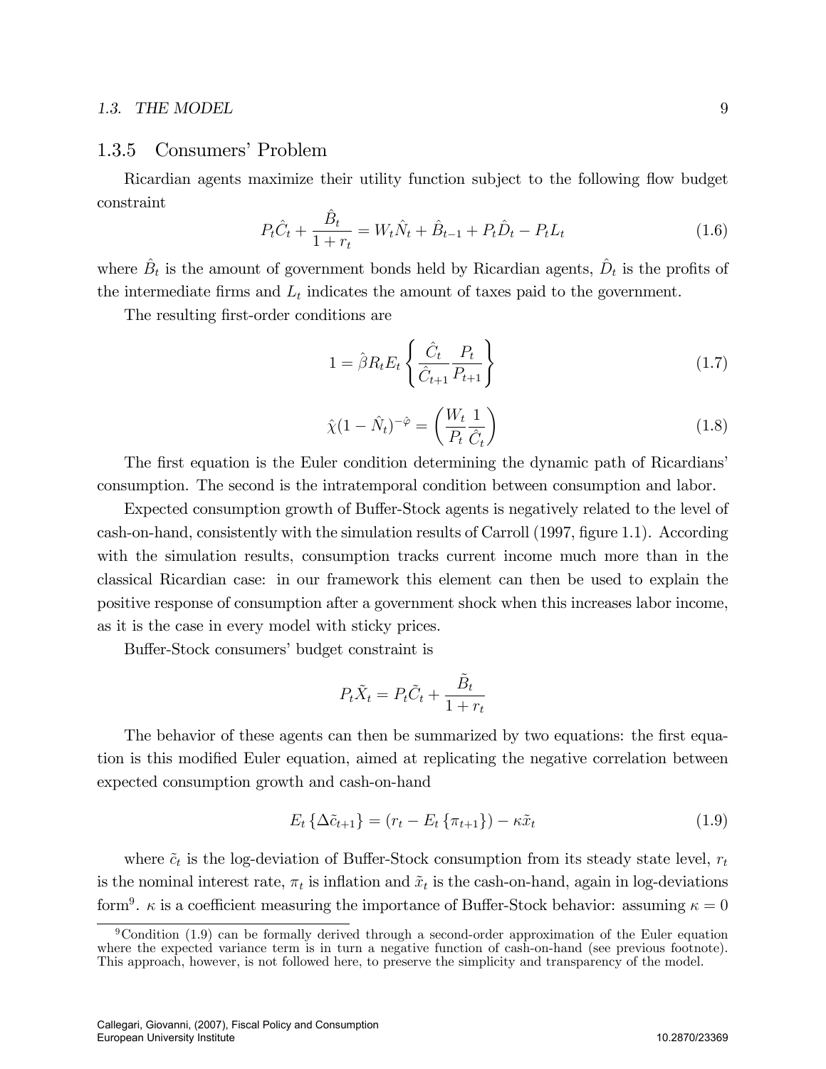### 1.3.5 Consumers' Problem

Ricardian agents maximize their utility function subject to the following flow budget constraint

$$P_t\hat{C}_t + \frac{\hat{B}_t}{1+r_t} = W_t\hat{N}_t + \hat{B}_{t-1} + P_t\hat{D}_t - P_tL_t \tag{1.6}$$

where $\hat{B}_t$ is the amount of government bonds held by Ricardian agents, $\hat{D}_t$ is the profits of the intermediate firms and $L_t$ indicates the amount of taxes paid to the government.

The resulting first-order conditions are

$$1 = \hat{\beta}R_tE_t\left\{\frac{\hat{C}_t}{\hat{C}_{t+1}}\frac{P_t}{P_{t+1}}\right\} \tag{1.7}$$

$$\hat{\chi}(1-\hat{N}_t)^{-\hat{\varphi}} = \left(\frac{W_t}{P_t}\frac{1}{\hat{C}_t}\right) \tag{1.8}$$

The first equation is the Euler condition determining the dynamic path of Ricardians' consumption. The second is the intratemporal condition between consumption and labor.

Expected consumption growth of Buffer-Stock agents is negatively related to the level of cash-on-hand, consistently with the simulation results of Carroll (1997, figure 1.1). According with the simulation results, consumption tracks current income much more than in the classical Ricardian case: in our framework this element can then be used to explain the positive response of consumption after a government shock when this increases labor income, as it is the case in every model with sticky prices.

Buffer-Stock consumers' budget constraint is

$$P_t\tilde{X}_t = P_t\tilde{C}_t + \frac{\tilde{B}_t}{1+r_t}$$

The behavior of these agents can then be summarized by two equations: the first equation is this modified Euler equation, aimed at replicating the negative correlation between expected consumption growth and cash-on-hand

$$E_t\left\{\Delta\tilde{c}_{t+1}\right\} = (r_t - E_t\left\{\pi_{t+1}\right\}) - \kappa\tilde{x}_t \tag{1.9}$$

where $\tilde{c}_t$ is the log-deviation of Buffer-Stock consumption from its steady state level, $r_t$ is the nominal interest rate, $\pi_t$ is inflation and $\tilde{x}_t$ is the cash-on-hand, again in log-deviations form[9]. $\kappa$ is a coefficient measuring the importance of Buffer-Stock behavior: assuming $\kappa = 0$

[9] Condition (1.9) can be formally derived through a second-order approximation of the Euler equation where the expected variance term is in turn a negative function of cash-on-hand (see previous footnote). This approach, however, is not followed here, to preserve the simplicity and transparency of the model.

Callegari, Giovanni, (2007), Fiscal Policy and Consumption
European University Institute 10.2870/23369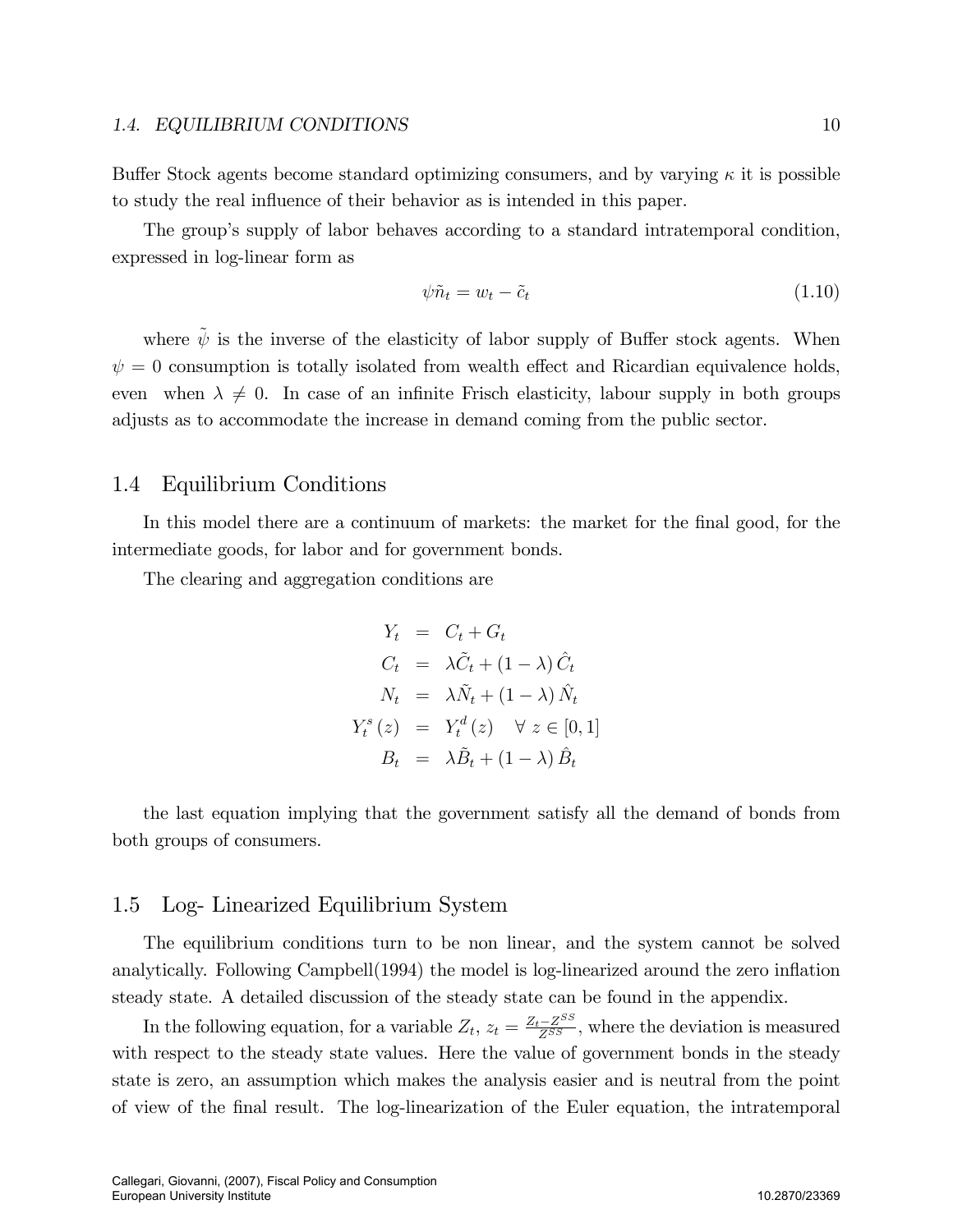Buffer Stock agents become standard optimizing consumers, and by varying $\kappa$ it is possible to study the real influence of their behavior as is intended in this paper.

The group's supply of labor behaves according to a standard intratemporal condition, expressed in log-linear form as

$$\psi \tilde{n}_t = w_t - \tilde{c}_t \tag{1.10}$$

where $\tilde{\psi}$ is the inverse of the elasticity of labor supply of Buffer stock agents. When $\psi = 0$ consumption is totally isolated from wealth effect and Ricardian equivalence holds, even when $\lambda \neq 0$. In case of an infinite Frisch elasticity, labour supply in both groups adjusts as to accommodate the increase in demand coming from the public sector.

## 1.4 Equilibrium Conditions

In this model there are a continuum of markets: the market for the final good, for the intermediate goods, for labor and for government bonds.

The clearing and aggregation conditions are

$$
\begin{aligned}
Y_t &= C_t + G_t \\
C_t &= \lambda \tilde{C}_t + (1 - \lambda) \hat{C}_t \\
N_t &= \lambda \tilde{N}_t + (1 - \lambda) \hat{N}_t \\
Y_t^s(z) &= Y_t^d(z) \quad \forall \ z \in [0, 1] \\
B_t &= \lambda \tilde{B}_t + (1 - \lambda) \hat{B}_t
\end{aligned}
$$

the last equation implying that the government satisfy all the demand of bonds from both groups of consumers.

## 1.5 Log- Linearized Equilibrium System

The equilibrium conditions turn to be non linear, and the system cannot be solved analytically. Following Campbell(1994) the model is log-linearized around the zero inflation steady state. A detailed discussion of the steady state can be found in the appendix.

In the following equation, for a variable $Z_t$, $z_t = \frac{Z_t - Z^{SS}}{Z^{SS}}$, where the deviation is measured with respect to the steady state values. Here the value of government bonds in the steady state is zero, an assumption which makes the analysis easier and is neutral from the point of view of the final result. The log-linearization of the Euler equation, the intratemporal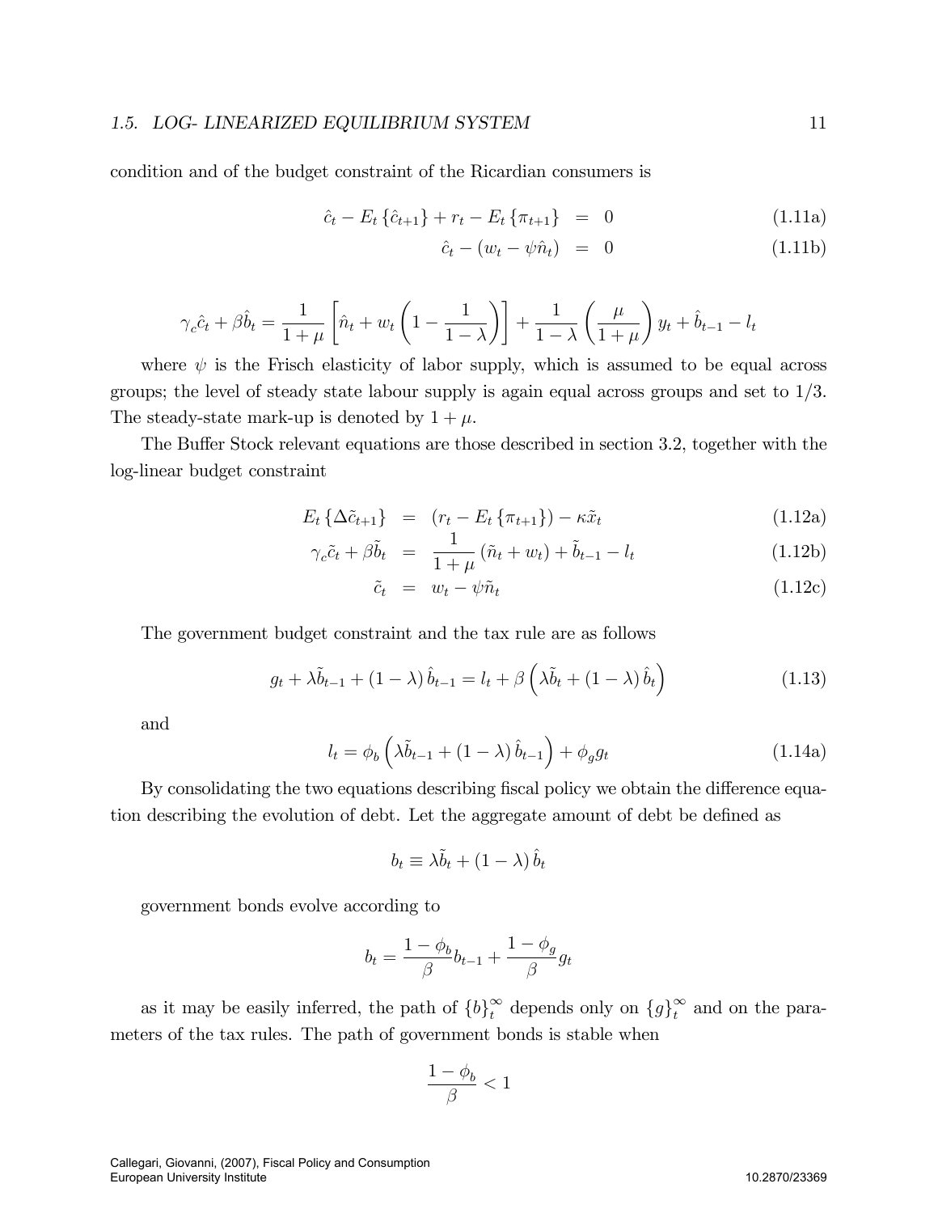condition and of the budget constraint of the Ricardian consumers is

$$\hat{c}_t - E_t\{\hat{c}_{t+1}\} + r_t - E_t\{\pi_{t+1}\} = 0 \tag{1.11a}$$

$$\hat{c}_t - (w_t - \psi \hat{n}_t) = 0 \tag{1.11b}$$

$$\gamma_c \hat{c}_t + \beta \hat{b}_t = \frac{1}{1+\mu}\left[\hat{n}_t + w_t\left(1 - \frac{1}{1-\lambda}\right)\right] + \frac{1}{1-\lambda}\left(\frac{\mu}{1+\mu}\right) y_t + \hat{b}_{t-1} - l_t$$

where $\psi$ is the Frisch elasticity of labor supply, which is assumed to be equal across groups; the level of steady state labour supply is again equal across groups and set to 1/3. The steady-state mark-up is denoted by $1 + \mu$.

The Buffer Stock relevant equations are those described in section 3.2, together with the log-linear budget constraint

$$E_t\{\Delta \tilde{c}_{t+1}\} = (r_t - E_t\{\pi_{t+1}\}) - \kappa \tilde{x}_t \tag{1.12a}$$

$$\gamma_c \tilde{c}_t + \beta \tilde{b}_t = \frac{1}{1+\mu}(\tilde{n}_t + w_t) + \tilde{b}_{t-1} - l_t \tag{1.12b}$$

$$\tilde{c}_t = w_t - \psi \tilde{n}_t \tag{1.12c}$$

The government budget constraint and the tax rule are as follows

$$g_t + \lambda \tilde{b}_{t-1} + (1-\lambda)\hat{b}_{t-1} = l_t + \beta\left(\lambda \tilde{b}_t + (1-\lambda)\hat{b}_t\right) \tag{1.13}$$

and

$$l_t = \phi_b\left(\lambda \tilde{b}_{t-1} + (1-\lambda)\hat{b}_{t-1}\right) + \phi_g g_t \tag{1.14a}$$

By consolidating the two equations describing fiscal policy we obtain the difference equation describing the evolution of debt. Let the aggregate amount of debt be defined as

$$b_t \equiv \lambda \tilde{b}_t + (1-\lambda)\hat{b}_t$$

government bonds evolve according to

$$b_t = \frac{1-\phi_b}{\beta} b_{t-1} + \frac{1-\phi_g}{\beta} g_t$$

as it may be easily inferred, the path of $\{b\}_t^\infty$ depends only on $\{g\}_t^\infty$ and on the parameters of the tax rules. The path of government bonds is stable when

$$\frac{1-\phi_b}{\beta} < 1$$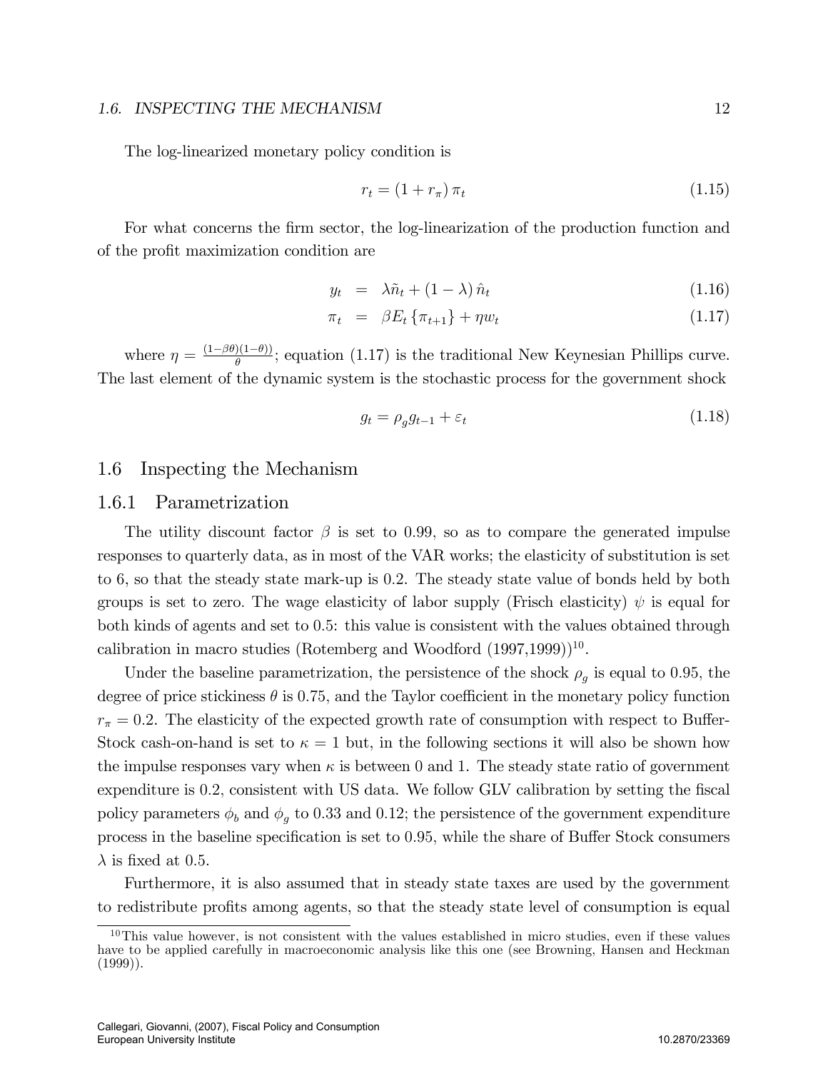The log-linearized monetary policy condition is

$$r_t = (1 + r_\pi)\,\pi_t \tag{1.15}$$

For what concerns the firm sector, the log-linearization of the production function and of the profit maximization condition are

$$\begin{aligned} y_t &= \lambda \tilde{n}_t + (1-\lambda)\,\hat{n}_t \qquad &(1.16) \\ \pi_t &= \beta E_t\left\{\pi_{t+1}\right\} + \eta w_t \qquad &(1.17) \end{aligned}$$

where $\eta = \frac{(1-\beta\theta)(1-\theta))}{\theta}$; equation (1.17) is the traditional New Keynesian Phillips curve. The last element of the dynamic system is the stochastic process for the government shock

$$g_t = \rho_g g_{t-1} + \varepsilon_t \tag{1.18}$$

## 1.6 Inspecting the Mechanism

### 1.6.1 Parametrization

The utility discount factor $\beta$ is set to 0.99, so as to compare the generated impulse responses to quarterly data, as in most of the VAR works; the elasticity of substitution is set to 6, so that the steady state mark-up is 0.2. The steady state value of bonds held by both groups is set to zero. The wage elasticity of labor supply (Frisch elasticity) $\psi$ is equal for both kinds of agents and set to 0.5: this value is consistent with the values obtained through calibration in macro studies (Rotemberg and Woodford (1997,1999))[10].

Under the baseline parametrization, the persistence of the shock $\rho_g$ is equal to 0.95, the degree of price stickiness $\theta$ is 0.75, and the Taylor coefficient in the monetary policy function $r_\pi = 0.2$. The elasticity of the expected growth rate of consumption with respect to Buffer-Stock cash-on-hand is set to $\kappa = 1$ but, in the following sections it will also be shown how the impulse responses vary when $\kappa$ is between 0 and 1. The steady state ratio of government expenditure is 0.2, consistent with US data. We follow GLV calibration by setting the fiscal policy parameters $\phi_b$ and $\phi_g$ to 0.33 and 0.12; the persistence of the government expenditure process in the baseline specification is set to 0.95, while the share of Buffer Stock consumers $\lambda$ is fixed at 0.5.

Furthermore, it is also assumed that in steady state taxes are used by the government to redistribute profits among agents, so that the steady state level of consumption is equal

[10] This value however, is not consistent with the values established in micro studies, even if these values have to be applied carefully in macroeconomic analysis like this one (see Browning, Hansen and Heckman (1999)).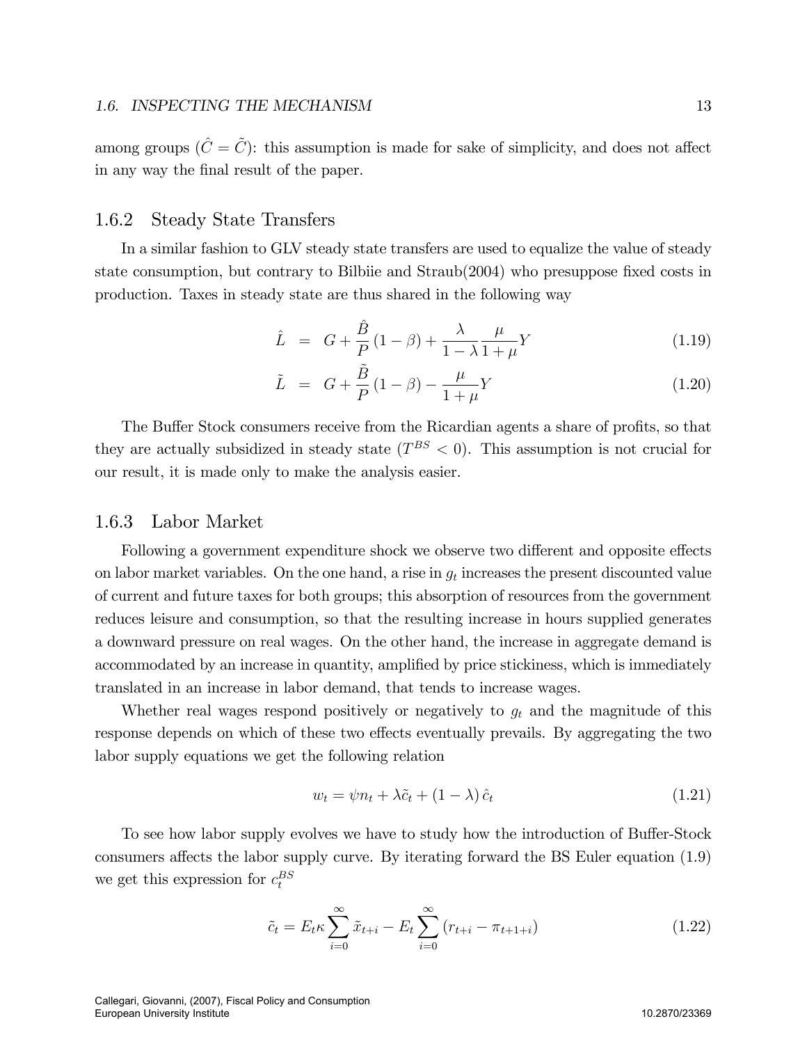among groups ($\hat{C} = \tilde{C}$): this assumption is made for sake of simplicity, and does not affect in any way the final result of the paper.

### 1.6.2 Steady State Transfers

In a similar fashion to GLV steady state transfers are used to equalize the value of steady state consumption, but contrary to Bilbiie and Straub(2004) who presuppose fixed costs in production. Taxes in steady state are thus shared in the following way

$$\hat{L} = G + \frac{\hat{B}}{P}(1-\beta) + \frac{\lambda}{1-\lambda}\frac{\mu}{1+\mu}Y \tag{1.19}$$

$$\tilde{L} = G + \frac{\tilde{B}}{P}(1-\beta) - \frac{\mu}{1+\mu}Y \tag{1.20}$$

The Buffer Stock consumers receive from the Ricardian agents a share of profits, so that they are actually subsidized in steady state ($T^{BS} < 0$). This assumption is not crucial for our result, it is made only to make the analysis easier.

### 1.6.3 Labor Market

Following a government expenditure shock we observe two different and opposite effects on labor market variables. On the one hand, a rise in $g_t$ increases the present discounted value of current and future taxes for both groups; this absorption of resources from the government reduces leisure and consumption, so that the resulting increase in hours supplied generates a downward pressure on real wages. On the other hand, the increase in aggregate demand is accommodated by an increase in quantity, amplified by price stickiness, which is immediately translated in an increase in labor demand, that tends to increase wages.

Whether real wages respond positively or negatively to $g_t$ and the magnitude of this response depends on which of these two effects eventually prevails. By aggregating the two labor supply equations we get the following relation

$$w_t = \psi n_t + \lambda \tilde{c}_t + (1-\lambda)\hat{c}_t \tag{1.21}$$

To see how labor supply evolves we have to study how the introduction of Buffer-Stock consumers affects the labor supply curve. By iterating forward the BS Euler equation (1.9) we get this expression for $c_t^{BS}$

$$\tilde{c}_t = E_t \kappa \sum_{i=0}^{\infty} \tilde{x}_{t+i} - E_t \sum_{i=0}^{\infty} (r_{t+i} - \pi_{t+1+i}) \tag{1.22}$$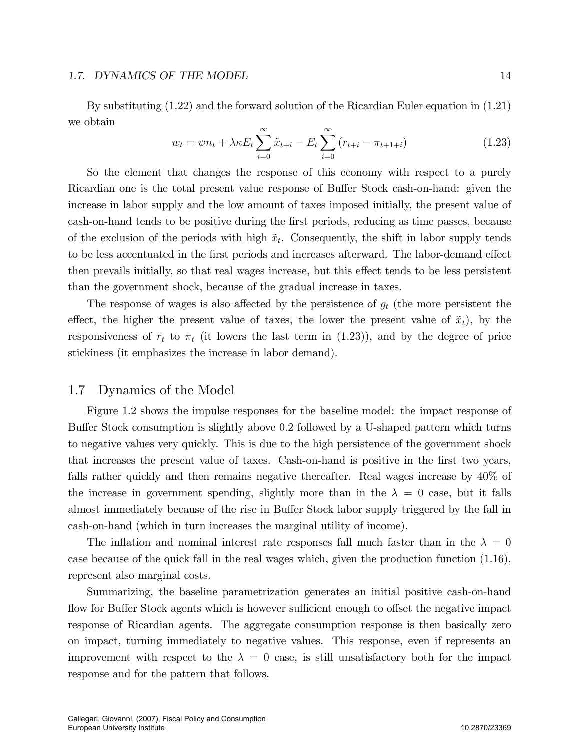By substituting (1.22) and the forward solution of the Ricardian Euler equation in (1.21) we obtain

$$w_t = \psi n_t + \lambda \kappa E_t \sum_{i=0}^{\infty} \tilde{x}_{t+i} - E_t \sum_{i=0}^{\infty} (r_{t+i} - \pi_{t+1+i}) \tag{1.23}$$

So the element that changes the response of this economy with respect to a purely Ricardian one is the total present value response of Buffer Stock cash-on-hand: given the increase in labor supply and the low amount of taxes imposed initially, the present value of cash-on-hand tends to be positive during the first periods, reducing as time passes, because of the exclusion of the periods with high $\tilde{x}_t$. Consequently, the shift in labor supply tends to be less accentuated in the first periods and increases afterward. The labor-demand effect then prevails initially, so that real wages increase, but this effect tends to be less persistent than the government shock, because of the gradual increase in taxes.

The response of wages is also affected by the persistence of $g_t$ (the more persistent the effect, the higher the present value of taxes, the lower the present value of $\tilde{x}_t$), by the responsiveness of $r_t$ to $\pi_t$ (it lowers the last term in (1.23)), and by the degree of price stickiness (it emphasizes the increase in labor demand).

## 1.7 Dynamics of the Model

Figure 1.2 shows the impulse responses for the baseline model: the impact response of Buffer Stock consumption is slightly above 0.2 followed by a U-shaped pattern which turns to negative values very quickly. This is due to the high persistence of the government shock that increases the present value of taxes. Cash-on-hand is positive in the first two years, falls rather quickly and then remains negative thereafter. Real wages increase by 40% of the increase in government spending, slightly more than in the $\lambda = 0$ case, but it falls almost immediately because of the rise in Buffer Stock labor supply triggered by the fall in cash-on-hand (which in turn increases the marginal utility of income).

The inflation and nominal interest rate responses fall much faster than in the $\lambda = 0$ case because of the quick fall in the real wages which, given the production function (1.16), represent also marginal costs.

Summarizing, the baseline parametrization generates an initial positive cash-on-hand flow for Buffer Stock agents which is however sufficient enough to offset the negative impact response of Ricardian agents. The aggregate consumption response is then basically zero on impact, turning immediately to negative values. This response, even if represents an improvement with respect to the $\lambda = 0$ case, is still unsatisfactory both for the impact response and for the pattern that follows.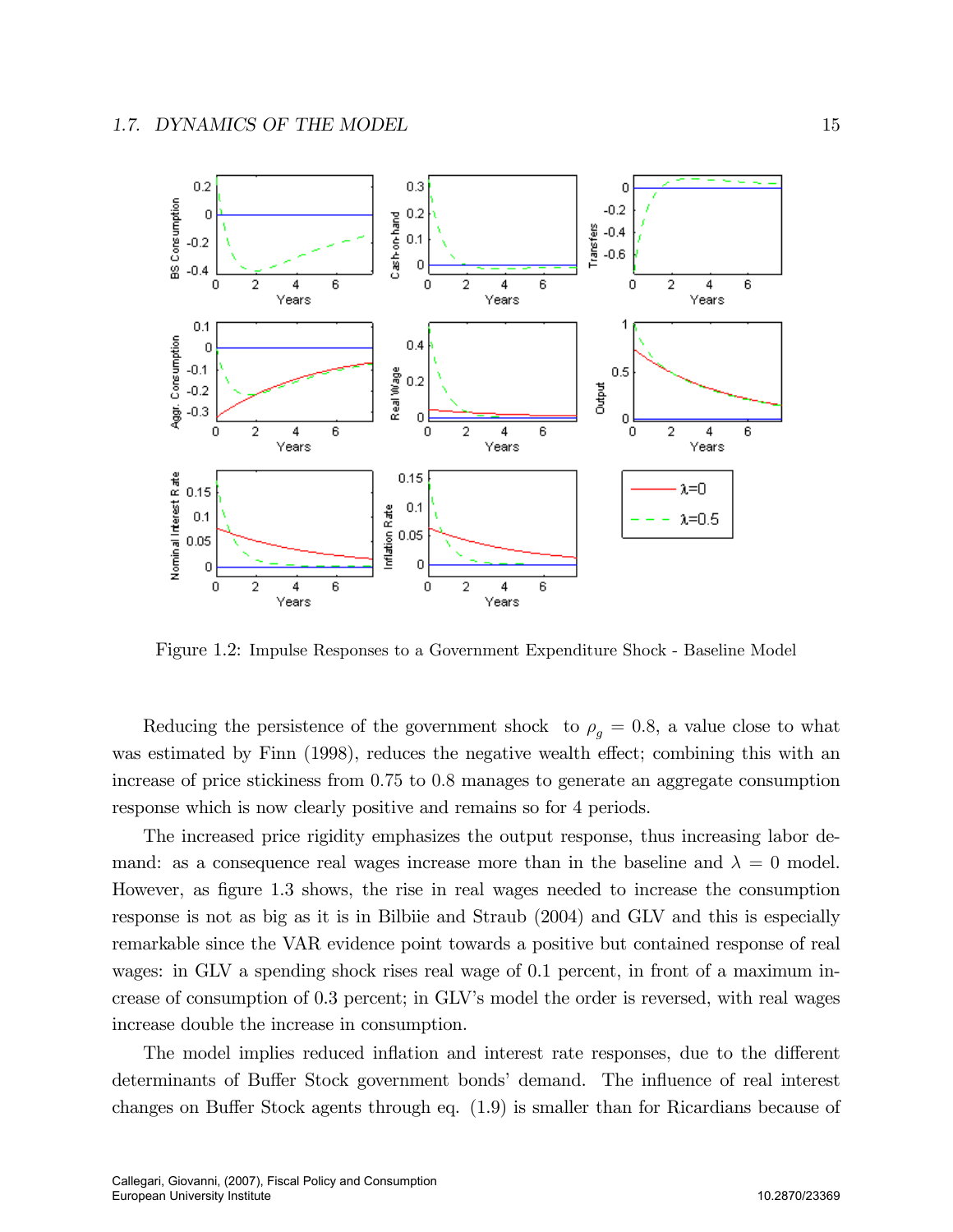Figure 1.2: Impulse Responses to a Government Expenditure Shock - Baseline Model

Reducing the persistence of the government shock to $\rho_g = 0.8$, a value close to what was estimated by Finn (1998), reduces the negative wealth effect; combining this with an increase of price stickiness from 0.75 to 0.8 manages to generate an aggregate consumption response which is now clearly positive and remains so for 4 periods.

The increased price rigidity emphasizes the output response, thus increasing labor demand: as a consequence real wages increase more than in the baseline and $\lambda = 0$ model. However, as figure 1.3 shows, the rise in real wages needed to increase the consumption response is not as big as it is in Bilbiie and Straub (2004) and GLV and this is especially remarkable since the VAR evidence point towards a positive but contained response of real wages: in GLV a spending shock rises real wage of 0.1 percent, in front of a maximum increase of consumption of 0.3 percent; in GLV's model the order is reversed, with real wages increase double the increase in consumption.

The model implies reduced inflation and interest rate responses, due to the different determinants of Buffer Stock government bonds' demand. The influence of real interest changes on Buffer Stock agents through eq. (1.9) is smaller than for Ricardians because of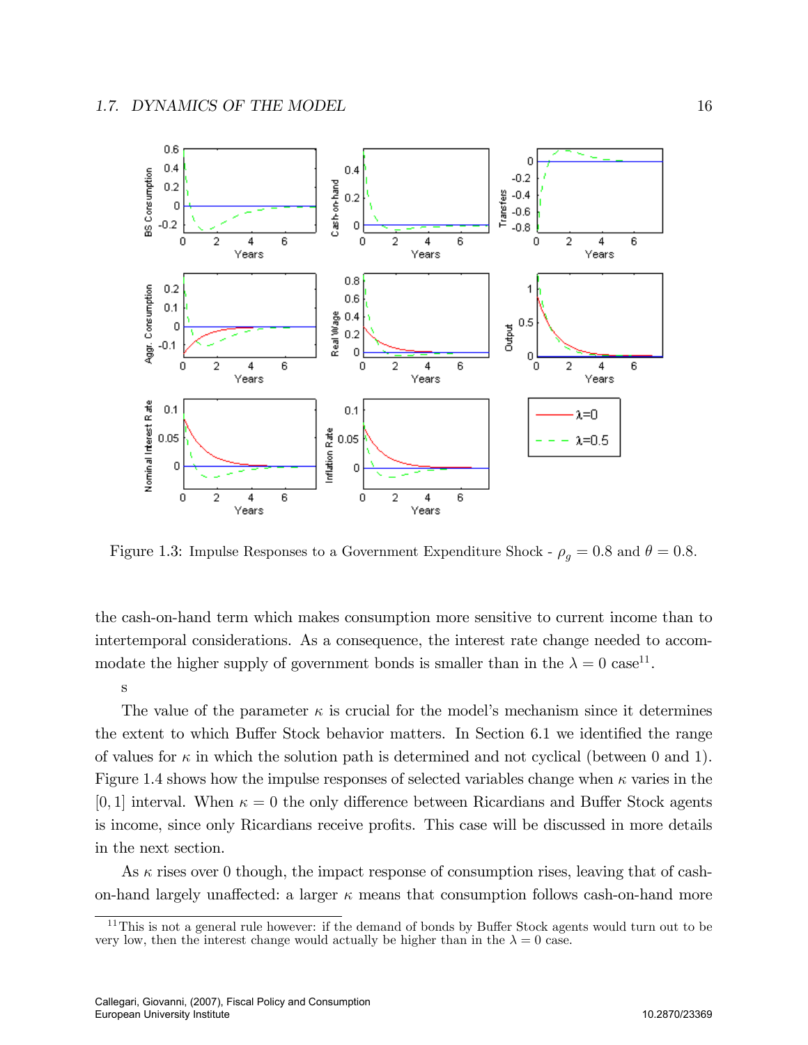Figure 1.3: Impulse Responses to a Government Expenditure Shock - $\rho_g = 0.8$ and $\theta = 0.8$.

the cash-on-hand term which makes consumption more sensitive to current income than to intertemporal considerations. As a consequence, the interest rate change needed to accommodate the higher supply of government bonds is smaller than in the $\lambda = 0$ case[11].

s

The value of the parameter $\kappa$ is crucial for the model's mechanism since it determines the extent to which Buffer Stock behavior matters. In Section 6.1 we identified the range of values for $\kappa$ in which the solution path is determined and not cyclical (between 0 and 1). Figure 1.4 shows how the impulse responses of selected variables change when $\kappa$ varies in the $[0, 1]$ interval. When $\kappa = 0$ the only difference between Ricardians and Buffer Stock agents is income, since only Ricardians receive profits. This case will be discussed in more details in the next section.

As $\kappa$ rises over 0 though, the impact response of consumption rises, leaving that of cash-on-hand largely unaffected: a larger $\kappa$ means that consumption follows cash-on-hand more

[11] This is not a general rule however: if the demand of bonds by Buffer Stock agents would turn out to be very low, then the interest change would actually be higher than in the $\lambda = 0$ case.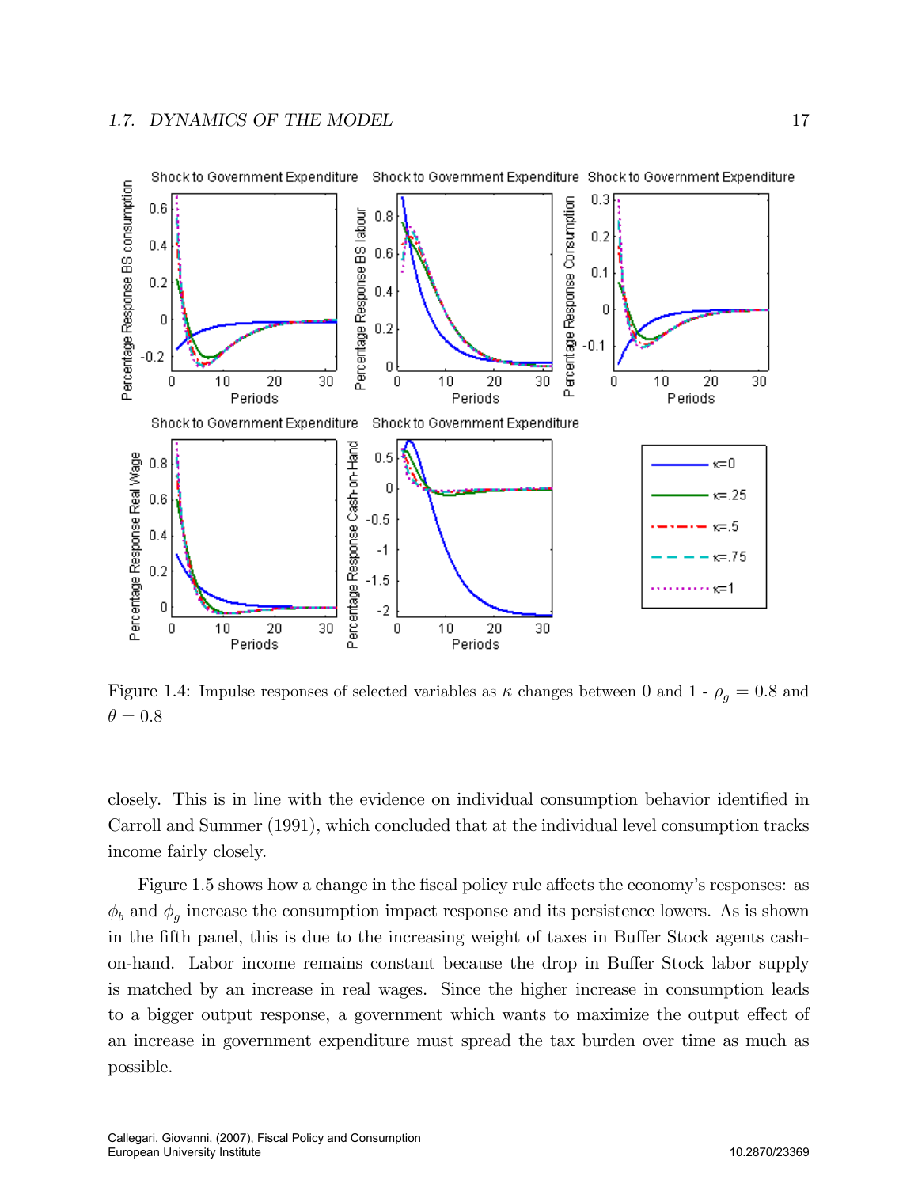Figure 1.4: Impulse responses of selected variables as $\kappa$ changes between 0 and 1 - $\rho_g = 0.8$ and $\theta = 0.8$

closely. This is in line with the evidence on individual consumption behavior identified in Carroll and Summer (1991), which concluded that at the individual level consumption tracks income fairly closely.

Figure 1.5 shows how a change in the fiscal policy rule affects the economy's responses: as $\phi_b$ and $\phi_g$ increase the consumption impact response and its persistence lowers. As is shown in the fifth panel, this is due to the increasing weight of taxes in Buffer Stock agents cash-on-hand. Labor income remains constant because the drop in Buffer Stock labor supply is matched by an increase in real wages. Since the higher increase in consumption leads to a bigger output response, a government which wants to maximize the output effect of an increase in government expenditure must spread the tax burden over time as much as possible.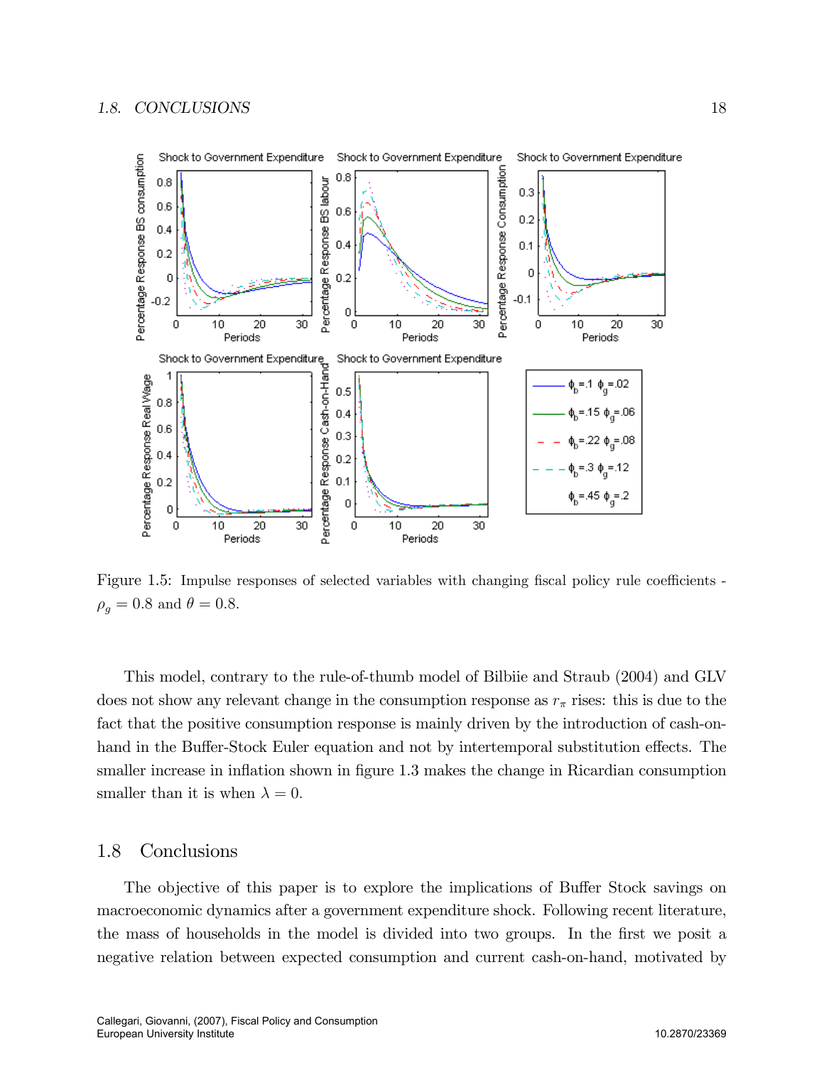Figure 1.5: Impulse responses of selected variables with changing fiscal policy rule coefficients - $\rho_g = 0.8$ and $\theta = 0.8$.

This model, contrary to the rule-of-thumb model of Bilbiie and Straub (2004) and GLV does not show any relevant change in the consumption response as $r_\pi$ rises: this is due to the fact that the positive consumption response is mainly driven by the introduction of cash-on-hand in the Buffer-Stock Euler equation and not by intertemporal substitution effects. The smaller increase in inflation shown in figure 1.3 makes the change in Ricardian consumption smaller than it is when $\lambda = 0$.

## 1.8 Conclusions

The objective of this paper is to explore the implications of Buffer Stock savings on macroeconomic dynamics after a government expenditure shock. Following recent literature, the mass of households in the model is divided into two groups. In the first we posit a negative relation between expected consumption and current cash-on-hand, motivated by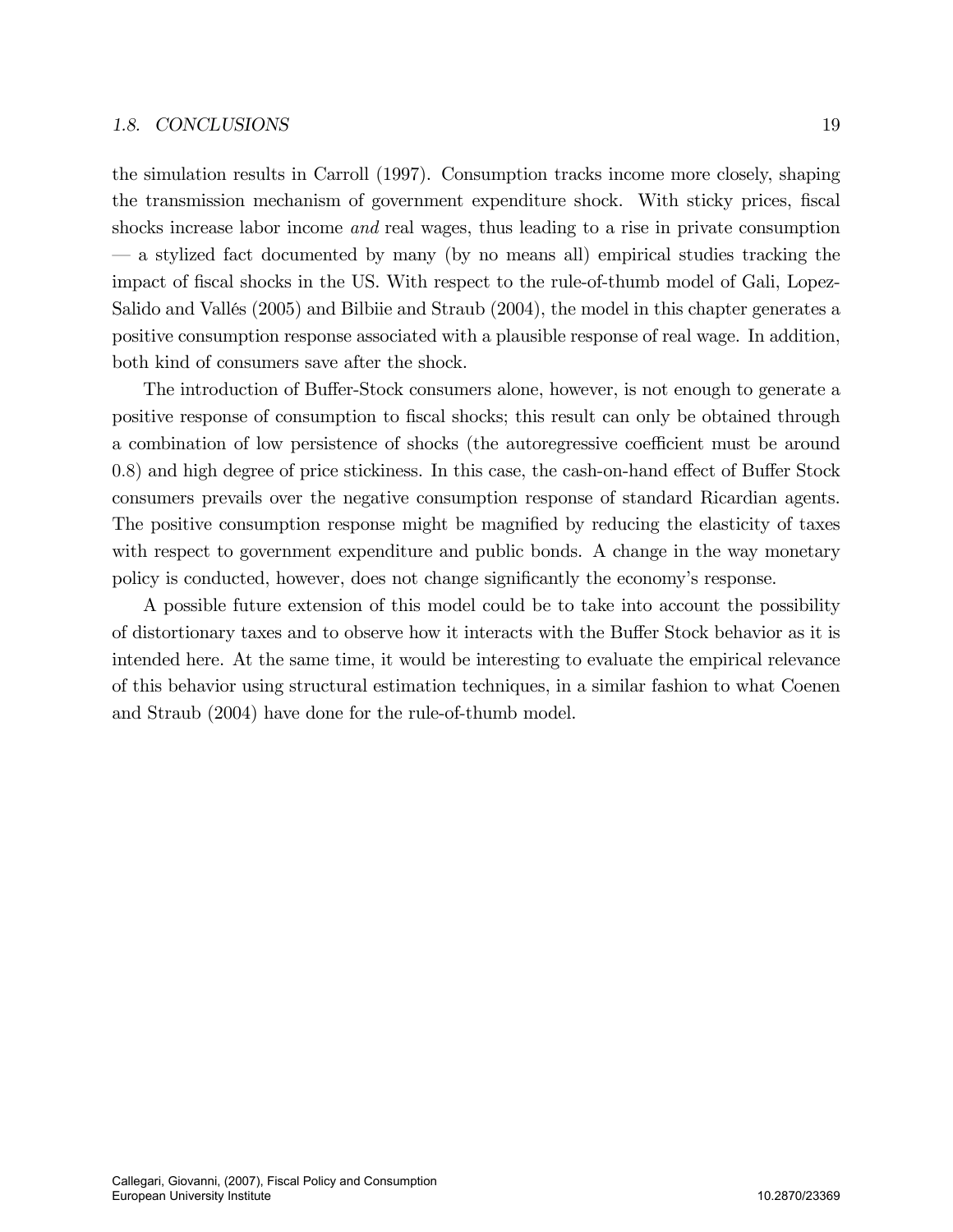the simulation results in Carroll (1997). Consumption tracks income more closely, shaping the transmission mechanism of government expenditure shock. With sticky prices, fiscal shocks increase labor income *and* real wages, thus leading to a rise in private consumption — a stylized fact documented by many (by no means all) empirical studies tracking the impact of fiscal shocks in the US. With respect to the rule-of-thumb model of Gali, Lopez-Salido and Vallés (2005) and Bilbiie and Straub (2004), the model in this chapter generates a positive consumption response associated with a plausible response of real wage. In addition, both kind of consumers save after the shock.

The introduction of Buffer-Stock consumers alone, however, is not enough to generate a positive response of consumption to fiscal shocks; this result can only be obtained through a combination of low persistence of shocks (the autoregressive coefficient must be around 0.8) and high degree of price stickiness. In this case, the cash-on-hand effect of Buffer Stock consumers prevails over the negative consumption response of standard Ricardian agents. The positive consumption response might be magnified by reducing the elasticity of taxes with respect to government expenditure and public bonds. A change in the way monetary policy is conducted, however, does not change significantly the economy's response.

A possible future extension of this model could be to take into account the possibility of distortionary taxes and to observe how it interacts with the Buffer Stock behavior as it is intended here. At the same time, it would be interesting to evaluate the empirical relevance of this behavior using structural estimation techniques, in a similar fashion to what Coenen and Straub (2004) have done for the rule-of-thumb model.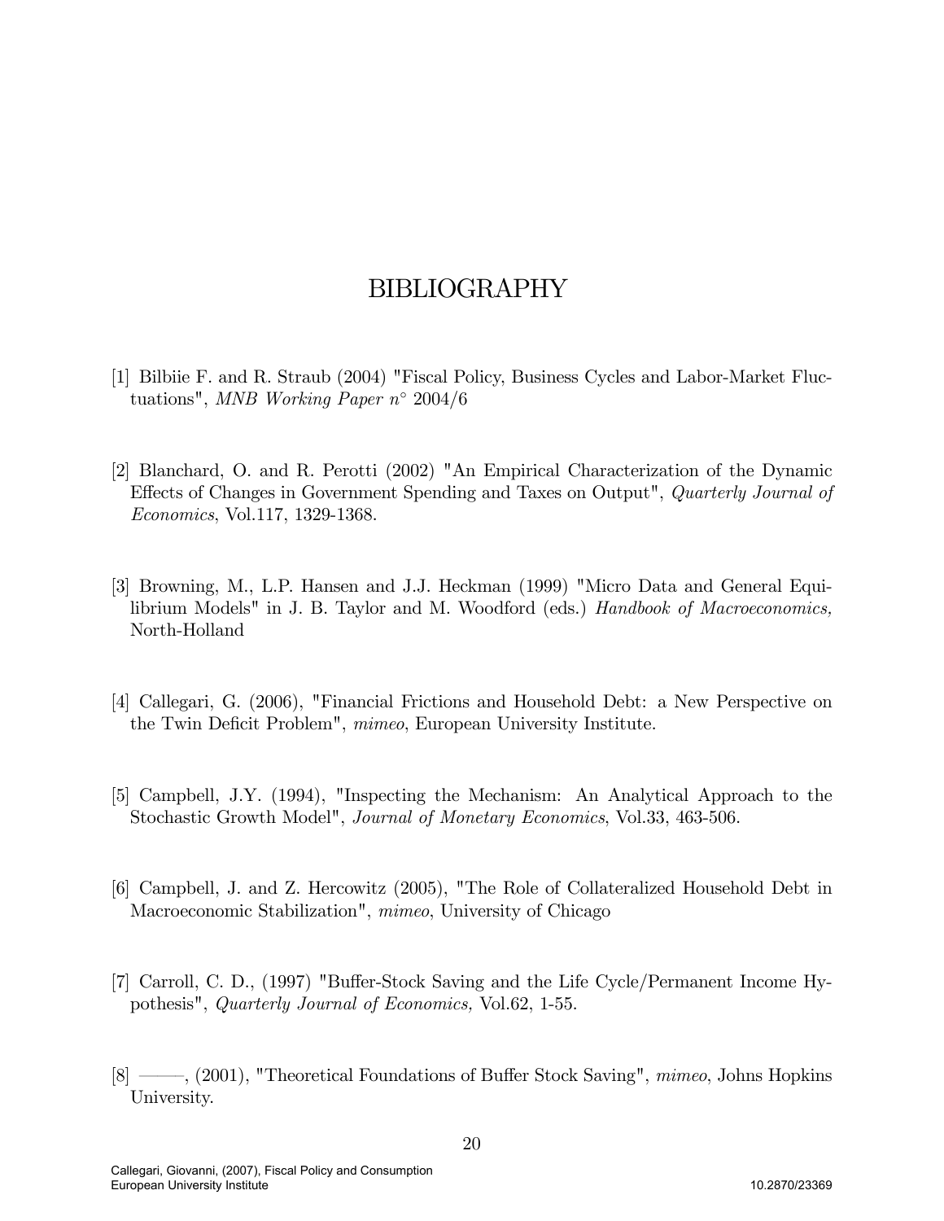# BIBLIOGRAPHY

[1] Bilbiie F. and R. Straub (2004) "Fiscal Policy, Business Cycles and Labor-Market Fluctuations", *MNB Working Paper n° 2004/6*

[2] Blanchard, O. and R. Perotti (2002) "An Empirical Characterization of the Dynamic Effects of Changes in Government Spending and Taxes on Output", *Quarterly Journal of Economics*, Vol.117, 1329-1368.

[3] Browning, M., L.P. Hansen and J.J. Heckman (1999) "Micro Data and General Equilibrium Models" in J. B. Taylor and M. Woodford (eds.) *Handbook of Macroeconomics,* North-Holland

[4] Callegari, G. (2006), "Financial Frictions and Household Debt: a New Perspective on the Twin Deficit Problem", *mimeo*, European University Institute.

[5] Campbell, J.Y. (1994), "Inspecting the Mechanism: An Analytical Approach to the Stochastic Growth Model", *Journal of Monetary Economics*, Vol.33, 463-506.

[6] Campbell, J. and Z. Hercowitz (2005), "The Role of Collateralized Household Debt in Macroeconomic Stabilization", *mimeo*, University of Chicago

[7] Carroll, C. D., (1997) "Buffer-Stock Saving and the Life Cycle/Permanent Income Hypothesis", *Quarterly Journal of Economics,* Vol.62, 1-55.

[8] ——–, (2001), "Theoretical Foundations of Buffer Stock Saving", *mimeo*, Johns Hopkins University.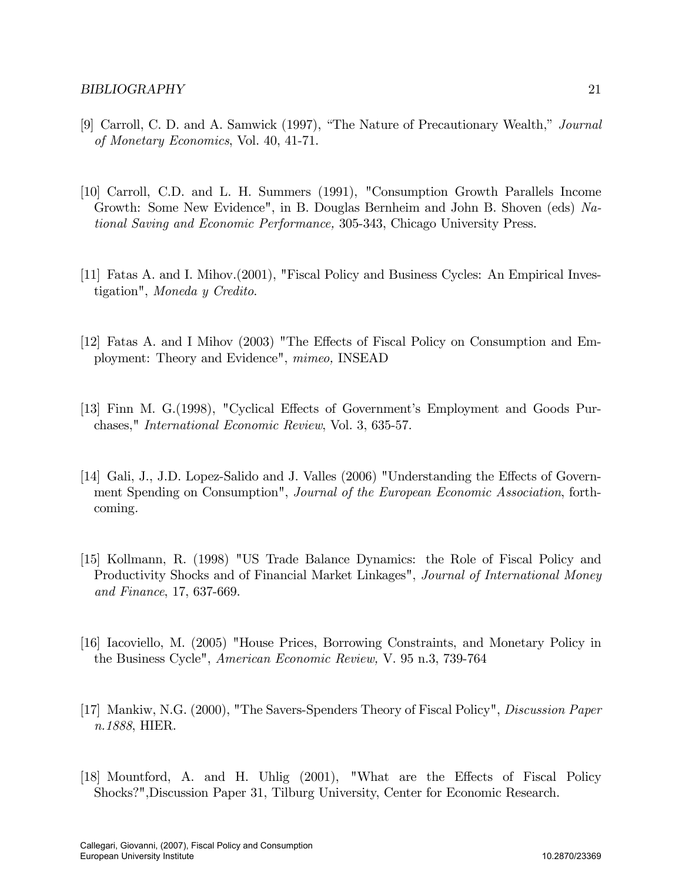[9] Carroll, C. D. and A. Samwick (1997), "The Nature of Precautionary Wealth," *Journal of Monetary Economics*, Vol. 40, 41-71.

[10] Carroll, C.D. and L. H. Summers (1991), "Consumption Growth Parallels Income Growth: Some New Evidence", in B. Douglas Bernheim and John B. Shoven (eds) *National Saving and Economic Performance,* 305-343, Chicago University Press.

[11] Fatas A. and I. Mihov.(2001), "Fiscal Policy and Business Cycles: An Empirical Investigation", *Moneda y Credito*.

[12] Fatas A. and I Mihov (2003) "The Effects of Fiscal Policy on Consumption and Employment: Theory and Evidence", *mimeo,* INSEAD

[13] Finn M. G.(1998), "Cyclical Effects of Government's Employment and Goods Purchases," *International Economic Review*, Vol. 3, 635-57.

[14] Gali, J., J.D. Lopez-Salido and J. Valles (2006) "Understanding the Effects of Government Spending on Consumption", *Journal of the European Economic Association*, forthcoming.

[15] Kollmann, R. (1998) "US Trade Balance Dynamics: the Role of Fiscal Policy and Productivity Shocks and of Financial Market Linkages", *Journal of International Money and Finance*, 17, 637-669.

[16] Iacoviello, M. (2005) "House Prices, Borrowing Constraints, and Monetary Policy in the Business Cycle", *American Economic Review,* V. 95 n.3, 739-764

[17] Mankiw, N.G. (2000), "The Savers-Spenders Theory of Fiscal Policy", *Discussion Paper n.1888*, HIER.

[18] Mountford, A. and H. Uhlig (2001), "What are the Effects of Fiscal Policy Shocks?",Discussion Paper 31, Tilburg University, Center for Economic Research.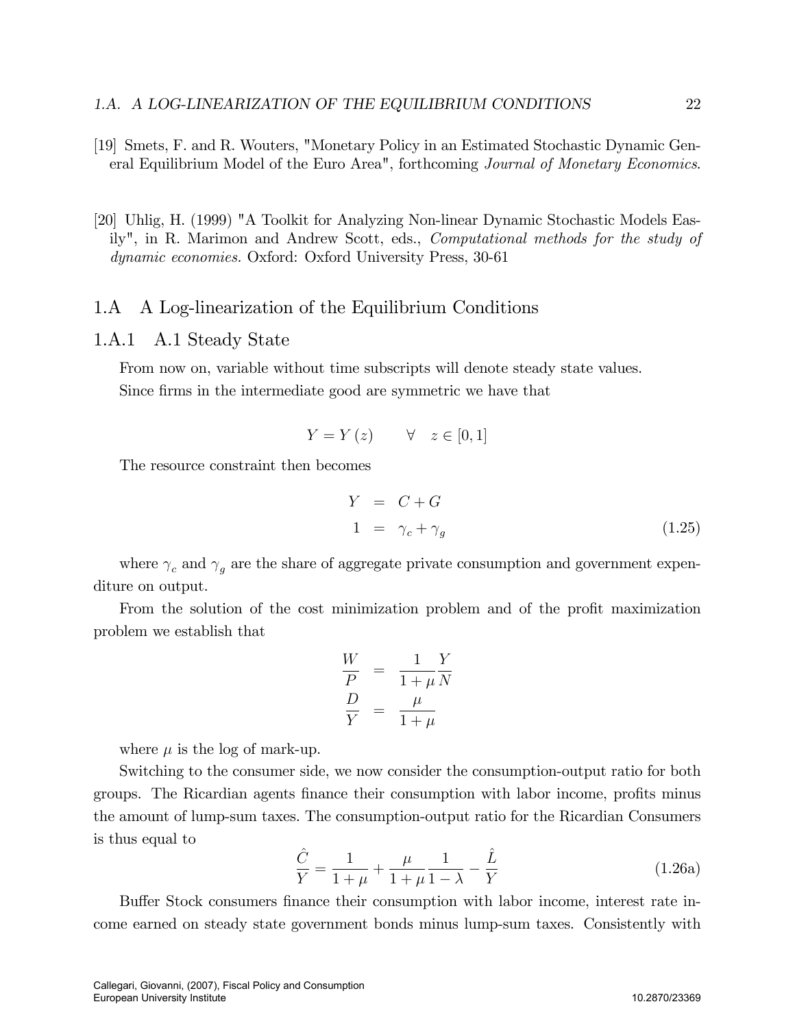[19] Smets, F. and R. Wouters, "Monetary Policy in an Estimated Stochastic Dynamic General Equilibrium Model of the Euro Area", forthcoming *Journal of Monetary Economics*.

[20] Uhlig, H. (1999) "A Toolkit for Analyzing Non-linear Dynamic Stochastic Models Easily", in R. Marimon and Andrew Scott, eds., *Computational methods for the study of dynamic economies.* Oxford: Oxford University Press, 30-61

## 1.A A Log-linearization of the Equilibrium Conditions

### 1.A.1 A.1 Steady State

From now on, variable without time subscripts will denote steady state values.

Since firms in the intermediate good are symmetric we have that

$$Y = Y(z) \qquad \forall \quad z \in [0,1]$$

The resource constraint then becomes

$$\begin{aligned} Y &= C + G \\ 1 &= \gamma_c + \gamma_g \end{aligned} \tag{1.25}$$

where $\gamma_c$ and $\gamma_g$ are the share of aggregate private consumption and government expenditure on output.

From the solution of the cost minimization problem and of the profit maximization problem we establish that

$$\begin{aligned} \frac{W}{P} &= \frac{1}{1+\mu}\frac{Y}{N} \\ \frac{D}{Y} &= \frac{\mu}{1+\mu} \end{aligned}$$

where $\mu$ is the log of mark-up.

Switching to the consumer side, we now consider the consumption-output ratio for both groups. The Ricardian agents finance their consumption with labor income, profits minus the amount of lump-sum taxes. The consumption-output ratio for the Ricardian Consumers is thus equal to

$$\frac{\hat{C}}{Y} = \frac{1}{1+\mu} + \frac{\mu}{1+\mu}\frac{1}{1-\lambda} - \frac{\hat{L}}{Y} \tag{1.26a}$$

Buffer Stock consumers finance their consumption with labor income, interest rate income earned on steady state government bonds minus lump-sum taxes. Consistently with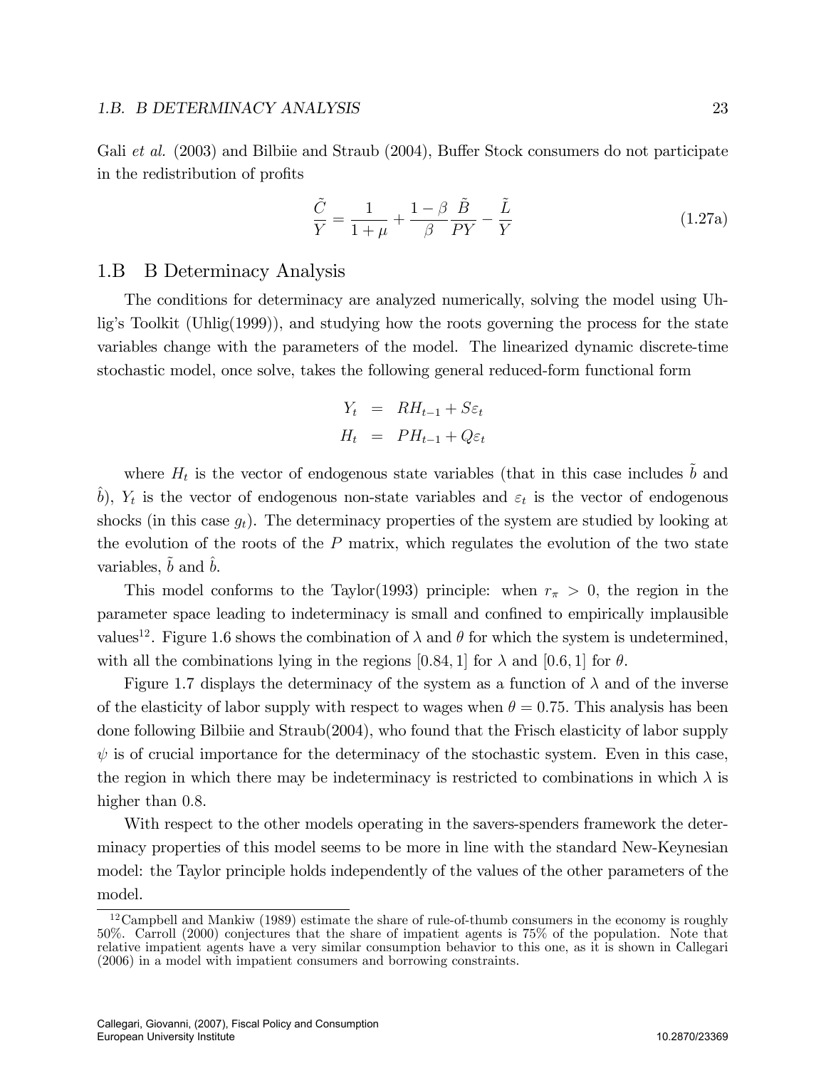Gali *et al.* (2003) and Bilbiie and Straub (2004), Buffer Stock consumers do not participate in the redistribution of profits

$$\frac{\tilde{C}}{Y} = \frac{1}{1+\mu} + \frac{1-\beta}{\beta}\frac{\tilde{B}}{PY} - \frac{\tilde{L}}{Y} \tag{1.27a}$$

## 1.B B Determinacy Analysis

The conditions for determinacy are analyzed numerically, solving the model using Uhlig's Toolkit (Uhlig(1999)), and studying how the roots governing the process for the state variables change with the parameters of the model. The linearized dynamic discrete-time stochastic model, once solve, takes the following general reduced-form functional form

$$\begin{aligned} Y_t &= RH_{t-1} + S\varepsilon_t \\ H_t &= PH_{t-1} + Q\varepsilon_t \end{aligned}$$

where $H_t$ is the vector of endogenous state variables (that in this case includes $\tilde{b}$ and $\hat{b}$), $Y_t$ is the vector of endogenous non-state variables and $\varepsilon_t$ is the vector of endogenous shocks (in this case $g_t$). The determinacy properties of the system are studied by looking at the evolution of the roots of the $P$ matrix, which regulates the evolution of the two state variables, $\tilde{b}$ and $\hat{b}$.

This model conforms to the Taylor(1993) principle: when $r_\pi > 0$, the region in the parameter space leading to indeterminacy is small and confined to empirically implausible values[12]. Figure 1.6 shows the combination of $\lambda$ and $\theta$ for which the system is undetermined, with all the combinations lying in the regions $[0.84, 1]$ for $\lambda$ and $[0.6, 1]$ for $\theta$.

Figure 1.7 displays the determinacy of the system as a function of $\lambda$ and of the inverse of the elasticity of labor supply with respect to wages when $\theta = 0.75$. This analysis has been done following Bilbiie and Straub(2004), who found that the Frisch elasticity of labor supply $\psi$ is of crucial importance for the determinacy of the stochastic system. Even in this case, the region in which there may be indeterminacy is restricted to combinations in which $\lambda$ is higher than 0.8.

With respect to the other models operating in the savers-spenders framework the determinacy properties of this model seems to be more in line with the standard New-Keynesian model: the Taylor principle holds independently of the values of the other parameters of the model.

[12] Campbell and Mankiw (1989) estimate the share of rule-of-thumb consumers in the economy is roughly 50%. Carroll (2000) conjectures that the share of impatient agents is 75% of the population. Note that relative impatient agents have a very similar consumption behavior to this one, as it is shown in Callegari (2006) in a model with impatient consumers and borrowing constraints.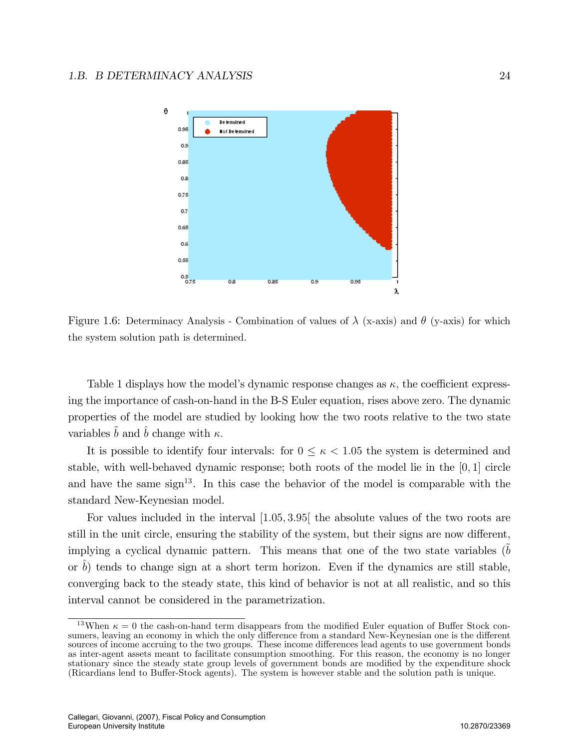Figure 1.6: Determinacy Analysis - Combination of values of $\lambda$ (x-axis) and $\theta$ (y-axis) for which the system solution path is determined.

Table 1 displays how the model's dynamic response changes as $\kappa$, the coefficient expressing the importance of cash-on-hand in the B-S Euler equation, rises above zero. The dynamic properties of the model are studied by looking how the two roots relative to the two state variables $\tilde{b}$ and $\hat{b}$ change with $\kappa$.

It is possible to identify four intervals: for $0 \leq \kappa < 1.05$ the system is determined and stable, with well-behaved dynamic response; both roots of the model lie in the $[0, 1]$ circle and have the same sign[13]. In this case the behavior of the model is comparable with the standard New-Keynesian model.

For values included in the interval $[1.05, 3.95[$ the absolute values of the two roots are still in the unit circle, ensuring the stability of the system, but their signs are now different, implying a cyclical dynamic pattern. This means that one of the two state variables ($\tilde{b}$ or $\hat{b}$) tends to change sign at a short term horizon. Even if the dynamics are still stable, converging back to the steady state, this kind of behavior is not at all realistic, and so this interval cannot be considered in the parametrization.

[13] When $\kappa = 0$ the cash-on-hand term disappears from the modified Euler equation of Buffer Stock consumers, leaving an economy in which the only difference from a standard New-Keynesian one is the different sources of income accruing to the two groups. These income differences lead agents to use government bonds as inter-agent assets meant to facilitate consumption smoothing. For this reason, the economy is no longer stationary since the steady state group levels of government bonds are modified by the expenditure shock (Ricardians lend to Buffer-Stock agents). The system is however stable and the solution path is unique.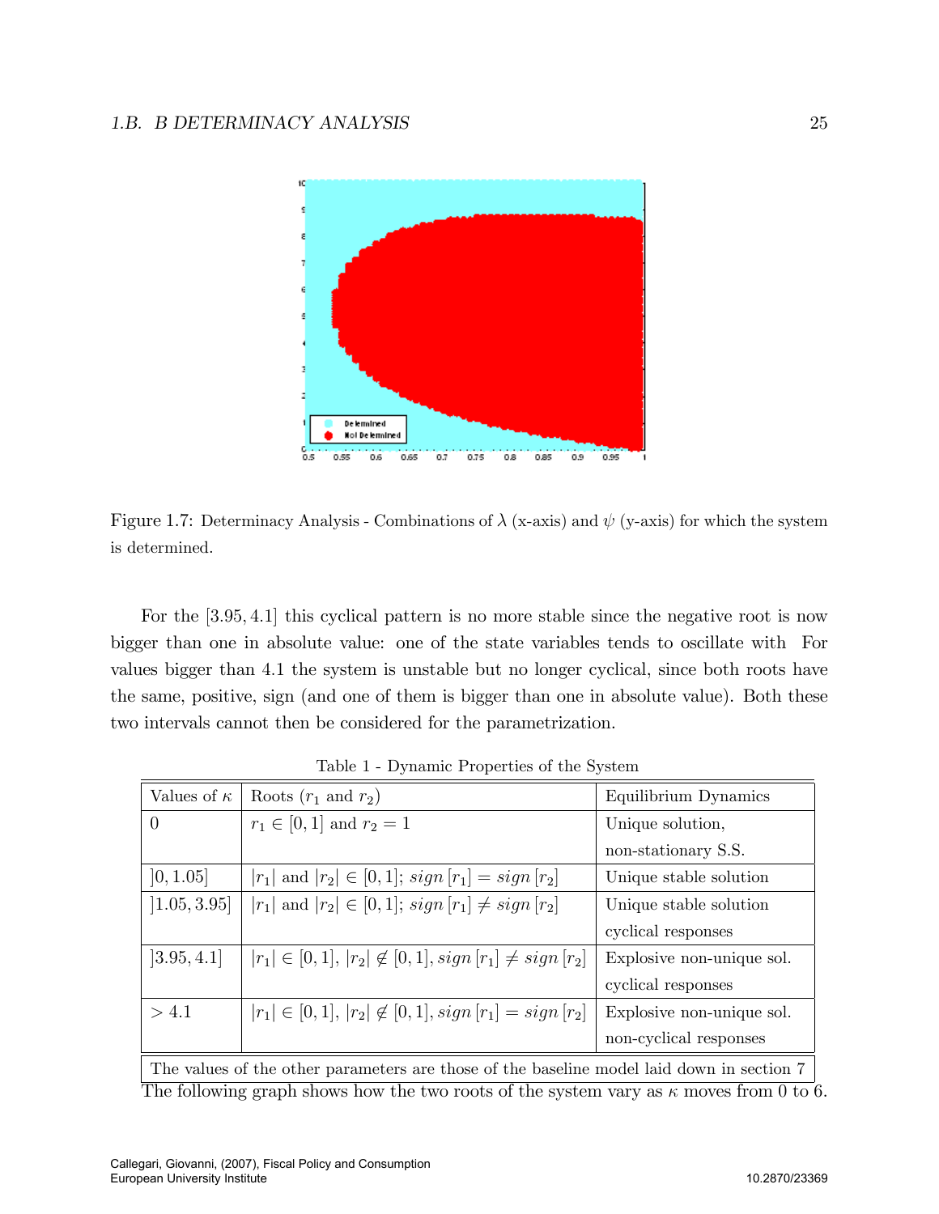Figure 1.7: Determinacy Analysis - Combinations of $\lambda$ (x-axis) and $\psi$ (y-axis) for which the system is determined.

For the $[3.95, 4.1]$ this cyclical pattern is no more stable since the negative root is now bigger than one in absolute value: one of the state variables tends to oscillate with For values bigger than 4.1 the system is unstable but no longer cyclical, since both roots have the same, positive, sign (and one of them is bigger than one in absolute value). Both these two intervals cannot then be considered for the parametrization.

Table 1 - Dynamic Properties of the System

| Values of $\kappa$ | Roots ($r_1$ and $r_2$) | Equilibrium Dynamics |
|---|---|---|
| 0 | $r_1 \in [0, 1]$ and $r_2 = 1$ | Unique solution, non-stationary S.S. |
| $]0, 1.05]$ | $\lvert r_1 \rvert$ and $\lvert r_2 \rvert \in [0, 1]$; $sign[r_1] = sign[r_2]$ | Unique stable solution |
| $]1.05, 3.95]$ | $\lvert r_1 \rvert$ and $\lvert r_2 \rvert \in [0, 1]$; $sign[r_1] \neq sign[r_2]$ | Unique stable solution cyclical responses |
| $]3.95, 4.1]$ | $\lvert r_1 \rvert \in [0, 1]$, $\lvert r_2 \rvert \notin [0, 1]$, $sign[r_1] \neq sign[r_2]$ | Explosive non-unique sol. cyclical responses |
| $> 4.1$ | $\lvert r_1 \rvert \in [0, 1]$, $\lvert r_2 \rvert \notin [0, 1]$, $sign[r_1] = sign[r_2]$ | Explosive non-unique sol. non-cyclical responses |

The values of the other parameters are those of the baseline model laid down in section 7

The following graph shows how the two roots of the system vary as $\kappa$ moves from 0 to 6.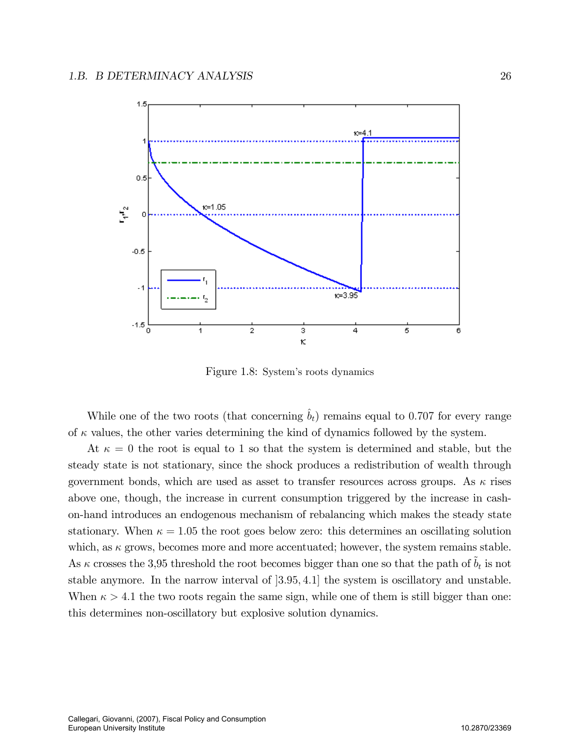Figure 1.8: System's roots dynamics

While one of the two roots (that concerning $\hat{b}_t$) remains equal to 0.707 for every range of $\kappa$ values, the other varies determining the kind of dynamics followed by the system.

At $\kappa = 0$ the root is equal to 1 so that the system is determined and stable, but the steady state is not stationary, since the shock produces a redistribution of wealth through government bonds, which are used as asset to transfer resources across groups. As $\kappa$ rises above one, though, the increase in current consumption triggered by the increase in cash-on-hand introduces an endogenous mechanism of rebalancing which makes the steady state stationary. When $\kappa = 1.05$ the root goes below zero: this determines an oscillating solution which, as $\kappa$ grows, becomes more and more accentuated; however, the system remains stable. As $\kappa$ crosses the 3,95 threshold the root becomes bigger than one so that the path of $\tilde{b}_t$ is not stable anymore. In the narrow interval of $]3.95, 4.1]$ the system is oscillatory and unstable. When $\kappa > 4.1$ the two roots regain the same sign, while one of them is still bigger than one: this determines non-oscillatory but explosive solution dynamics.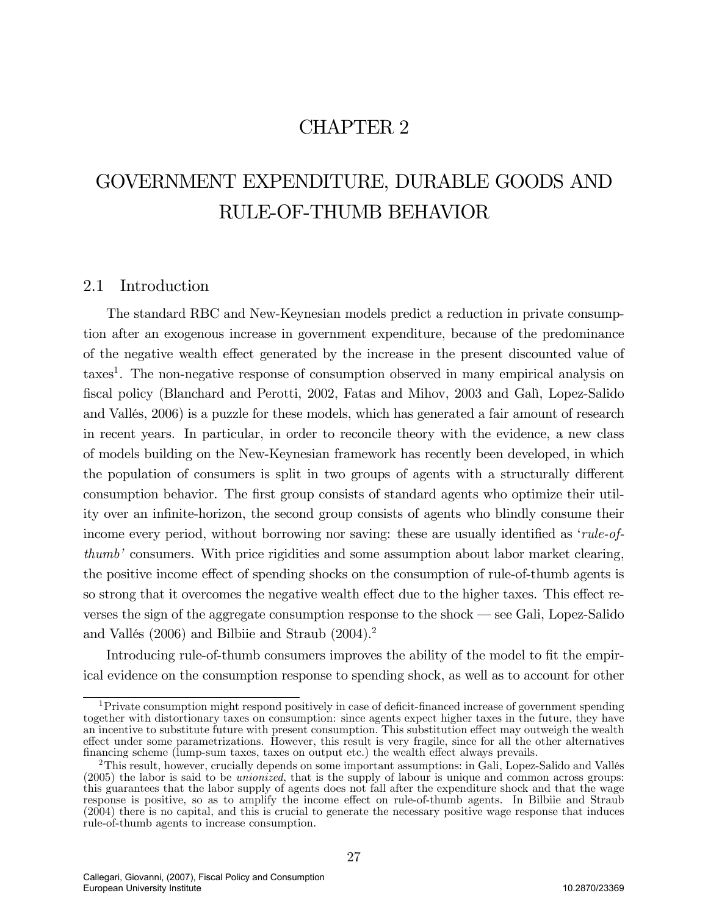# CHAPTER 2

# GOVERNMENT EXPENDITURE, DURABLE GOODS AND RULE-OF-THUMB BEHAVIOR

## 2.1 Introduction

The standard RBC and New-Keynesian models predict a reduction in private consumption after an exogenous increase in government expenditure, because of the predominance of the negative wealth effect generated by the increase in the present discounted value of taxes[1]. The non-negative response of consumption observed in many empirical analysis on fiscal policy (Blanchard and Perotti, 2002, Fatas and Mihov, 2003 and Galì, Lopez-Salido and Vallés, 2006) is a puzzle for these models, which has generated a fair amount of research in recent years. In particular, in order to reconcile theory with the evidence, a new class of models building on the New-Keynesian framework has recently been developed, in which the population of consumers is split in two groups of agents with a structurally different consumption behavior. The first group consists of standard agents who optimize their utility over an infinite-horizon, the second group consists of agents who blindly consume their income every period, without borrowing nor saving: these are usually identified as '*rule-of-thumb*' consumers. With price rigidities and some assumption about labor market clearing, the positive income effect of spending shocks on the consumption of rule-of-thumb agents is so strong that it overcomes the negative wealth effect due to the higher taxes. This effect reverses the sign of the aggregate consumption response to the shock — see Gali, Lopez-Salido and Vallés (2006) and Bilbiie and Straub (2004).[2]

Introducing rule-of-thumb consumers improves the ability of the model to fit the empirical evidence on the consumption response to spending shock, as well as to account for other

---

[1] Private consumption might respond positively in case of deficit-financed increase of government spending together with distortionary taxes on consumption: since agents expect higher taxes in the future, they have an incentive to substitute future with present consumption. This substitution effect may outweigh the wealth effect under some parametrizations. However, this result is very fragile, since for all the other alternatives financing scheme (lump-sum taxes, taxes on output etc.) the wealth effect always prevails.

[2] This result, however, crucially depends on some important assumptions: in Gali, Lopez-Salido and Vallés (2005) the labor is said to be *unionized*, that is the supply of labour is unique and common across groups: this guarantees that the labor supply of agents does not fall after the expenditure shock and that the wage response is positive, so as to amplify the income effect on rule-of-thumb agents. In Bilbiie and Straub (2004) there is no capital, and this is crucial to generate the necessary positive wage response that induces rule-of-thumb agents to increase consumption.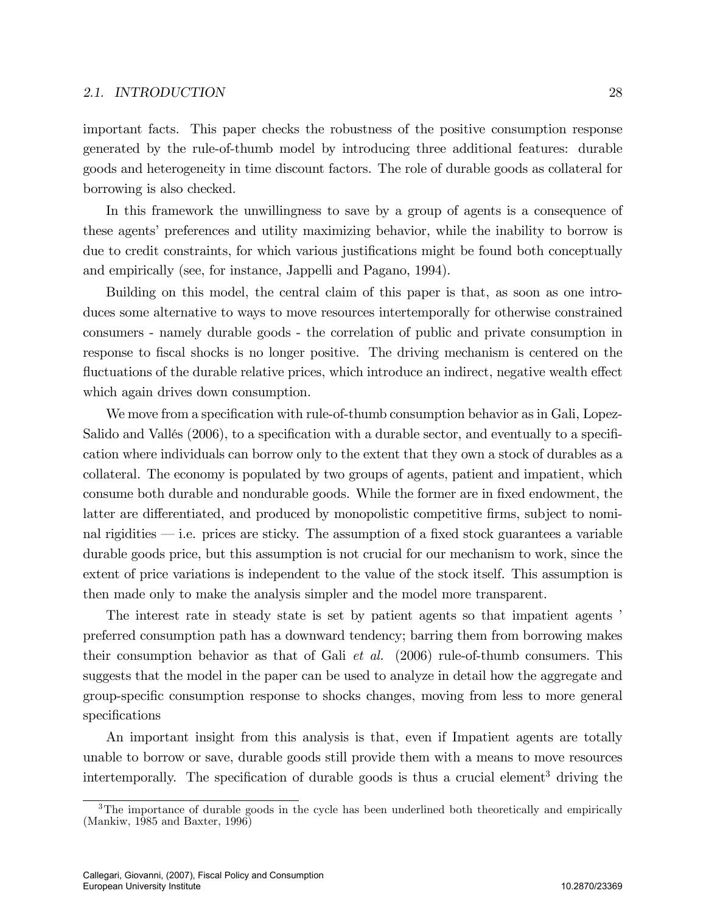important facts. This paper checks the robustness of the positive consumption response generated by the rule-of-thumb model by introducing three additional features: durable goods and heterogeneity in time discount factors. The role of durable goods as collateral for borrowing is also checked.

In this framework the unwillingness to save by a group of agents is a consequence of these agents' preferences and utility maximizing behavior, while the inability to borrow is due to credit constraints, for which various justifications might be found both conceptually and empirically (see, for instance, Jappelli and Pagano, 1994).

Building on this model, the central claim of this paper is that, as soon as one introduces some alternative to ways to move resources intertemporally for otherwise constrained consumers - namely durable goods - the correlation of public and private consumption in response to fiscal shocks is no longer positive. The driving mechanism is centered on the fluctuations of the durable relative prices, which introduce an indirect, negative wealth effect which again drives down consumption.

We move from a specification with rule-of-thumb consumption behavior as in Gali, Lopez-Salido and Vallés (2006), to a specification with a durable sector, and eventually to a specification where individuals can borrow only to the extent that they own a stock of durables as a collateral. The economy is populated by two groups of agents, patient and impatient, which consume both durable and nondurable goods. While the former are in fixed endowment, the latter are differentiated, and produced by monopolistic competitive firms, subject to nominal rigidities — i.e. prices are sticky. The assumption of a fixed stock guarantees a variable durable goods price, but this assumption is not crucial for our mechanism to work, since the extent of price variations is independent to the value of the stock itself. This assumption is then made only to make the analysis simpler and the model more transparent.

The interest rate in steady state is set by patient agents so that impatient agents ' preferred consumption path has a downward tendency; barring them from borrowing makes their consumption behavior as that of Gali *et al.* (2006) rule-of-thumb consumers. This suggests that the model in the paper can be used to analyze in detail how the aggregate and group-specific consumption response to shocks changes, moving from less to more general specifications

An important insight from this analysis is that, even if Impatient agents are totally unable to borrow or save, durable goods still provide them with a means to move resources intertemporally. The specification of durable goods is thus a crucial element[3] driving the

[3] The importance of durable goods in the cycle has been underlined both theoretically and empirically (Mankiw, 1985 and Baxter, 1996)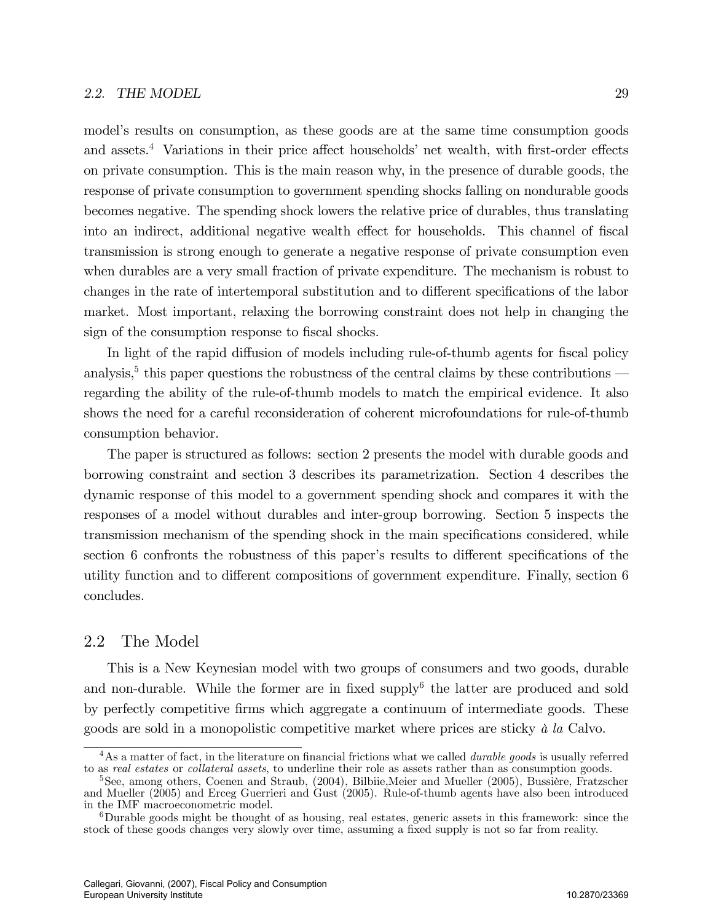model's results on consumption, as these goods are at the same time consumption goods and assets.[4] Variations in their price affect households' net wealth, with first-order effects on private consumption. This is the main reason why, in the presence of durable goods, the response of private consumption to government spending shocks falling on nondurable goods becomes negative. The spending shock lowers the relative price of durables, thus translating into an indirect, additional negative wealth effect for households. This channel of fiscal transmission is strong enough to generate a negative response of private consumption even when durables are a very small fraction of private expenditure. The mechanism is robust to changes in the rate of intertemporal substitution and to different specifications of the labor market. Most important, relaxing the borrowing constraint does not help in changing the sign of the consumption response to fiscal shocks.

In light of the rapid diffusion of models including rule-of-thumb agents for fiscal policy analysis,[5] this paper questions the robustness of the central claims by these contributions — regarding the ability of the rule-of-thumb models to match the empirical evidence. It also shows the need for a careful reconsideration of coherent microfoundations for rule-of-thumb consumption behavior.

The paper is structured as follows: section 2 presents the model with durable goods and borrowing constraint and section 3 describes its parametrization. Section 4 describes the dynamic response of this model to a government spending shock and compares it with the responses of a model without durables and inter-group borrowing. Section 5 inspects the transmission mechanism of the spending shock in the main specifications considered, while section 6 confronts the robustness of this paper's results to different specifications of the utility function and to different compositions of government expenditure. Finally, section 6 concludes.

## 2.2 The Model

This is a New Keynesian model with two groups of consumers and two goods, durable and non-durable. While the former are in fixed supply[6] the latter are produced and sold by perfectly competitive firms which aggregate a continuum of intermediate goods. These goods are sold in a monopolistic competitive market where prices are sticky *à la* Calvo.

---

[4] As a matter of fact, in the literature on financial frictions what we called *durable goods* is usually referred to as *real estates* or *collateral assets*, to underline their role as assets rather than as consumption goods.

[5] See, among others, Coenen and Straub, (2004), Bilbiie,Meier and Mueller (2005), Bussière, Fratzscher and Mueller (2005) and Erceg Guerrieri and Gust (2005). Rule-of-thumb agents have also been introduced in the IMF macroeconometric model.

[6] Durable goods might be thought of as housing, real estates, generic assets in this framework: since the stock of these goods changes very slowly over time, assuming a fixed supply is not so far from reality.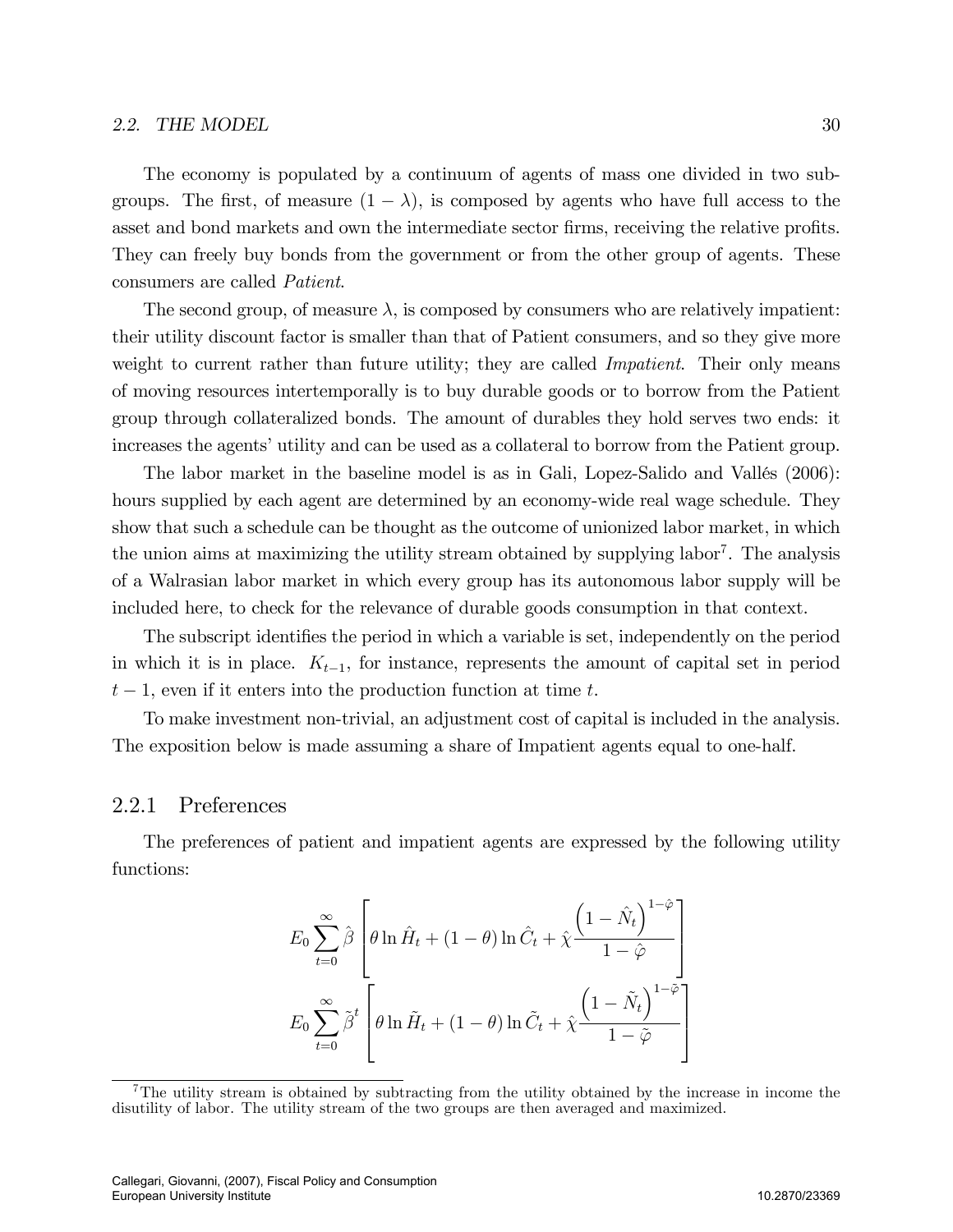The economy is populated by a continuum of agents of mass one divided in two subgroups. The first, of measure $(1-\lambda)$, is composed by agents who have full access to the asset and bond markets and own the intermediate sector firms, receiving the relative profits. They can freely buy bonds from the government or from the other group of agents. These consumers are called *Patient*.

The second group, of measure $\lambda$, is composed by consumers who are relatively impatient: their utility discount factor is smaller than that of Patient consumers, and so they give more weight to current rather than future utility; they are called *Impatient*. Their only means of moving resources intertemporally is to buy durable goods or to borrow from the Patient group through collateralized bonds. The amount of durables they hold serves two ends: it increases the agents' utility and can be used as a collateral to borrow from the Patient group.

The labor market in the baseline model is as in Gali, Lopez-Salido and Vallés (2006): hours supplied by each agent are determined by an economy-wide real wage schedule. They show that such a schedule can be thought as the outcome of unionized labor market, in which the union aims at maximizing the utility stream obtained by supplying labor[7]. The analysis of a Walrasian labor market in which every group has its autonomous labor supply will be included here, to check for the relevance of durable goods consumption in that context.

The subscript identifies the period in which a variable is set, independently on the period in which it is in place. $K_{t-1}$, for instance, represents the amount of capital set in period $t-1$, even if it enters into the production function at time $t$.

To make investment non-trivial, an adjustment cost of capital is included in the analysis. The exposition below is made assuming a share of Impatient agents equal to one-half.

### 2.2.1 Preferences

The preferences of patient and impatient agents are expressed by the following utility functions:

$$E_0 \sum_{t=0}^{\infty} \hat{\beta} \left[ \theta \ln \hat{H}_t + (1-\theta) \ln \hat{C}_t + \hat{\chi} \frac{\left(1 - \hat{N}_t\right)^{1-\hat{\varphi}}}{1-\hat{\varphi}} \right]$$

$$E_0 \sum_{t=0}^{\infty} \tilde{\beta}^t \left[ \theta \ln \tilde{H}_t + (1-\theta) \ln \tilde{C}_t + \hat{\chi} \frac{\left(1 - \tilde{N}_t\right)^{1-\tilde{\varphi}}}{1-\tilde{\varphi}} \right]$$

[7] The utility stream is obtained by subtracting from the utility obtained by the increase in income the disutility of labor. The utility stream of the two groups are then averaged and maximized.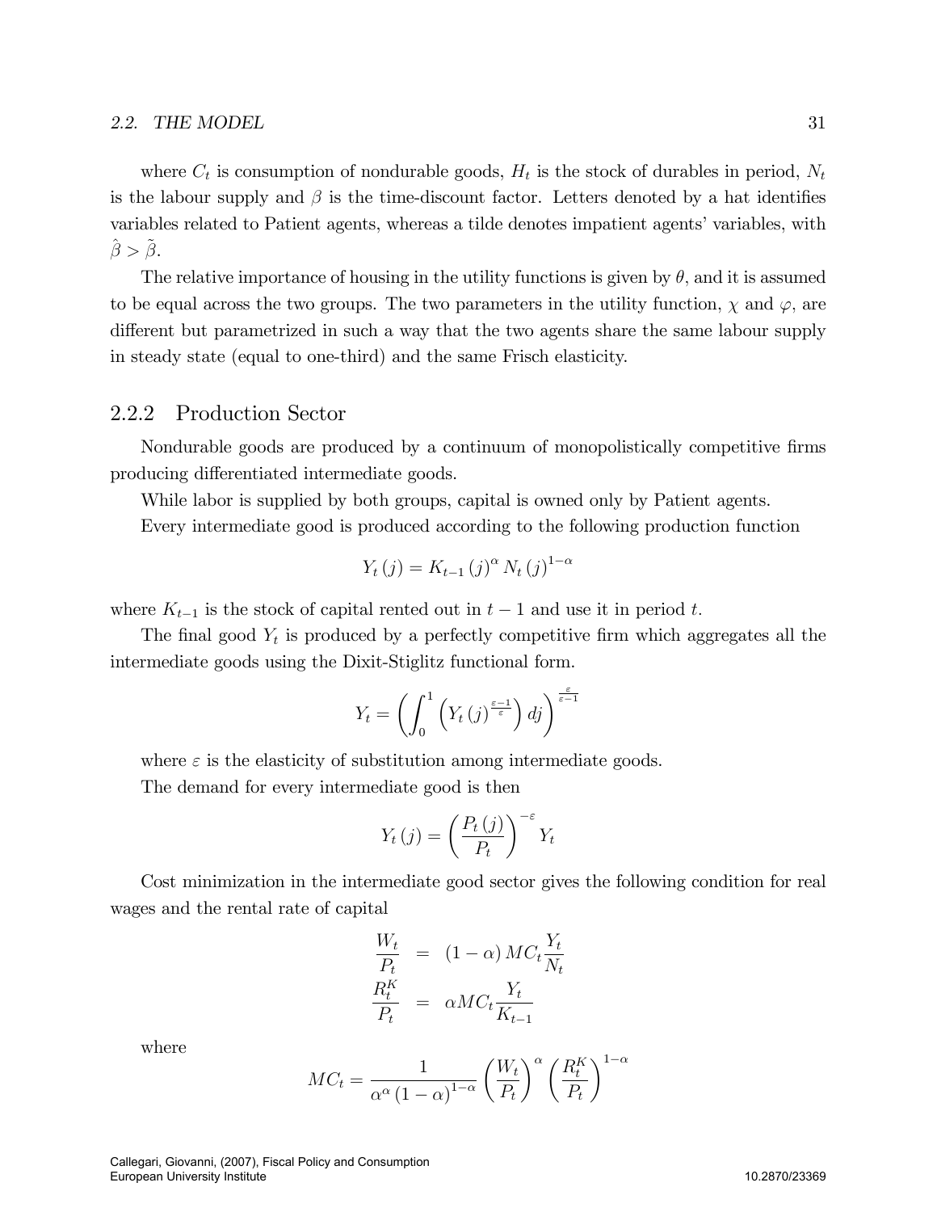where $C_t$ is consumption of nondurable goods, $H_t$ is the stock of durables in period, $N_t$ is the labour supply and $\beta$ is the time-discount factor. Letters denoted by a hat identifies variables related to Patient agents, whereas a tilde denotes impatient agents' variables, with $\hat{\beta} > \tilde{\beta}$.

The relative importance of housing in the utility functions is given by $\theta$, and it is assumed to be equal across the two groups. The two parameters in the utility function, $\chi$ and $\varphi$, are different but parametrized in such a way that the two agents share the same labour supply in steady state (equal to one-third) and the same Frisch elasticity.

### 2.2.2 Production Sector

Nondurable goods are produced by a continuum of monopolistically competitive firms producing differentiated intermediate goods.

While labor is supplied by both groups, capital is owned only by Patient agents.

Every intermediate good is produced according to the following production function

$$Y_t(j) = K_{t-1}(j)^{\alpha} N_t(j)^{1-\alpha}$$

where $K_{t-1}$ is the stock of capital rented out in $t-1$ and use it in period $t$.

The final good $Y_t$ is produced by a perfectly competitive firm which aggregates all the intermediate goods using the Dixit-Stiglitz functional form.

$$Y_t = \left( \int_0^1 \left( Y_t(j)^{\frac{\varepsilon-1}{\varepsilon}} \right) dj \right)^{\frac{\varepsilon}{\varepsilon-1}}$$

where $\varepsilon$ is the elasticity of substitution among intermediate goods.

The demand for every intermediate good is then

$$Y_t(j) = \left( \frac{P_t(j)}{P_t} \right)^{-\varepsilon} Y_t$$

Cost minimization in the intermediate good sector gives the following condition for real wages and the rental rate of capital

$$\begin{aligned}
\frac{W_t}{P_t} &= (1-\alpha) MC_t \frac{Y_t}{N_t} \\
\frac{R_t^K}{P_t} &= \alpha MC_t \frac{Y_t}{K_{t-1}}
\end{aligned}$$

where

$$MC_t = \frac{1}{\alpha^{\alpha}(1-\alpha)^{1-\alpha}} \left( \frac{W_t}{P_t} \right)^{\alpha} \left( \frac{R_t^K}{P_t} \right)^{1-\alpha}$$

Callegari, Giovanni, (2007), Fiscal Policy and Consumption
European University Institute 10.2870/23369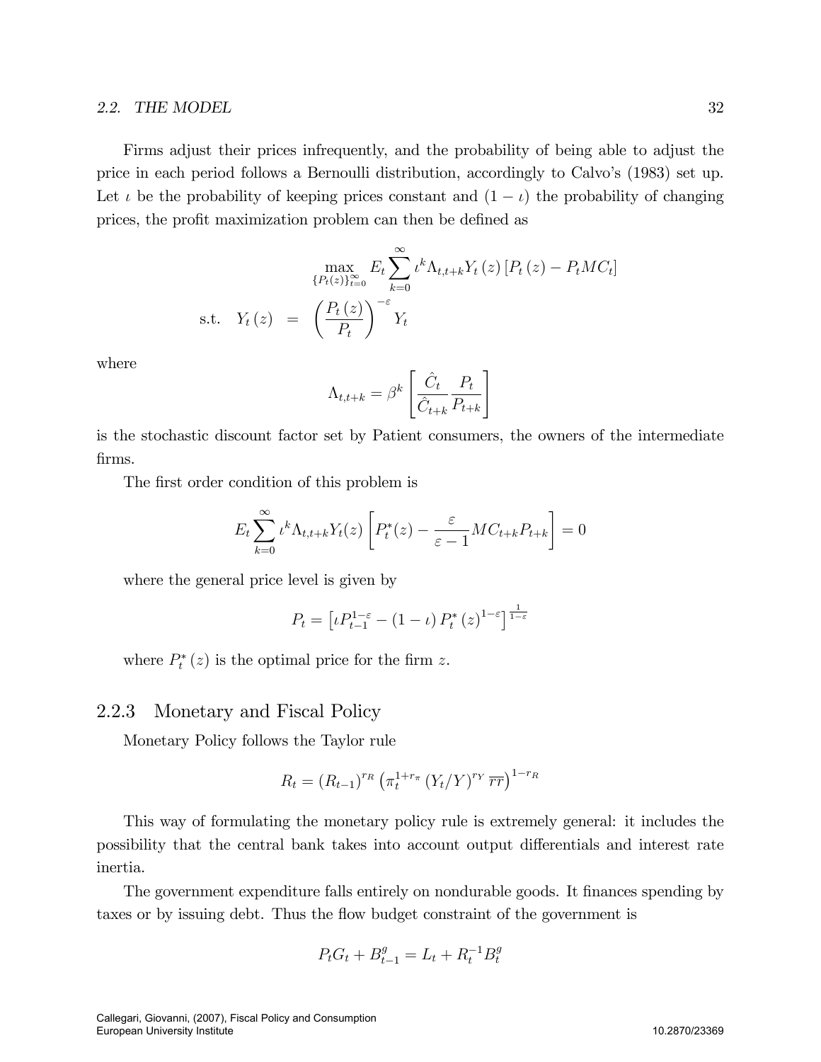Firms adjust their prices infrequently, and the probability of being able to adjust the price in each period follows a Bernoulli distribution, accordingly to Calvo's (1983) set up. Let $\iota$ be the probability of keeping prices constant and $(1-\iota)$ the probability of changing prices, the profit maximization problem can then be defined as

$$\max_{\{P_t(z)\}_{t=0}^{\infty}} E_t \sum_{k=0}^{\infty} \iota^k \Lambda_{t,t+k} Y_t(z) \left[P_t(z) - P_t MC_t\right]$$

$$\text{s.t.} \quad Y_t(z) = \left(\frac{P_t(z)}{P_t}\right)^{-\varepsilon} Y_t$$

where

$$\Lambda_{t,t+k} = \beta^k \left[\frac{\hat{C}_t}{\hat{C}_{t+k}} \frac{P_t}{P_{t+k}}\right]$$

is the stochastic discount factor set by Patient consumers, the owners of the intermediate firms.

The first order condition of this problem is

$$E_t \sum_{k=0}^{\infty} \iota^k \Lambda_{t,t+k} Y_t(z) \left[P_t^*(z) - \frac{\varepsilon}{\varepsilon - 1} MC_{t+k} P_{t+k}\right] = 0$$

where the general price level is given by

$$P_t = \left[\iota P_{t-1}^{1-\varepsilon} - (1-\iota) P_t^*(z)^{1-\varepsilon}\right]^{\frac{1}{1-\varepsilon}}$$

where $P_t^*(z)$ is the optimal price for the firm $z$.

### 2.2.3 Monetary and Fiscal Policy

Monetary Policy follows the Taylor rule

$$R_t = (R_{t-1})^{r_R} \left(\pi_t^{1+r_\pi} (Y_t/Y)^{r_Y} \overline{rr}\right)^{1-r_R}$$

This way of formulating the monetary policy rule is extremely general: it includes the possibility that the central bank takes into account output differentials and interest rate inertia.

The government expenditure falls entirely on nondurable goods. It finances spending by taxes or by issuing debt. Thus the flow budget constraint of the government is

$$P_t G_t + B_{t-1}^g = L_t + R_t^{-1} B_t^g$$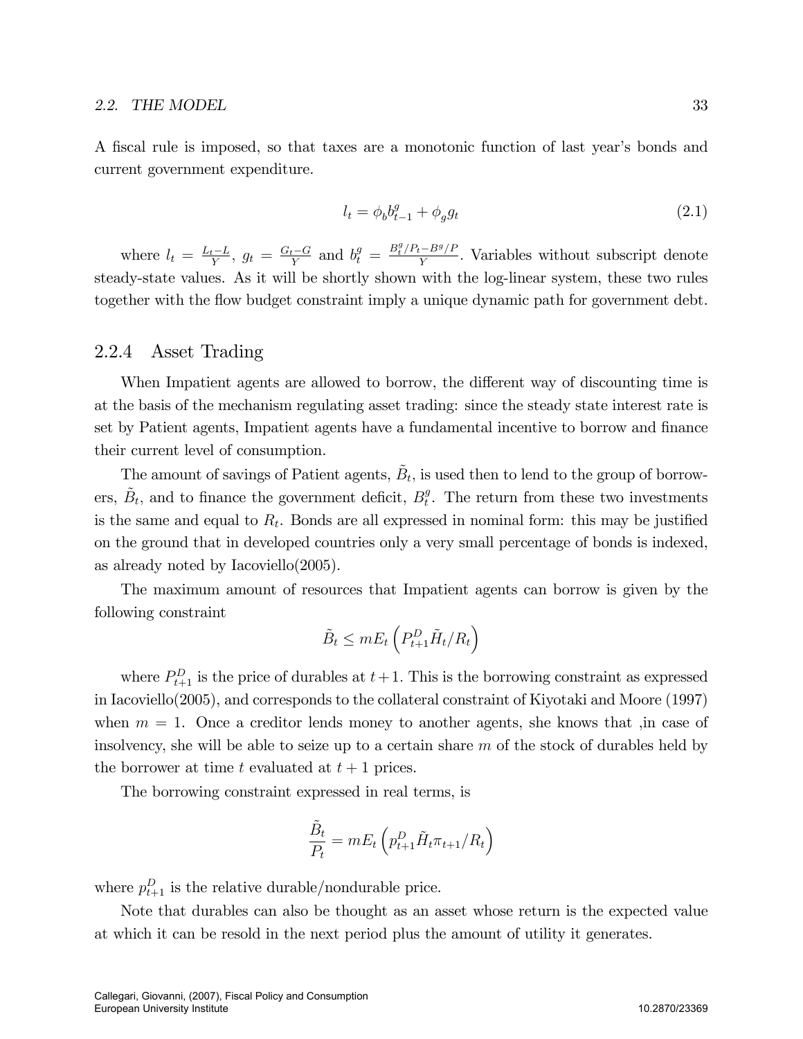A fiscal rule is imposed, so that taxes are a monotonic function of last year's bonds and current government expenditure.

$$l_t = \phi_b b_{t-1}^g + \phi_g g_t \tag{2.1}$$

where $l_t = \frac{L_t - L}{Y}$, $g_t = \frac{G_t - G}{Y}$ and $b_t^g = \frac{B_t^g/P_t - B^g/P}{Y}$. Variables without subscript denote steady-state values. As it will be shortly shown with the log-linear system, these two rules together with the flow budget constraint imply a unique dynamic path for government debt.

### 2.2.4 Asset Trading

When Impatient agents are allowed to borrow, the different way of discounting time is at the basis of the mechanism regulating asset trading: since the steady state interest rate is set by Patient agents, Impatient agents have a fundamental incentive to borrow and finance their current level of consumption.

The amount of savings of Patient agents, $\tilde{B}_t$, is used then to lend to the group of borrowers, $\tilde{B}_t$, and to finance the government deficit, $B_t^g$. The return from these two investments is the same and equal to $R_t$. Bonds are all expressed in nominal form: this may be justified on the ground that in developed countries only a very small percentage of bonds is indexed, as already noted by Iacoviello(2005).

The maximum amount of resources that Impatient agents can borrow is given by the following constraint

$$\tilde{B}_t \leq m E_t \left( P_{t+1}^D \tilde{H}_t / R_t \right)$$

where $P_{t+1}^D$ is the price of durables at $t+1$. This is the borrowing constraint as expressed in Iacoviello(2005), and corresponds to the collateral constraint of Kiyotaki and Moore (1997) when $m = 1$. Once a creditor lends money to another agents, she knows that ,in case of insolvency, she will be able to seize up to a certain share $m$ of the stock of durables held by the borrower at time $t$ evaluated at $t+1$ prices.

The borrowing constraint expressed in real terms, is

$$\frac{\tilde{B}_t}{P_t} = m E_t \left( p_{t+1}^D \tilde{H}_t \pi_{t+1} / R_t \right)$$

where $p_{t+1}^D$ is the relative durable/nondurable price.

Note that durables can also be thought as an asset whose return is the expected value at which it can be resold in the next period plus the amount of utility it generates.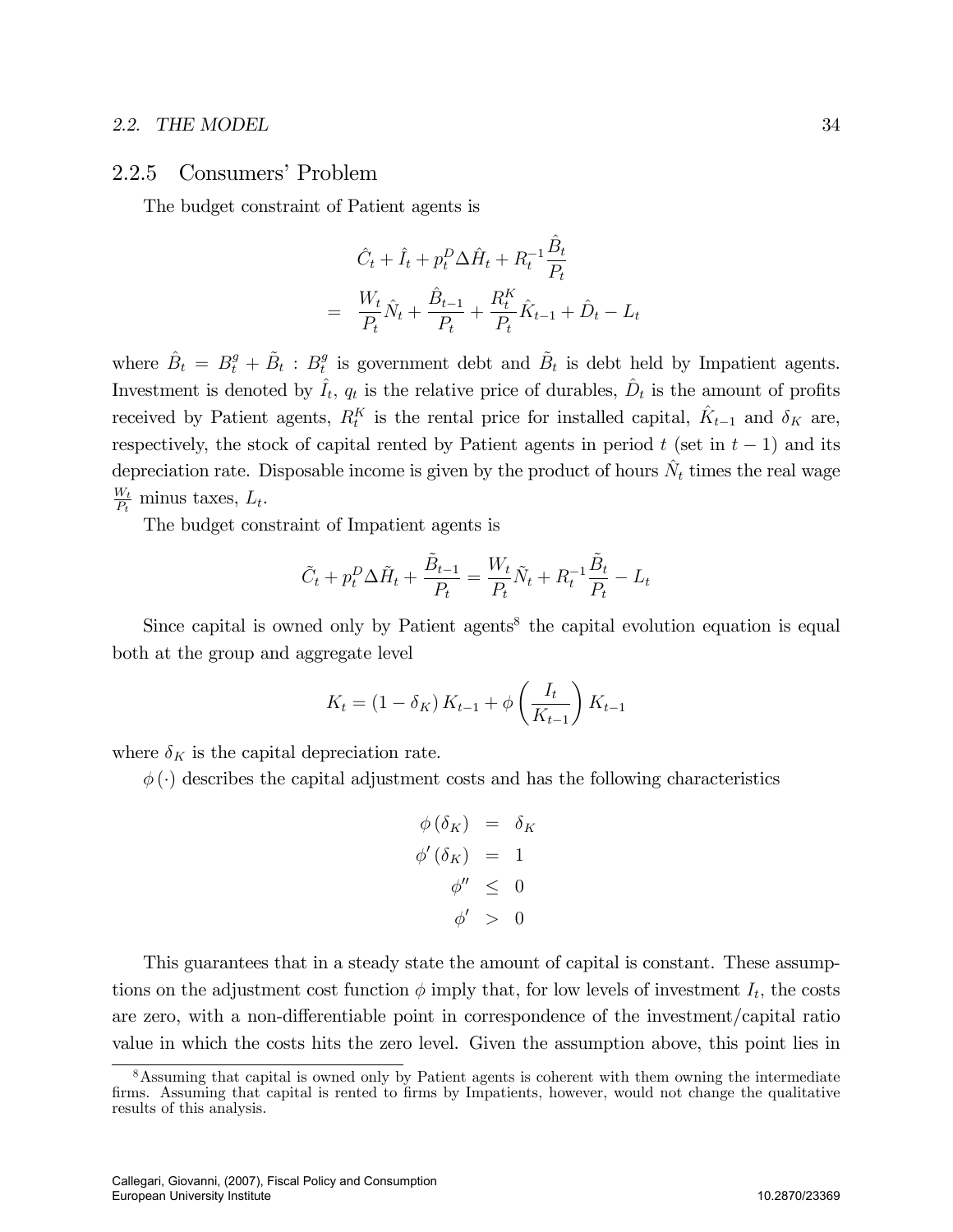### 2.2.5 Consumers' Problem

The budget constraint of Patient agents is

$$
\begin{aligned}
& \hat{C}_t + \hat{I}_t + p_t^D \Delta \hat{H}_t + R_t^{-1} \frac{\hat{B}_t}{P_t} \\
= \; & \frac{W_t}{P_t} \hat{N}_t + \frac{\hat{B}_{t-1}}{P_t} + \frac{R_t^K}{P_t} \hat{K}_{t-1} + \hat{D}_t - L_t
\end{aligned}
$$

where $\hat{B}_t = B_t^g + \tilde{B}_t$ : $B_t^g$ is government debt and $\tilde{B}_t$ is debt held by Impatient agents. Investment is denoted by $\hat{I}_t$, $q_t$ is the relative price of durables, $\hat{D}_t$ is the amount of profits received by Patient agents, $R_t^K$ is the rental price for installed capital, $\hat{K}_{t-1}$ and $\delta_K$ are, respectively, the stock of capital rented by Patient agents in period $t$ (set in $t-1$) and its depreciation rate. Disposable income is given by the product of hours $\hat{N}_t$ times the real wage $\frac{W_t}{P_t}$ minus taxes, $L_t$.

The budget constraint of Impatient agents is

$$
\tilde{C}_t + p_t^D \Delta \tilde{H}_t + \frac{\tilde{B}_{t-1}}{P_t} = \frac{W_t}{P_t} \tilde{N}_t + R_t^{-1} \frac{\tilde{B}_t}{P_t} - L_t
$$

Since capital is owned only by Patient agents[8] the capital evolution equation is equal both at the group and aggregate level

$$
K_t = (1 - \delta_K) K_{t-1} + \phi \left( \frac{I_t}{K_{t-1}} \right) K_{t-1}
$$

where $\delta_K$ is the capital depreciation rate.

$\phi(\cdot)$ describes the capital adjustment costs and has the following characteristics

$$
\begin{aligned}
\phi(\delta_K) &= \delta_K \\
\phi'(\delta_K) &= 1 \\
\phi'' &\leq 0 \\
\phi' &> 0
\end{aligned}
$$

This guarantees that in a steady state the amount of capital is constant. These assumptions on the adjustment cost function $\phi$ imply that, for low levels of investment $I_t$, the costs are zero, with a non-differentiable point in correspondence of the investment/capital ratio value in which the costs hits the zero level. Given the assumption above, this point lies in

[8] Assuming that capital is owned only by Patient agents is coherent with them owning the intermediate firms. Assuming that capital is rented to firms by Impatients, however, would not change the qualitative results of this analysis.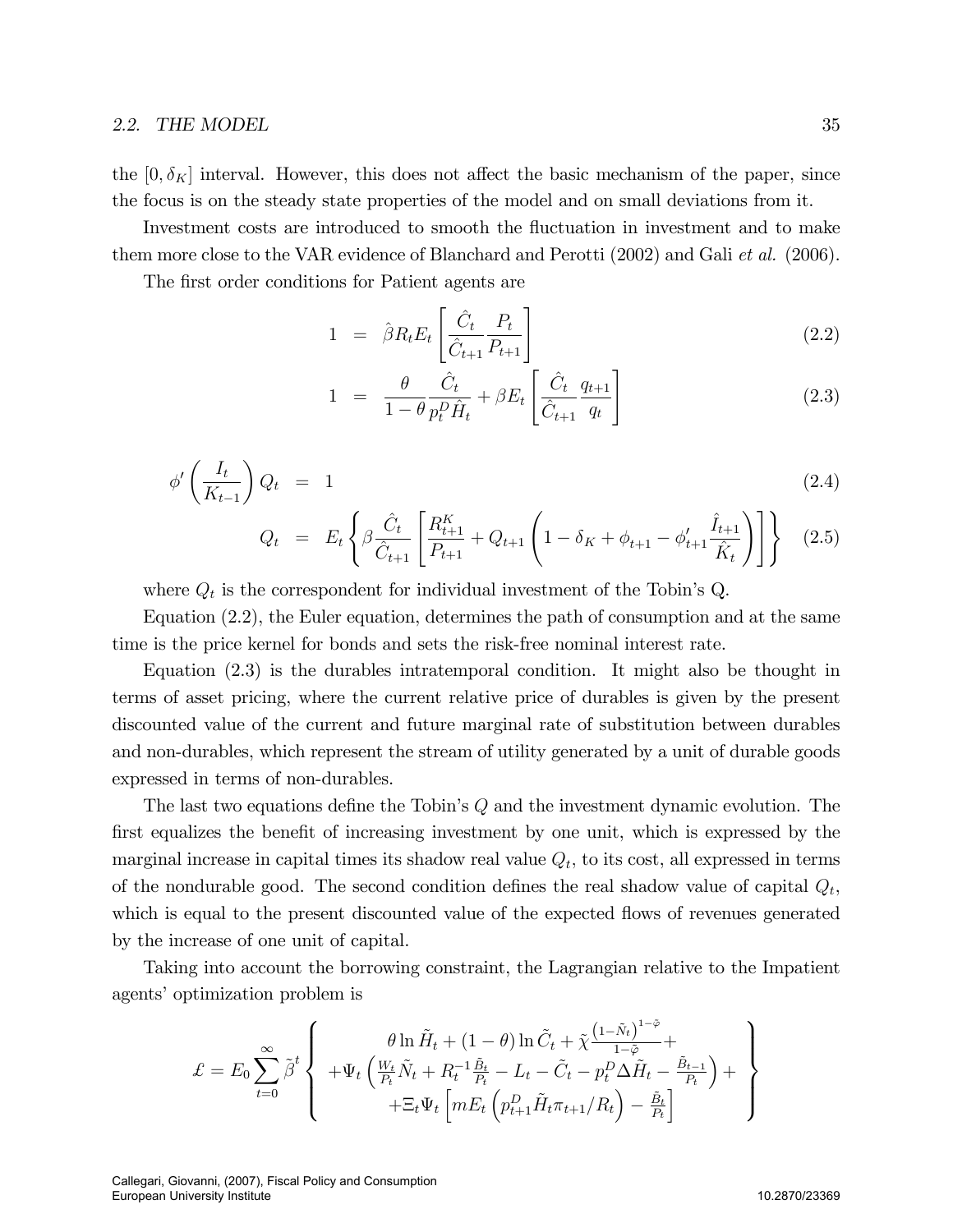the $[0, \delta_K]$ interval. However, this does not affect the basic mechanism of the paper, since the focus is on the steady state properties of the model and on small deviations from it.

Investment costs are introduced to smooth the fluctuation in investment and to make them more close to the VAR evidence of Blanchard and Perotti (2002) and Gali *et al.* (2006).

The first order conditions for Patient agents are

$$1 = \hat{\beta} R_t E_t \left[ \frac{\hat{C}_t}{\hat{C}_{t+1}} \frac{P_t}{P_{t+1}} \right] \tag{2.2}$$

$$1 = \frac{\theta}{1-\theta} \frac{\hat{C}_t}{p_t^D \hat{H}_t} + \beta E_t \left[ \frac{\hat{C}_t}{\hat{C}_{t+1}} \frac{q_{t+1}}{q_t} \right] \tag{2.3}$$

$$\phi' \left( \frac{I_t}{K_{t-1}} \right) Q_t = 1 \tag{2.4}$$

$$Q_t = E_t \left\{ \beta \frac{\hat{C}_t}{\hat{C}_{t+1}} \left[ \frac{R_{t+1}^K}{P_{t+1}} + Q_{t+1} \left( 1 - \delta_K + \phi_{t+1} - \phi'_{t+1} \frac{\hat{I}_{t+1}}{\hat{K}_t} \right) \right] \right\} \tag{2.5}$$

where $Q_t$ is the correspondent for individual investment of the Tobin's Q.

Equation (2.2), the Euler equation, determines the path of consumption and at the same time is the price kernel for bonds and sets the risk-free nominal interest rate.

Equation (2.3) is the durables intratemporal condition. It might also be thought in terms of asset pricing, where the current relative price of durables is given by the present discounted value of the current and future marginal rate of substitution between durables and non-durables, which represent the stream of utility generated by a unit of durable goods expressed in terms of non-durables.

The last two equations define the Tobin's $Q$ and the investment dynamic evolution. The first equalizes the benefit of increasing investment by one unit, which is expressed by the marginal increase in capital times its shadow real value $Q_t$, to its cost, all expressed in terms of the nondurable good. The second condition defines the real shadow value of capital $Q_t$, which is equal to the present discounted value of the expected flows of revenues generated by the increase of one unit of capital.

Taking into account the borrowing constraint, the Lagrangian relative to the Impatient agents' optimization problem is

$$\pounds = E_0 \sum_{t=0}^{\infty} \tilde{\beta}^t \left\{ \begin{array}{c} \theta \ln \tilde{H}_t + (1-\theta) \ln \tilde{C}_t + \tilde{\chi} \frac{\left(1-\tilde{N}_t\right)^{1-\tilde{\varphi}}}{1-\tilde{\varphi}} + \\ +\Psi_t \left( \frac{W_t}{P_t} \tilde{N}_t + R_t^{-1} \frac{\tilde{B}_t}{P_t} - L_t - \tilde{C}_t - p_t^D \Delta \tilde{H}_t - \frac{\tilde{B}_{t-1}}{P_t} \right) + \\ +\Xi_t \Psi_t \left[ m E_t \left( p_{t+1}^D \tilde{H}_t \pi_{t+1} / R_t \right) - \frac{\tilde{B}_t}{P_t} \right] \end{array} \right\}$$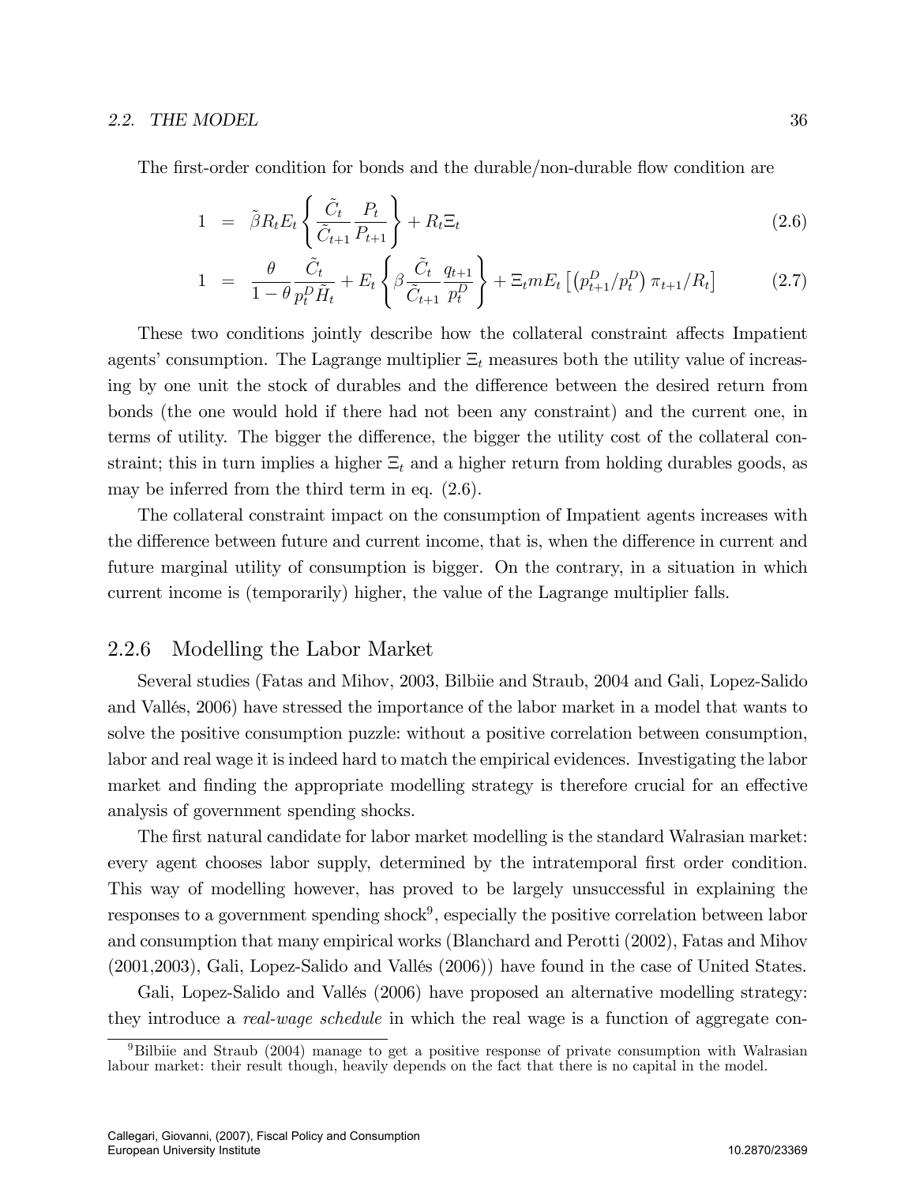The first-order condition for bonds and the durable/non-durable flow condition are

$$1 = \tilde{\beta} R_t E_t \left\{ \frac{\tilde{C}_t}{\tilde{C}_{t+1}} \frac{P_t}{P_{t+1}} \right\} + R_t \Xi_t \tag{2.6}$$

$$1 = \frac{\theta}{1-\theta} \frac{\tilde{C}_t}{p_t^D \tilde{H}_t} + E_t \left\{ \beta \frac{\tilde{C}_t}{\tilde{C}_{t+1}} \frac{q_{t+1}}{p_t^D} \right\} + \Xi_t m E_t \left[ \left( p_{t+1}^D / p_t^D \right) \pi_{t+1} / R_t \right] \tag{2.7}$$

These two conditions jointly describe how the collateral constraint affects Impatient agents' consumption. The Lagrange multiplier $\Xi_t$ measures both the utility value of increasing by one unit the stock of durables and the difference between the desired return from bonds (the one would hold if there had not been any constraint) and the current one, in terms of utility. The bigger the difference, the bigger the utility cost of the collateral constraint; this in turn implies a higher $\Xi_t$ and a higher return from holding durables goods, as may be inferred from the third term in eq. (2.6).

The collateral constraint impact on the consumption of Impatient agents increases with the difference between future and current income, that is, when the difference in current and future marginal utility of consumption is bigger. On the contrary, in a situation in which current income is (temporarily) higher, the value of the Lagrange multiplier falls.

### 2.2.6 Modelling the Labor Market

Several studies (Fatas and Mihov, 2003, Bilbiie and Straub, 2004 and Gali, Lopez-Salido and Vallés, 2006) have stressed the importance of the labor market in a model that wants to solve the positive consumption puzzle: without a positive correlation between consumption, labor and real wage it is indeed hard to match the empirical evidences. Investigating the labor market and finding the appropriate modelling strategy is therefore crucial for an effective analysis of government spending shocks.

The first natural candidate for labor market modelling is the standard Walrasian market: every agent chooses labor supply, determined by the intratemporal first order condition. This way of modelling however, has proved to be largely unsuccessful in explaining the responses to a government spending shock[9], especially the positive correlation between labor and consumption that many empirical works (Blanchard and Perotti (2002), Fatas and Mihov (2001,2003), Gali, Lopez-Salido and Vallés (2006)) have found in the case of United States.

Gali, Lopez-Salido and Vallés (2006) have proposed an alternative modelling strategy: they introduce a *real-wage schedule* in which the real wage is a function of aggregate con-

[9] Bilbiie and Straub (2004) manage to get a positive response of private consumption with Walrasian labour market: their result though, heavily depends on the fact that there is no capital in the model.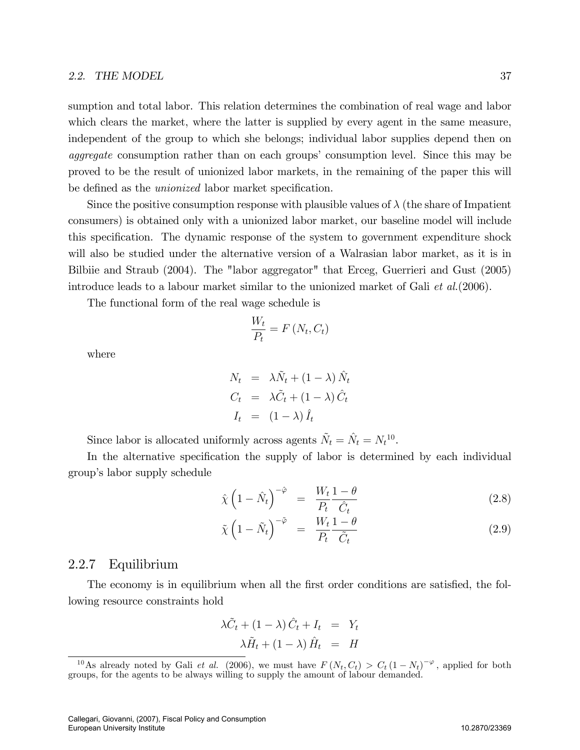sumption and total labor. This relation determines the combination of real wage and labor which clears the market, where the latter is supplied by every agent in the same measure, independent of the group to which she belongs; individual labor supplies depend then on *aggregate* consumption rather than on each groups' consumption level. Since this may be proved to be the result of unionized labor markets, in the remaining of the paper this will be defined as the *unionized* labor market specification.

Since the positive consumption response with plausible values of $\lambda$ (the share of Impatient consumers) is obtained only with a unionized labor market, our baseline model will include this specification. The dynamic response of the system to government expenditure shock will also be studied under the alternative version of a Walrasian labor market, as it is in Bilbiie and Straub (2004). The "labor aggregator" that Erceg, Guerrieri and Gust (2005) introduce leads to a labour market similar to the unionized market of Gali *et al.*(2006).

The functional form of the real wage schedule is

$$\frac{W_t}{P_t} = F(N_t, C_t)$$

where

$$\begin{aligned} N_t &= \lambda \tilde{N}_t + (1-\lambda)\hat{N}_t \\ C_t &= \lambda \tilde{C}_t + (1-\lambda)\hat{C}_t \\ I_t &= (1-\lambda)\hat{I}_t \end{aligned}$$

Since labor is allocated uniformly across agents $\tilde{N}_t = \hat{N}_t = N_t$[10].

In the alternative specification the supply of labor is determined by each individual group's labor supply schedule

$$\hat{\chi}\left(1-\hat{N}_t\right)^{-\hat{\varphi}} = \frac{W_t}{P_t}\frac{1-\theta}{\hat{C}_t} \tag{2.8}$$

$$\tilde{\chi}\left(1-\tilde{N}_t\right)^{-\tilde{\varphi}} = \frac{W_t}{P_t}\frac{1-\theta}{\tilde{C}_t} \tag{2.9}$$

### 2.2.7 Equilibrium

The economy is in equilibrium when all the first order conditions are satisfied, the following resource constraints hold

$$\begin{aligned} \lambda \tilde{C}_t + (1-\lambda)\hat{C}_t + I_t &= Y_t \\ \lambda \tilde{H}_t + (1-\lambda)\hat{H}_t &= H \end{aligned}$$

[10] As already noted by Gali *et al.* (2006), we must have $F(N_t, C_t) > C_t (1-N_t)^{-\varphi}$, applied for both groups, for the agents to be always willing to supply the amount of labour demanded.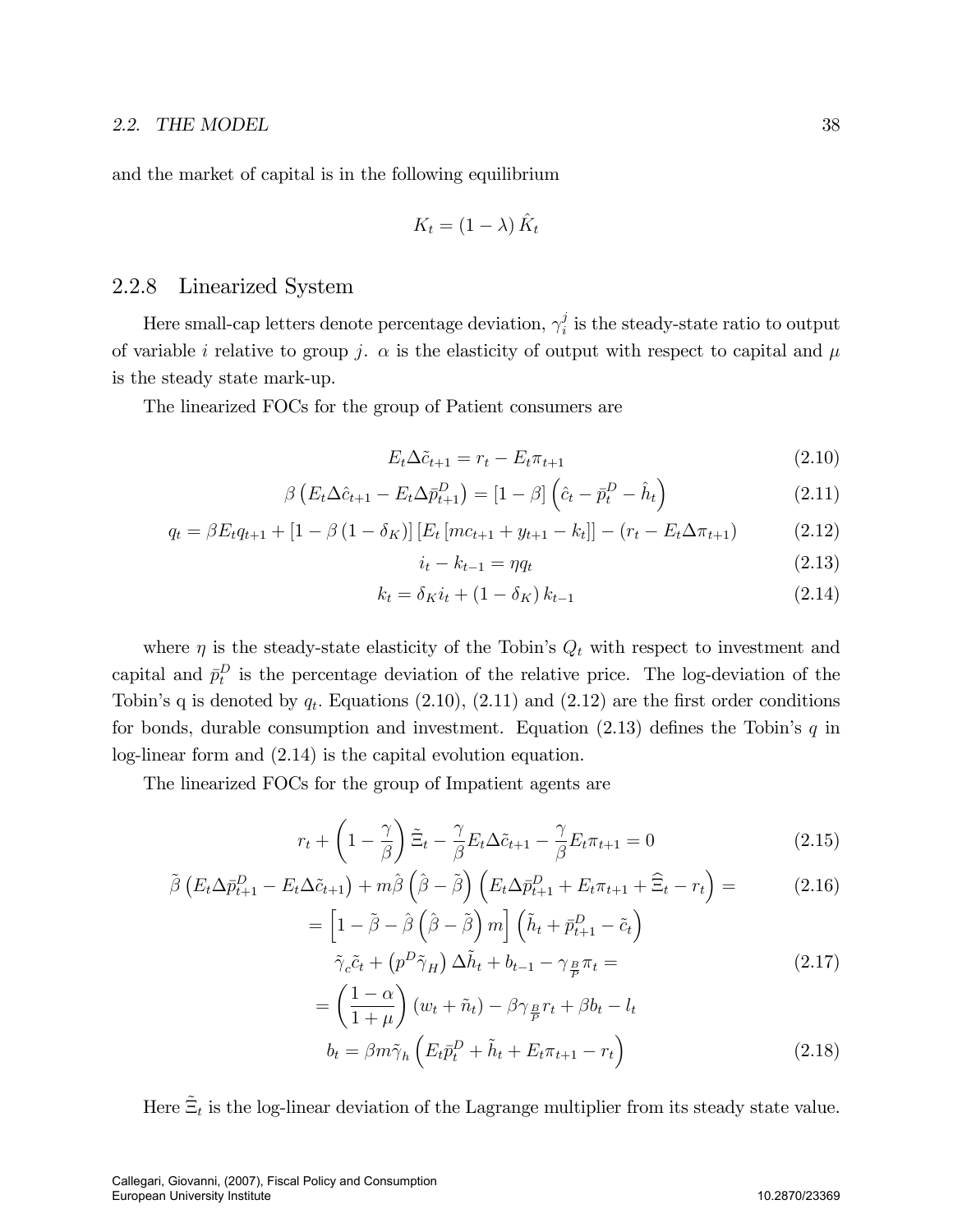and the market of capital is in the following equilibrium

$$K_t = (1 - \lambda) \hat{K}_t$$

### 2.2.8 Linearized System

Here small-cap letters denote percentage deviation, $\gamma_i^j$ is the steady-state ratio to output of variable $i$ relative to group $j$. $\alpha$ is the elasticity of output with respect to capital and $\mu$ is the steady state mark-up.

The linearized FOCs for the group of Patient consumers are

$$E_t \Delta \tilde{c}_{t+1} = r_t - E_t \pi_{t+1} \tag{2.10}$$

$$\beta \left( E_t \Delta \hat{c}_{t+1} - E_t \Delta \bar{p}^D_{t+1} \right) = [1 - \beta] \left( \hat{c}_t - \bar{p}^D_t - \hat{h}_t \right) \tag{2.11}$$

$$q_t = \beta E_t q_{t+1} + [1 - \beta (1 - \delta_K)] \left[ E_t \left[ mc_{t+1} + y_{t+1} - k_t \right] \right] - (r_t - E_t \Delta \pi_{t+1}) \tag{2.12}$$

$$i_t - k_{t-1} = \eta q_t \tag{2.13}$$

$$k_t = \delta_K i_t + (1 - \delta_K) k_{t-1} \tag{2.14}$$

where $\eta$ is the steady-state elasticity of the Tobin's $Q_t$ with respect to investment and capital and $\bar{p}^D_t$ is the percentage deviation of the relative price. The log-deviation of the Tobin's q is denoted by $q_t$. Equations (2.10), (2.11) and (2.12) are the first order conditions for bonds, durable consumption and investment. Equation (2.13) defines the Tobin's $q$ in log-linear form and (2.14) is the capital evolution equation.

The linearized FOCs for the group of Impatient agents are

$$r_t + \left( 1 - \frac{\gamma}{\beta} \right) \tilde{\Xi}_t - \frac{\gamma}{\beta} E_t \Delta \tilde{c}_{t+1} - \frac{\gamma}{\beta} E_t \pi_{t+1} = 0 \tag{2.15}$$

$$\begin{aligned} \tilde{\beta} \left( E_t \Delta \bar{p}^D_{t+1} - E_t \Delta \tilde{c}_{t+1} \right) + m \hat{\beta} \left( \hat{\beta} - \tilde{\beta} \right) \left( E_t \Delta \bar{p}^D_{t+1} + E_t \pi_{t+1} + \widehat{\Xi}_t - r_t \right) = \\ = \left[ 1 - \tilde{\beta} - \hat{\beta} \left( \hat{\beta} - \tilde{\beta} \right) m \right] \left( \tilde{h}_t + \bar{p}^D_{t+1} - \tilde{c}_t \right) \end{aligned} \tag{2.16}$$

$$\begin{aligned} \tilde{\gamma}_c \tilde{c}_t + \left( p^D \tilde{\gamma}_H \right) \Delta \tilde{h}_t + b_{t-1} - \gamma_{\frac{B}{P}} \pi_t = \\ = \left( \frac{1 - \alpha}{1 + \mu} \right) (w_t + \tilde{n}_t) - \beta \gamma_{\frac{B}{P}} r_t + \beta b_t - l_t \end{aligned} \tag{2.17}$$

$$b_t = \beta m \tilde{\gamma}_h \left( E_t \bar{p}^D_t + \tilde{h}_t + E_t \pi_{t+1} - r_t \right) \tag{2.18}$$

Here $\tilde{\Xi}_t$ is the log-linear deviation of the Lagrange multiplier from its steady state value.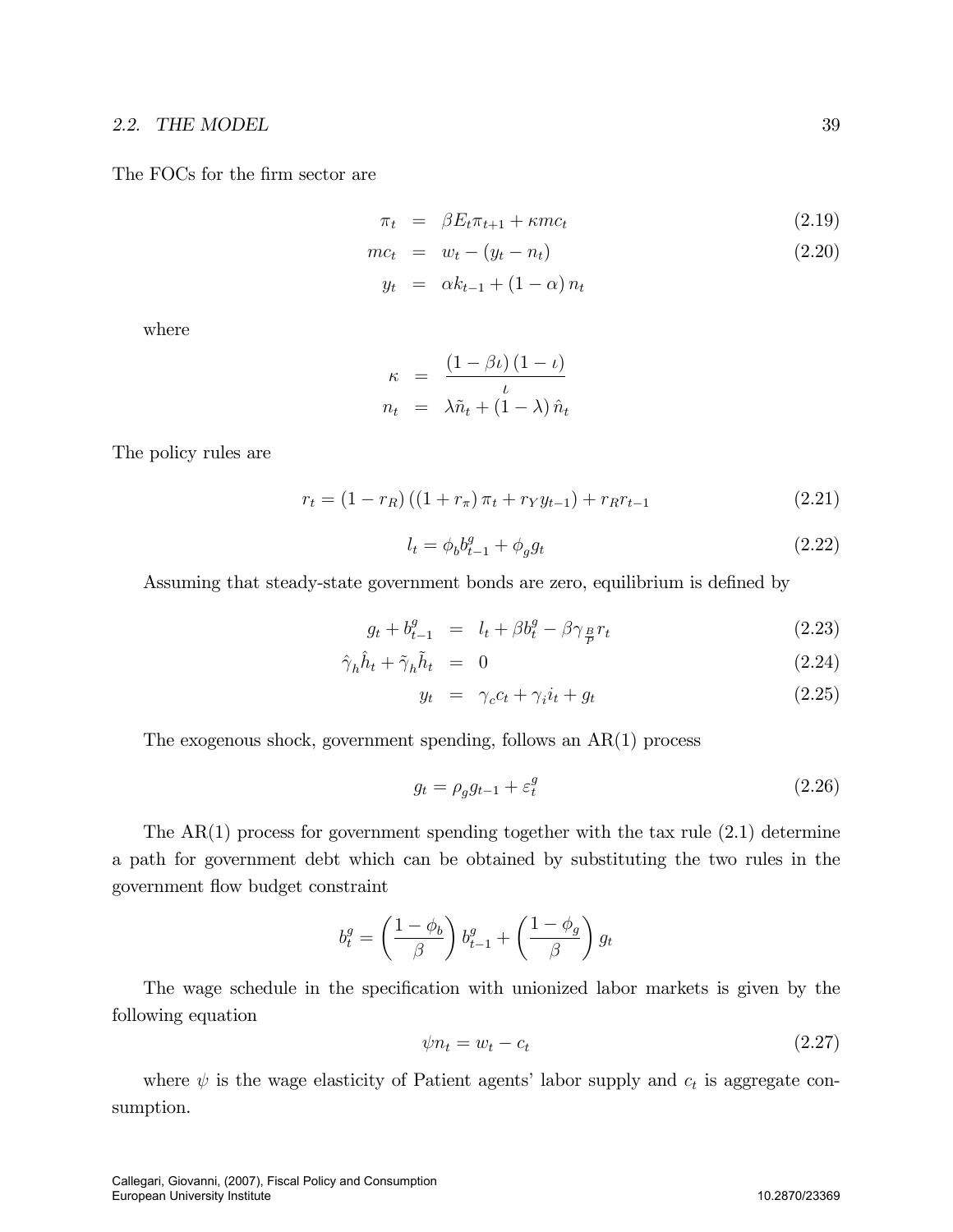The FOCs for the firm sector are

$$
\begin{aligned}
\pi_t &= \beta E_t \pi_{t+1} + \kappa mc_t && (2.19)\\
mc_t &= w_t - (y_t - n_t) && (2.20)\\
y_t &= \alpha k_{t-1} + (1-\alpha) n_t
\end{aligned}
$$

where

$$
\begin{aligned}
\kappa &= \frac{(1-\beta\iota)(1-\iota)}{\iota}\\
n_t &= \lambda \tilde{n}_t + (1-\lambda)\hat{n}_t
\end{aligned}
$$

The policy rules are

$$
r_t = (1-r_R)\left((1+r_\pi)\pi_t + r_Y y_{t-1}\right) + r_R r_{t-1} \tag{2.21}
$$

$$
l_t = \phi_b b_{t-1}^g + \phi_g g_t \tag{2.22}
$$

Assuming that steady-state government bonds are zero, equilibrium is defined by

$$
\begin{aligned}
g_t + b_{t-1}^g &= l_t + \beta b_t^g - \beta \gamma_{\frac{B}{P}} r_t && (2.23)\\
\hat{\gamma}_h \hat{h}_t + \tilde{\gamma}_h \tilde{h}_t &= 0 && (2.24)\\
y_t &= \gamma_c c_t + \gamma_i i_t + g_t && (2.25)
\end{aligned}
$$

The exogenous shock, government spending, follows an AR(1) process

$$
g_t = \rho_g g_{t-1} + \varepsilon_t^g \tag{2.26}
$$

The AR(1) process for government spending together with the tax rule (2.1) determine a path for government debt which can be obtained by substituting the two rules in the government flow budget constraint

$$
b_t^g = \left(\frac{1-\phi_b}{\beta}\right) b_{t-1}^g + \left(\frac{1-\phi_g}{\beta}\right) g_t
$$

The wage schedule in the specification with unionized labor markets is given by the following equation

$$
\psi n_t = w_t - c_t \tag{2.27}
$$

where $\psi$ is the wage elasticity of Patient agents' labor supply and $c_t$ is aggregate consumption.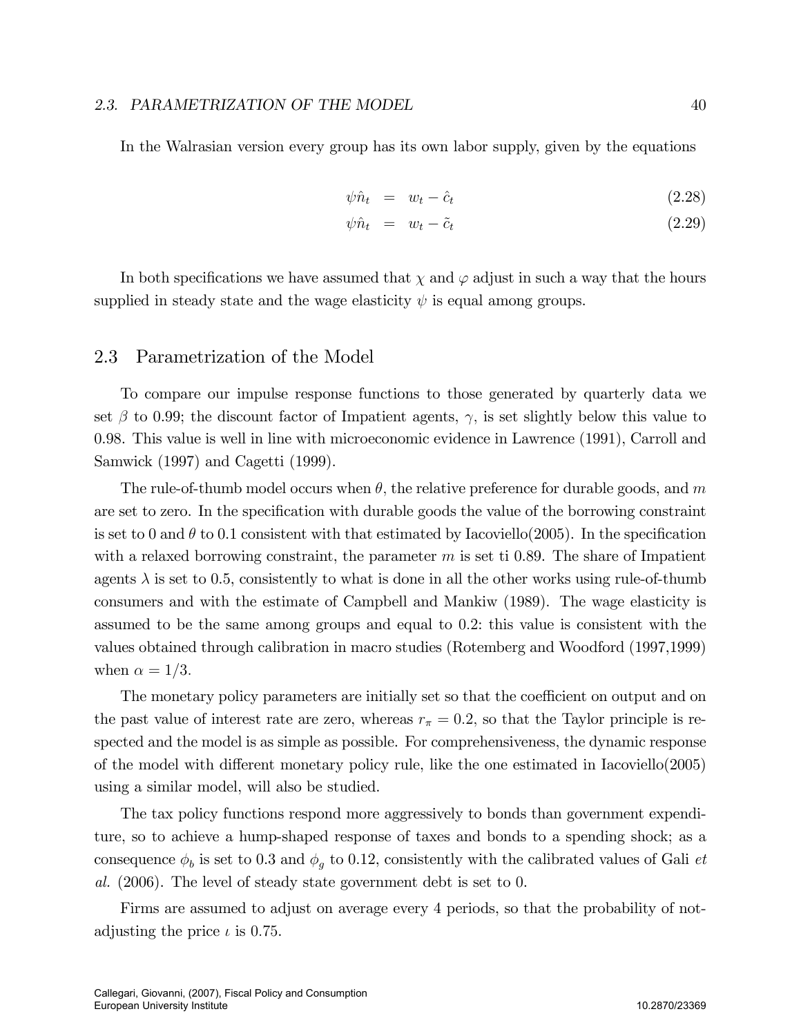In the Walrasian version every group has its own labor supply, given by the equations

$$\psi \hat{n}_t = w_t - \hat{c}_t \tag{2.28}$$

$$\psi \hat{n}_t = w_t - \tilde{c}_t \tag{2.29}$$

In both specifications we have assumed that $\chi$ and $\varphi$ adjust in such a way that the hours supplied in steady state and the wage elasticity $\psi$ is equal among groups.

## 2.3 Parametrization of the Model

To compare our impulse response functions to those generated by quarterly data we set $\beta$ to 0.99; the discount factor of Impatient agents, $\gamma$, is set slightly below this value to 0.98. This value is well in line with microeconomic evidence in Lawrence (1991), Carroll and Samwick (1997) and Cagetti (1999).

The rule-of-thumb model occurs when $\theta$, the relative preference for durable goods, and $m$ are set to zero. In the specification with durable goods the value of the borrowing constraint is set to 0 and $\theta$ to 0.1 consistent with that estimated by Iacoviello(2005). In the specification with a relaxed borrowing constraint, the parameter $m$ is set ti 0.89. The share of Impatient agents $\lambda$ is set to 0.5, consistently to what is done in all the other works using rule-of-thumb consumers and with the estimate of Campbell and Mankiw (1989). The wage elasticity is assumed to be the same among groups and equal to 0.2: this value is consistent with the values obtained through calibration in macro studies (Rotemberg and Woodford (1997,1999) when $\alpha = 1/3$.

The monetary policy parameters are initially set so that the coefficient on output and on the past value of interest rate are zero, whereas $r_\pi = 0.2$, so that the Taylor principle is respected and the model is as simple as possible. For comprehensiveness, the dynamic response of the model with different monetary policy rule, like the one estimated in Iacoviello(2005) using a similar model, will also be studied.

The tax policy functions respond more aggressively to bonds than government expenditure, so to achieve a hump-shaped response of taxes and bonds to a spending shock; as a consequence $\phi_b$ is set to 0.3 and $\phi_g$ to 0.12, consistently with the calibrated values of Gali *et al.* (2006). The level of steady state government debt is set to 0.

Firms are assumed to adjust on average every 4 periods, so that the probability of not-adjusting the price $\iota$ is 0.75.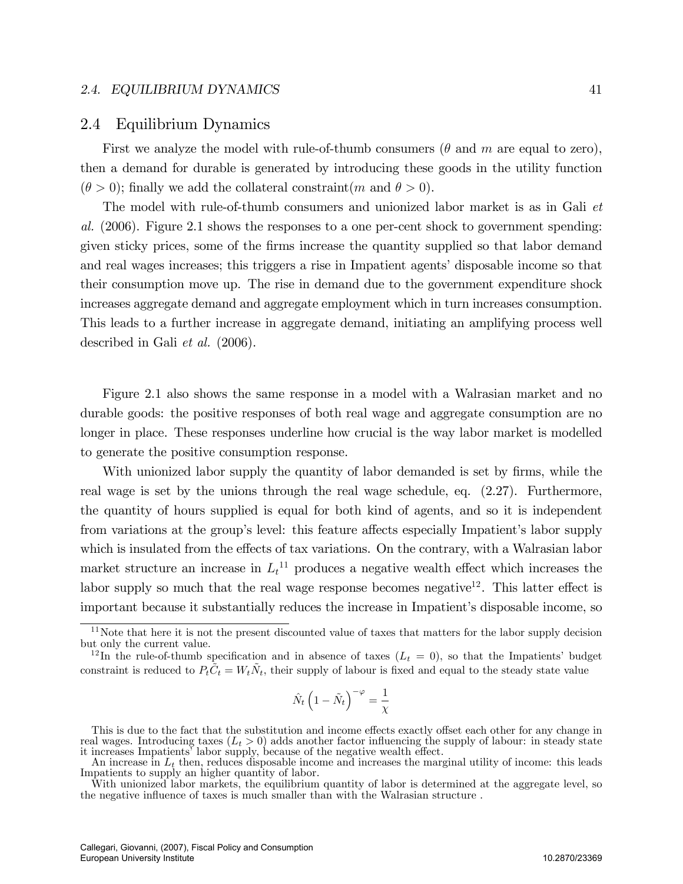## 2.4 Equilibrium Dynamics

First we analyze the model with rule-of-thumb consumers ($\theta$ and $m$ are equal to zero), then a demand for durable is generated by introducing these goods in the utility function ($\theta > 0$); finally we add the collateral constraint($m$ and $\theta > 0$).

The model with rule-of-thumb consumers and unionized labor market is as in Gali *et al.* (2006). Figure 2.1 shows the responses to a one per-cent shock to government spending: given sticky prices, some of the firms increase the quantity supplied so that labor demand and real wages increases; this triggers a rise in Impatient agents' disposable income so that their consumption move up. The rise in demand due to the government expenditure shock increases aggregate demand and aggregate employment which in turn increases consumption. This leads to a further increase in aggregate demand, initiating an amplifying process well described in Gali *et al.* (2006).

Figure 2.1 also shows the same response in a model with a Walrasian market and no durable goods: the positive responses of both real wage and aggregate consumption are no longer in place. These responses underline how crucial is the way labor market is modelled to generate the positive consumption response.

With unionized labor supply the quantity of labor demanded is set by firms, while the real wage is set by the unions through the real wage schedule, eq. (2.27). Furthermore, the quantity of hours supplied is equal for both kind of agents, and so it is independent from variations at the group's level: this feature affects especially Impatient's labor supply which is insulated from the effects of tax variations. On the contrary, with a Walrasian labor market structure an increase in $L_t$[11] produces a negative wealth effect which increases the labor supply so much that the real wage response becomes negative[12]. This latter effect is important because it substantially reduces the increase in Impatient's disposable income, so

[11] Note that here it is not the present discounted value of taxes that matters for the labor supply decision but only the current value.

[12] In the rule-of-thumb specification and in absence of taxes ($L_t = 0$), so that the Impatients' budget constraint is reduced to $P_t\tilde{C}_t = W_t\tilde{N}_t$, their supply of labour is fixed and equal to the steady state value

$$\hat{N}_t \left(1 - \tilde{N}_t\right)^{-\varphi} = \frac{1}{\chi}$$

This is due to the fact that the substitution and income effects exactly offset each other for any change in real wages. Introducing taxes ($L_t > 0$) adds another factor influencing the supply of labour: in steady state it increases Impatients' labor supply, because of the negative wealth effect.

An increase in $L_t$ then, reduces disposable income and increases the marginal utility of income: this leads Impatients to supply an higher quantity of labor.

With unionized labor markets, the equilibrium quantity of labor is determined at the aggregate level, so the negative influence of taxes is much smaller than with the Walrasian structure .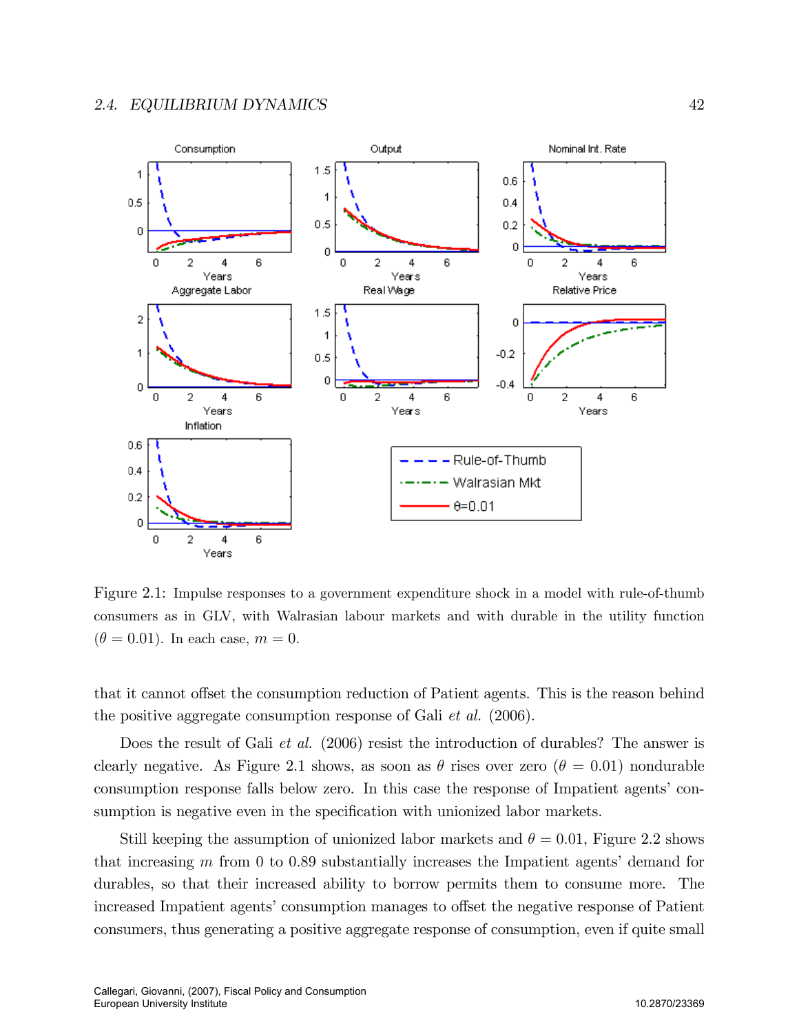Figure 2.1: Impulse responses to a government expenditure shock in a model with rule-of-thumb consumers as in GLV, with Walrasian labour markets and with durable in the utility function ($\theta = 0.01$). In each case, $m = 0$.

that it cannot offset the consumption reduction of Patient agents. This is the reason behind the positive aggregate consumption response of Gali *et al.* (2006).

Does the result of Gali *et al.* (2006) resist the introduction of durables? The answer is clearly negative. As Figure 2.1 shows, as soon as $\theta$ rises over zero ($\theta = 0.01$) nondurable consumption response falls below zero. In this case the response of Impatient agents' consumption is negative even in the specification with unionized labor markets.

Still keeping the assumption of unionized labor markets and $\theta = 0.01$, Figure 2.2 shows that increasing $m$ from 0 to 0.89 substantially increases the Impatient agents' demand for durables, so that their increased ability to borrow permits them to consume more. The increased Impatient agents' consumption manages to offset the negative response of Patient consumers, thus generating a positive aggregate response of consumption, even if quite small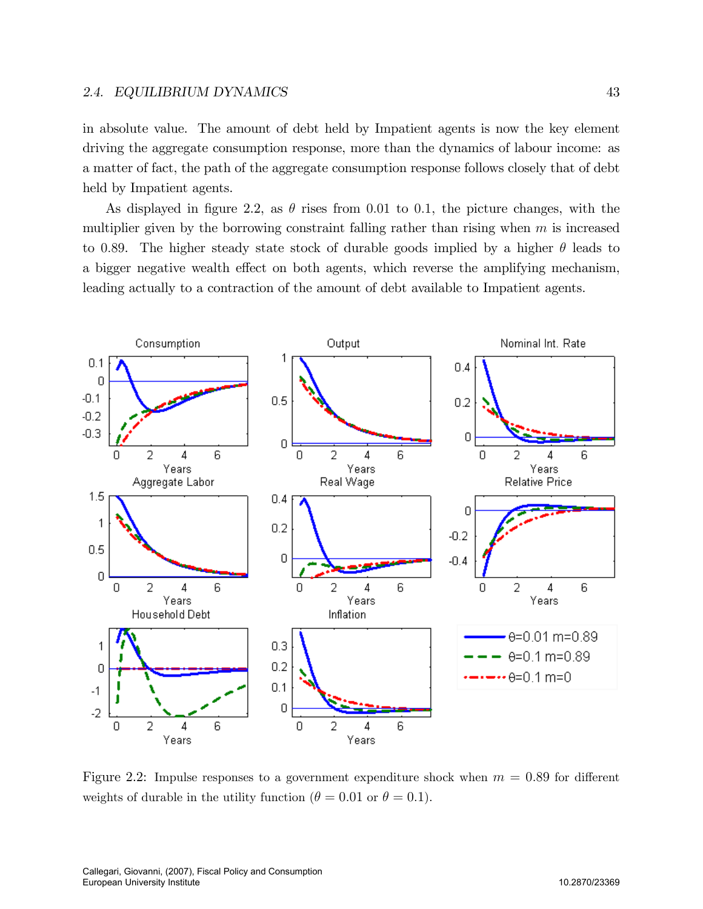in absolute value. The amount of debt held by Impatient agents is now the key element driving the aggregate consumption response, more than the dynamics of labour income: as a matter of fact, the path of the aggregate consumption response follows closely that of debt held by Impatient agents.

As displayed in figure 2.2, as $\theta$ rises from 0.01 to 0.1, the picture changes, with the multiplier given by the borrowing constraint falling rather than rising when $m$ is increased to 0.89. The higher steady state stock of durable goods implied by a higher $\theta$ leads to a bigger negative wealth effect on both agents, which reverse the amplifying mechanism, leading actually to a contraction of the amount of debt available to Impatient agents.

Figure 2.2: Impulse responses to a government expenditure shock when $m = 0.89$ for different weights of durable in the utility function ($\theta = 0.01$ or $\theta = 0.1$).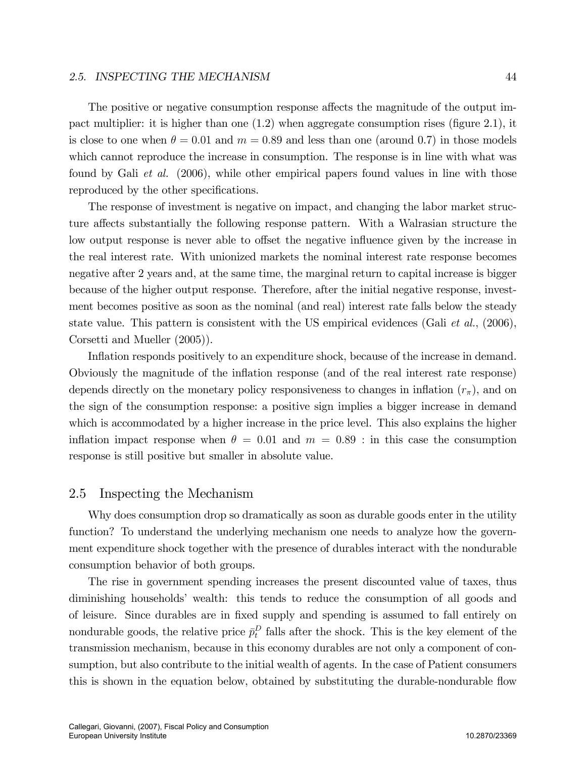The positive or negative consumption response affects the magnitude of the output impact multiplier: it is higher than one (1.2) when aggregate consumption rises (figure 2.1), it is close to one when $\theta = 0.01$ and $m = 0.89$ and less than one (around 0.7) in those models which cannot reproduce the increase in consumption. The response is in line with what was found by Gali *et al.* (2006), while other empirical papers found values in line with those reproduced by the other specifications.

The response of investment is negative on impact, and changing the labor market structure affects substantially the following response pattern. With a Walrasian structure the low output response is never able to offset the negative influence given by the increase in the real interest rate. With unionized markets the nominal interest rate response becomes negative after 2 years and, at the same time, the marginal return to capital increase is bigger because of the higher output response. Therefore, after the initial negative response, investment becomes positive as soon as the nominal (and real) interest rate falls below the steady state value. This pattern is consistent with the US empirical evidences (Gali *et al.*, (2006), Corsetti and Mueller (2005)).

Inflation responds positively to an expenditure shock, because of the increase in demand. Obviously the magnitude of the inflation response (and of the real interest rate response) depends directly on the monetary policy responsiveness to changes in inflation ($r_\pi$), and on the sign of the consumption response: a positive sign implies a bigger increase in demand which is accommodated by a higher increase in the price level. This also explains the higher inflation impact response when $\theta = 0.01$ and $m = 0.89$ : in this case the consumption response is still positive but smaller in absolute value.

## 2.5 Inspecting the Mechanism

Why does consumption drop so dramatically as soon as durable goods enter in the utility function? To understand the underlying mechanism one needs to analyze how the government expenditure shock together with the presence of durables interact with the nondurable consumption behavior of both groups.

The rise in government spending increases the present discounted value of taxes, thus diminishing households' wealth: this tends to reduce the consumption of all goods and of leisure. Since durables are in fixed supply and spending is assumed to fall entirely on nondurable goods, the relative price $\bar{p}_t^D$ falls after the shock. This is the key element of the transmission mechanism, because in this economy durables are not only a component of consumption, but also contribute to the initial wealth of agents. In the case of Patient consumers this is shown in the equation below, obtained by substituting the durable-nondurable flow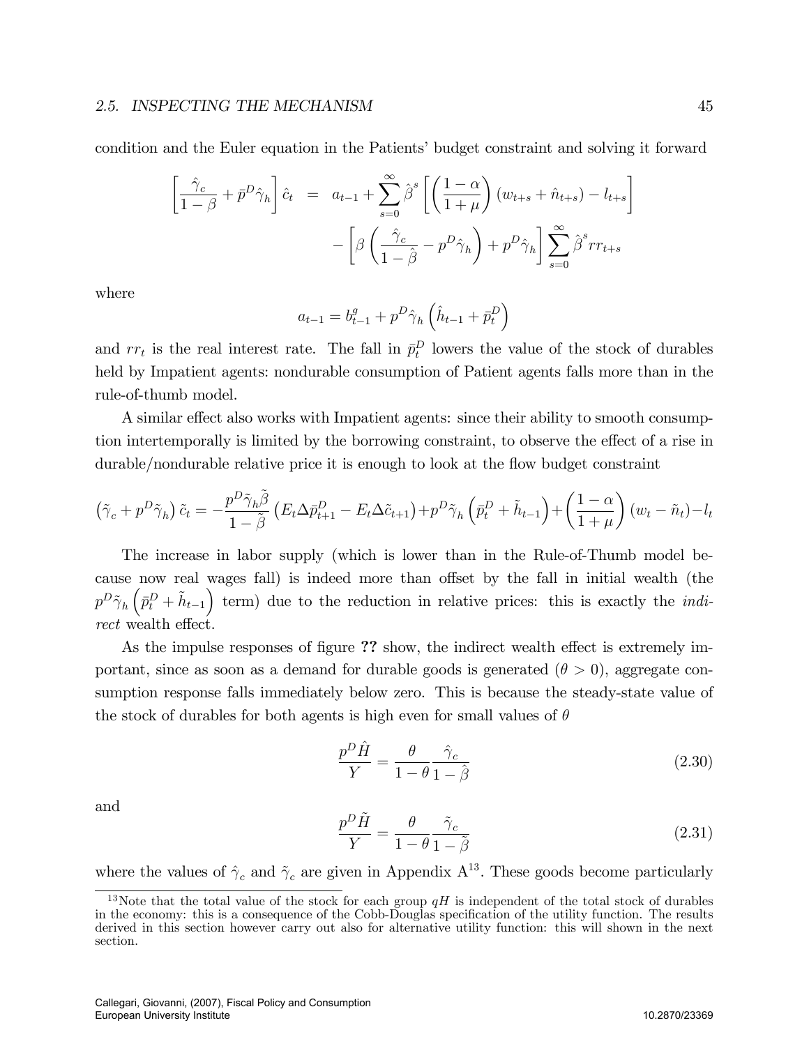condition and the Euler equation in the Patients' budget constraint and solving it forward

$$
\begin{aligned}
\left[\frac{\hat{\gamma}_c}{1-\beta}+\bar{p}^D\hat{\gamma}_h\right]\hat{c}_t &= a_{t-1}+\sum_{s=0}^{\infty}\hat{\beta}^s\left[\left(\frac{1-\alpha}{1+\mu}\right)(w_{t+s}+\hat{n}_{t+s})-l_{t+s}\right] \\
&\quad -\left[\beta\left(\frac{\hat{\gamma}_c}{1-\hat{\beta}}-p^D\hat{\gamma}_h\right)+p^D\hat{\gamma}_h\right]\sum_{s=0}^{\infty}\hat{\beta}^s rr_{t+s}
\end{aligned}
$$

where

$$
a_{t-1}=b^g_{t-1}+p^D\hat{\gamma}_h\left(\hat{h}_{t-1}+\bar{p}^D_t\right)
$$

and $rr_t$ is the real interest rate. The fall in $\bar{p}^D_t$ lowers the value of the stock of durables held by Impatient agents: nondurable consumption of Patient agents falls more than in the rule-of-thumb model.

A similar effect also works with Impatient agents: since their ability to smooth consumption intertemporally is limited by the borrowing constraint, to observe the effect of a rise in durable/nondurable relative price it is enough to look at the flow budget constraint

$$
\left(\tilde{\gamma}_c+p^D\tilde{\gamma}_h\right)\tilde{c}_t=-\frac{p^D\tilde{\gamma}_h\tilde{\beta}}{1-\tilde{\beta}}\left(E_t\Delta\bar{p}^D_{t+1}-E_t\Delta\tilde{c}_{t+1}\right)+p^D\tilde{\gamma}_h\left(\bar{p}^D_t+\tilde{h}_{t-1}\right)+\left(\frac{1-\alpha}{1+\mu}\right)(w_t-\tilde{n}_t)-l_t
$$

The increase in labor supply (which is lower than in the Rule-of-Thumb model because now real wages fall) is indeed more than offset by the fall in initial wealth (the $p^D\tilde{\gamma}_h\left(\bar{p}^D_t+\tilde{h}_{t-1}\right)$ term) due to the reduction in relative prices: this is exactly the *indirect* wealth effect.

As the impulse responses of figure **??** show, the indirect wealth effect is extremely important, since as soon as a demand for durable goods is generated ($\theta>0$), aggregate consumption response falls immediately below zero. This is because the steady-state value of the stock of durables for both agents is high even for small values of $\theta$

$$
\frac{p^D\hat{H}}{Y}=\frac{\theta}{1-\theta}\frac{\hat{\gamma}_c}{1-\hat{\beta}} \tag{2.30}
$$

and

$$
\frac{p^D\tilde{H}}{Y}=\frac{\theta}{1-\theta}\frac{\tilde{\gamma}_c}{1-\tilde{\beta}} \tag{2.31}
$$

where the values of $\hat{\gamma}_c$ and $\tilde{\gamma}_c$ are given in Appendix A[13]. These goods become particularly

[13] Note that the total value of the stock for each group $qH$ is independent of the total stock of durables in the economy: this is a consequence of the Cobb-Douglas specification of the utility function. The results derived in this section however carry out also for alternative utility function: this will shown in the next section.

Callegari, Giovanni, (2007), Fiscal Policy and Consumption
European University Institute 10.2870/23369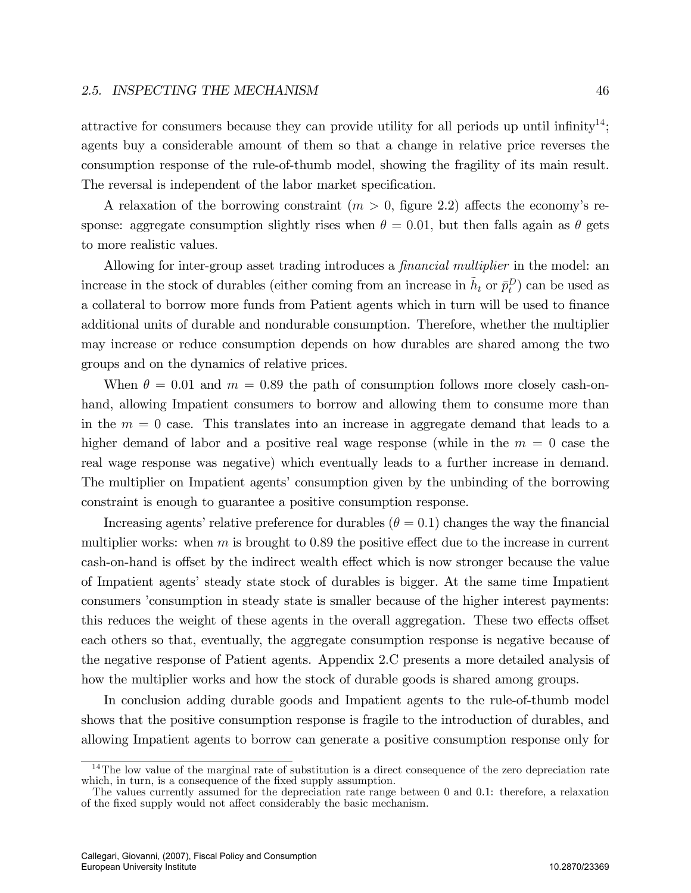attractive for consumers because they can provide utility for all periods up until infinity[14]; agents buy a considerable amount of them so that a change in relative price reverses the consumption response of the rule-of-thumb model, showing the fragility of its main result. The reversal is independent of the labor market specification.

A relaxation of the borrowing constraint ($m > 0$, figure 2.2) affects the economy's response: aggregate consumption slightly rises when $\theta = 0.01$, but then falls again as $\theta$ gets to more realistic values.

Allowing for inter-group asset trading introduces a *financial multiplier* in the model: an increase in the stock of durables (either coming from an increase in $\tilde{h}_t$ or $\bar{p}_t^D$) can be used as a collateral to borrow more funds from Patient agents which in turn will be used to finance additional units of durable and nondurable consumption. Therefore, whether the multiplier may increase or reduce consumption depends on how durables are shared among the two groups and on the dynamics of relative prices.

When $\theta = 0.01$ and $m = 0.89$ the path of consumption follows more closely cash-on-hand, allowing Impatient consumers to borrow and allowing them to consume more than in the $m = 0$ case. This translates into an increase in aggregate demand that leads to a higher demand of labor and a positive real wage response (while in the $m = 0$ case the real wage response was negative) which eventually leads to a further increase in demand. The multiplier on Impatient agents' consumption given by the unbinding of the borrowing constraint is enough to guarantee a positive consumption response.

Increasing agents' relative preference for durables ($\theta = 0.1$) changes the way the financial multiplier works: when $m$ is brought to 0.89 the positive effect due to the increase in current cash-on-hand is offset by the indirect wealth effect which is now stronger because the value of Impatient agents' steady state stock of durables is bigger. At the same time Impatient consumers 'consumption in steady state is smaller because of the higher interest payments: this reduces the weight of these agents in the overall aggregation. These two effects offset each others so that, eventually, the aggregate consumption response is negative because of the negative response of Patient agents. Appendix 2.C presents a more detailed analysis of how the multiplier works and how the stock of durable goods is shared among groups.

In conclusion adding durable goods and Impatient agents to the rule-of-thumb model shows that the positive consumption response is fragile to the introduction of durables, and allowing Impatient agents to borrow can generate a positive consumption response only for

[14]The low value of the marginal rate of substitution is a direct consequence of the zero depreciation rate which, in turn, is a consequence of the fixed supply assumption.
The values currently assumed for the depreciation rate range between 0 and 0.1: therefore, a relaxation of the fixed supply would not affect considerably the basic mechanism.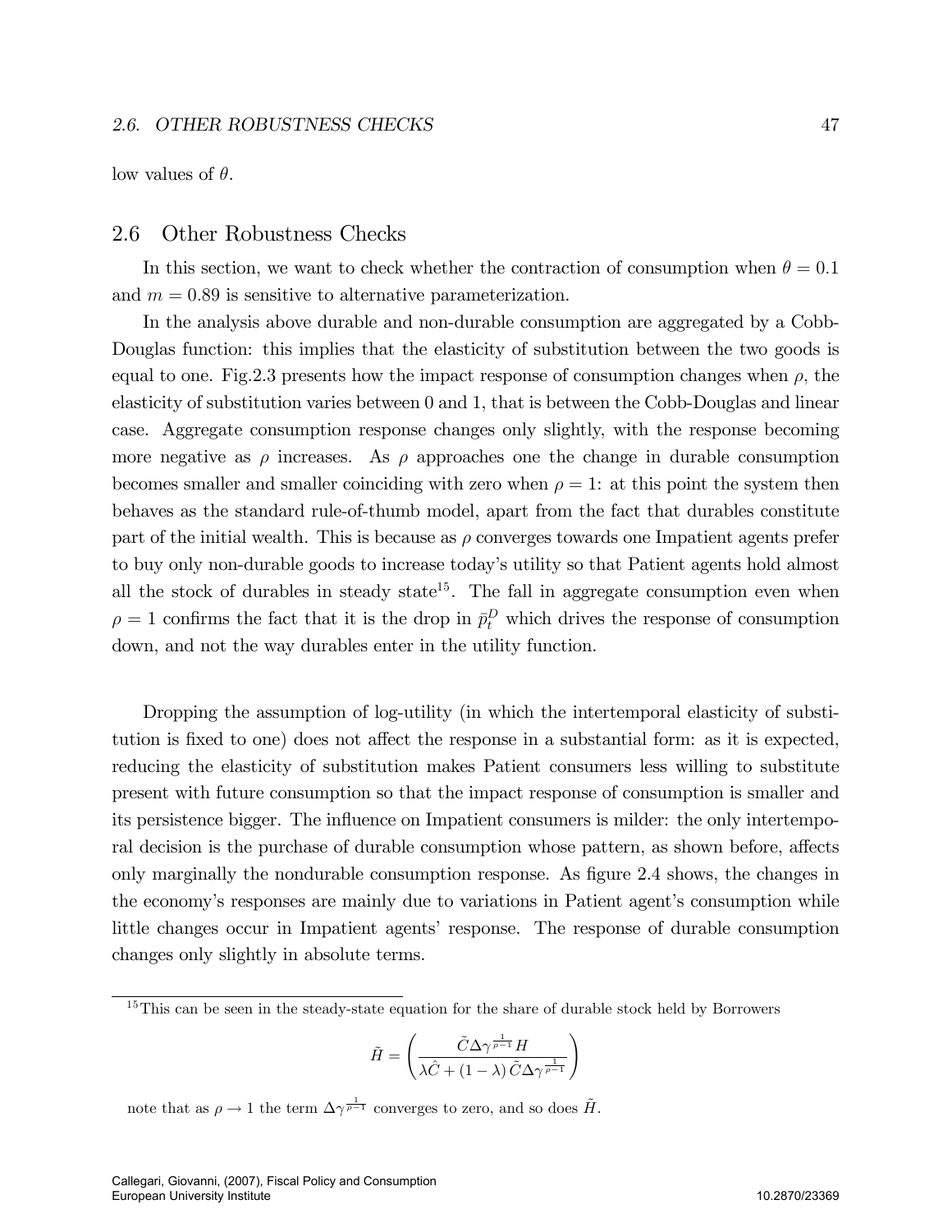low values of $\theta$.

## 2.6 Other Robustness Checks

In this section, we want to check whether the contraction of consumption when $\theta = 0.1$ and $m = 0.89$ is sensitive to alternative parameterization.

In the analysis above durable and non-durable consumption are aggregated by a Cobb-Douglas function: this implies that the elasticity of substitution between the two goods is equal to one. Fig.2.3 presents how the impact response of consumption changes when $\rho$, the elasticity of substitution varies between 0 and 1, that is between the Cobb-Douglas and linear case. Aggregate consumption response changes only slightly, with the response becoming more negative as $\rho$ increases. As $\rho$ approaches one the change in durable consumption becomes smaller and smaller coinciding with zero when $\rho = 1$: at this point the system then behaves as the standard rule-of-thumb model, apart from the fact that durables constitute part of the initial wealth. This is because as $\rho$ converges towards one Impatient agents prefer to buy only non-durable goods to increase today's utility so that Patient agents hold almost all the stock of durables in steady state[15]. The fall in aggregate consumption even when $\rho = 1$ confirms the fact that it is the drop in $\bar{p}_t^D$ which drives the response of consumption down, and not the way durables enter in the utility function.

Dropping the assumption of log-utility (in which the intertemporal elasticity of substitution is fixed to one) does not affect the response in a substantial form: as it is expected, reducing the elasticity of substitution makes Patient consumers less willing to substitute present with future consumption so that the impact response of consumption is smaller and its persistence bigger. The influence on Impatient consumers is milder: the only intertemporal decision is the purchase of durable consumption whose pattern, as shown before, affects only marginally the nondurable consumption response. As figure 2.4 shows, the changes in the economy's responses are mainly due to variations in Patient agent's consumption while little changes occur in Impatient agents' response. The response of durable consumption changes only slightly in absolute terms.

---

[15] This can be seen in the steady-state equation for the share of durable stock held by Borrowers

$$\tilde{H} = \left( \frac{\tilde{C} \Delta \gamma^{\frac{1}{\rho - 1}} H}{\lambda \hat{C} + (1 - \lambda) \tilde{C} \Delta \gamma^{\frac{1}{\rho - 1}}} \right)$$

note that as $\rho \to 1$ the term $\Delta \gamma^{\frac{1}{\rho - 1}}$ converges to zero, and so does $\tilde{H}$.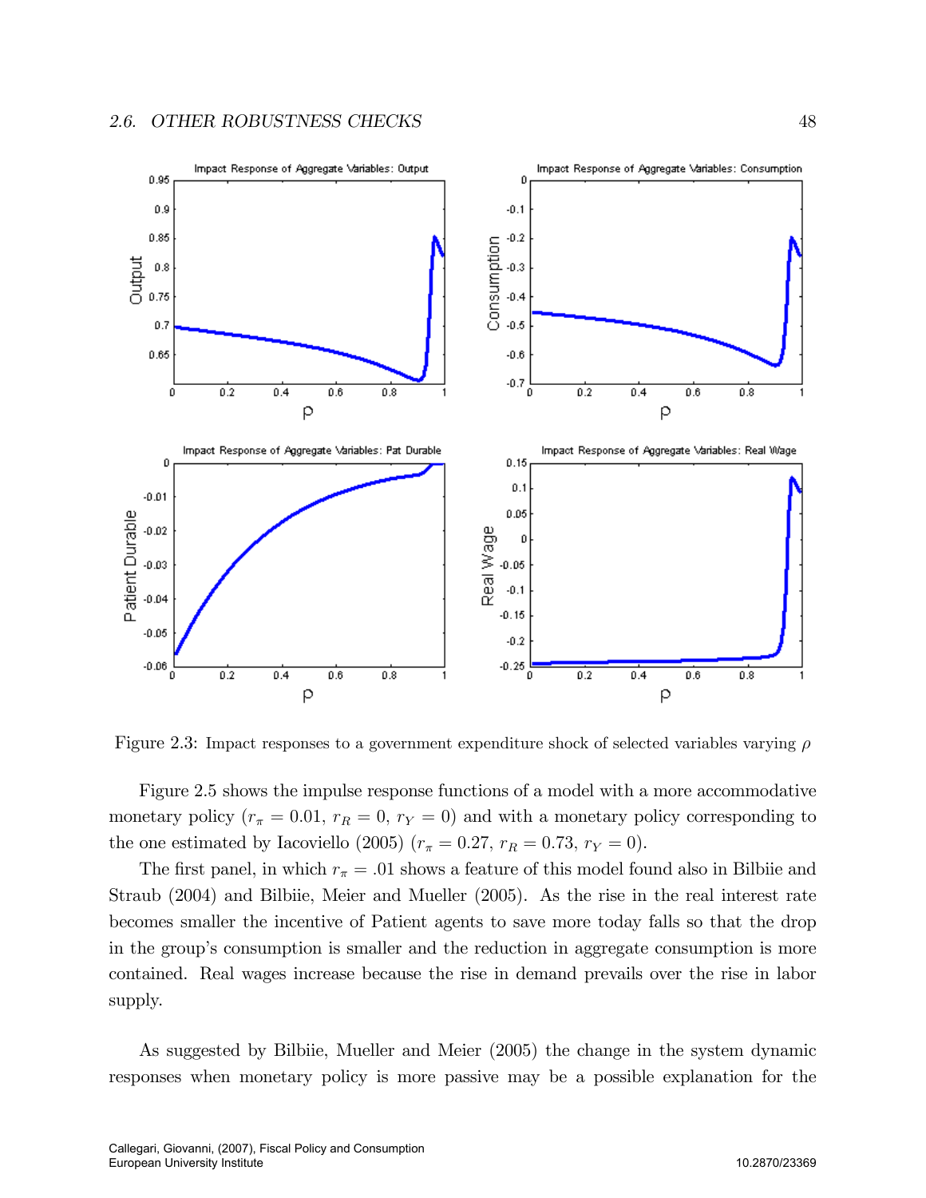Figure 2.3: Impact responses to a government expenditure shock of selected variables varying $\rho$

Figure 2.5 shows the impulse response functions of a model with a more accommodative monetary policy ($r_\pi = 0.01$, $r_R = 0$, $r_Y = 0$) and with a monetary policy corresponding to the one estimated by Iacoviello (2005) ($r_\pi = 0.27$, $r_R = 0.73$, $r_Y = 0$).

The first panel, in which $r_\pi = .01$ shows a feature of this model found also in Bilbiie and Straub (2004) and Bilbiie, Meier and Mueller (2005). As the rise in the real interest rate becomes smaller the incentive of Patient agents to save more today falls so that the drop in the group's consumption is smaller and the reduction in aggregate consumption is more contained. Real wages increase because the rise in demand prevails over the rise in labor supply.

As suggested by Bilbiie, Mueller and Meier (2005) the change in the system dynamic responses when monetary policy is more passive may be a possible explanation for the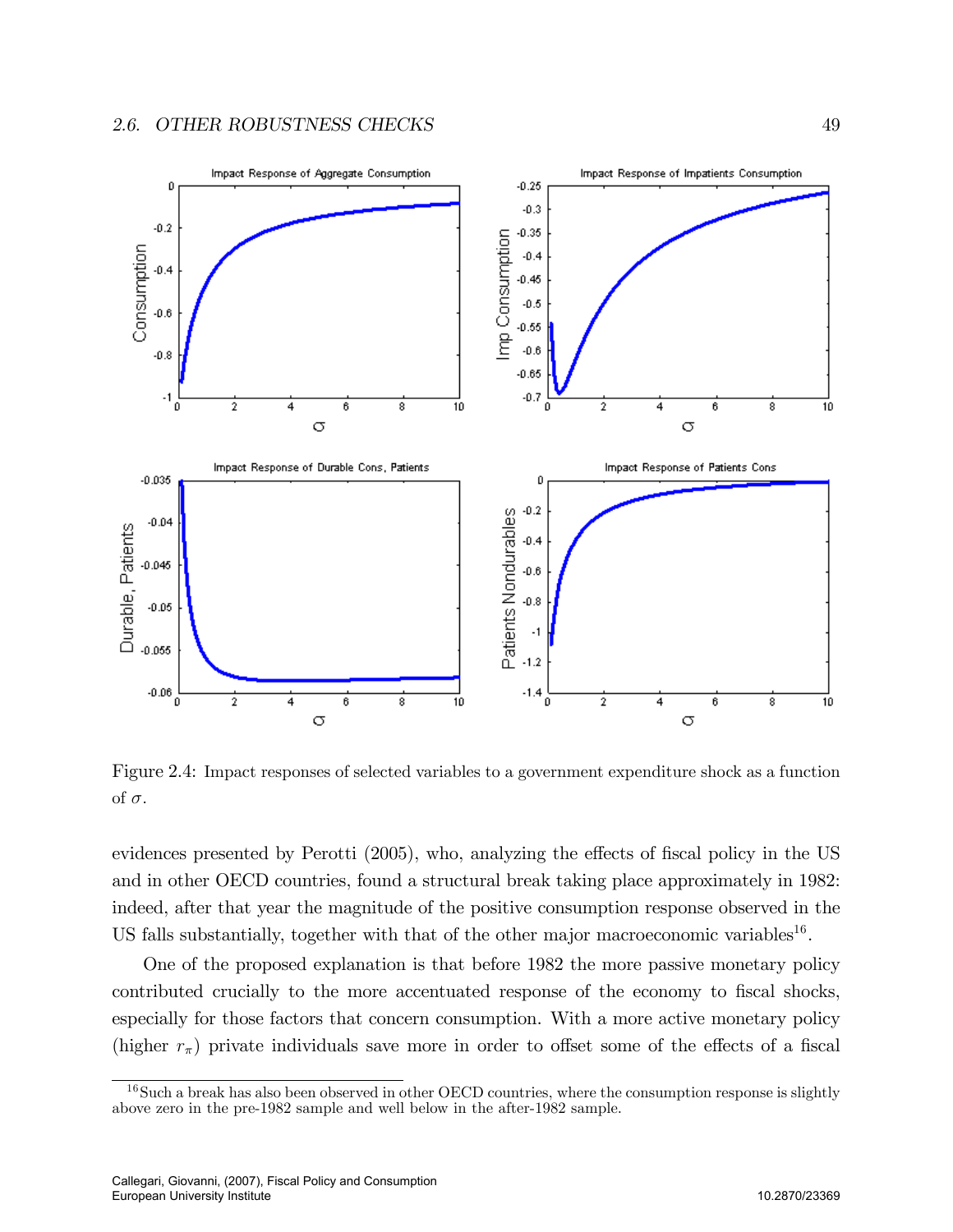Figure 2.4: Impact responses of selected variables to a government expenditure shock as a function of $\sigma$.

evidences presented by Perotti (2005), who, analyzing the effects of fiscal policy in the US and in other OECD countries, found a structural break taking place approximately in 1982: indeed, after that year the magnitude of the positive consumption response observed in the US falls substantially, together with that of the other major macroeconomic variables[16].

One of the proposed explanation is that before 1982 the more passive monetary policy contributed crucially to the more accentuated response of the economy to fiscal shocks, especially for those factors that concern consumption. With a more active monetary policy (higher $r_\pi$) private individuals save more in order to offset some of the effects of a fiscal

[16] Such a break has also been observed in other OECD countries, where the consumption response is slightly above zero in the pre-1982 sample and well below in the after-1982 sample.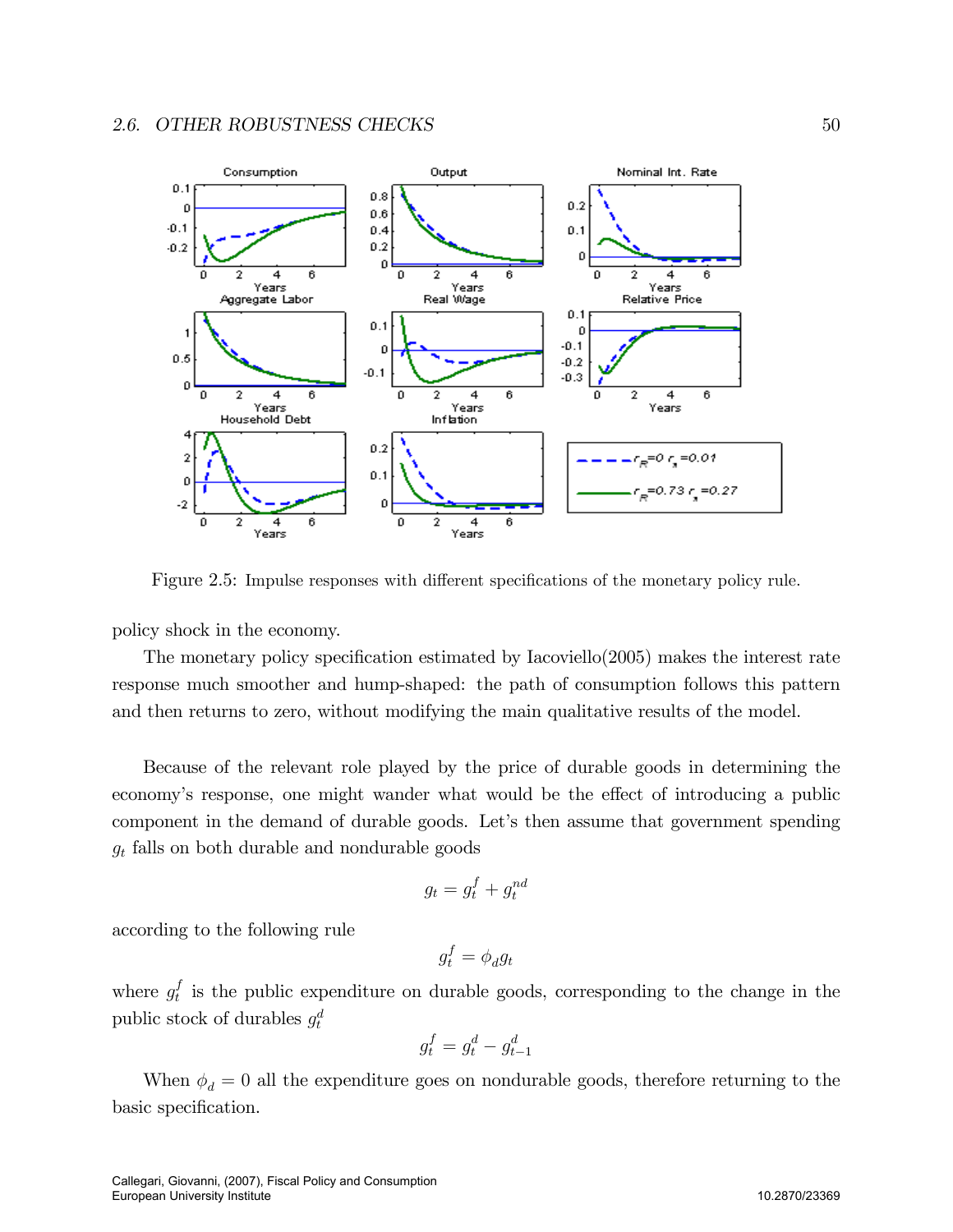Figure 2.5: Impulse responses with different specifications of the monetary policy rule.

policy shock in the economy.

The monetary policy specification estimated by Iacoviello(2005) makes the interest rate response much smoother and hump-shaped: the path of consumption follows this pattern and then returns to zero, without modifying the main qualitative results of the model.

Because of the relevant role played by the price of durable goods in determining the economy's response, one might wander what would be the effect of introducing a public component in the demand of durable goods. Let's then assume that government spending $g_t$ falls on both durable and nondurable goods

$$g_t = g_t^f + g_t^{nd}$$

according to the following rule

$$g_t^f = \phi_d g_t$$

where $g_t^f$ is the public expenditure on durable goods, corresponding to the change in the public stock of durables $g_t^d$

$$g_t^f = g_t^d - g_{t-1}^d$$

When $\phi_d = 0$ all the expenditure goes on nondurable goods, therefore returning to the basic specification.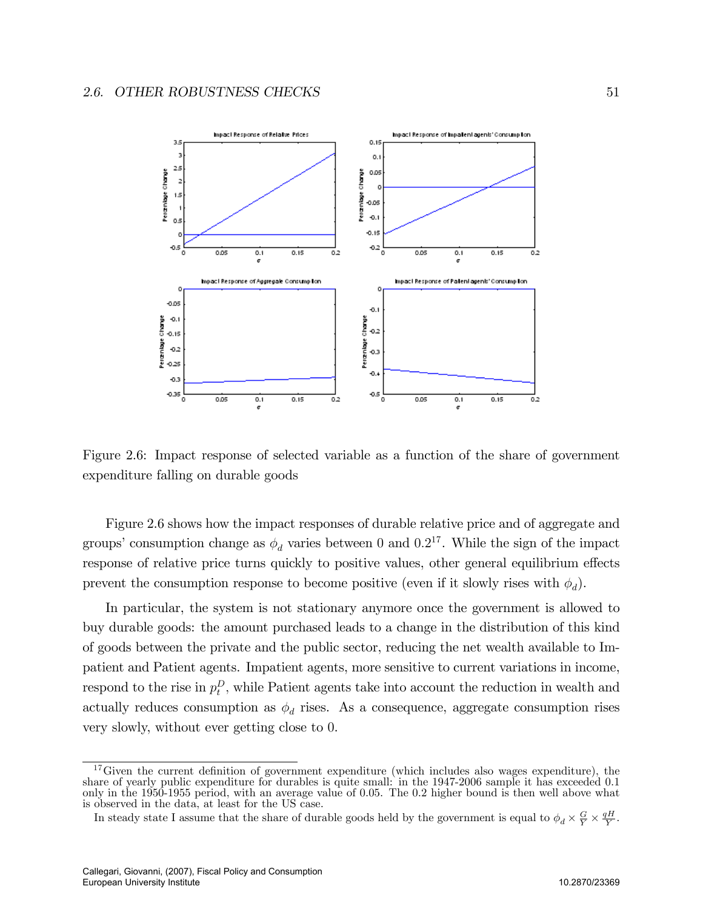Figure 2.6: Impact response of selected variable as a function of the share of government expenditure falling on durable goods

Figure 2.6 shows how the impact responses of durable relative price and of aggregate and groups' consumption change as $\phi_d$ varies between 0 and 0.2[17]. While the sign of the impact response of relative price turns quickly to positive values, other general equilibrium effects prevent the consumption response to become positive (even if it slowly rises with $\phi_d$).

In particular, the system is not stationary anymore once the government is allowed to buy durable goods: the amount purchased leads to a change in the distribution of this kind of goods between the private and the public sector, reducing the net wealth available to Impatient and Patient agents. Impatient agents, more sensitive to current variations in income, respond to the rise in $p_t^D$, while Patient agents take into account the reduction in wealth and actually reduces consumption as $\phi_d$ rises. As a consequence, aggregate consumption rises very slowly, without ever getting close to 0.

---

[17] Given the current definition of government expenditure (which includes also wages expenditure), the share of yearly public expenditure for durables is quite small: in the 1947-2006 sample it has exceeded 0.1 only in the 1950-1955 period, with an average value of 0.05. The 0.2 higher bound is then well above what is observed in the data, at least for the US case.

In steady state I assume that the share of durable goods held by the government is equal to $\phi_d \times \frac{G}{Y} \times \frac{qH}{Y}$.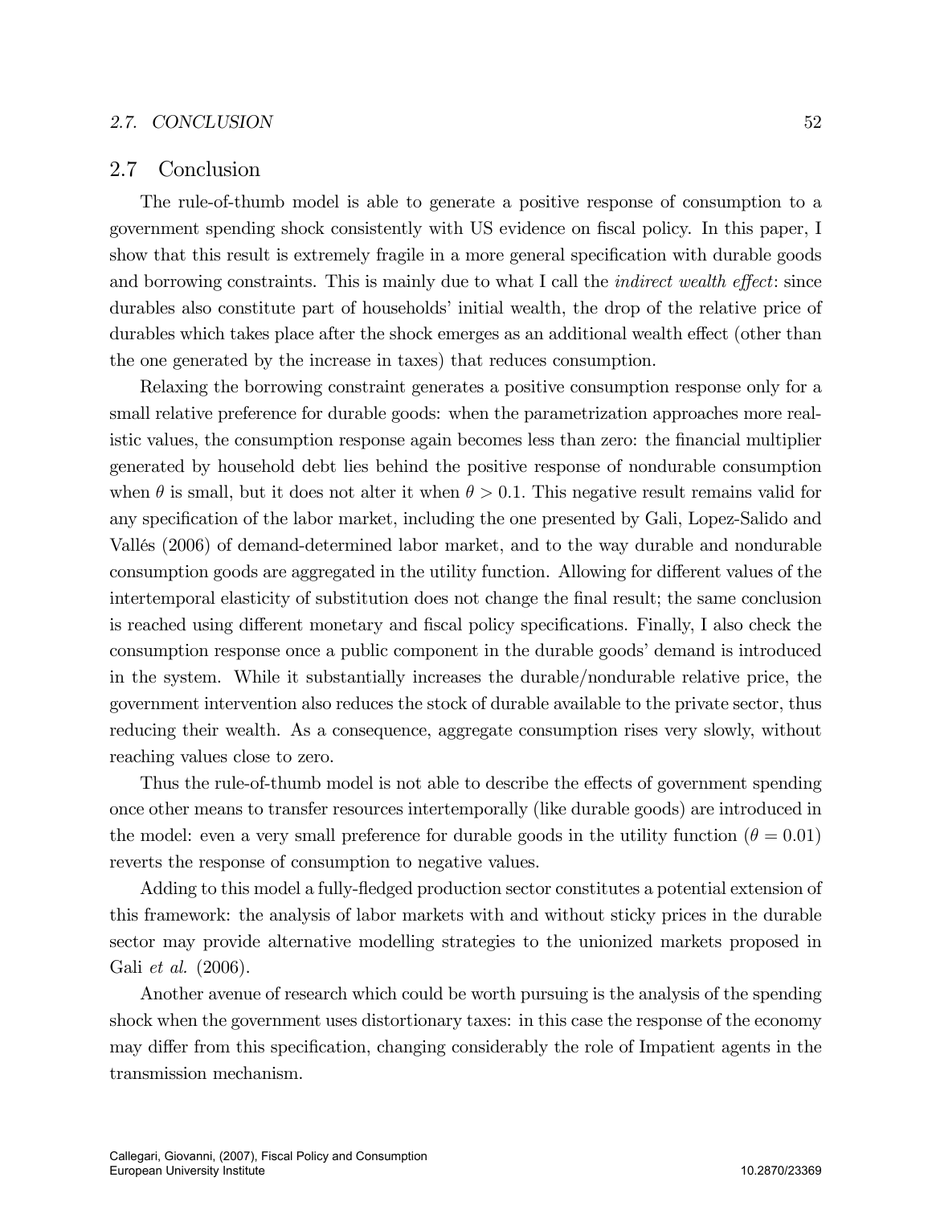## 2.7 Conclusion

The rule-of-thumb model is able to generate a positive response of consumption to a government spending shock consistently with US evidence on fiscal policy. In this paper, I show that this result is extremely fragile in a more general specification with durable goods and borrowing constraints. This is mainly due to what I call the *indirect wealth effect*: since durables also constitute part of households' initial wealth, the drop of the relative price of durables which takes place after the shock emerges as an additional wealth effect (other than the one generated by the increase in taxes) that reduces consumption.

Relaxing the borrowing constraint generates a positive consumption response only for a small relative preference for durable goods: when the parametrization approaches more realistic values, the consumption response again becomes less than zero: the financial multiplier generated by household debt lies behind the positive response of nondurable consumption when $\theta$ is small, but it does not alter it when $\theta > 0.1$. This negative result remains valid for any specification of the labor market, including the one presented by Gali, Lopez-Salido and Vallés (2006) of demand-determined labor market, and to the way durable and nondurable consumption goods are aggregated in the utility function. Allowing for different values of the intertemporal elasticity of substitution does not change the final result; the same conclusion is reached using different monetary and fiscal policy specifications. Finally, I also check the consumption response once a public component in the durable goods' demand is introduced in the system. While it substantially increases the durable/nondurable relative price, the government intervention also reduces the stock of durable available to the private sector, thus reducing their wealth. As a consequence, aggregate consumption rises very slowly, without reaching values close to zero.

Thus the rule-of-thumb model is not able to describe the effects of government spending once other means to transfer resources intertemporally (like durable goods) are introduced in the model: even a very small preference for durable goods in the utility function ($\theta = 0.01$) reverts the response of consumption to negative values.

Adding to this model a fully-fledged production sector constitutes a potential extension of this framework: the analysis of labor markets with and without sticky prices in the durable sector may provide alternative modelling strategies to the unionized markets proposed in Gali *et al.* (2006).

Another avenue of research which could be worth pursuing is the analysis of the spending shock when the government uses distortionary taxes: in this case the response of the economy may differ from this specification, changing considerably the role of Impatient agents in the transmission mechanism.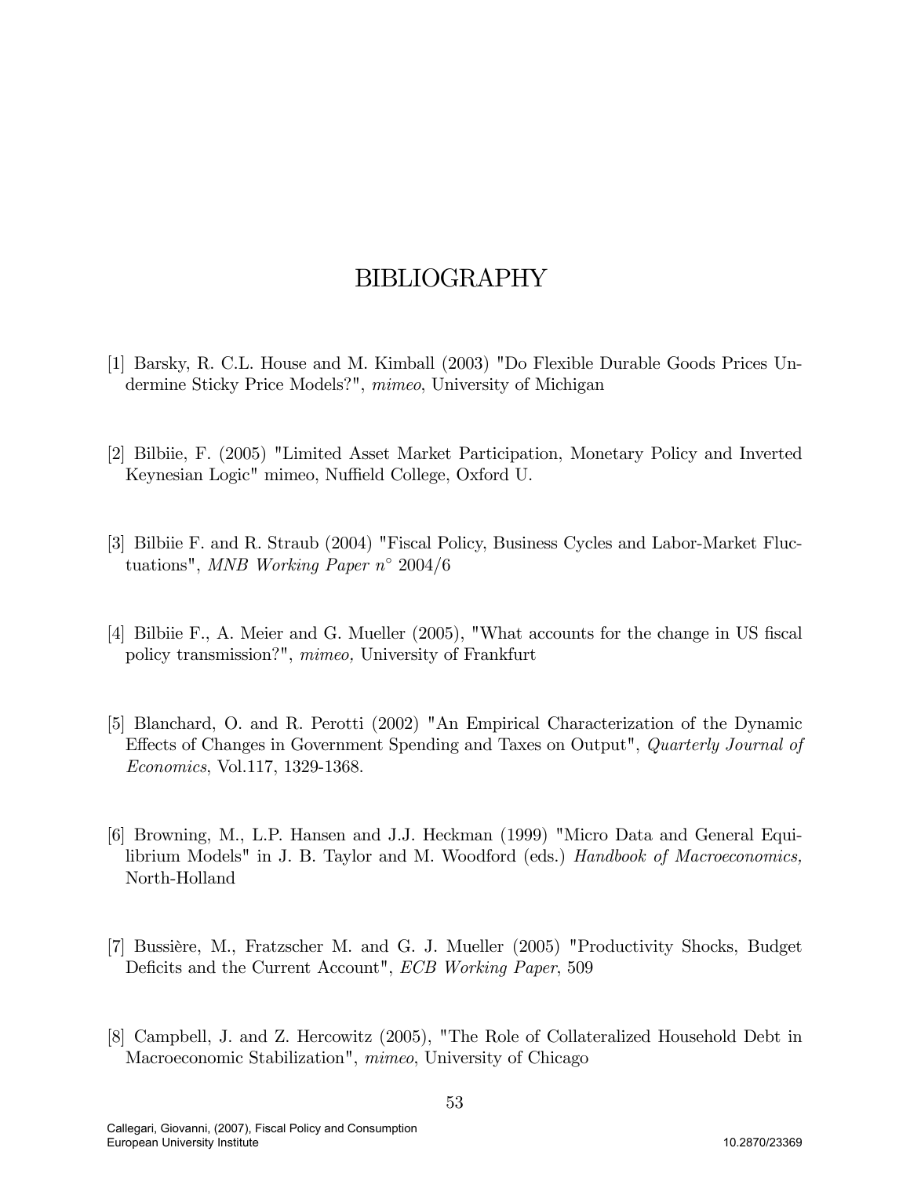# BIBLIOGRAPHY

[1] Barsky, R. C.L. House and M. Kimball (2003) "Do Flexible Durable Goods Prices Undermine Sticky Price Models?", *mimeo*, University of Michigan

[2] Bilbiie, F. (2005) "Limited Asset Market Participation, Monetary Policy and Inverted Keynesian Logic" mimeo, Nuffield College, Oxford U.

[3] Bilbiie F. and R. Straub (2004) "Fiscal Policy, Business Cycles and Labor-Market Fluctuations", *MNB Working Paper n°* 2004/6

[4] Bilbiie F., A. Meier and G. Mueller (2005), "What accounts for the change in US fiscal policy transmission?", *mimeo,* University of Frankfurt

[5] Blanchard, O. and R. Perotti (2002) "An Empirical Characterization of the Dynamic Effects of Changes in Government Spending and Taxes on Output", *Quarterly Journal of Economics*, Vol.117, 1329-1368.

[6] Browning, M., L.P. Hansen and J.J. Heckman (1999) "Micro Data and General Equilibrium Models" in J. B. Taylor and M. Woodford (eds.) *Handbook of Macroeconomics,* North-Holland

[7] Bussière, M., Fratzscher M. and G. J. Mueller (2005) "Productivity Shocks, Budget Deficits and the Current Account", *ECB Working Paper*, 509

[8] Campbell, J. and Z. Hercowitz (2005), "The Role of Collateralized Household Debt in Macroeconomic Stabilization", *mimeo*, University of Chicago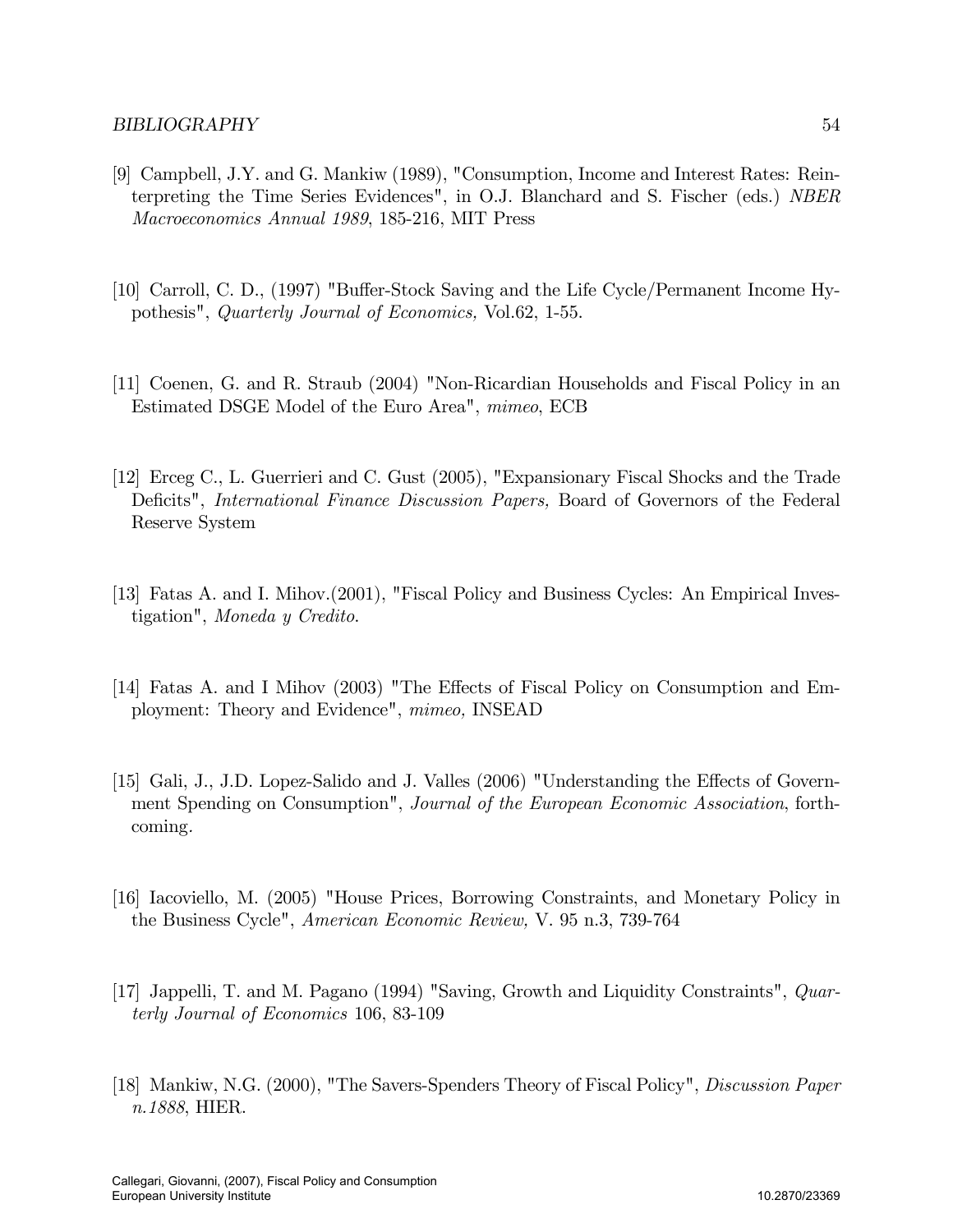[9] Campbell, J.Y. and G. Mankiw (1989), "Consumption, Income and Interest Rates: Reinterpreting the Time Series Evidences", in O.J. Blanchard and S. Fischer (eds.) *NBER Macroeconomics Annual 1989*, 185-216, MIT Press

[10] Carroll, C. D., (1997) "Buffer-Stock Saving and the Life Cycle/Permanent Income Hypothesis", *Quarterly Journal of Economics,* Vol.62, 1-55.

[11] Coenen, G. and R. Straub (2004) "Non-Ricardian Households and Fiscal Policy in an Estimated DSGE Model of the Euro Area", *mimeo*, ECB

[12] Erceg C., L. Guerrieri and C. Gust (2005), "Expansionary Fiscal Shocks and the Trade Deficits", *International Finance Discussion Papers,* Board of Governors of the Federal Reserve System

[13] Fatas A. and I. Mihov.(2001), "Fiscal Policy and Business Cycles: An Empirical Investigation", *Moneda y Credito*.

[14] Fatas A. and I Mihov (2003) "The Effects of Fiscal Policy on Consumption and Employment: Theory and Evidence", *mimeo,* INSEAD

[15] Gali, J., J.D. Lopez-Salido and J. Valles (2006) "Understanding the Effects of Government Spending on Consumption", *Journal of the European Economic Association*, forthcoming.

[16] Iacoviello, M. (2005) "House Prices, Borrowing Constraints, and Monetary Policy in the Business Cycle", *American Economic Review,* V. 95 n.3, 739-764

[17] Jappelli, T. and M. Pagano (1994) "Saving, Growth and Liquidity Constraints", *Quarterly Journal of Economics* 106, 83-109

[18] Mankiw, N.G. (2000), "The Savers-Spenders Theory of Fiscal Policy", *Discussion Paper n.1888*, HIER.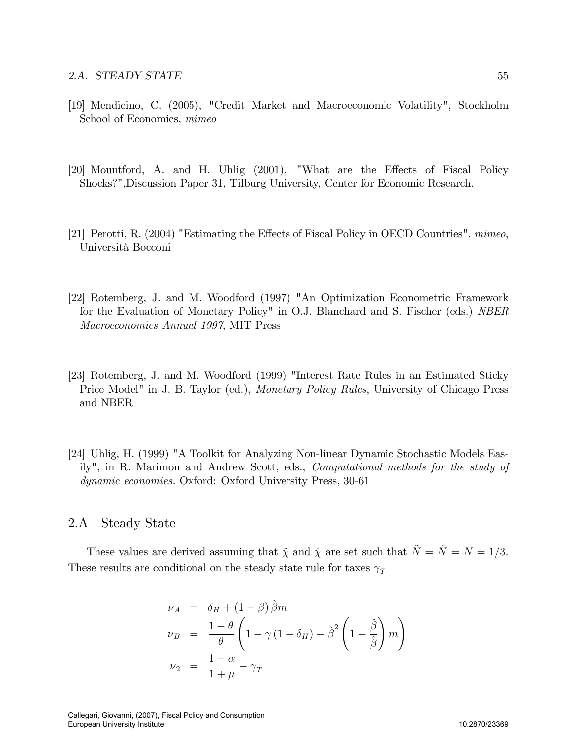[19] Mendicino, C. (2005), "Credit Market and Macroeconomic Volatility", Stockholm School of Economics, *mimeo*

[20] Mountford, A. and H. Uhlig (2001), "What are the Effects of Fiscal Policy Shocks?",Discussion Paper 31, Tilburg University, Center for Economic Research.

[21] Perotti, R. (2004) "Estimating the Effects of Fiscal Policy in OECD Countries", *mimeo*, Università Bocconi

[22] Rotemberg, J. and M. Woodford (1997) "An Optimization Econometric Framework for the Evaluation of Monetary Policy" in O.J. Blanchard and S. Fischer (eds.) *NBER Macroeconomics Annual 1997*, MIT Press

[23] Rotemberg, J. and M. Woodford (1999) "Interest Rate Rules in an Estimated Sticky Price Model" in J. B. Taylor (ed.), *Monetary Policy Rules*, University of Chicago Press and NBER

[24] Uhlig, H. (1999) "A Toolkit for Analyzing Non-linear Dynamic Stochastic Models Easily", in R. Marimon and Andrew Scott, eds., *Computational methods for the study of dynamic economies.* Oxford: Oxford University Press, 30-61

## 2.A Steady State

These values are derived assuming that $\tilde{\chi}$ and $\hat{\chi}$ are set such that $\tilde{N} = \hat{N} = N = 1/3$. These results are conditional on the steady state rule for taxes $\gamma_T$

$$
\begin{aligned}
\nu_A &= \delta_H + (1-\beta)\,\hat{\beta} m \\
\nu_B &= \frac{1-\theta}{\theta}\left(1 - \gamma\,(1-\delta_H) - \hat{\beta}^2\left(1 - \frac{\tilde{\beta}}{\hat{\beta}}\right) m\right) \\
\nu_2 &= \frac{1-\alpha}{1+\mu} - \gamma_T
\end{aligned}
$$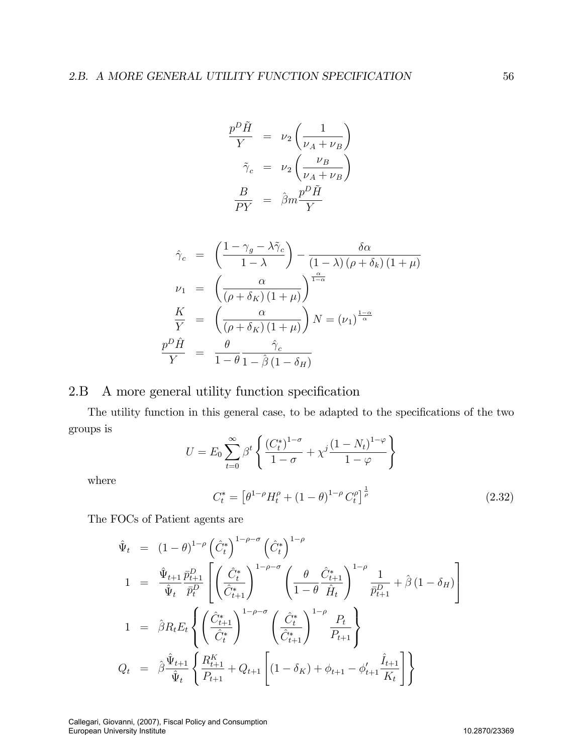$$
\begin{aligned}
\frac{p^D \tilde{H}}{Y} &= \nu_2 \left( \frac{1}{\nu_A + \nu_B} \right) \\
\tilde{\gamma}_c &= \nu_2 \left( \frac{\nu_B}{\nu_A + \nu_B} \right) \\
\frac{B}{PY} &= \hat{\beta} m \frac{p^D \tilde{H}}{Y}
\end{aligned}
$$

$$
\begin{aligned}
\hat{\gamma}_c &= \left( \frac{1 - \gamma_g - \lambda \tilde{\gamma}_c}{1 - \lambda} \right) - \frac{\delta \alpha}{(1 - \lambda)(\rho + \delta_k)(1 + \mu)} \\
\nu_1 &= \left( \frac{\alpha}{(\rho + \delta_K)(1 + \mu)} \right)^{\frac{\alpha}{1-\alpha}} \\
\frac{K}{Y} &= \left( \frac{\alpha}{(\rho + \delta_K)(1 + \mu)} \right) N = (\nu_1)^{\frac{1-\alpha}{\alpha}} \\
\frac{p^D \hat{H}}{Y} &= \frac{\theta}{1 - \theta} \frac{\hat{\gamma}_c}{1 - \hat{\beta}(1 - \delta_H)}
\end{aligned}
$$

## 2.B A more general utility function specification

The utility function in this general case, to be adapted to the specifications of the two groups is

$$
U = E_0 \sum_{t=0}^{\infty} \beta^t \left\{ \frac{(C_t^*)^{1-\sigma}}{1-\sigma} + \chi^j \frac{(1 - N_t)^{1-\varphi}}{1-\varphi} \right\}
$$

where

$$
C_t^* = \left[ \theta^{1-\rho} H_t^{\rho} + (1 - \theta)^{1-\rho} C_t^{\rho} \right]^{\frac{1}{\rho}} \tag{2.32}
$$

The FOCs of Patient agents are

$$
\begin{aligned}
\hat{\Psi}_t &= (1 - \theta)^{1-\rho} \left( \hat{C}_t^* \right)^{1-\rho-\sigma} \left( \hat{C}_t^* \right)^{1-\rho} \\
1 &= \frac{\hat{\Psi}_{t+1}}{\hat{\Psi}_t} \frac{\bar{p}_{t+1}^D}{\bar{p}_t^D} \left[ \left( \frac{\hat{C}_t^*}{\hat{C}_{t+1}^*} \right)^{1-\rho-\sigma} \left( \frac{\theta}{1-\theta} \frac{\hat{C}_{t+1}^*}{\hat{H}_t} \right)^{1-\rho} \frac{1}{\bar{p}_{t+1}^D} + \hat{\beta}(1 - \delta_H) \right] \\
1 &= \hat{\beta} R_t E_t \left\{ \left( \frac{\hat{C}_{t+1}^*}{\hat{C}_t^*} \right)^{1-\rho-\sigma} \left( \frac{\hat{C}_t^*}{\hat{C}_{t+1}^*} \right)^{1-\rho} \frac{P_t}{P_{t+1}} \right\} \\
Q_t &= \hat{\beta} \frac{\hat{\Psi}_{t+1}}{\hat{\Psi}_t} \left\{ \frac{R_{t+1}^K}{P_{t+1}} + Q_{t+1} \left[ (1 - \delta_K) + \phi_{t+1} - \phi'_{t+1} \frac{\hat{I}_{t+1}}{K_t} \right] \right\}
\end{aligned}
$$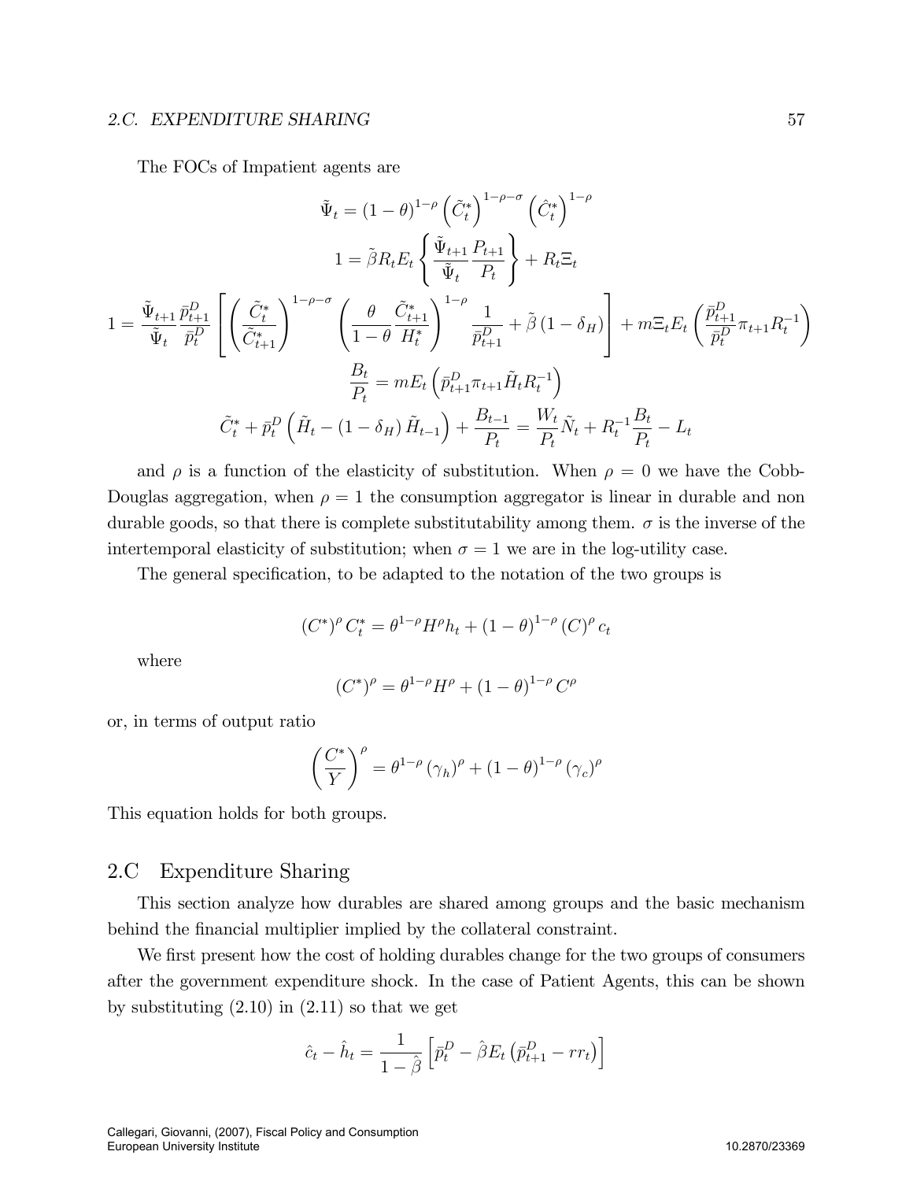The FOCs of Impatient agents are

$$\tilde{\Psi}_t = (1-\theta)^{1-\rho} \left(\tilde{C}_t^*\right)^{1-\rho-\sigma} \left(\hat{C}_t^*\right)^{1-\rho}$$

$$1 = \tilde{\beta} R_t E_t \left\{ \frac{\tilde{\Psi}_{t+1}}{\tilde{\Psi}_t} \frac{P_{t+1}}{P_t} \right\} + R_t \Xi_t$$

$$1 = \frac{\tilde{\Psi}_{t+1}}{\tilde{\Psi}_t} \frac{\bar{p}_{t+1}^D}{\bar{p}_t^D} \left[ \left( \frac{\tilde{C}_t^*}{\tilde{C}_{t+1}^*} \right)^{1-\rho-\sigma} \left( \frac{\theta}{1-\theta} \frac{\tilde{C}_{t+1}^*}{H_t^*} \right)^{1-\rho} \frac{1}{\bar{p}_{t+1}^D} + \tilde{\beta} (1-\delta_H) \right] + m \Xi_t E_t \left( \frac{\bar{p}_{t+1}^D}{\bar{p}_t^D} \pi_{t+1} R_t^{-1} \right)$$

$$\frac{B_t}{P_t} = m E_t \left( \bar{p}_{t+1}^D \pi_{t+1} \tilde{H}_t R_t^{-1} \right)$$

$$\tilde{C}_t^* + \bar{p}_t^D \left( \tilde{H}_t - (1-\delta_H) \tilde{H}_{t-1} \right) + \frac{B_{t-1}}{P_t} = \frac{W_t}{P_t} \tilde{N}_t + R_t^{-1} \frac{B_t}{P_t} - L_t$$

and $\rho$ is a function of the elasticity of substitution. When $\rho = 0$ we have the Cobb-Douglas aggregation, when $\rho = 1$ the consumption aggregator is linear in durable and non durable goods, so that there is complete substitutability among them. $\sigma$ is the inverse of the intertemporal elasticity of substitution; when $\sigma = 1$ we are in the log-utility case.

The general specification, to be adapted to the notation of the two groups is

$$(C^*)^\rho C_t^* = \theta^{1-\rho} H^\rho h_t + (1-\theta)^{1-\rho} (C)^\rho c_t$$

where

$$(C^*)^\rho = \theta^{1-\rho} H^\rho + (1-\theta)^{1-\rho} C^\rho$$

or, in terms of output ratio

$$\left( \frac{C^*}{Y} \right)^\rho = \theta^{1-\rho} (\gamma_h)^\rho + (1-\theta)^{1-\rho} (\gamma_c)^\rho$$

This equation holds for both groups.

## 2.C Expenditure Sharing

This section analyze how durables are shared among groups and the basic mechanism behind the financial multiplier implied by the collateral constraint.

We first present how the cost of holding durables change for the two groups of consumers after the government expenditure shock. In the case of Patient Agents, this can be shown by substituting (2.10) in (2.11) so that we get

$$\hat{c}_t - \hat{h}_t = \frac{1}{1-\hat{\beta}} \left[ \bar{p}_t^D - \hat{\beta} E_t \left( \bar{p}_{t+1}^D - rr_t \right) \right]$$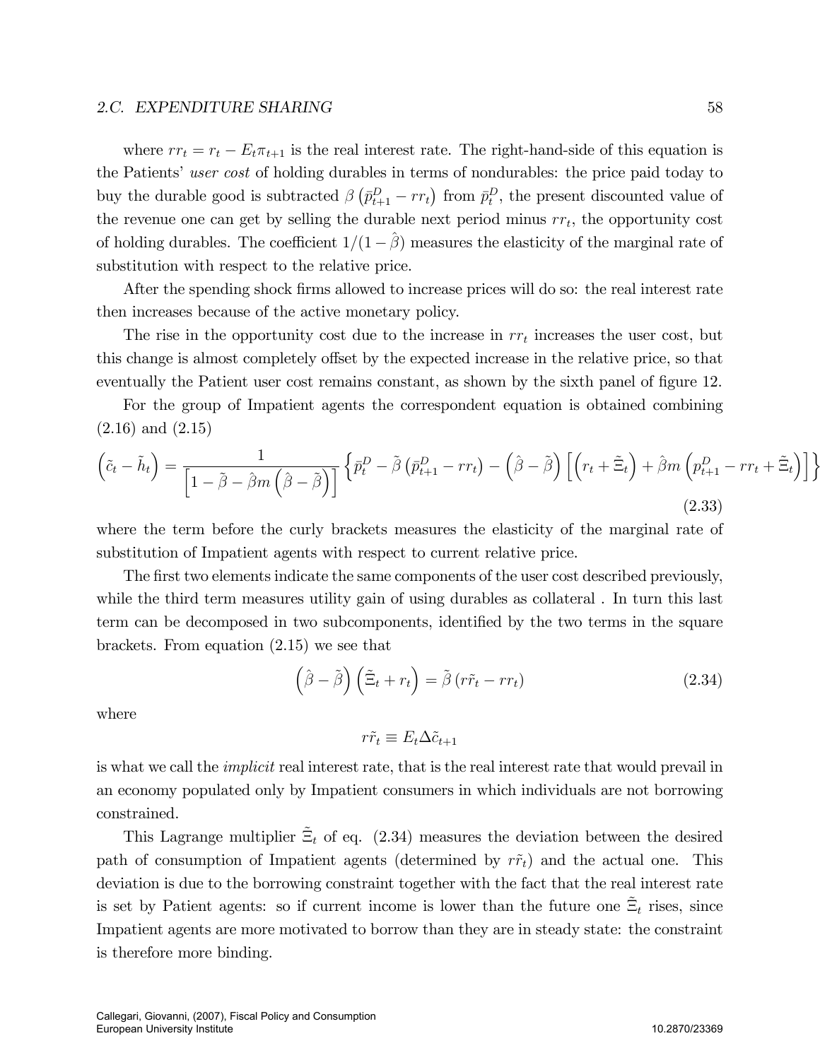where $rr_t = r_t - E_t\pi_{t+1}$ is the real interest rate. The right-hand-side of this equation is the Patients' *user cost* of holding durables in terms of nondurables: the price paid today to buy the durable good is subtracted $\beta\left(\bar{p}^D_{t+1} - rr_t\right)$ from $\bar{p}^D_t$, the present discounted value of the revenue one can get by selling the durable next period minus $rr_t$, the opportunity cost of holding durables. The coefficient $1/(1-\hat{\beta})$ measures the elasticity of the marginal rate of substitution with respect to the relative price.

After the spending shock firms allowed to increase prices will do so: the real interest rate then increases because of the active monetary policy.

The rise in the opportunity cost due to the increase in $rr_t$ increases the user cost, but this change is almost completely offset by the expected increase in the relative price, so that eventually the Patient user cost remains constant, as shown by the sixth panel of figure 12.

For the group of Impatient agents the correspondent equation is obtained combining (2.16) and (2.15)

$$\left(\tilde{c}_t - \tilde{h}_t\right) = \frac{1}{\left[1-\tilde{\beta}-\hat{\beta}m\left(\hat{\beta}-\tilde{\beta}\right)\right]}\left\{\bar{p}^D_t - \tilde{\beta}\left(\bar{p}^D_{t+1} - rr_t\right) - \left(\hat{\beta}-\tilde{\beta}\right)\left[\left(r_t + \tilde{\Xi}_t\right) + \hat{\beta}m\left(p^D_{t+1} - rr_t + \tilde{\Xi}_t\right)\right]\right\} \tag{2.33}$$

where the term before the curly brackets measures the elasticity of the marginal rate of substitution of Impatient agents with respect to current relative price.

The first two elements indicate the same components of the user cost described previously, while the third term measures utility gain of using durables as collateral . In turn this last term can be decomposed in two subcomponents, identified by the two terms in the square brackets. From equation (2.15) we see that

$$\left(\hat{\beta}-\tilde{\beta}\right)\left(\tilde{\Xi}_t + r_t\right) = \tilde{\beta}\left(r\tilde{r}_t - rr_t\right) \tag{2.34}$$

where

$$r\tilde{r}_t \equiv E_t\Delta\tilde{c}_{t+1}$$

is what we call the *implicit* real interest rate, that is the real interest rate that would prevail in an economy populated only by Impatient consumers in which individuals are not borrowing constrained.

This Lagrange multiplier $\tilde{\Xi}_t$ of eq. (2.34) measures the deviation between the desired path of consumption of Impatient agents (determined by $r\tilde{r}_t$) and the actual one. This deviation is due to the borrowing constraint together with the fact that the real interest rate is set by Patient agents: so if current income is lower than the future one $\tilde{\Xi}_t$ rises, since Impatient agents are more motivated to borrow than they are in steady state: the constraint is therefore more binding.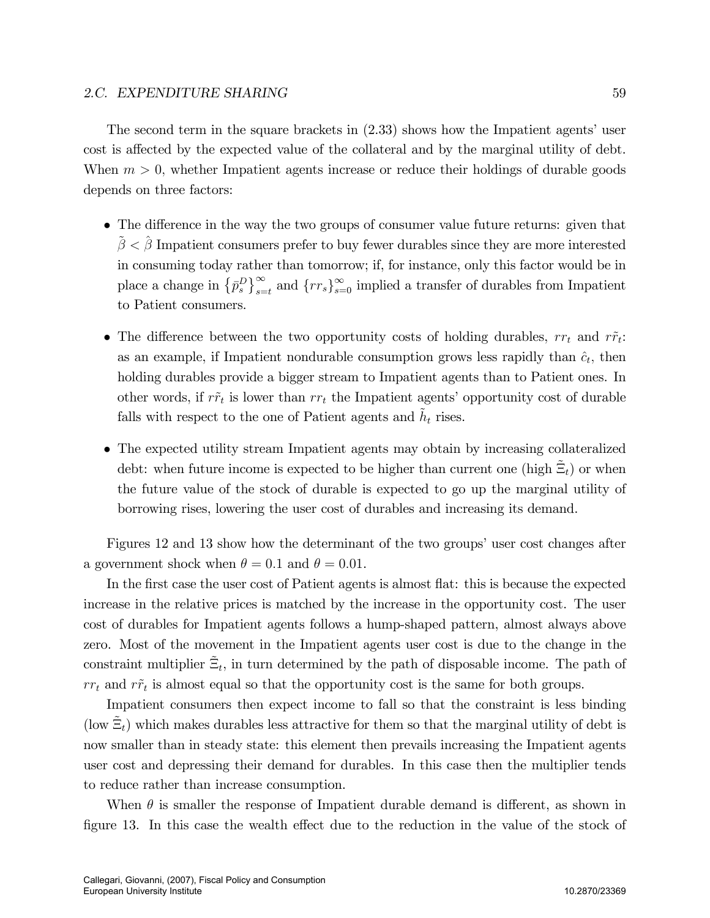The second term in the square brackets in (2.33) shows how the Impatient agents' user cost is affected by the expected value of the collateral and by the marginal utility of debt. When $m > 0$, whether Impatient agents increase or reduce their holdings of durable goods depends on three factors:

- The difference in the way the two groups of consumer value future returns: given that $\tilde{\beta} < \hat{\beta}$ Impatient consumers prefer to buy fewer durables since they are more interested in consuming today rather than tomorrow; if, for instance, only this factor would be in place a change in $\{\bar{p}_s^D\}_{s=t}^{\infty}$ and $\{rr_s\}_{s=0}^{\infty}$ implied a transfer of durables from Impatient to Patient consumers.

- The difference between the two opportunity costs of holding durables, $rr_t$ and $r\tilde{r}_t$: as an example, if Impatient nondurable consumption grows less rapidly than $\hat{c}_t$, then holding durables provide a bigger stream to Impatient agents than to Patient ones. In other words, if $r\tilde{r}_t$ is lower than $rr_t$ the Impatient agents' opportunity cost of durable falls with respect to the one of Patient agents and $\tilde{h}_t$ rises.

- The expected utility stream Impatient agents may obtain by increasing collateralized debt: when future income is expected to be higher than current one (high $\tilde{\Xi}_t$) or when the future value of the stock of durable is expected to go up the marginal utility of borrowing rises, lowering the user cost of durables and increasing its demand.

Figures 12 and 13 show how the determinant of the two groups' user cost changes after a government shock when $\theta = 0.1$ and $\theta = 0.01$.

In the first case the user cost of Patient agents is almost flat: this is because the expected increase in the relative prices is matched by the increase in the opportunity cost. The user cost of durables for Impatient agents follows a hump-shaped pattern, almost always above zero. Most of the movement in the Impatient agents user cost is due to the change in the constraint multiplier $\tilde{\Xi}_t$, in turn determined by the path of disposable income. The path of $rr_t$ and $r\tilde{r}_t$ is almost equal so that the opportunity cost is the same for both groups.

Impatient consumers then expect income to fall so that the constraint is less binding (low $\tilde{\Xi}_t$) which makes durables less attractive for them so that the marginal utility of debt is now smaller than in steady state: this element then prevails increasing the Impatient agents user cost and depressing their demand for durables. In this case then the multiplier tends to reduce rather than increase consumption.

When $\theta$ is smaller the response of Impatient durable demand is different, as shown in figure 13. In this case the wealth effect due to the reduction in the value of the stock of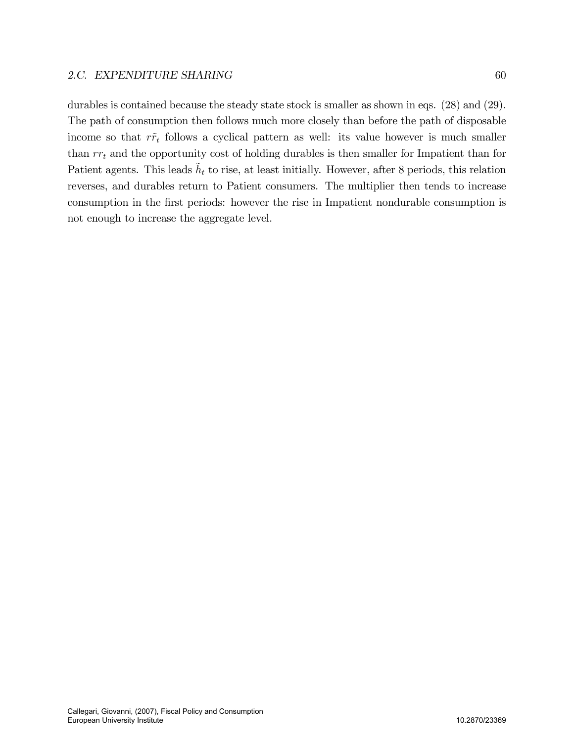durables is contained because the steady state stock is smaller as shown in eqs. (28) and (29). The path of consumption then follows much more closely than before the path of disposable income so that $r\tilde{r}_t$ follows a cyclical pattern as well: its value however is much smaller than $rr_t$ and the opportunity cost of holding durables is then smaller for Impatient than for Patient agents. This leads $\tilde{h}_t$ to rise, at least initially. However, after 8 periods, this relation reverses, and durables return to Patient consumers. The multiplier then tends to increase consumption in the first periods: however the rise in Impatient nondurable consumption is not enough to increase the aggregate level.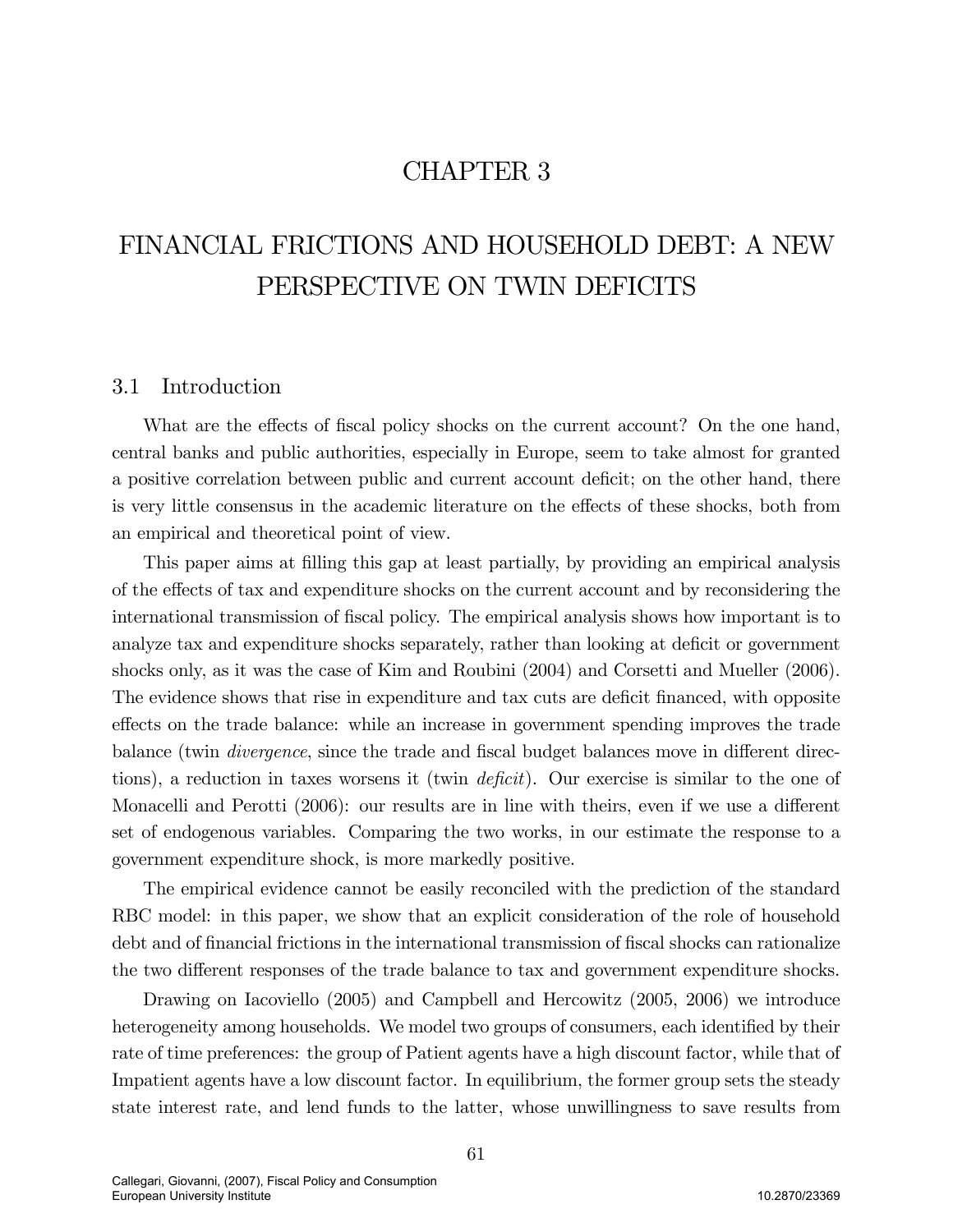# CHAPTER 3

# FINANCIAL FRICTIONS AND HOUSEHOLD DEBT: A NEW PERSPECTIVE ON TWIN DEFICITS

## 3.1 Introduction

What are the effects of fiscal policy shocks on the current account? On the one hand, central banks and public authorities, especially in Europe, seem to take almost for granted a positive correlation between public and current account deficit; on the other hand, there is very little consensus in the academic literature on the effects of these shocks, both from an empirical and theoretical point of view.

This paper aims at filling this gap at least partially, by providing an empirical analysis of the effects of tax and expenditure shocks on the current account and by reconsidering the international transmission of fiscal policy. The empirical analysis shows how important is to analyze tax and expenditure shocks separately, rather than looking at deficit or government shocks only, as it was the case of Kim and Roubini (2004) and Corsetti and Mueller (2006). The evidence shows that rise in expenditure and tax cuts are deficit financed, with opposite effects on the trade balance: while an increase in government spending improves the trade balance (twin *divergence*, since the trade and fiscal budget balances move in different directions), a reduction in taxes worsens it (twin *deficit*). Our exercise is similar to the one of Monacelli and Perotti (2006): our results are in line with theirs, even if we use a different set of endogenous variables. Comparing the two works, in our estimate the response to a government expenditure shock, is more markedly positive.

The empirical evidence cannot be easily reconciled with the prediction of the standard RBC model: in this paper, we show that an explicit consideration of the role of household debt and of financial frictions in the international transmission of fiscal shocks can rationalize the two different responses of the trade balance to tax and government expenditure shocks.

Drawing on Iacoviello (2005) and Campbell and Hercowitz (2005, 2006) we introduce heterogeneity among households. We model two groups of consumers, each identified by their rate of time preferences: the group of Patient agents have a high discount factor, while that of Impatient agents have a low discount factor. In equilibrium, the former group sets the steady state interest rate, and lend funds to the latter, whose unwillingness to save results from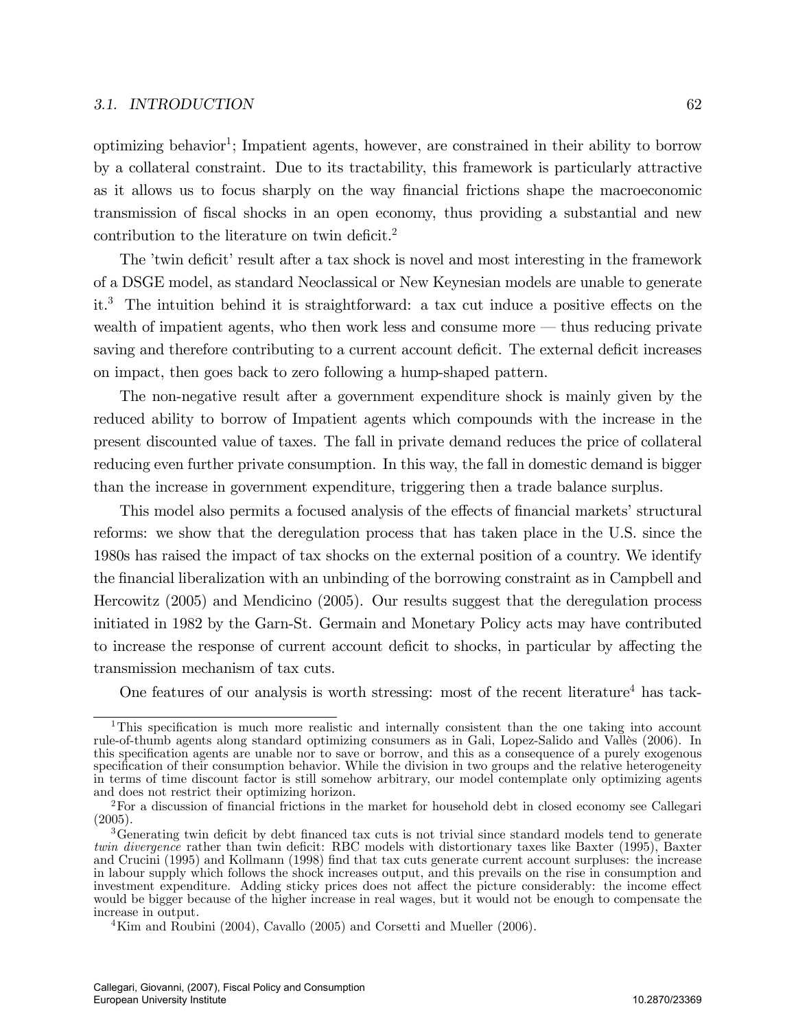optimizing behavior[1]; Impatient agents, however, are constrained in their ability to borrow by a collateral constraint. Due to its tractability, this framework is particularly attractive as it allows us to focus sharply on the way financial frictions shape the macroeconomic transmission of fiscal shocks in an open economy, thus providing a substantial and new contribution to the literature on twin deficit.[2]

The 'twin deficit' result after a tax shock is novel and most interesting in the framework of a DSGE model, as standard Neoclassical or New Keynesian models are unable to generate it.[3] The intuition behind it is straightforward: a tax cut induce a positive effects on the wealth of impatient agents, who then work less and consume more — thus reducing private saving and therefore contributing to a current account deficit. The external deficit increases on impact, then goes back to zero following a hump-shaped pattern.

The non-negative result after a government expenditure shock is mainly given by the reduced ability to borrow of Impatient agents which compounds with the increase in the present discounted value of taxes. The fall in private demand reduces the price of collateral reducing even further private consumption. In this way, the fall in domestic demand is bigger than the increase in government expenditure, triggering then a trade balance surplus.

This model also permits a focused analysis of the effects of financial markets' structural reforms: we show that the deregulation process that has taken place in the U.S. since the 1980s has raised the impact of tax shocks on the external position of a country. We identify the financial liberalization with an unbinding of the borrowing constraint as in Campbell and Hercowitz (2005) and Mendicino (2005). Our results suggest that the deregulation process initiated in 1982 by the Garn-St. Germain and Monetary Policy acts may have contributed to increase the response of current account deficit to shocks, in particular by affecting the transmission mechanism of tax cuts.

One features of our analysis is worth stressing: most of the recent literature[4] has tack-

---

[1] This specification is much more realistic and internally consistent than the one taking into account rule-of-thumb agents along standard optimizing consumers as in Gali, Lopez-Salido and Vallès (2006). In this specification agents are unable nor to save or borrow, and this as a consequence of a purely exogenous specification of their consumption behavior. While the division in two groups and the relative heterogeneity in terms of time discount factor is still somehow arbitrary, our model contemplate only optimizing agents and does not restrict their optimizing horizon.

[2] For a discussion of financial frictions in the market for household debt in closed economy see Callegari (2005).

[3] Generating twin deficit by debt financed tax cuts is not trivial since standard models tend to generate *twin divergence* rather than twin deficit: RBC models with distortionary taxes like Baxter (1995), Baxter and Crucini (1995) and Kollmann (1998) find that tax cuts generate current account surpluses: the increase in labour supply which follows the shock increases output, and this prevails on the rise in consumption and investment expenditure. Adding sticky prices does not affect the picture considerably: the income effect would be bigger because of the higher increase in real wages, but it would not be enough to compensate the increase in output.

[4] Kim and Roubini (2004), Cavallo (2005) and Corsetti and Mueller (2006).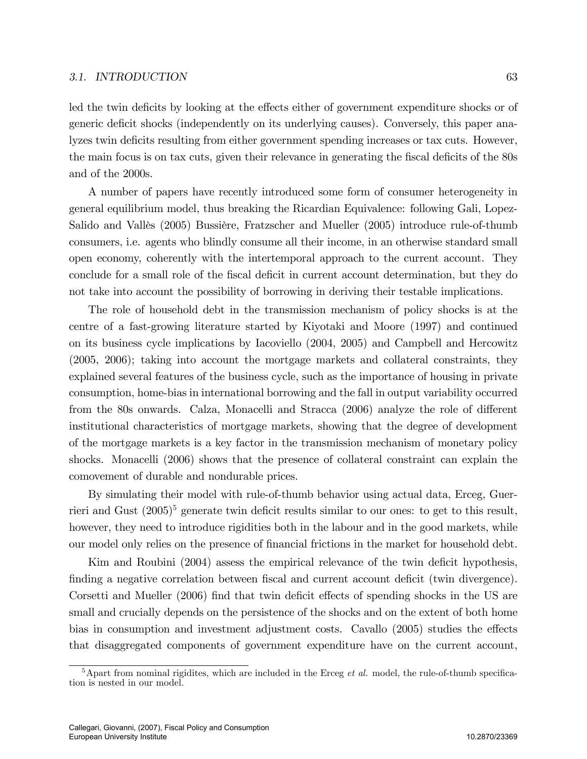led the twin deficits by looking at the effects either of government expenditure shocks or of generic deficit shocks (independently on its underlying causes). Conversely, this paper analyzes twin deficits resulting from either government spending increases or tax cuts. However, the main focus is on tax cuts, given their relevance in generating the fiscal deficits of the 80s and of the 2000s.

A number of papers have recently introduced some form of consumer heterogeneity in general equilibrium model, thus breaking the Ricardian Equivalence: following Gali, Lopez-Salido and Vallès (2005) Bussière, Fratzscher and Mueller (2005) introduce rule-of-thumb consumers, i.e. agents who blindly consume all their income, in an otherwise standard small open economy, coherently with the intertemporal approach to the current account. They conclude for a small role of the fiscal deficit in current account determination, but they do not take into account the possibility of borrowing in deriving their testable implications.

The role of household debt in the transmission mechanism of policy shocks is at the centre of a fast-growing literature started by Kiyotaki and Moore (1997) and continued on its business cycle implications by Iacoviello (2004, 2005) and Campbell and Hercowitz (2005, 2006); taking into account the mortgage markets and collateral constraints, they explained several features of the business cycle, such as the importance of housing in private consumption, home-bias in international borrowing and the fall in output variability occurred from the 80s onwards. Calza, Monacelli and Stracca (2006) analyze the role of different institutional characteristics of mortgage markets, showing that the degree of development of the mortgage markets is a key factor in the transmission mechanism of monetary policy shocks. Monacelli (2006) shows that the presence of collateral constraint can explain the comovement of durable and nondurable prices.

By simulating their model with rule-of-thumb behavior using actual data, Erceg, Guerrieri and Gust (2005)[5] generate twin deficit results similar to our ones: to get to this result, however, they need to introduce rigidities both in the labour and in the good markets, while our model only relies on the presence of financial frictions in the market for household debt.

Kim and Roubini (2004) assess the empirical relevance of the twin deficit hypothesis, finding a negative correlation between fiscal and current account deficit (twin divergence). Corsetti and Mueller (2006) find that twin deficit effects of spending shocks in the US are small and crucially depends on the persistence of the shocks and on the extent of both home bias in consumption and investment adjustment costs. Cavallo (2005) studies the effects that disaggregated components of government expenditure have on the current account,

[5] Apart from nominal rigidites, which are included in the Erceg *et al.* model, the rule-of-thumb specification is nested in our model.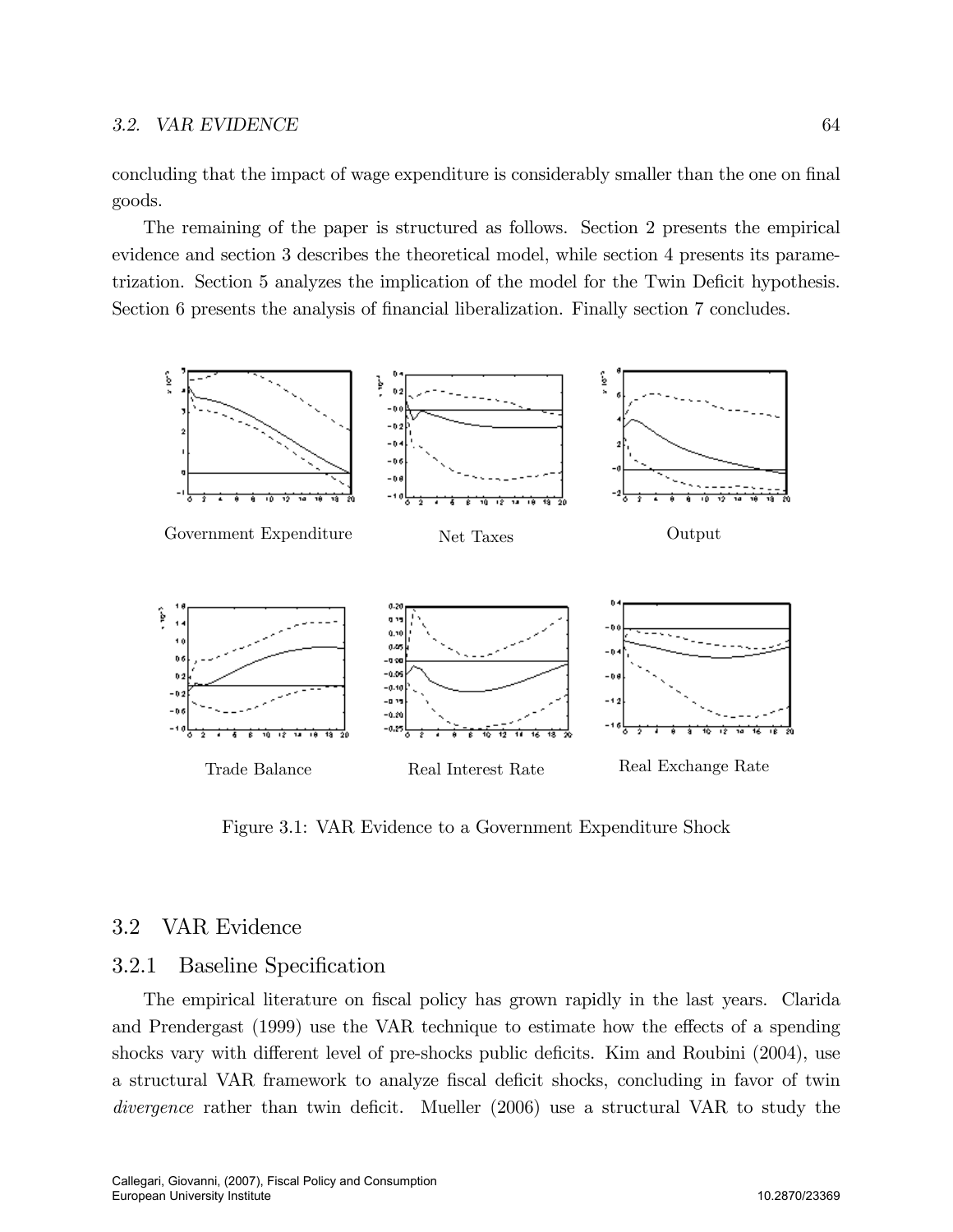concluding that the impact of wage expenditure is considerably smaller than the one on final goods.

The remaining of the paper is structured as follows. Section 2 presents the empirical evidence and section 3 describes the theoretical model, while section 4 presents its parametrization. Section 5 analyzes the implication of the model for the Twin Deficit hypothesis. Section 6 presents the analysis of financial liberalization. Finally section 7 concludes.

Government Expenditure    Net Taxes    Output

Trade Balance    Real Interest Rate    Real Exchange Rate

Figure 3.1: VAR Evidence to a Government Expenditure Shock

## 3.2 VAR Evidence

### 3.2.1 Baseline Specification

The empirical literature on fiscal policy has grown rapidly in the last years. Clarida and Prendergast (1999) use the VAR technique to estimate how the effects of a spending shocks vary with different level of pre-shocks public deficits. Kim and Roubini (2004), use a structural VAR framework to analyze fiscal deficit shocks, concluding in favor of twin *divergence* rather than twin deficit. Mueller (2006) use a structural VAR to study the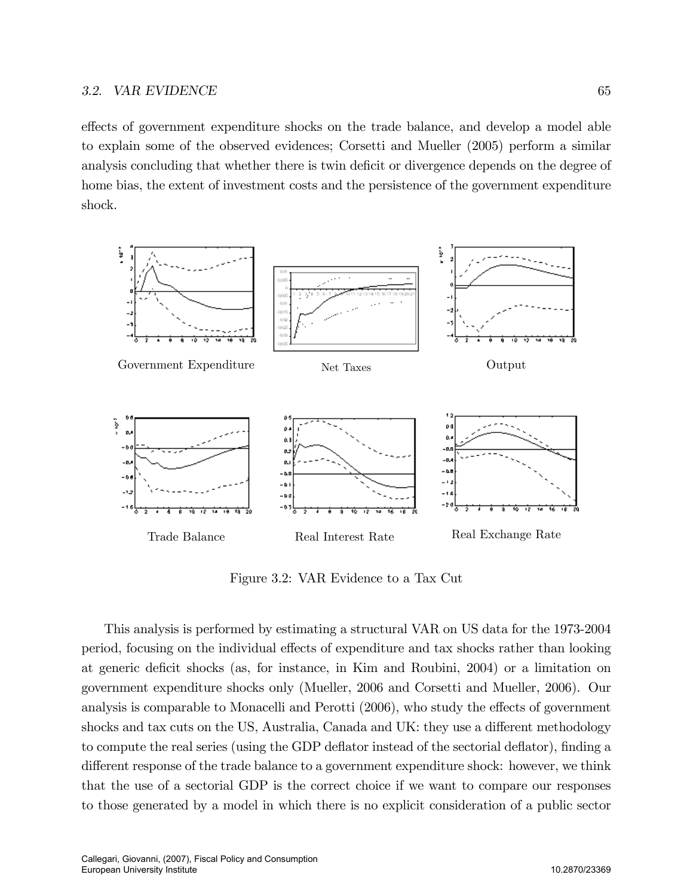effects of government expenditure shocks on the trade balance, and develop a model able to explain some of the observed evidences; Corsetti and Mueller (2005) perform a similar analysis concluding that whether there is twin deficit or divergence depends on the degree of home bias, the extent of investment costs and the persistence of the government expenditure shock.

Government Expenditure

Net Taxes

Output

Trade Balance

Real Interest Rate

Real Exchange Rate

Figure 3.2: VAR Evidence to a Tax Cut

This analysis is performed by estimating a structural VAR on US data for the 1973-2004 period, focusing on the individual effects of expenditure and tax shocks rather than looking at generic deficit shocks (as, for instance, in Kim and Roubini, 2004) or a limitation on government expenditure shocks only (Mueller, 2006 and Corsetti and Mueller, 2006). Our analysis is comparable to Monacelli and Perotti (2006), who study the effects of government shocks and tax cuts on the US, Australia, Canada and UK: they use a different methodology to compute the real series (using the GDP deflator instead of the sectorial deflator), finding a different response of the trade balance to a government expenditure shock: however, we think that the use of a sectorial GDP is the correct choice if we want to compare our responses to those generated by a model in which there is no explicit consideration of a public sector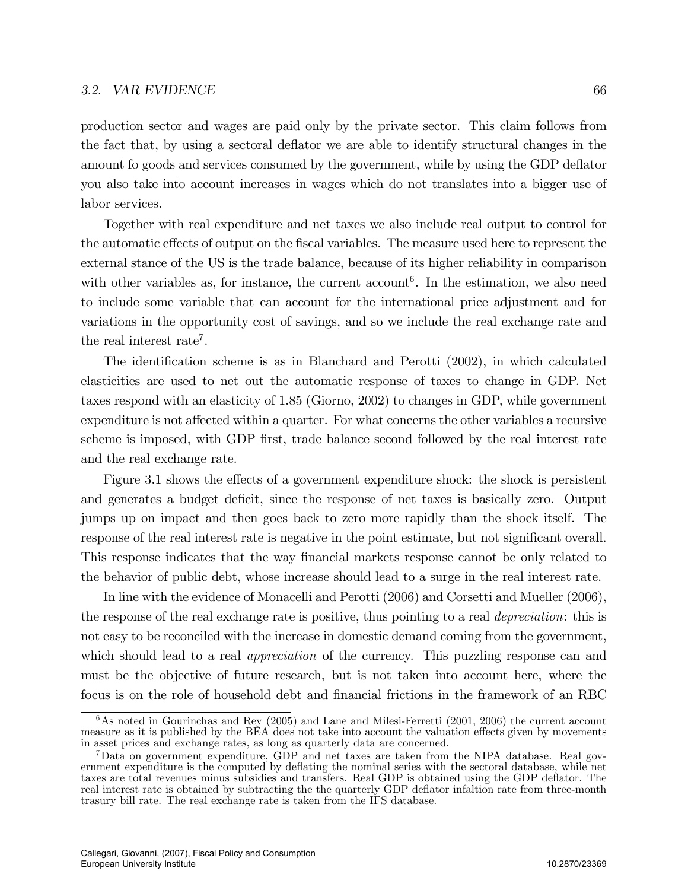production sector and wages are paid only by the private sector. This claim follows from the fact that, by using a sectoral deflator we are able to identify structural changes in the amount fo goods and services consumed by the government, while by using the GDP deflator you also take into account increases in wages which do not translates into a bigger use of labor services.

Together with real expenditure and net taxes we also include real output to control for the automatic effects of output on the fiscal variables. The measure used here to represent the external stance of the US is the trade balance, because of its higher reliability in comparison with other variables as, for instance, the current account[6]. In the estimation, we also need to include some variable that can account for the international price adjustment and for variations in the opportunity cost of savings, and so we include the real exchange rate and the real interest rate[7].

The identification scheme is as in Blanchard and Perotti (2002), in which calculated elasticities are used to net out the automatic response of taxes to change in GDP. Net taxes respond with an elasticity of 1.85 (Giorno, 2002) to changes in GDP, while government expenditure is not affected within a quarter. For what concerns the other variables a recursive scheme is imposed, with GDP first, trade balance second followed by the real interest rate and the real exchange rate.

Figure 3.1 shows the effects of a government expenditure shock: the shock is persistent and generates a budget deficit, since the response of net taxes is basically zero. Output jumps up on impact and then goes back to zero more rapidly than the shock itself. The response of the real interest rate is negative in the point estimate, but not significant overall. This response indicates that the way financial markets response cannot be only related to the behavior of public debt, whose increase should lead to a surge in the real interest rate.

In line with the evidence of Monacelli and Perotti (2006) and Corsetti and Mueller (2006), the response of the real exchange rate is positive, thus pointing to a real *depreciation*: this is not easy to be reconciled with the increase in domestic demand coming from the government, which should lead to a real *appreciation* of the currency. This puzzling response can and must be the objective of future research, but is not taken into account here, where the focus is on the role of household debt and financial frictions in the framework of an RBC

[6] As noted in Gourinchas and Rey (2005) and Lane and Milesi-Ferretti (2001, 2006) the current account measure as it is published by the BEA does not take into account the valuation effects given by movements in asset prices and exchange rates, as long as quarterly data are concerned.

[7] Data on government expenditure, GDP and net taxes are taken from the NIPA database. Real government expenditure is the computed by deflating the nominal series with the sectoral database, while net taxes are total revenues minus subsidies and transfers. Real GDP is obtained using the GDP deflator. The real interest rate is obtained by subtracting the the quarterly GDP deflator infaltion rate from three-month trasury bill rate. The real exchange rate is taken from the IFS database.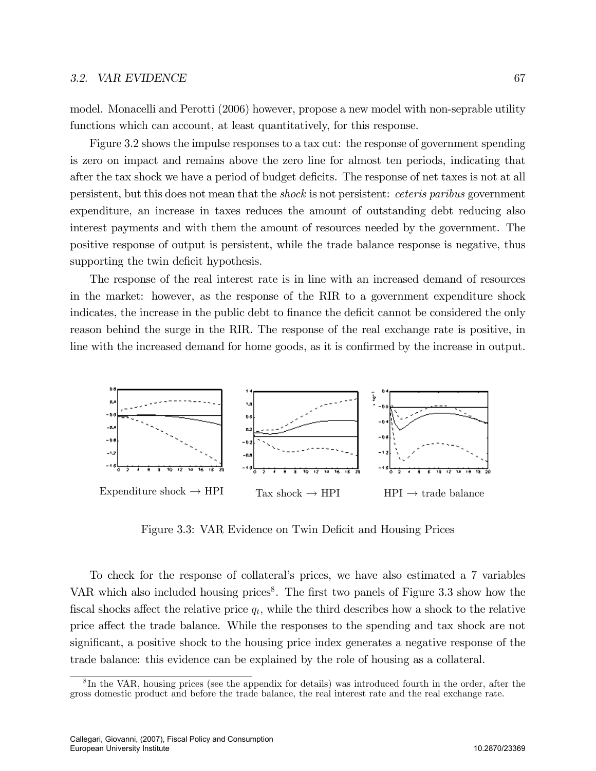model. Monacelli and Perotti (2006) however, propose a new model with non-seprable utility functions which can account, at least quantitatively, for this response.

Figure 3.2 shows the impulse responses to a tax cut: the response of government spending is zero on impact and remains above the zero line for almost ten periods, indicating that after the tax shock we have a period of budget deficits. The response of net taxes is not at all persistent, but this does not mean that the *shock* is not persistent: *ceteris paribus* government expenditure, an increase in taxes reduces the amount of outstanding debt reducing also interest payments and with them the amount of resources needed by the government. The positive response of output is persistent, while the trade balance response is negative, thus supporting the twin deficit hypothesis.

The response of the real interest rate is in line with an increased demand of resources in the market: however, as the response of the RIR to a government expenditure shock indicates, the increase in the public debt to finance the deficit cannot be considered the only reason behind the surge in the RIR. The response of the real exchange rate is positive, in line with the increased demand for home goods, as it is confirmed by the increase in output.

Expenditure shock → HPI  Tax shock → HPI  HPI → trade balance

Figure 3.3: VAR Evidence on Twin Deficit and Housing Prices

To check for the response of collateral's prices, we have also estimated a 7 variables VAR which also included housing prices[8]. The first two panels of Figure 3.3 show how the fiscal shocks affect the relative price $q_t$, while the third describes how a shock to the relative price affect the trade balance. While the responses to the spending and tax shock are not significant, a positive shock to the housing price index generates a negative response of the trade balance: this evidence can be explained by the role of housing as a collateral.

[8] In the VAR, housing prices (see the appendix for details) was introduced fourth in the order, after the gross domestic product and before the trade balance, the real interest rate and the real exchange rate.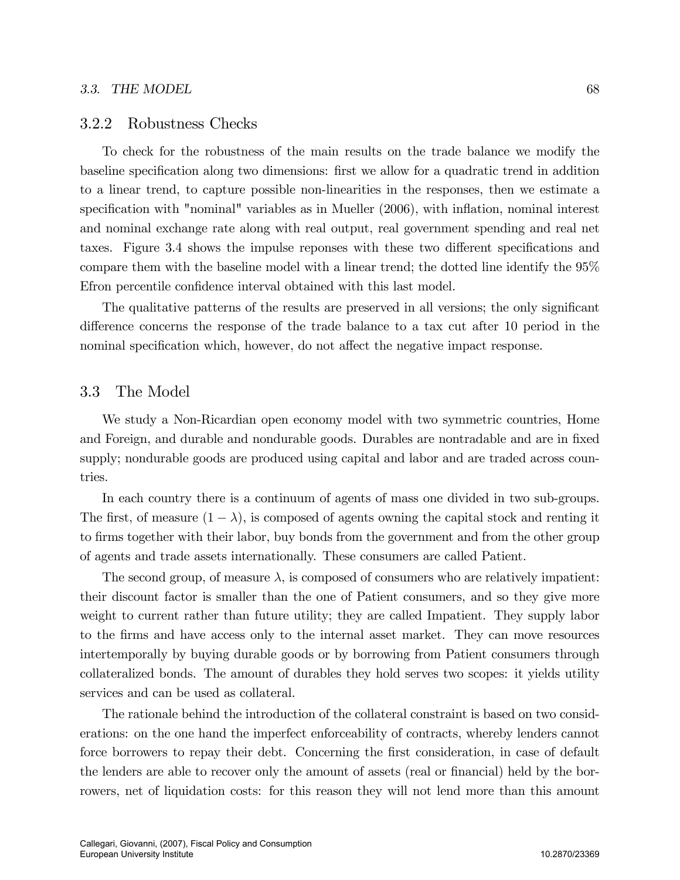### 3.2.2 Robustness Checks

To check for the robustness of the main results on the trade balance we modify the baseline specification along two dimensions: first we allow for a quadratic trend in addition to a linear trend, to capture possible non-linearities in the responses, then we estimate a specification with "nominal" variables as in Mueller (2006), with inflation, nominal interest and nominal exchange rate along with real output, real government spending and real net taxes. Figure 3.4 shows the impulse reponses with these two different specifications and compare them with the baseline model with a linear trend; the dotted line identify the 95% Efron percentile confidence interval obtained with this last model.

The qualitative patterns of the results are preserved in all versions; the only significant difference concerns the response of the trade balance to a tax cut after 10 period in the nominal specification which, however, do not affect the negative impact response.

## 3.3 The Model

We study a Non-Ricardian open economy model with two symmetric countries, Home and Foreign, and durable and nondurable goods. Durables are nontradable and are in fixed supply; nondurable goods are produced using capital and labor and are traded across countries.

In each country there is a continuum of agents of mass one divided in two sub-groups. The first, of measure $(1 - \lambda)$, is composed of agents owning the capital stock and renting it to firms together with their labor, buy bonds from the government and from the other group of agents and trade assets internationally. These consumers are called Patient.

The second group, of measure $\lambda$, is composed of consumers who are relatively impatient: their discount factor is smaller than the one of Patient consumers, and so they give more weight to current rather than future utility; they are called Impatient. They supply labor to the firms and have access only to the internal asset market. They can move resources intertemporally by buying durable goods or by borrowing from Patient consumers through collateralized bonds. The amount of durables they hold serves two scopes: it yields utility services and can be used as collateral.

The rationale behind the introduction of the collateral constraint is based on two considerations: on the one hand the imperfect enforceability of contracts, whereby lenders cannot force borrowers to repay their debt. Concerning the first consideration, in case of default the lenders are able to recover only the amount of assets (real or financial) held by the borrowers, net of liquidation costs: for this reason they will not lend more than this amount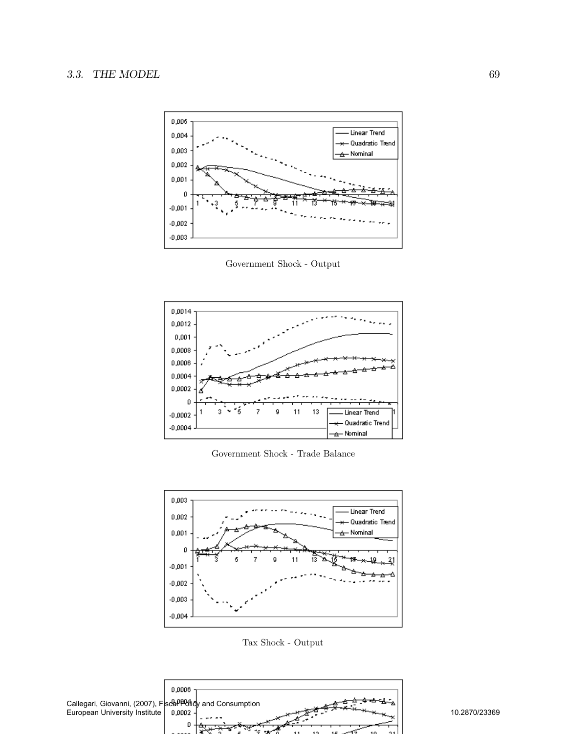Government Shock - Output

Government Shock - Trade Balance

Tax Shock - Output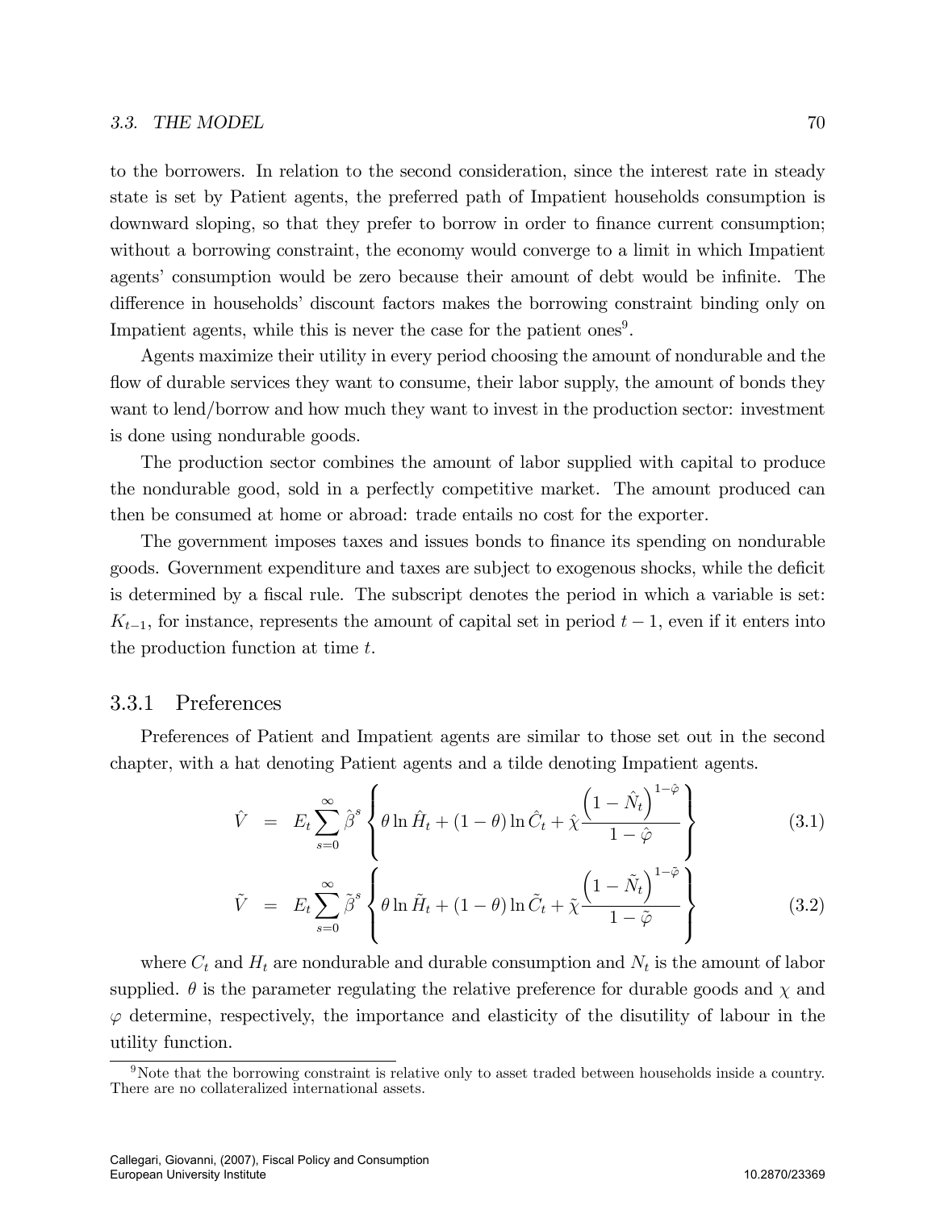to the borrowers. In relation to the second consideration, since the interest rate in steady state is set by Patient agents, the preferred path of Impatient households consumption is downward sloping, so that they prefer to borrow in order to finance current consumption; without a borrowing constraint, the economy would converge to a limit in which Impatient agents' consumption would be zero because their amount of debt would be infinite. The difference in households' discount factors makes the borrowing constraint binding only on Impatient agents, while this is never the case for the patient ones[9].

Agents maximize their utility in every period choosing the amount of nondurable and the flow of durable services they want to consume, their labor supply, the amount of bonds they want to lend/borrow and how much they want to invest in the production sector: investment is done using nondurable goods.

The production sector combines the amount of labor supplied with capital to produce the nondurable good, sold in a perfectly competitive market. The amount produced can then be consumed at home or abroad: trade entails no cost for the exporter.

The government imposes taxes and issues bonds to finance its spending on nondurable goods. Government expenditure and taxes are subject to exogenous shocks, while the deficit is determined by a fiscal rule. The subscript denotes the period in which a variable is set: $K_{t-1}$, for instance, represents the amount of capital set in period $t-1$, even if it enters into the production function at time $t$.

### 3.3.1 Preferences

Preferences of Patient and Impatient agents are similar to those set out in the second chapter, with a hat denoting Patient agents and a tilde denoting Impatient agents.

$$\hat{V} = E_t \sum_{s=0}^{\infty} \hat{\beta}^s \left\{ \theta \ln \hat{H}_t + (1-\theta) \ln \hat{C}_t + \hat{\chi} \frac{\left(1-\hat{N}_t\right)^{1-\hat{\varphi}}}{1-\hat{\varphi}} \right\} \tag{3.1}$$

$$\tilde{V} = E_t \sum_{s=0}^{\infty} \tilde{\beta}^s \left\{ \theta \ln \tilde{H}_t + (1-\theta) \ln \tilde{C}_t + \tilde{\chi} \frac{\left(1-\tilde{N}_t\right)^{1-\tilde{\varphi}}}{1-\tilde{\varphi}} \right\} \tag{3.2}$$

where $C_t$ and $H_t$ are nondurable and durable consumption and $N_t$ is the amount of labor supplied. $\theta$ is the parameter regulating the relative preference for durable goods and $\chi$ and $\varphi$ determine, respectively, the importance and elasticity of the disutility of labour in the utility function.

[9] Note that the borrowing constraint is relative only to asset traded between households inside a country. There are no collateralized international assets.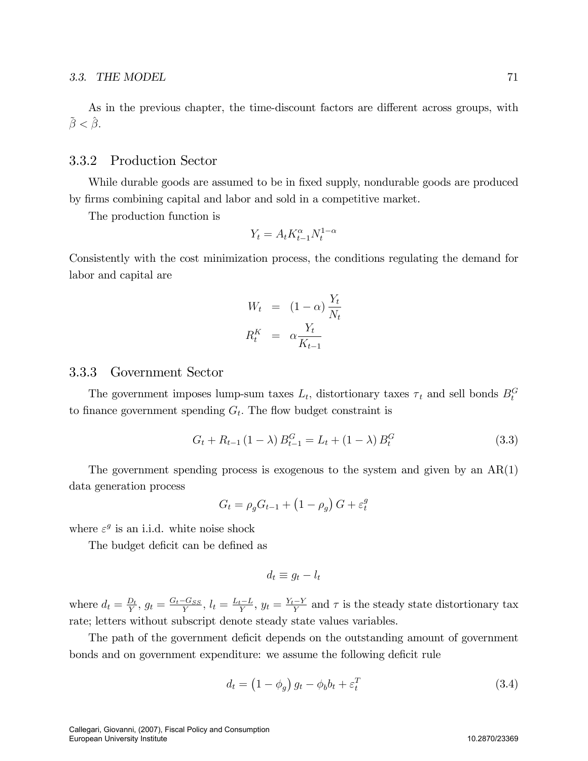As in the previous chapter, the time-discount factors are different across groups, with $\tilde{\beta} < \hat{\beta}$.

### 3.3.2 Production Sector

While durable goods are assumed to be in fixed supply, nondurable goods are produced by firms combining capital and labor and sold in a competitive market.

The production function is

$$Y_t = A_t K_{t-1}^{\alpha} N_t^{1-\alpha}$$

Consistently with the cost minimization process, the conditions regulating the demand for labor and capital are

$$\begin{aligned} W_t &= (1-\alpha)\frac{Y_t}{N_t} \\ R_t^K &= \alpha \frac{Y_t}{K_{t-1}} \end{aligned}$$

### 3.3.3 Government Sector

The government imposes lump-sum taxes $L_t$, distortionary taxes $\tau_t$ and sell bonds $B_t^G$ to finance government spending $G_t$. The flow budget constraint is

$$G_t + R_{t-1}(1-\lambda) B_{t-1}^G = L_t + (1-\lambda) B_t^G \tag{3.3}$$

The government spending process is exogenous to the system and given by an AR(1) data generation process

$$G_t = \rho_g G_{t-1} + (1-\rho_g) G + \varepsilon_t^g$$

where $\varepsilon^g$ is an i.i.d. white noise shock

The budget deficit can be defined as

$$d_t \equiv g_t - l_t$$

where $d_t = \frac{D_t}{Y}$, $g_t = \frac{G_t - G_{SS}}{Y}$, $l_t = \frac{L_t - L}{Y}$, $y_t = \frac{Y_t - Y}{Y}$ and $\tau$ is the steady state distortionary tax rate; letters without subscript denote steady state values variables.

The path of the government deficit depends on the outstanding amount of government bonds and on government expenditure: we assume the following deficit rule

$$d_t = (1-\phi_g) g_t - \phi_b b_t + \varepsilon_t^T \tag{3.4}$$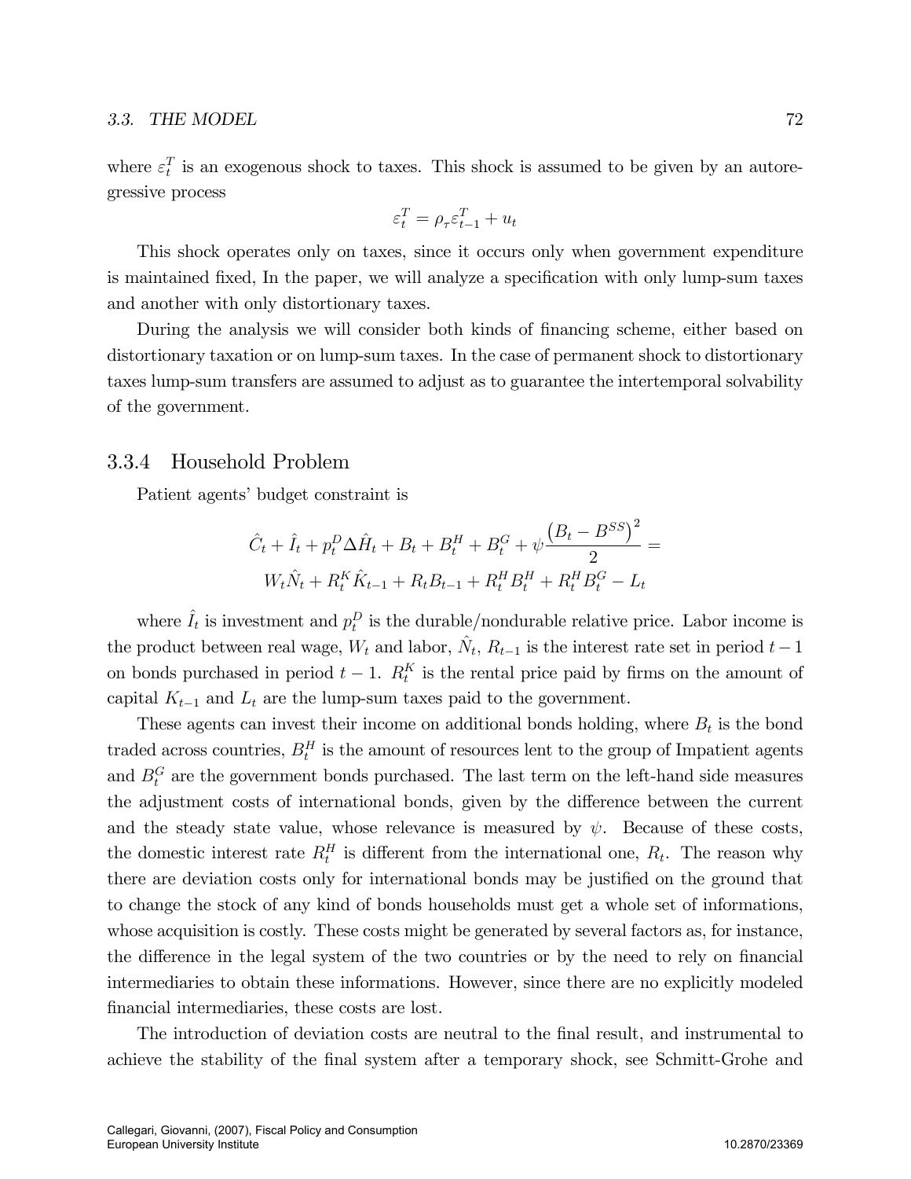where $\varepsilon_t^T$ is an exogenous shock to taxes. This shock is assumed to be given by an autoregressive process

$$\varepsilon_t^T = \rho_\tau \varepsilon_{t-1}^T + u_t$$

This shock operates only on taxes, since it occurs only when government expenditure is maintained fixed, In the paper, we will analyze a specification with only lump-sum taxes and another with only distortionary taxes.

During the analysis we will consider both kinds of financing scheme, either based on distortionary taxation or on lump-sum taxes. In the case of permanent shock to distortionary taxes lump-sum transfers are assumed to adjust as to guarantee the intertemporal solvability of the government.

### 3.3.4 Household Problem

Patient agents' budget constraint is

$$\hat{C}_t + \hat{I}_t + p_t^D \Delta \hat{H}_t + B_t + B_t^H + B_t^G + \psi \frac{\left(B_t - B^{SS}\right)^2}{2} =$$
$$W_t \hat{N}_t + R_t^K \hat{K}_{t-1} + R_t B_{t-1} + R_t^H B_t^H + R_t^H B_t^G - L_t$$

where $\hat{I}_t$ is investment and $p_t^D$ is the durable/nondurable relative price. Labor income is the product between real wage, $W_t$ and labor, $\hat{N}_t$, $R_{t-1}$ is the interest rate set in period $t-1$ on bonds purchased in period $t-1$. $R_t^K$ is the rental price paid by firms on the amount of capital $K_{t-1}$ and $L_t$ are the lump-sum taxes paid to the government.

These agents can invest their income on additional bonds holding, where $B_t$ is the bond traded across countries, $B_t^H$ is the amount of resources lent to the group of Impatient agents and $B_t^G$ are the government bonds purchased. The last term on the left-hand side measures the adjustment costs of international bonds, given by the difference between the current and the steady state value, whose relevance is measured by $\psi$. Because of these costs, the domestic interest rate $R_t^H$ is different from the international one, $R_t$. The reason why there are deviation costs only for international bonds may be justified on the ground that to change the stock of any kind of bonds households must get a whole set of informations, whose acquisition is costly. These costs might be generated by several factors as, for instance, the difference in the legal system of the two countries or by the need to rely on financial intermediaries to obtain these informations. However, since there are no explicitly modeled financial intermediaries, these costs are lost.

The introduction of deviation costs are neutral to the final result, and instrumental to achieve the stability of the final system after a temporary shock, see Schmitt-Grohe and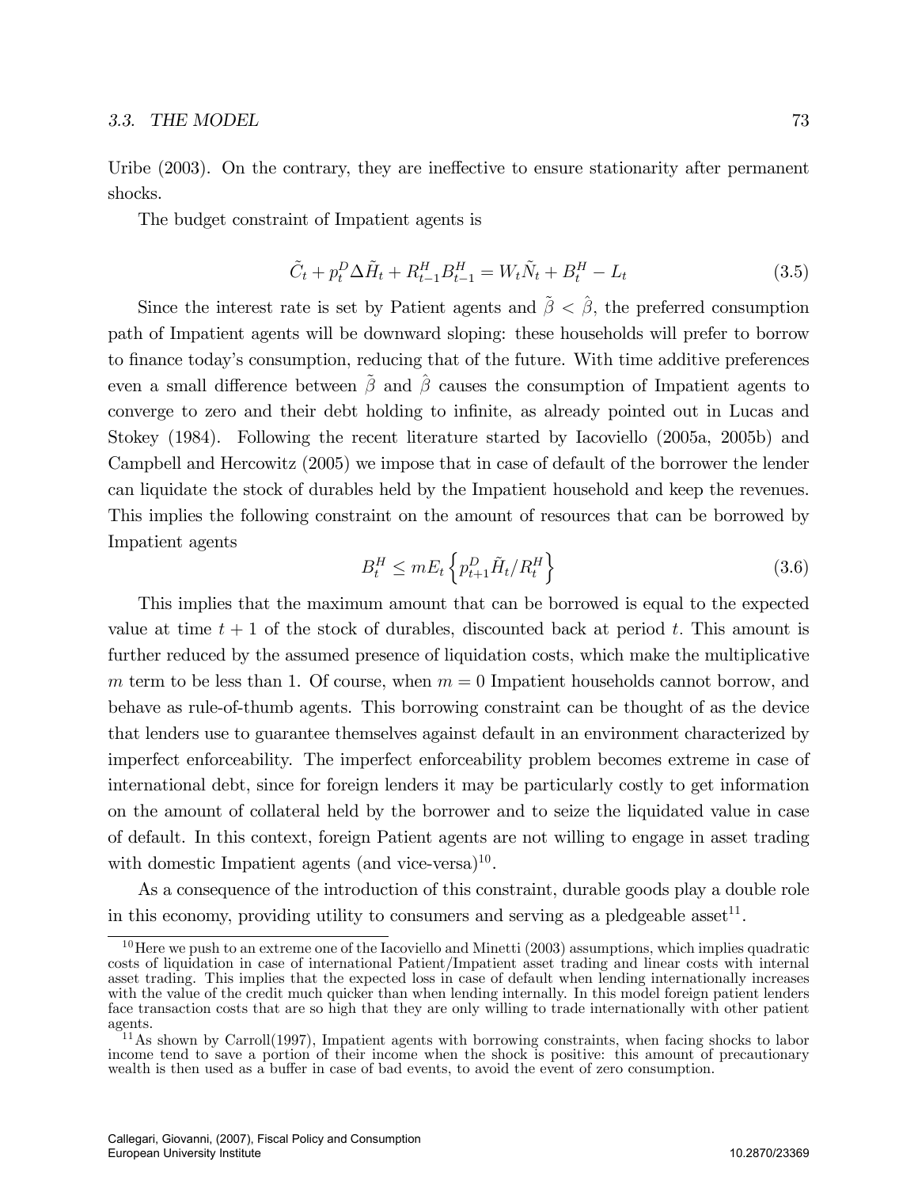Uribe (2003). On the contrary, they are ineffective to ensure stationarity after permanent shocks.

The budget constraint of Impatient agents is

$$\tilde{C}_t + p_t^D \Delta \tilde{H}_t + R_{t-1}^H B_{t-1}^H = W_t \tilde{N}_t + B_t^H - L_t \tag{3.5}$$

Since the interest rate is set by Patient agents and $\tilde{\beta} < \hat{\beta}$, the preferred consumption path of Impatient agents will be downward sloping: these households will prefer to borrow to finance today's consumption, reducing that of the future. With time additive preferences even a small difference between $\tilde{\beta}$ and $\hat{\beta}$ causes the consumption of Impatient agents to converge to zero and their debt holding to infinite, as already pointed out in Lucas and Stokey (1984). Following the recent literature started by Iacoviello (2005a, 2005b) and Campbell and Hercowitz (2005) we impose that in case of default of the borrower the lender can liquidate the stock of durables held by the Impatient household and keep the revenues. This implies the following constraint on the amount of resources that can be borrowed by Impatient agents

$$B_t^H \leq m E_t \left\{ p_{t+1}^D \tilde{H}_t / R_t^H \right\} \tag{3.6}$$

This implies that the maximum amount that can be borrowed is equal to the expected value at time $t+1$ of the stock of durables, discounted back at period $t$. This amount is further reduced by the assumed presence of liquidation costs, which make the multiplicative $m$ term to be less than 1. Of course, when $m = 0$ Impatient households cannot borrow, and behave as rule-of-thumb agents. This borrowing constraint can be thought of as the device that lenders use to guarantee themselves against default in an environment characterized by imperfect enforceability. The imperfect enforceability problem becomes extreme in case of international debt, since for foreign lenders it may be particularly costly to get information on the amount of collateral held by the borrower and to seize the liquidated value in case of default. In this context, foreign Patient agents are not willing to engage in asset trading with domestic Impatient agents (and vice-versa)[10].

As a consequence of the introduction of this constraint, durable goods play a double role in this economy, providing utility to consumers and serving as a pledgeable asset[11].

[10] Here we push to an extreme one of the Iacoviello and Minetti (2003) assumptions, which implies quadratic costs of liquidation in case of international Patient/Impatient asset trading and linear costs with internal asset trading. This implies that the expected loss in case of default when lending internationally increases with the value of the credit much quicker than when lending internally. In this model foreign patient lenders face transaction costs that are so high that they are only willing to trade internationally with other patient agents.

[11] As shown by Carroll(1997), Impatient agents with borrowing constraints, when facing shocks to labor income tend to save a portion of their income when the shock is positive: this amount of precautionary wealth is then used as a buffer in case of bad events, to avoid the event of zero consumption.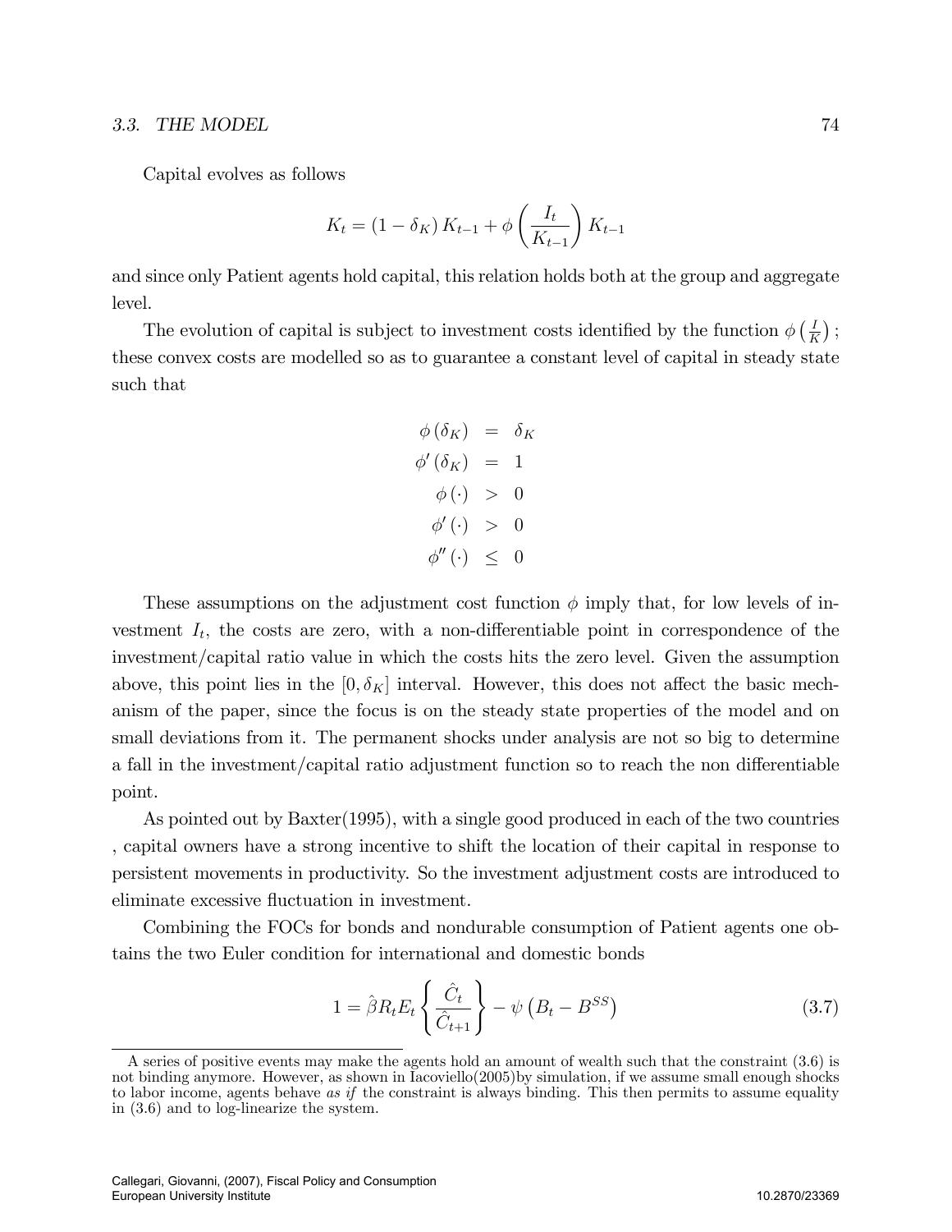Capital evolves as follows

$$K_t = (1 - \delta_K) K_{t-1} + \phi \left( \frac{I_t}{K_{t-1}} \right) K_{t-1}$$

and since only Patient agents hold capital, this relation holds both at the group and aggregate level.

The evolution of capital is subject to investment costs identified by the function $\phi\left(\frac{I}{K}\right)$; these convex costs are modelled so as to guarantee a constant level of capital in steady state such that

$$\begin{aligned} \phi(\delta_K) &= \delta_K \\ \phi'(\delta_K) &= 1 \\ \phi(\cdot) &> 0 \\ \phi'(\cdot) &> 0 \\ \phi''(\cdot) &\leq 0 \end{aligned}$$

These assumptions on the adjustment cost function $\phi$ imply that, for low levels of investment $I_t$, the costs are zero, with a non-differentiable point in correspondence of the investment/capital ratio value in which the costs hits the zero level. Given the assumption above, this point lies in the $[0, \delta_K]$ interval. However, this does not affect the basic mechanism of the paper, since the focus is on the steady state properties of the model and on small deviations from it. The permanent shocks under analysis are not so big to determine a fall in the investment/capital ratio adjustment function so to reach the non differentiable point.

As pointed out by Baxter(1995), with a single good produced in each of the two countries , capital owners have a strong incentive to shift the location of their capital in response to persistent movements in productivity. So the investment adjustment costs are introduced to eliminate excessive fluctuation in investment.

Combining the FOCs for bonds and nondurable consumption of Patient agents one obtains the two Euler condition for international and domestic bonds

$$1 = \hat{\beta} R_t E_t \left\{ \frac{\hat{C}_t}{\hat{C}_{t+1}} \right\} - \psi \left( B_t - B^{SS} \right) \tag{3.7}$$

A series of positive events may make the agents hold an amount of wealth such that the constraint (3.6) is not binding anymore. However, as shown in Iacoviello(2005)by simulation, if we assume small enough shocks to labor income, agents behave *as if* the constraint is always binding. This then permits to assume equality in (3.6) and to log-linearize the system.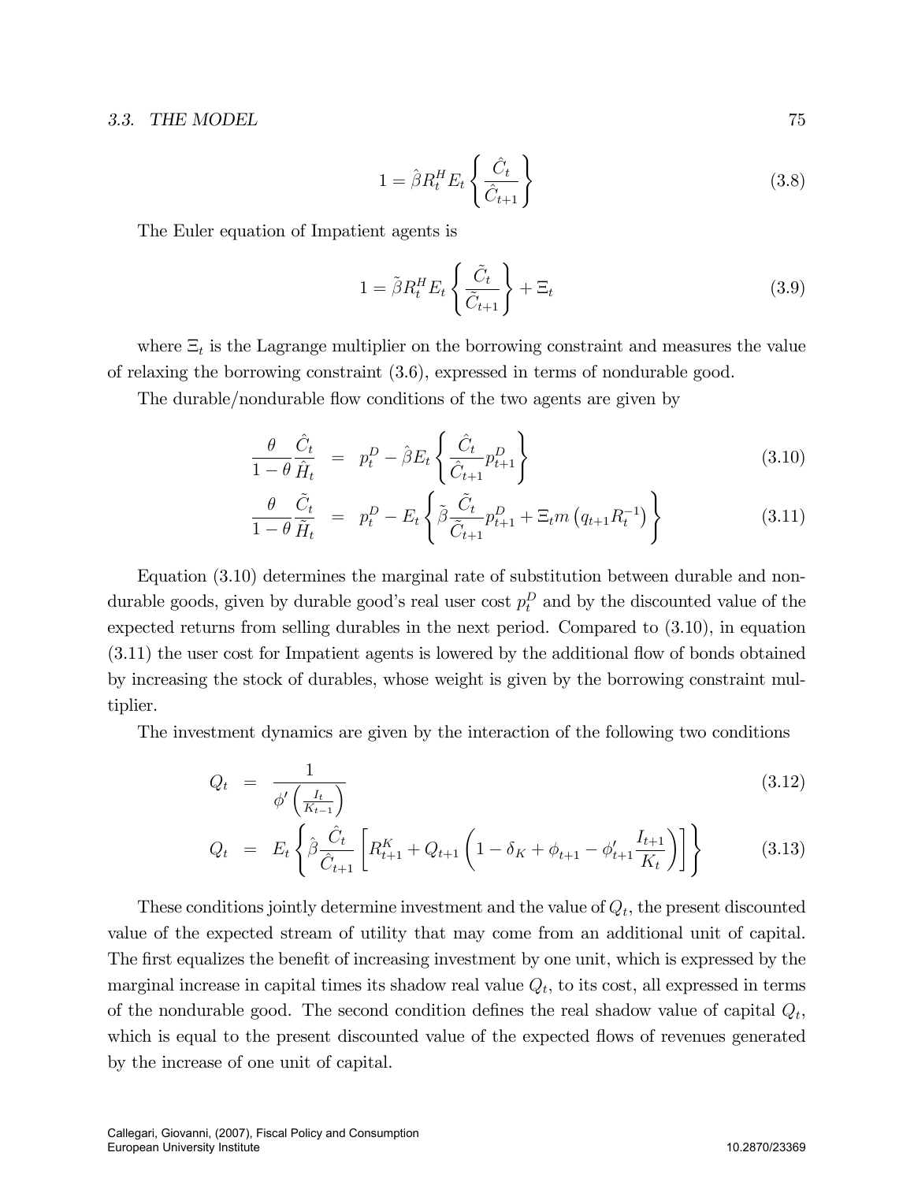$$1 = \hat{\beta} R_t^H E_t \left\{ \frac{\hat{C}_t}{\hat{C}_{t+1}} \right\} \tag{3.8}$$

The Euler equation of Impatient agents is

$$1 = \tilde{\beta} R_t^H E_t \left\{ \frac{\tilde{C}_t}{\tilde{C}_{t+1}} \right\} + \Xi_t \tag{3.9}$$

where $\Xi_t$ is the Lagrange multiplier on the borrowing constraint and measures the value of relaxing the borrowing constraint (3.6), expressed in terms of nondurable good.

The durable/nondurable flow conditions of the two agents are given by

$$\frac{\theta}{1-\theta} \frac{\hat{C}_t}{\hat{H}_t} = p_t^D - \hat{\beta} E_t \left\{ \frac{\hat{C}_t}{\hat{C}_{t+1}} p_{t+1}^D \right\} \tag{3.10}$$

$$\frac{\theta}{1-\theta} \frac{\tilde{C}_t}{\tilde{H}_t} = p_t^D - E_t \left\{ \tilde{\beta} \frac{\tilde{C}_t}{\tilde{C}_{t+1}} p_{t+1}^D + \Xi_t m \left( q_{t+1} R_t^{-1} \right) \right\} \tag{3.11}$$

Equation (3.10) determines the marginal rate of substitution between durable and nondurable goods, given by durable good's real user cost $p_t^D$ and by the discounted value of the expected returns from selling durables in the next period. Compared to (3.10), in equation (3.11) the user cost for Impatient agents is lowered by the additional flow of bonds obtained by increasing the stock of durables, whose weight is given by the borrowing constraint multiplier.

The investment dynamics are given by the interaction of the following two conditions

$$Q_t = \frac{1}{\phi'\left(\frac{I_t}{K_{t-1}}\right)} \tag{3.12}$$

$$Q_t = E_t \left\{ \hat{\beta} \frac{\hat{C}_t}{\hat{C}_{t+1}} \left[ R_{t+1}^K + Q_{t+1} \left( 1 - \delta_K + \phi_{t+1} - \phi'_{t+1} \frac{I_{t+1}}{K_t} \right) \right] \right\} \tag{3.13}$$

These conditions jointly determine investment and the value of $Q_t$, the present discounted value of the expected stream of utility that may come from an additional unit of capital. The first equalizes the benefit of increasing investment by one unit, which is expressed by the marginal increase in capital times its shadow real value $Q_t$, to its cost, all expressed in terms of the nondurable good. The second condition defines the real shadow value of capital $Q_t$, which is equal to the present discounted value of the expected flows of revenues generated by the increase of one unit of capital.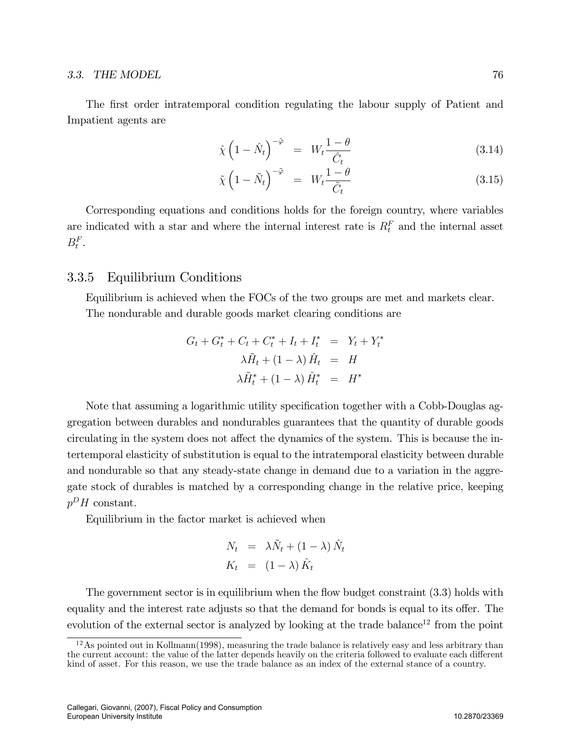The first order intratemporal condition regulating the labour supply of Patient and Impatient agents are

$$\hat{\chi}\left(1-\hat{N}_t\right)^{-\hat{\varphi}} = W_t\frac{1-\theta}{\hat{C}_t} \tag{3.14}$$

$$\tilde{\chi}\left(1-\tilde{N}_t\right)^{-\tilde{\varphi}} = W_t\frac{1-\theta}{\tilde{C}_t} \tag{3.15}$$

Corresponding equations and conditions holds for the foreign country, where variables are indicated with a star and where the internal interest rate is $R_t^F$ and the internal asset $B_t^F$.

### 3.3.5 Equilibrium Conditions

Equilibrium is achieved when the FOCs of the two groups are met and markets clear.

The nondurable and durable goods market clearing conditions are

$$\begin{aligned}
G_t + G_t^* + C_t + C_t^* + I_t + I_t^* &= Y_t + Y_t^* \\
\lambda\tilde{H}_t + (1-\lambda)\hat{H}_t &= H \\
\lambda\tilde{H}_t^* + (1-\lambda)\hat{H}_t^* &= H^*
\end{aligned}$$

Note that assuming a logarithmic utility specification together with a Cobb-Douglas aggregation between durables and nondurables guarantees that the quantity of durable goods circulating in the system does not affect the dynamics of the system. This is because the intertemporal elasticity of substitution is equal to the intratemporal elasticity between durable and nondurable so that any steady-state change in demand due to a variation in the aggregate stock of durables is matched by a corresponding change in the relative price, keeping $p^D H$ constant.

Equilibrium in the factor market is achieved when

$$\begin{aligned}
N_t &= \lambda\tilde{N}_t + (1-\lambda)\hat{N}_t \\
K_t &= (1-\lambda)\hat{K}_t
\end{aligned}$$

The government sector is in equilibrium when the flow budget constraint (3.3) holds with equality and the interest rate adjusts so that the demand for bonds is equal to its offer. The evolution of the external sector is analyzed by looking at the trade balance[12] from the point

[12] As pointed out in Kollmann(1998), measuring the trade balance is relatively easy and less arbitrary than the current account: the value of the latter depends heavily on the criteria followed to evaluate each different kind of asset. For this reason, we use the trade balance as an index of the external stance of a country.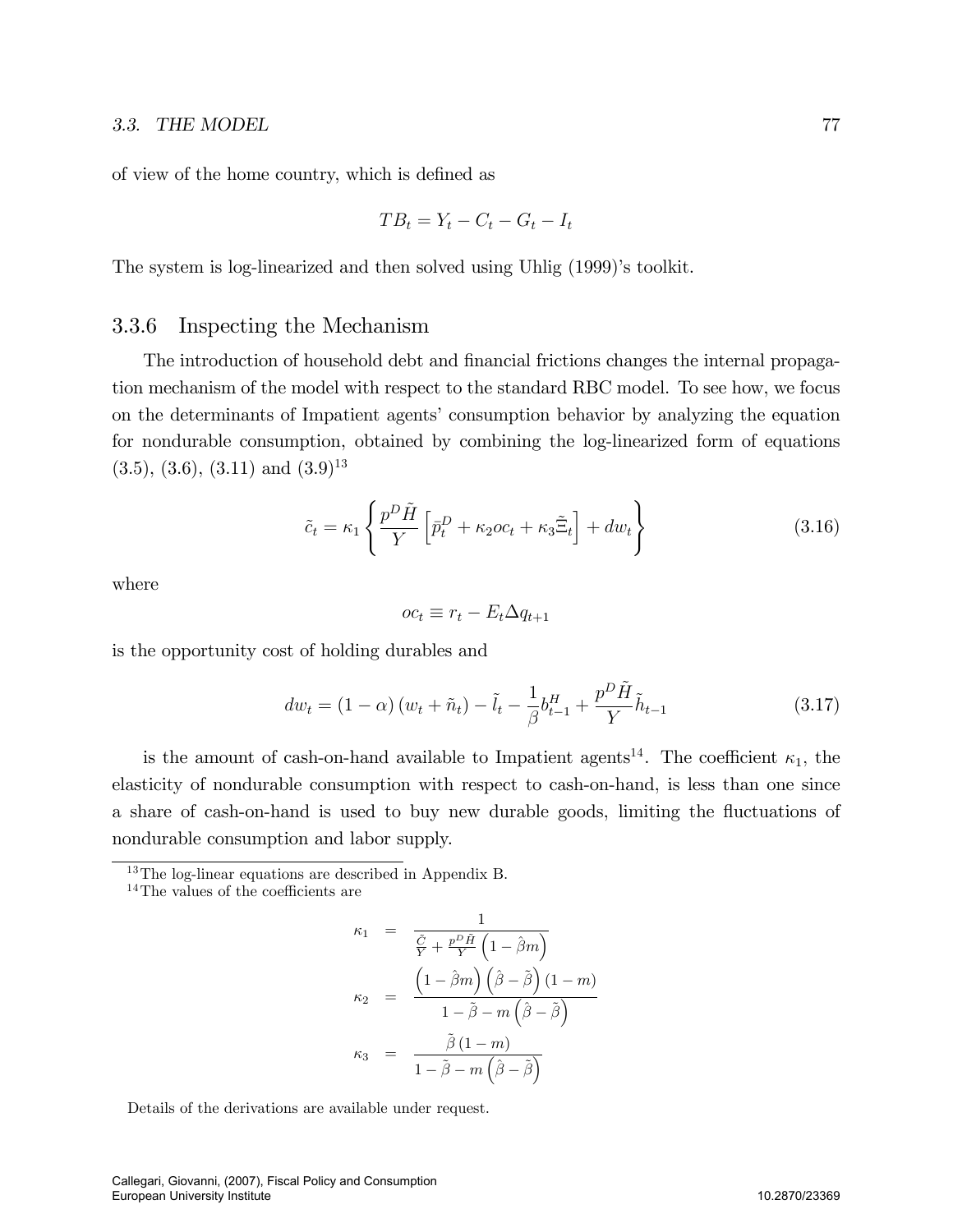of view of the home country, which is defined as

$$TB_t = Y_t - C_t - G_t - I_t$$

The system is log-linearized and then solved using Uhlig (1999)'s toolkit.

### 3.3.6 Inspecting the Mechanism

The introduction of household debt and financial frictions changes the internal propagation mechanism of the model with respect to the standard RBC model. To see how, we focus on the determinants of Impatient agents' consumption behavior by analyzing the equation for nondurable consumption, obtained by combining the log-linearized form of equations (3.5), (3.6), (3.11) and (3.9)[13]

$$\tilde{c}_t = \kappa_1 \left\{ \frac{p^D \tilde{H}}{Y} \left[ \tilde{p}_t^D + \kappa_2 oc_t + \kappa_3 \tilde{\Xi}_t \right] + dw_t \right\} \tag{3.16}$$

where

$$oc_t \equiv r_t - E_t \Delta q_{t+1}$$

is the opportunity cost of holding durables and

$$dw_t = (1-\alpha)(w_t + \tilde{n}_t) - \tilde{l}_t - \frac{1}{\beta} b_{t-1}^H + \frac{p^D \tilde{H}}{Y} \tilde{h}_{t-1} \tag{3.17}$$

is the amount of cash-on-hand available to Impatient agents[14]. The coefficient $\kappa_1$, the elasticity of nondurable consumption with respect to cash-on-hand, is less than one since a share of cash-on-hand is used to buy new durable goods, limiting the fluctuations of nondurable consumption and labor supply.

[13] The log-linear equations are described in Appendix B.

[14] The values of the coefficients are

$$\kappa_1 = \frac{1}{\frac{\tilde{C}}{Y} + \frac{p^D \tilde{H}}{Y}\left(1 - \hat{\beta} m\right)}$$

$$\kappa_2 = \frac{\left(1 - \hat{\beta} m\right)\left(\hat{\beta} - \tilde{\beta}\right)(1-m)}{1 - \tilde{\beta} - m\left(\hat{\beta} - \tilde{\beta}\right)}$$

$$\kappa_3 = \frac{\tilde{\beta}(1-m)}{1 - \tilde{\beta} - m\left(\hat{\beta} - \tilde{\beta}\right)}$$

Details of the derivations are available under request.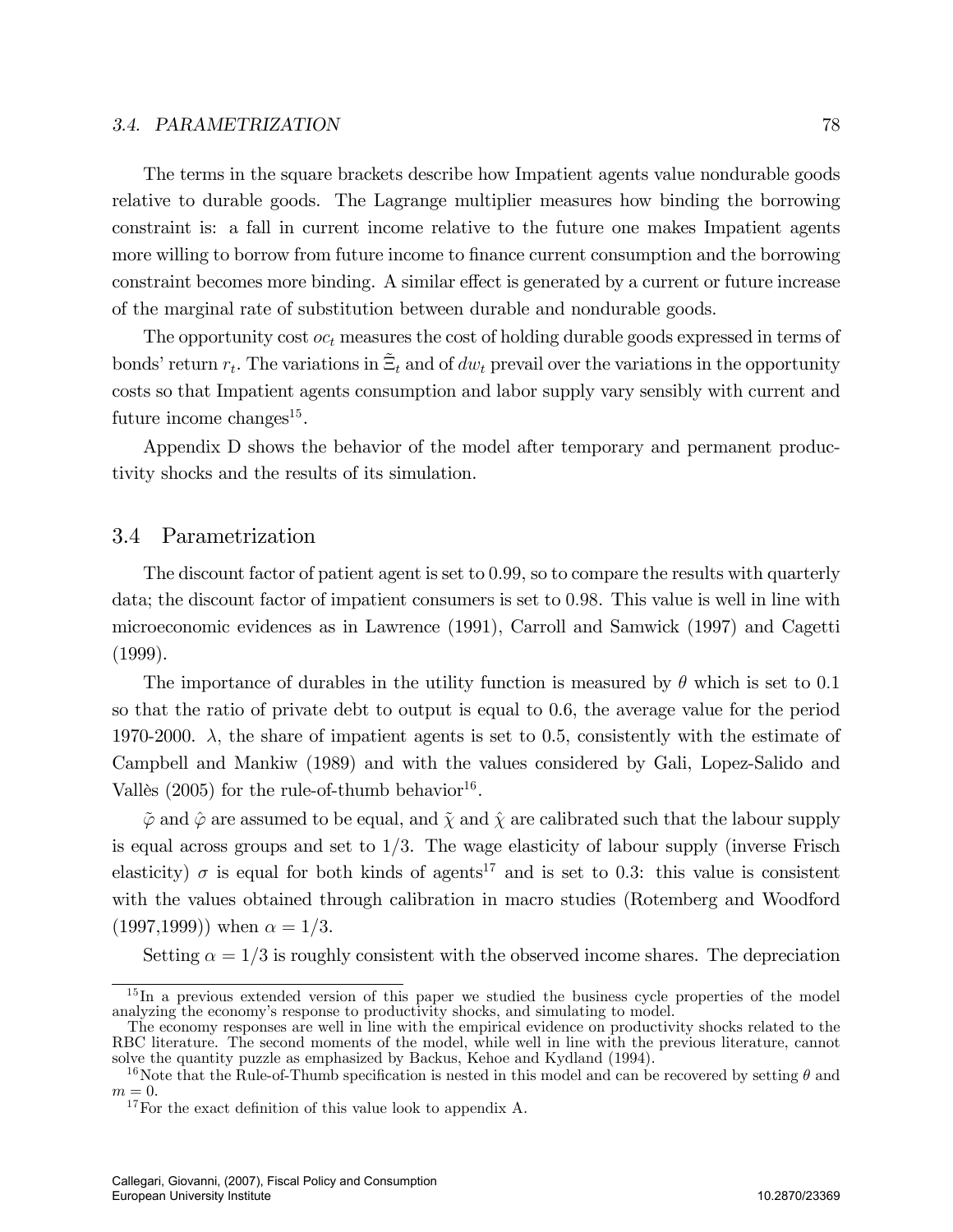The terms in the square brackets describe how Impatient agents value nondurable goods relative to durable goods. The Lagrange multiplier measures how binding the borrowing constraint is: a fall in current income relative to the future one makes Impatient agents more willing to borrow from future income to finance current consumption and the borrowing constraint becomes more binding. A similar effect is generated by a current or future increase of the marginal rate of substitution between durable and nondurable goods.

The opportunity cost $oc_t$ measures the cost of holding durable goods expressed in terms of bonds' return $r_t$. The variations in $\tilde{\Xi}_t$ and of $dw_t$ prevail over the variations in the opportunity costs so that Impatient agents consumption and labor supply vary sensibly with current and future income changes[15].

Appendix D shows the behavior of the model after temporary and permanent productivity shocks and the results of its simulation.

## 3.4 Parametrization

The discount factor of patient agent is set to 0.99, so to compare the results with quarterly data; the discount factor of impatient consumers is set to 0.98. This value is well in line with microeconomic evidences as in Lawrence (1991), Carroll and Samwick (1997) and Cagetti (1999).

The importance of durables in the utility function is measured by $\theta$ which is set to 0.1 so that the ratio of private debt to output is equal to 0.6, the average value for the period 1970-2000. $\lambda$, the share of impatient agents is set to 0.5, consistently with the estimate of Campbell and Mankiw (1989) and with the values considered by Gali, Lopez-Salido and Vallès (2005) for the rule-of-thumb behavior[16].

$\tilde{\varphi}$ and $\hat{\varphi}$ are assumed to be equal, and $\tilde{\chi}$ and $\hat{\chi}$ are calibrated such that the labour supply is equal across groups and set to 1/3. The wage elasticity of labour supply (inverse Frisch elasticity) $\sigma$ is equal for both kinds of agents[17] and is set to 0.3: this value is consistent with the values obtained through calibration in macro studies (Rotemberg and Woodford (1997,1999)) when $\alpha = 1/3$.

Setting $\alpha = 1/3$ is roughly consistent with the observed income shares. The depreciation

---

[15] In a previous extended version of this paper we studied the business cycle properties of the model analyzing the economy's response to productivity shocks, and simulating to model.
The economy responses are well in line with the empirical evidence on productivity shocks related to the RBC literature. The second moments of the model, while well in line with the previous literature, cannot solve the quantity puzzle as emphasized by Backus, Kehoe and Kydland (1994).

[16] Note that the Rule-of-Thumb specification is nested in this model and can be recovered by setting $\theta$ and $m = 0$.

[17] For the exact definition of this value look to appendix A.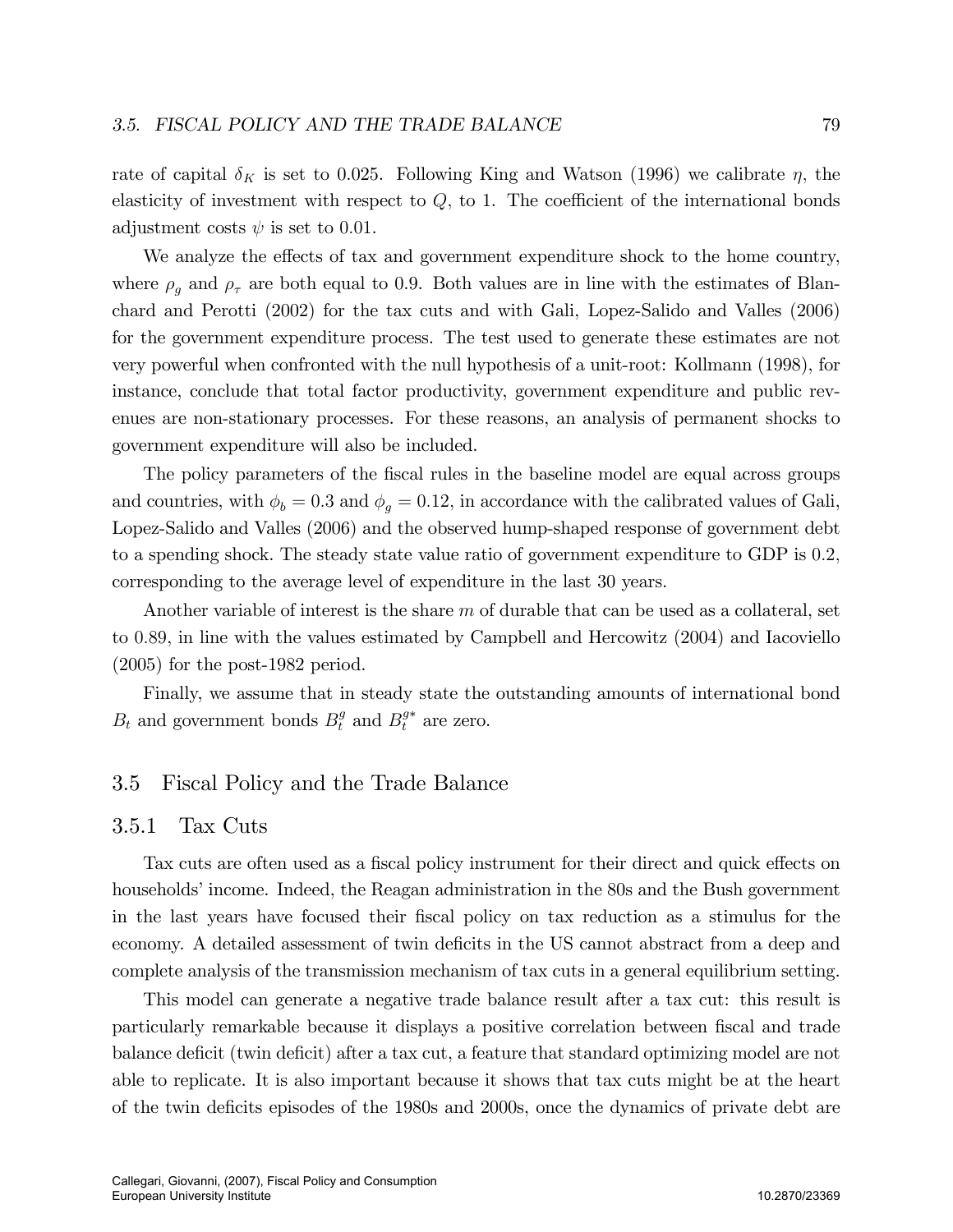rate of capital $\delta_K$ is set to 0.025. Following King and Watson (1996) we calibrate $\eta$, the elasticity of investment with respect to $Q$, to 1. The coefficient of the international bonds adjustment costs $\psi$ is set to 0.01.

We analyze the effects of tax and government expenditure shock to the home country, where $\rho_g$ and $\rho_\tau$ are both equal to 0.9. Both values are in line with the estimates of Blanchard and Perotti (2002) for the tax cuts and with Gali, Lopez-Salido and Valles (2006) for the government expenditure process. The test used to generate these estimates are not very powerful when confronted with the null hypothesis of a unit-root: Kollmann (1998), for instance, conclude that total factor productivity, government expenditure and public revenues are non-stationary processes. For these reasons, an analysis of permanent shocks to government expenditure will also be included.

The policy parameters of the fiscal rules in the baseline model are equal across groups and countries, with $\phi_b = 0.3$ and $\phi_g = 0.12$, in accordance with the calibrated values of Gali, Lopez-Salido and Valles (2006) and the observed hump-shaped response of government debt to a spending shock. The steady state value ratio of government expenditure to GDP is 0.2, corresponding to the average level of expenditure in the last 30 years.

Another variable of interest is the share $m$ of durable that can be used as a collateral, set to 0.89, in line with the values estimated by Campbell and Hercowitz (2004) and Iacoviello (2005) for the post-1982 period.

Finally, we assume that in steady state the outstanding amounts of international bond $B_t$ and government bonds $B_t^g$ and $B_t^{g*}$ are zero.

## 3.5 Fiscal Policy and the Trade Balance

### 3.5.1 Tax Cuts

Tax cuts are often used as a fiscal policy instrument for their direct and quick effects on households' income. Indeed, the Reagan administration in the 80s and the Bush government in the last years have focused their fiscal policy on tax reduction as a stimulus for the economy. A detailed assessment of twin deficits in the US cannot abstract from a deep and complete analysis of the transmission mechanism of tax cuts in a general equilibrium setting.

This model can generate a negative trade balance result after a tax cut: this result is particularly remarkable because it displays a positive correlation between fiscal and trade balance deficit (twin deficit) after a tax cut, a feature that standard optimizing model are not able to replicate. It is also important because it shows that tax cuts might be at the heart of the twin deficits episodes of the 1980s and 2000s, once the dynamics of private debt are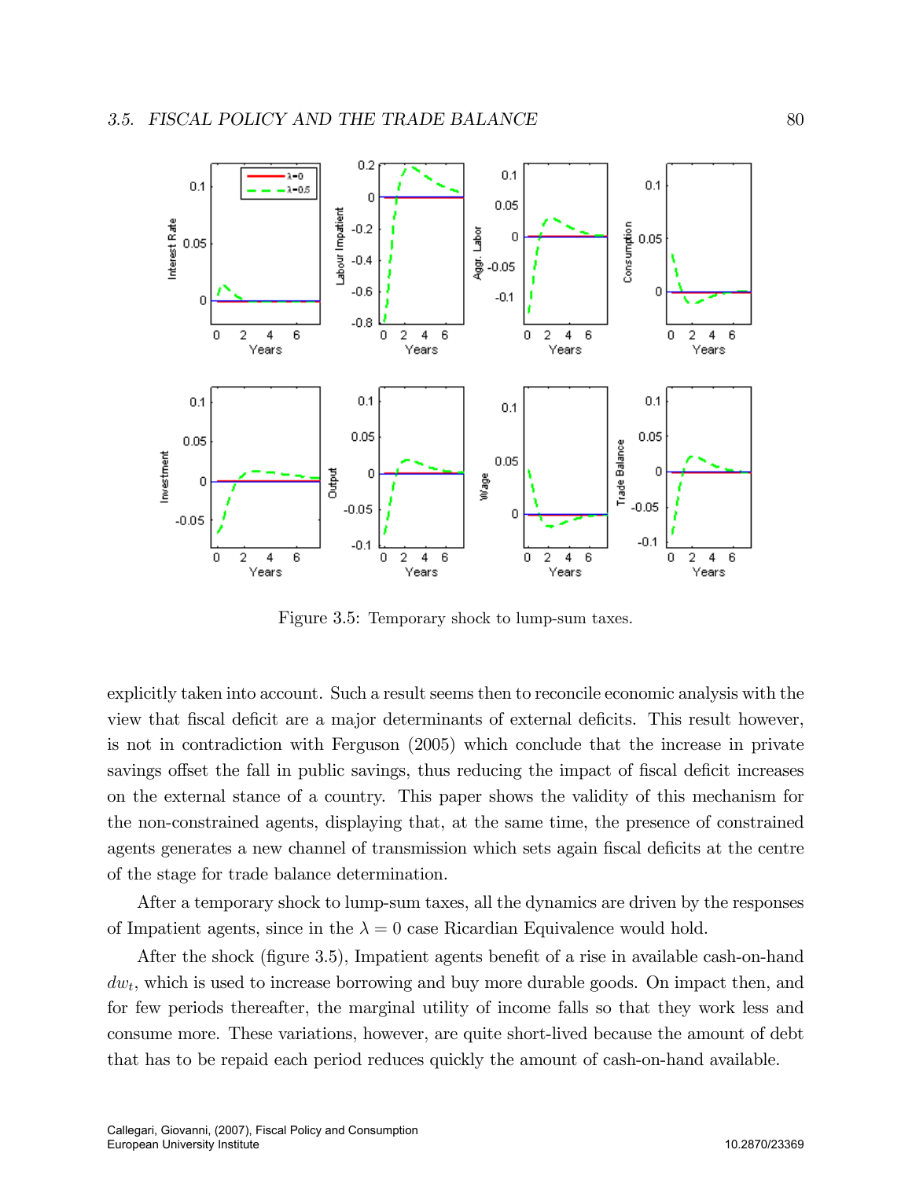Figure 3.5: Temporary shock to lump-sum taxes.

explicitly taken into account. Such a result seems then to reconcile economic analysis with the view that fiscal deficit are a major determinants of external deficits. This result however, is not in contradiction with Ferguson (2005) which conclude that the increase in private savings offset the fall in public savings, thus reducing the impact of fiscal deficit increases on the external stance of a country. This paper shows the validity of this mechanism for the non-constrained agents, displaying that, at the same time, the presence of constrained agents generates a new channel of transmission which sets again fiscal deficits at the centre of the stage for trade balance determination.

After a temporary shock to lump-sum taxes, all the dynamics are driven by the responses of Impatient agents, since in the $\lambda = 0$ case Ricardian Equivalence would hold.

After the shock (figure 3.5), Impatient agents benefit of a rise in available cash-on-hand $dw_t$, which is used to increase borrowing and buy more durable goods. On impact then, and for few periods thereafter, the marginal utility of income falls so that they work less and consume more. These variations, however, are quite short-lived because the amount of debt that has to be repaid each period reduces quickly the amount of cash-on-hand available.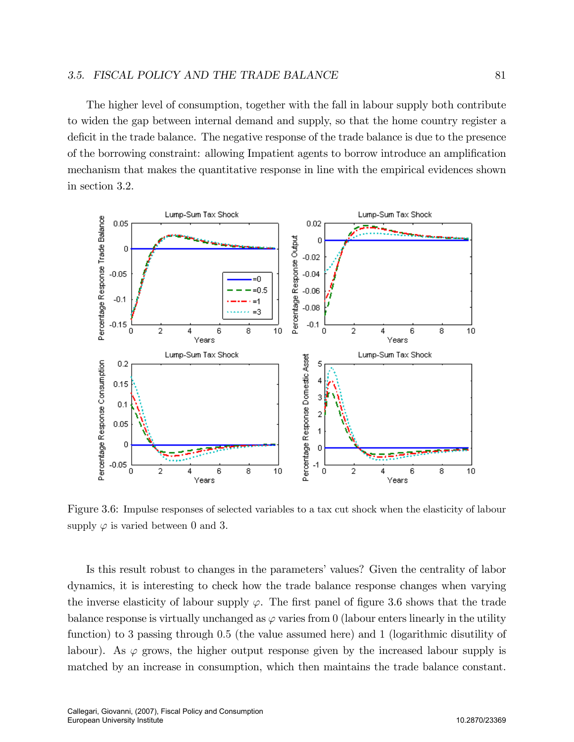The higher level of consumption, together with the fall in labour supply both contribute to widen the gap between internal demand and supply, so that the home country register a deficit in the trade balance. The negative response of the trade balance is due to the presence of the borrowing constraint: allowing Impatient agents to borrow introduce an amplification mechanism that makes the quantitative response in line with the empirical evidences shown in section 3.2.

Figure 3.6: Impulse responses of selected variables to a tax cut shock when the elasticity of labour supply $\varphi$ is varied between 0 and 3.

Is this result robust to changes in the parameters' values? Given the centrality of labor dynamics, it is interesting to check how the trade balance response changes when varying the inverse elasticity of labour supply $\varphi$. The first panel of figure 3.6 shows that the trade balance response is virtually unchanged as $\varphi$ varies from 0 (labour enters linearly in the utility function) to 3 passing through 0.5 (the value assumed here) and 1 (logarithmic disutility of labour). As $\varphi$ grows, the higher output response given by the increased labour supply is matched by an increase in consumption, which then maintains the trade balance constant.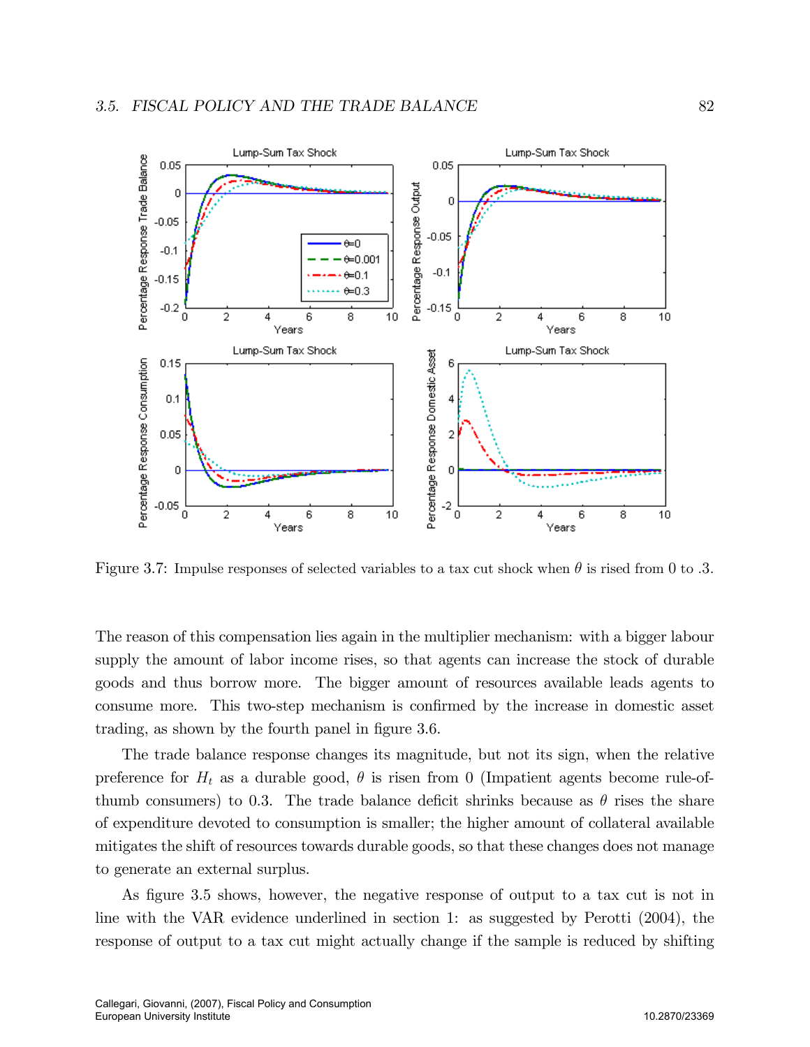Figure 3.7: Impulse responses of selected variables to a tax cut shock when $\theta$ is rised from 0 to .3.

The reason of this compensation lies again in the multiplier mechanism: with a bigger labour supply the amount of labor income rises, so that agents can increase the stock of durable goods and thus borrow more. The bigger amount of resources available leads agents to consume more. This two-step mechanism is confirmed by the increase in domestic asset trading, as shown by the fourth panel in figure 3.6.

The trade balance response changes its magnitude, but not its sign, when the relative preference for $H_t$ as a durable good, $\theta$ is risen from 0 (Impatient agents become rule-of-thumb consumers) to 0.3. The trade balance deficit shrinks because as $\theta$ rises the share of expenditure devoted to consumption is smaller; the higher amount of collateral available mitigates the shift of resources towards durable goods, so that these changes does not manage to generate an external surplus.

As figure 3.5 shows, however, the negative response of output to a tax cut is not in line with the VAR evidence underlined in section 1: as suggested by Perotti (2004), the response of output to a tax cut might actually change if the sample is reduced by shifting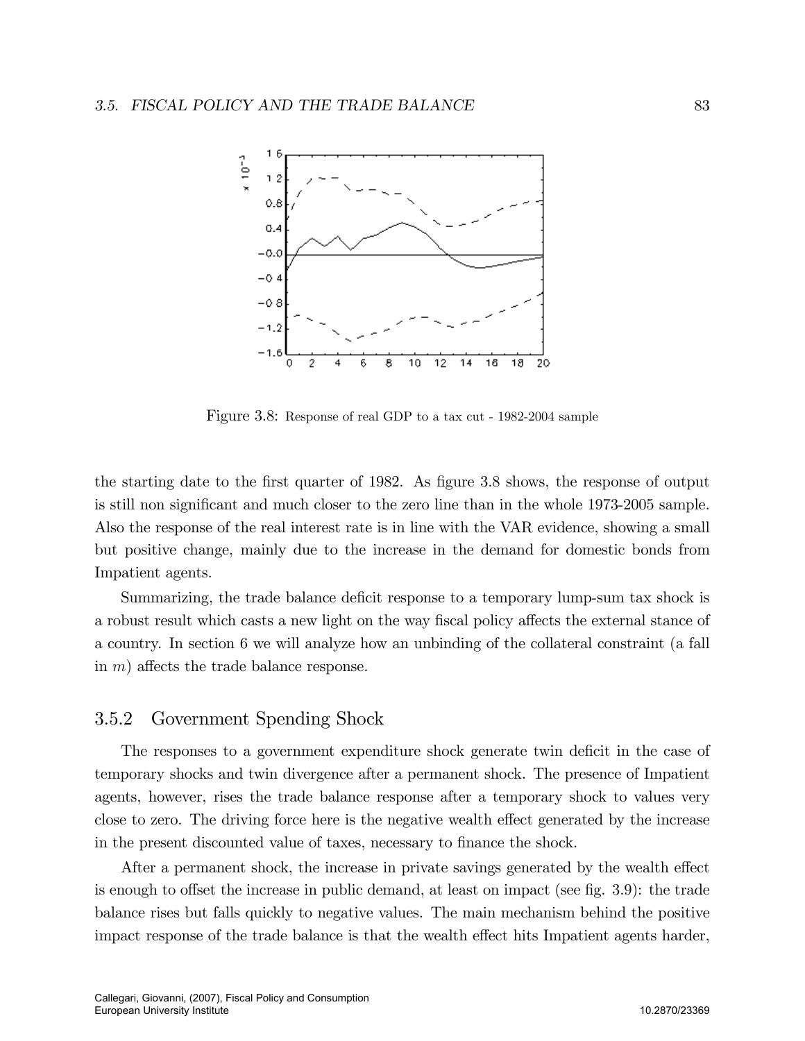Figure 3.8: Response of real GDP to a tax cut - 1982-2004 sample

the starting date to the first quarter of 1982. As figure 3.8 shows, the response of output is still non significant and much closer to the zero line than in the whole 1973-2005 sample. Also the response of the real interest rate is in line with the VAR evidence, showing a small but positive change, mainly due to the increase in the demand for domestic bonds from Impatient agents.

Summarizing, the trade balance deficit response to a temporary lump-sum tax shock is a robust result which casts a new light on the way fiscal policy affects the external stance of a country. In section 6 we will analyze how an unbinding of the collateral constraint (a fall in $m$) affects the trade balance response.

### 3.5.2 Government Spending Shock

The responses to a government expenditure shock generate twin deficit in the case of temporary shocks and twin divergence after a permanent shock. The presence of Impatient agents, however, rises the trade balance response after a temporary shock to values very close to zero. The driving force here is the negative wealth effect generated by the increase in the present discounted value of taxes, necessary to finance the shock.

After a permanent shock, the increase in private savings generated by the wealth effect is enough to offset the increase in public demand, at least on impact (see fig. 3.9): the trade balance rises but falls quickly to negative values. The main mechanism behind the positive impact response of the trade balance is that the wealth effect hits Impatient agents harder,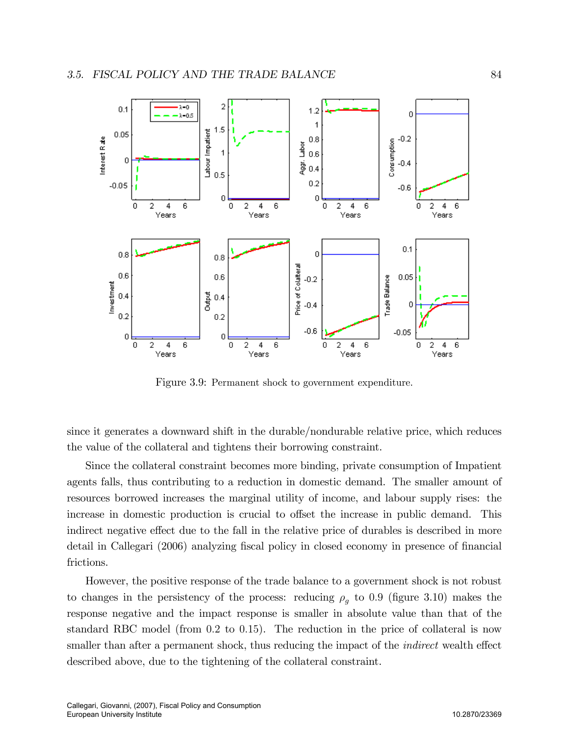Figure 3.9: Permanent shock to government expenditure.

since it generates a downward shift in the durable/nondurable relative price, which reduces the value of the collateral and tightens their borrowing constraint.

Since the collateral constraint becomes more binding, private consumption of Impatient agents falls, thus contributing to a reduction in domestic demand. The smaller amount of resources borrowed increases the marginal utility of income, and labour supply rises: the increase in domestic production is crucial to offset the increase in public demand. This indirect negative effect due to the fall in the relative price of durables is described in more detail in Callegari (2006) analyzing fiscal policy in closed economy in presence of financial frictions.

However, the positive response of the trade balance to a government shock is not robust to changes in the persistency of the process: reducing $\rho_g$ to 0.9 (figure 3.10) makes the response negative and the impact response is smaller in absolute value than that of the standard RBC model (from 0.2 to 0.15). The reduction in the price of collateral is now smaller than after a permanent shock, thus reducing the impact of the *indirect* wealth effect described above, due to the tightening of the collateral constraint.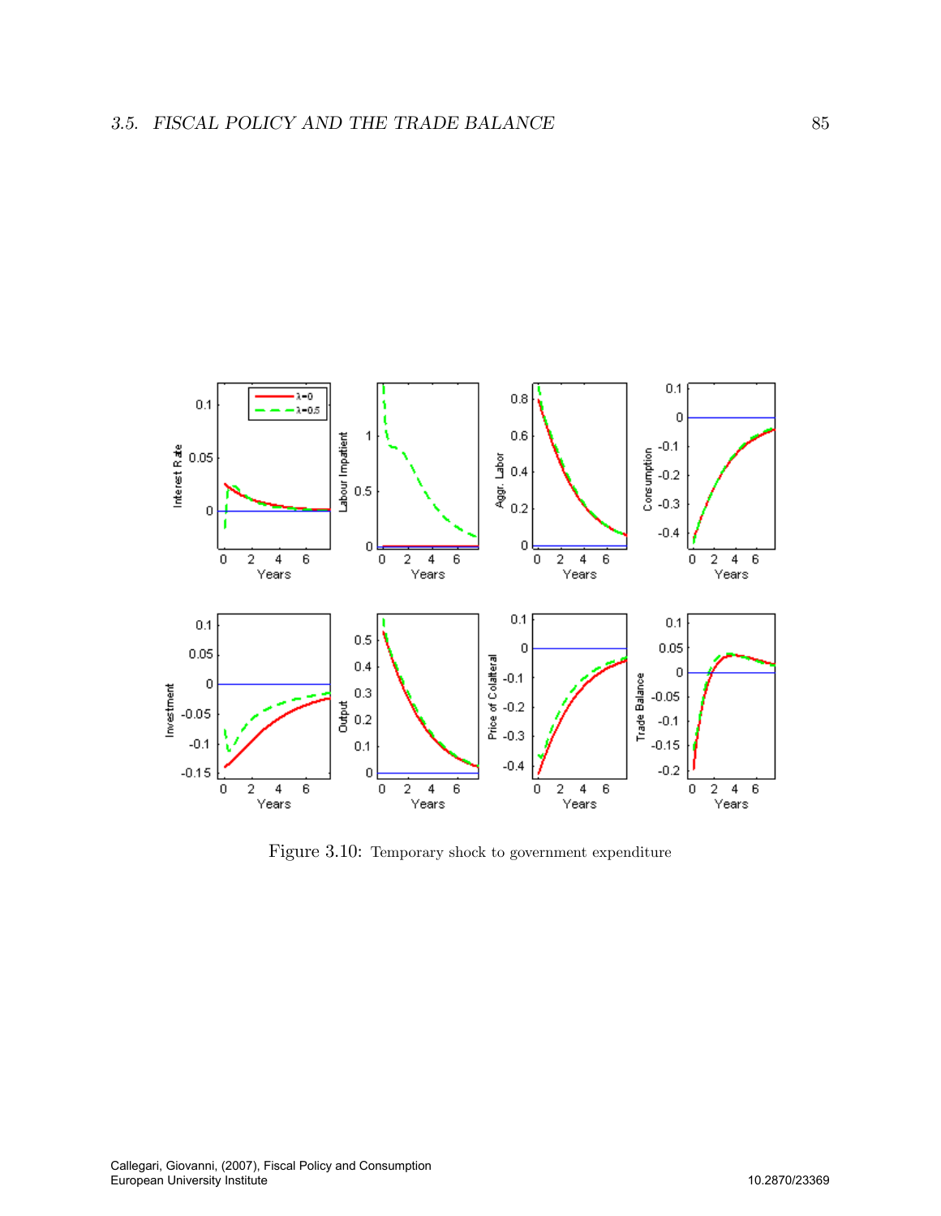Figure 3.10: Temporary shock to government expenditure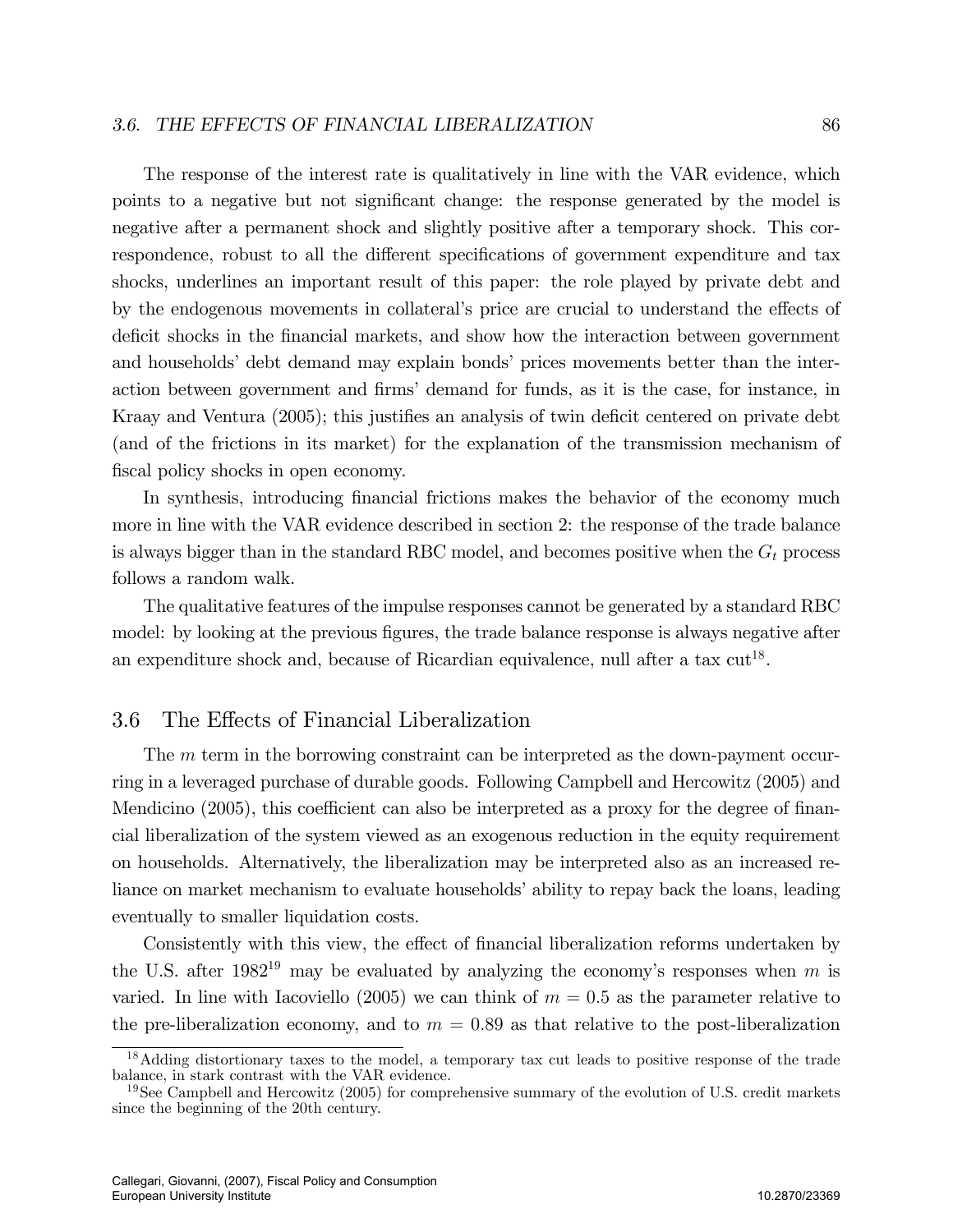The response of the interest rate is qualitatively in line with the VAR evidence, which points to a negative but not significant change: the response generated by the model is negative after a permanent shock and slightly positive after a temporary shock. This correspondence, robust to all the different specifications of government expenditure and tax shocks, underlines an important result of this paper: the role played by private debt and by the endogenous movements in collateral's price are crucial to understand the effects of deficit shocks in the financial markets, and show how the interaction between government and households' debt demand may explain bonds' prices movements better than the interaction between government and firms' demand for funds, as it is the case, for instance, in Kraay and Ventura (2005); this justifies an analysis of twin deficit centered on private debt (and of the frictions in its market) for the explanation of the transmission mechanism of fiscal policy shocks in open economy.

In synthesis, introducing financial frictions makes the behavior of the economy much more in line with the VAR evidence described in section 2: the response of the trade balance is always bigger than in the standard RBC model, and becomes positive when the $G_t$ process follows a random walk.

The qualitative features of the impulse responses cannot be generated by a standard RBC model: by looking at the previous figures, the trade balance response is always negative after an expenditure shock and, because of Ricardian equivalence, null after a tax cut[18].

## 3.6 The Effects of Financial Liberalization

The $m$ term in the borrowing constraint can be interpreted as the down-payment occurring in a leveraged purchase of durable goods. Following Campbell and Hercowitz (2005) and Mendicino (2005), this coefficient can also be interpreted as a proxy for the degree of financial liberalization of the system viewed as an exogenous reduction in the equity requirement on households. Alternatively, the liberalization may be interpreted also as an increased reliance on market mechanism to evaluate households' ability to repay back the loans, leading eventually to smaller liquidation costs.

Consistently with this view, the effect of financial liberalization reforms undertaken by the U.S. after 1982[19] may be evaluated by analyzing the economy's responses when $m$ is varied. In line with Iacoviello (2005) we can think of $m = 0.5$ as the parameter relative to the pre-liberalization economy, and to $m = 0.89$ as that relative to the post-liberalization

[18] Adding distortionary taxes to the model, a temporary tax cut leads to positive response of the trade balance, in stark contrast with the VAR evidence.

[19] See Campbell and Hercowitz (2005) for comprehensive summary of the evolution of U.S. credit markets since the beginning of the 20th century.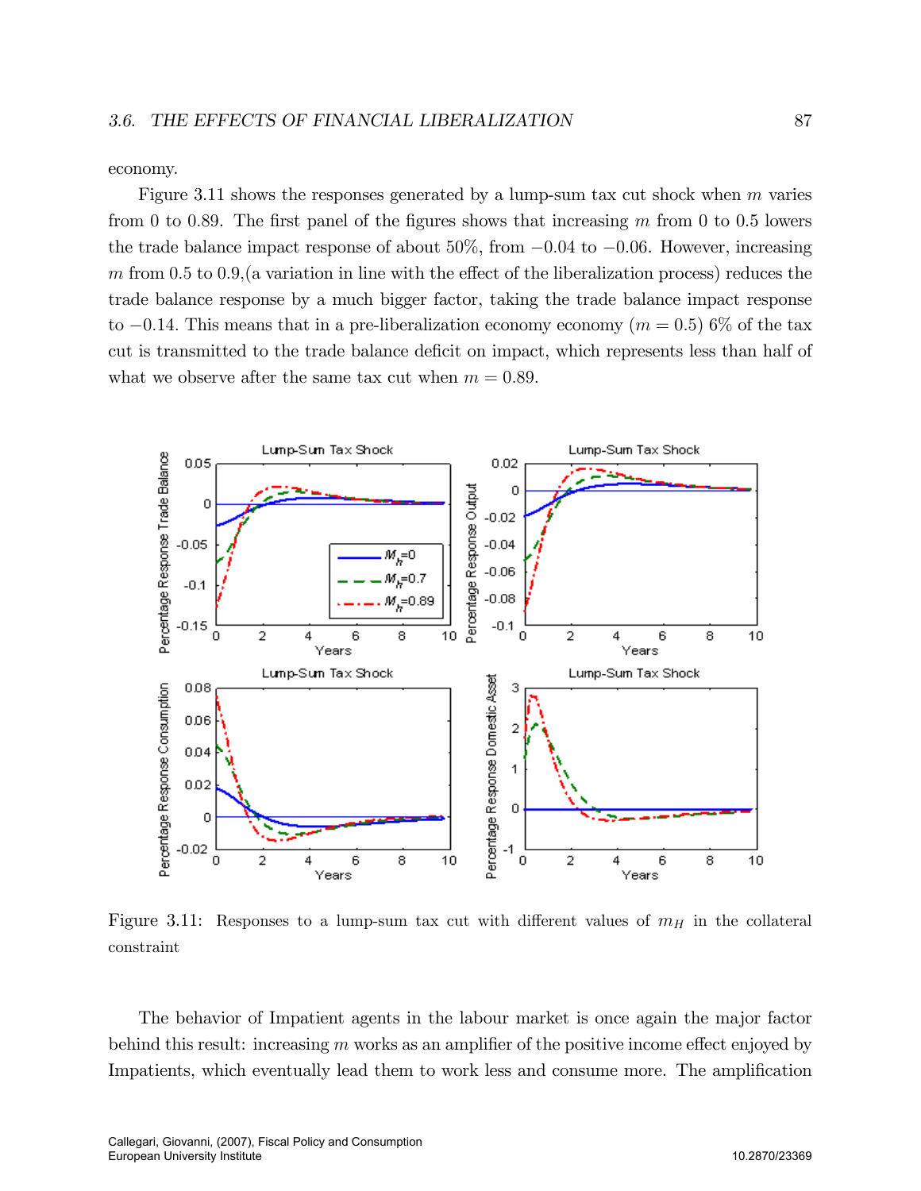economy.

Figure 3.11 shows the responses generated by a lump-sum tax cut shock when $m$ varies from 0 to 0.89. The first panel of the figures shows that increasing $m$ from 0 to 0.5 lowers the trade balance impact response of about 50%, from $-0.04$ to $-0.06$. However, increasing $m$ from 0.5 to 0.9,(a variation in line with the effect of the liberalization process) reduces the trade balance response by a much bigger factor, taking the trade balance impact response to $-0.14$. This means that in a pre-liberalization economy economy ($m = 0.5$) 6% of the tax cut is transmitted to the trade balance deficit on impact, which represents less than half of what we observe after the same tax cut when $m = 0.89$.

Figure 3.11: Responses to a lump-sum tax cut with different values of $m_H$ in the collateral constraint

The behavior of Impatient agents in the labour market is once again the major factor behind this result: increasing $m$ works as an amplifier of the positive income effect enjoyed by Impatients, which eventually lead them to work less and consume more. The amplification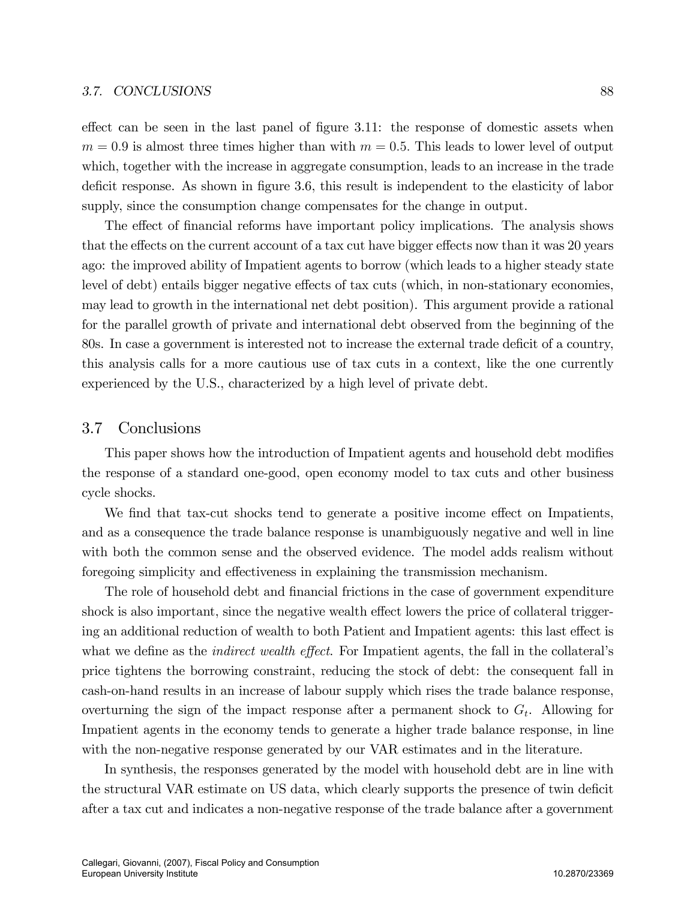effect can be seen in the last panel of figure 3.11: the response of domestic assets when $m = 0.9$ is almost three times higher than with $m = 0.5$. This leads to lower level of output which, together with the increase in aggregate consumption, leads to an increase in the trade deficit response. As shown in figure 3.6, this result is independent to the elasticity of labor supply, since the consumption change compensates for the change in output.

The effect of financial reforms have important policy implications. The analysis shows that the effects on the current account of a tax cut have bigger effects now than it was 20 years ago: the improved ability of Impatient agents to borrow (which leads to a higher steady state level of debt) entails bigger negative effects of tax cuts (which, in non-stationary economies, may lead to growth in the international net debt position). This argument provide a rational for the parallel growth of private and international debt observed from the beginning of the 80s. In case a government is interested not to increase the external trade deficit of a country, this analysis calls for a more cautious use of tax cuts in a context, like the one currently experienced by the U.S., characterized by a high level of private debt.

## 3.7 Conclusions

This paper shows how the introduction of Impatient agents and household debt modifies the response of a standard one-good, open economy model to tax cuts and other business cycle shocks.

We find that tax-cut shocks tend to generate a positive income effect on Impatients, and as a consequence the trade balance response is unambiguously negative and well in line with both the common sense and the observed evidence. The model adds realism without foregoing simplicity and effectiveness in explaining the transmission mechanism.

The role of household debt and financial frictions in the case of government expenditure shock is also important, since the negative wealth effect lowers the price of collateral triggering an additional reduction of wealth to both Patient and Impatient agents: this last effect is what we define as the *indirect wealth effect*. For Impatient agents, the fall in the collateral's price tightens the borrowing constraint, reducing the stock of debt: the consequent fall in cash-on-hand results in an increase of labour supply which rises the trade balance response, overturning the sign of the impact response after a permanent shock to $G_t$. Allowing for Impatient agents in the economy tends to generate a higher trade balance response, in line with the non-negative response generated by our VAR estimates and in the literature.

In synthesis, the responses generated by the model with household debt are in line with the structural VAR estimate on US data, which clearly supports the presence of twin deficit after a tax cut and indicates a non-negative response of the trade balance after a government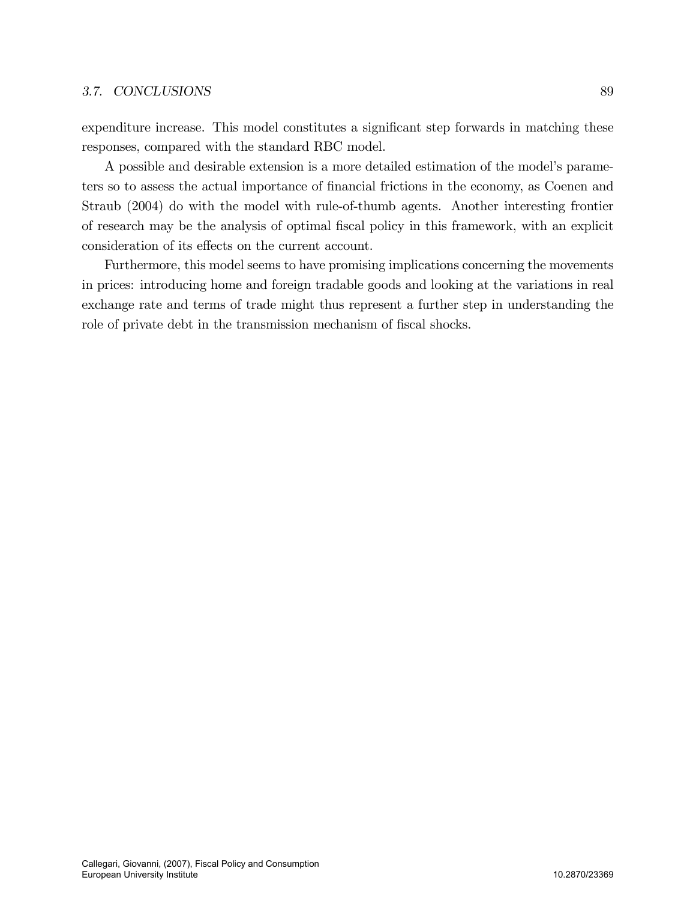expenditure increase. This model constitutes a significant step forwards in matching these responses, compared with the standard RBC model.

A possible and desirable extension is a more detailed estimation of the model's parameters so to assess the actual importance of financial frictions in the economy, as Coenen and Straub (2004) do with the model with rule-of-thumb agents. Another interesting frontier of research may be the analysis of optimal fiscal policy in this framework, with an explicit consideration of its effects on the current account.

Furthermore, this model seems to have promising implications concerning the movements in prices: introducing home and foreign tradable goods and looking at the variations in real exchange rate and terms of trade might thus represent a further step in understanding the role of private debt in the transmission mechanism of fiscal shocks.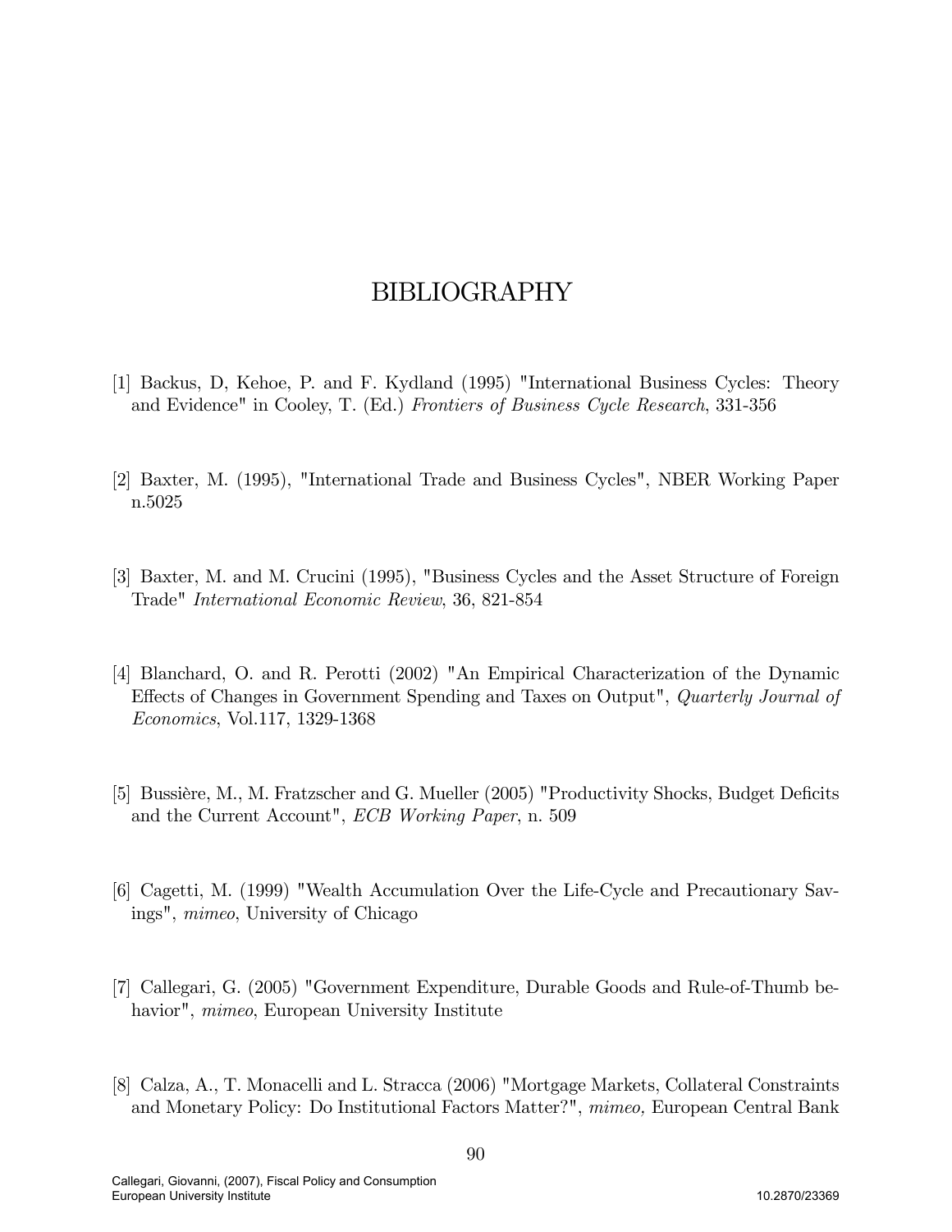# BIBLIOGRAPHY

[1] Backus, D, Kehoe, P. and F. Kydland (1995) "International Business Cycles: Theory and Evidence" in Cooley, T. (Ed.) *Frontiers of Business Cycle Research*, 331-356

[2] Baxter, M. (1995), "International Trade and Business Cycles", NBER Working Paper n.5025

[3] Baxter, M. and M. Crucini (1995), "Business Cycles and the Asset Structure of Foreign Trade" *International Economic Review*, 36, 821-854

[4] Blanchard, O. and R. Perotti (2002) "An Empirical Characterization of the Dynamic Effects of Changes in Government Spending and Taxes on Output", *Quarterly Journal of Economics*, Vol.117, 1329-1368

[5] Bussière, M., M. Fratzscher and G. Mueller (2005) "Productivity Shocks, Budget Deficits and the Current Account", *ECB Working Paper*, n. 509

[6] Cagetti, M. (1999) "Wealth Accumulation Over the Life-Cycle and Precautionary Savings", *mimeo*, University of Chicago

[7] Callegari, G. (2005) "Government Expenditure, Durable Goods and Rule-of-Thumb behavior", *mimeo*, European University Institute

[8] Calza, A., T. Monacelli and L. Stracca (2006) "Mortgage Markets, Collateral Constraints and Monetary Policy: Do Institutional Factors Matter?", *mimeo,* European Central Bank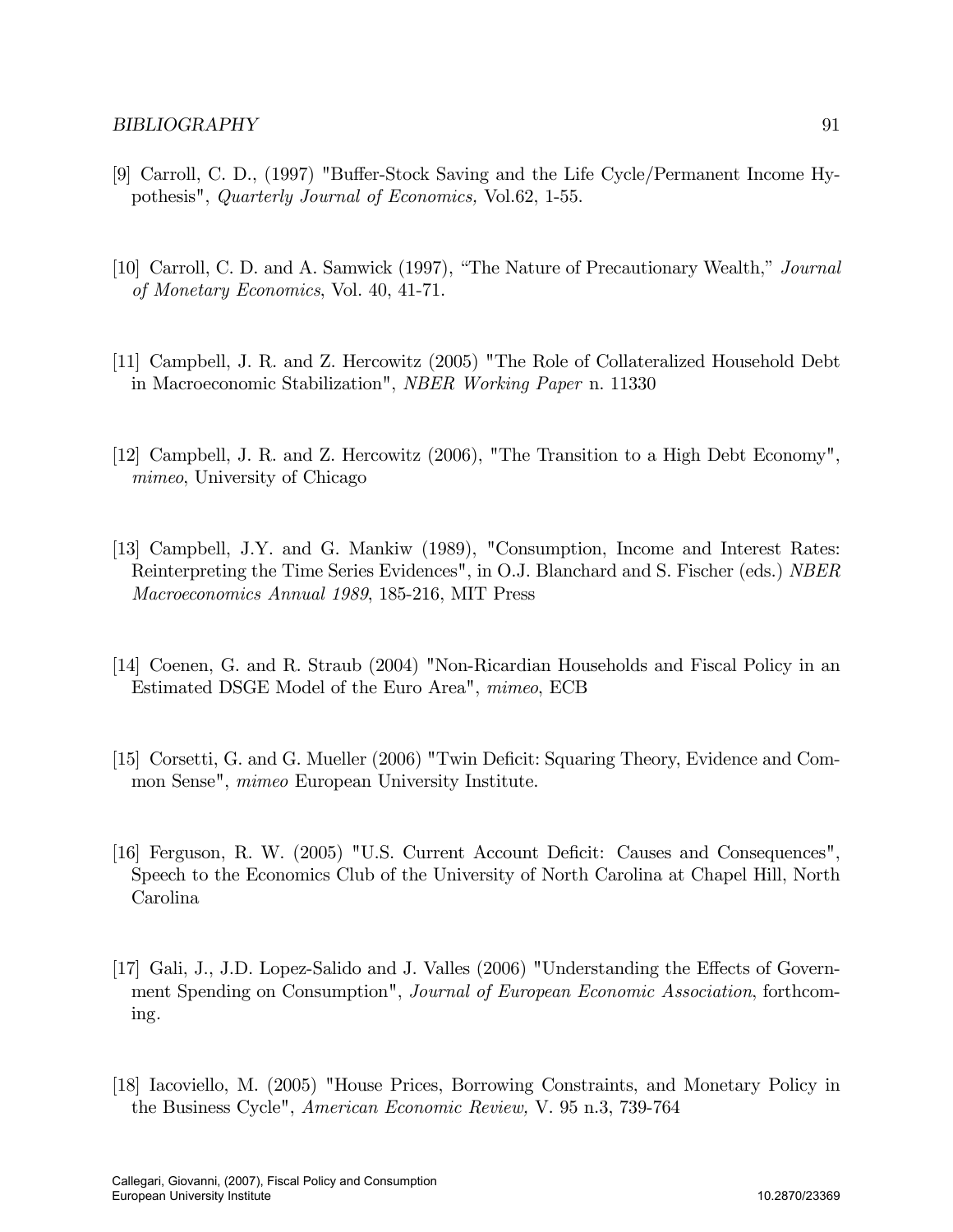[9] Carroll, C. D., (1997) "Buffer-Stock Saving and the Life Cycle/Permanent Income Hypothesis", *Quarterly Journal of Economics,* Vol.62, 1-55.

[10] Carroll, C. D. and A. Samwick (1997), "The Nature of Precautionary Wealth," *Journal of Monetary Economics*, Vol. 40, 41-71.

[11] Campbell, J. R. and Z. Hercowitz (2005) "The Role of Collateralized Household Debt in Macroeconomic Stabilization", *NBER Working Paper* n. 11330

[12] Campbell, J. R. and Z. Hercowitz (2006), "The Transition to a High Debt Economy", *mimeo*, University of Chicago

[13] Campbell, J.Y. and G. Mankiw (1989), "Consumption, Income and Interest Rates: Reinterpreting the Time Series Evidences", in O.J. Blanchard and S. Fischer (eds.) *NBER Macroeconomics Annual 1989*, 185-216, MIT Press

[14] Coenen, G. and R. Straub (2004) "Non-Ricardian Households and Fiscal Policy in an Estimated DSGE Model of the Euro Area", *mimeo*, ECB

[15] Corsetti, G. and G. Mueller (2006) "Twin Deficit: Squaring Theory, Evidence and Common Sense", *mimeo* European University Institute.

[16] Ferguson, R. W. (2005) "U.S. Current Account Deficit: Causes and Consequences", Speech to the Economics Club of the University of North Carolina at Chapel Hill, North Carolina

[17] Gali, J., J.D. Lopez-Salido and J. Valles (2006) "Understanding the Effects of Government Spending on Consumption", *Journal of European Economic Association*, forthcoming.

[18] Iacoviello, M. (2005) "House Prices, Borrowing Constraints, and Monetary Policy in the Business Cycle", *American Economic Review,* V. 95 n.3, 739-764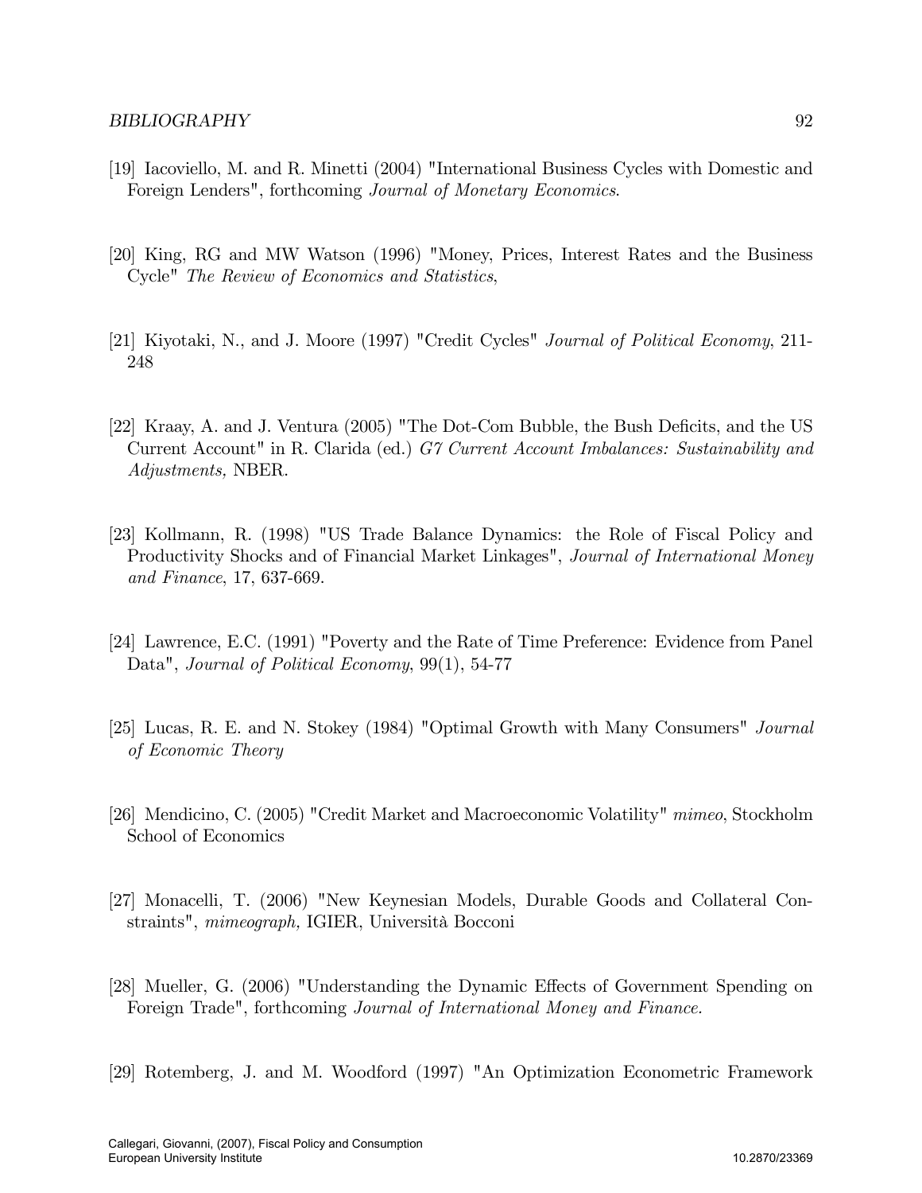[19] Iacoviello, M. and R. Minetti (2004) "International Business Cycles with Domestic and Foreign Lenders", forthcoming *Journal of Monetary Economics*.

[20] King, RG and MW Watson (1996) "Money, Prices, Interest Rates and the Business Cycle" *The Review of Economics and Statistics*,

[21] Kiyotaki, N., and J. Moore (1997) "Credit Cycles" *Journal of Political Economy*, 211-248

[22] Kraay, A. and J. Ventura (2005) "The Dot-Com Bubble, the Bush Deficits, and the US Current Account" in R. Clarida (ed.) *G7 Current Account Imbalances: Sustainability and Adjustments,* NBER.

[23] Kollmann, R. (1998) "US Trade Balance Dynamics: the Role of Fiscal Policy and Productivity Shocks and of Financial Market Linkages", *Journal of International Money and Finance*, 17, 637-669.

[24] Lawrence, E.C. (1991) "Poverty and the Rate of Time Preference: Evidence from Panel Data", *Journal of Political Economy*, 99(1), 54-77

[25] Lucas, R. E. and N. Stokey (1984) "Optimal Growth with Many Consumers" *Journal of Economic Theory*

[26] Mendicino, C. (2005) "Credit Market and Macroeconomic Volatility" *mimeo*, Stockholm School of Economics

[27] Monacelli, T. (2006) "New Keynesian Models, Durable Goods and Collateral Constraints", *mimeograph,* IGIER, Università Bocconi

[28] Mueller, G. (2006) "Understanding the Dynamic Effects of Government Spending on Foreign Trade", forthcoming *Journal of International Money and Finance.*

[29] Rotemberg, J. and M. Woodford (1997) "An Optimization Econometric Framework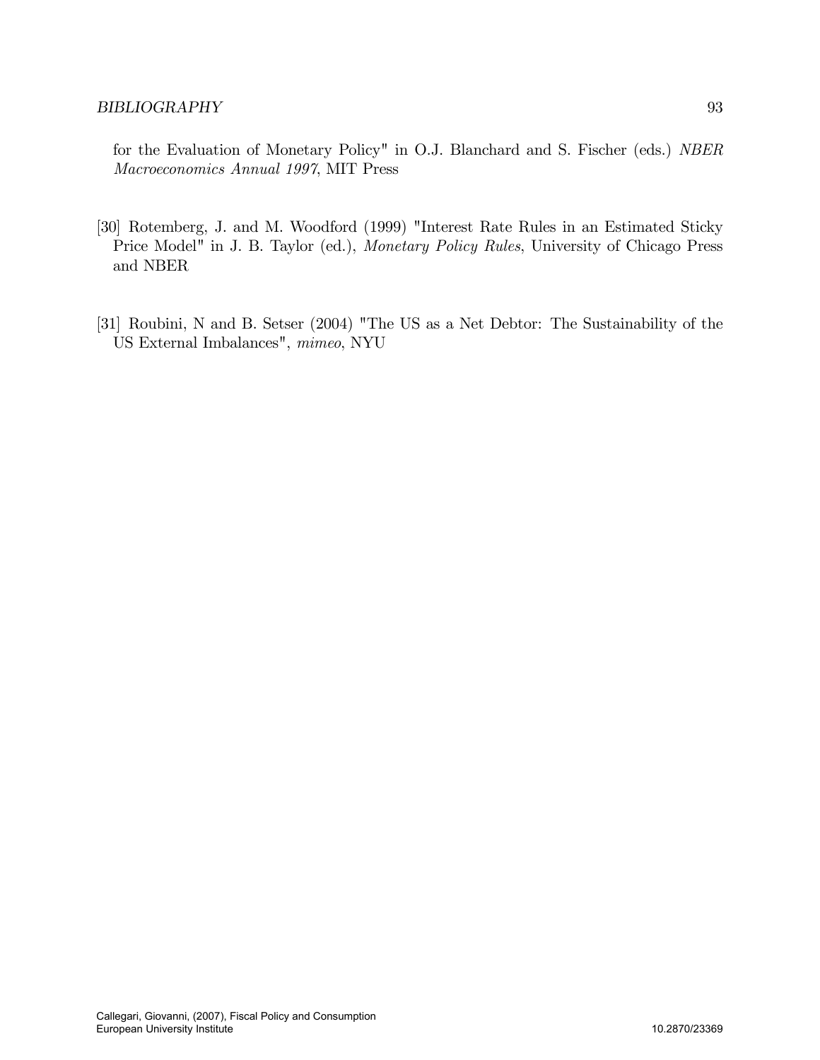for the Evaluation of Monetary Policy" in O.J. Blanchard and S. Fischer (eds.) *NBER Macroeconomics Annual 1997*, MIT Press

[30] Rotemberg, J. and M. Woodford (1999) "Interest Rate Rules in an Estimated Sticky Price Model" in J. B. Taylor (ed.), *Monetary Policy Rules*, University of Chicago Press and NBER

[31] Roubini, N and B. Setser (2004) "The US as a Net Debtor: The Sustainability of the US External Imbalances", *mimeo*, NYU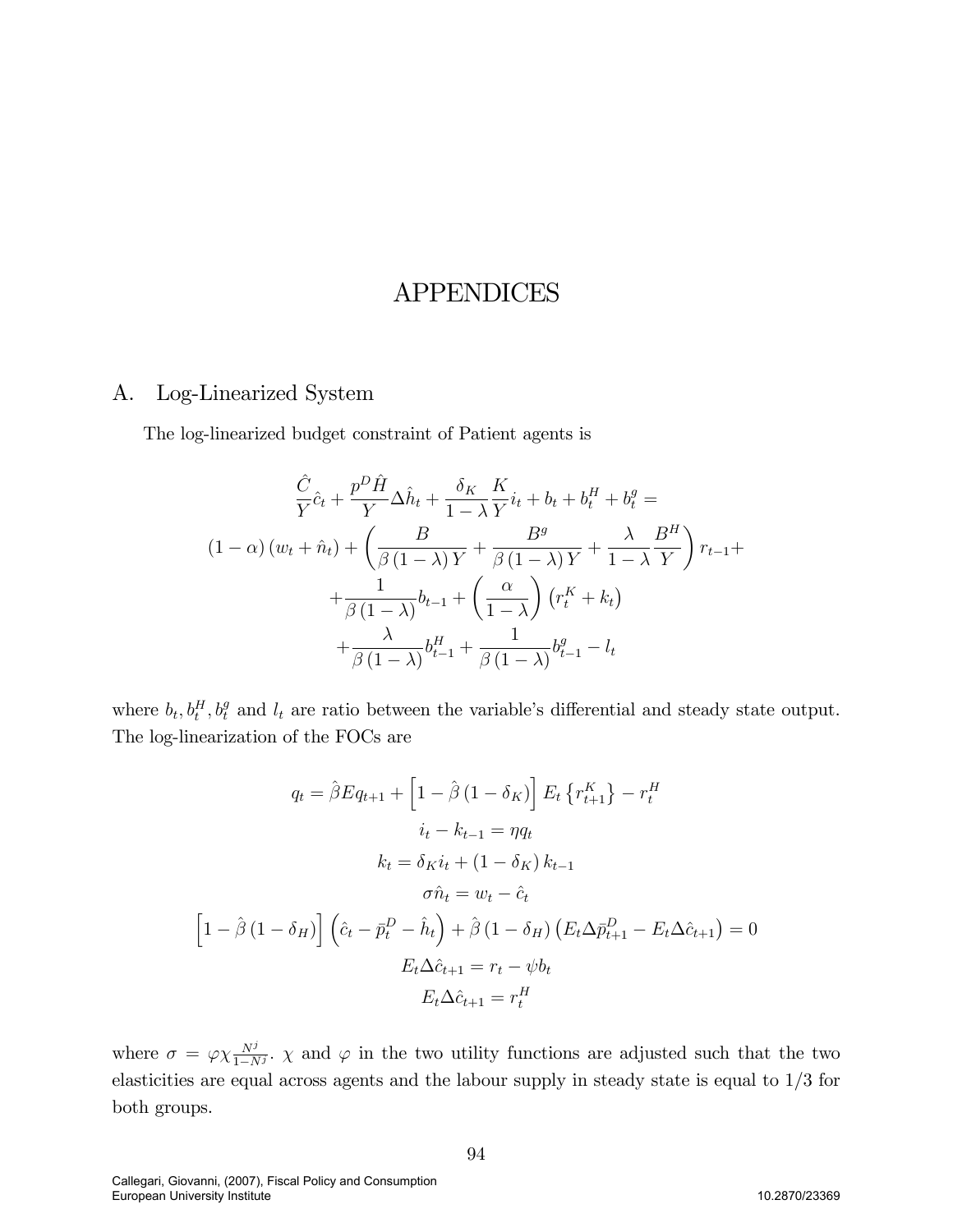# APPENDICES

## A. Log-Linearized System

The log-linearized budget constraint of Patient agents is

$$
\begin{aligned}
&\frac{\hat{C}}{Y}\hat{c}_t + \frac{p^D \hat{H}}{Y}\Delta \hat{h}_t + \frac{\delta_K}{1-\lambda}\frac{K}{Y}i_t + b_t + b_t^H + b_t^g = \\
&(1-\alpha)(w_t + \hat{n}_t) + \left(\frac{B}{\beta(1-\lambda)Y} + \frac{B^g}{\beta(1-\lambda)Y} + \frac{\lambda}{1-\lambda}\frac{B^H}{Y}\right) r_{t-1} + \\
&+ \frac{1}{\beta(1-\lambda)} b_{t-1} + \left(\frac{\alpha}{1-\lambda}\right)\left(r_t^K + k_t\right) \\
&+ \frac{\lambda}{\beta(1-\lambda)} b_{t-1}^H + \frac{1}{\beta(1-\lambda)} b_{t-1}^g - l_t
\end{aligned}
$$

where $b_t, b_t^H, b_t^g$ and $l_t$ are ratio between the variable's differential and steady state output. The log-linearization of the FOCs are

$$
q_t = \hat{\beta} E q_{t+1} + \left[1 - \hat{\beta}(1-\delta_K)\right] E_t\left\{r_{t+1}^K\right\} - r_t^H
$$

$$
i_t - k_{t-1} = \eta q_t
$$

$$
k_t = \delta_K i_t + (1-\delta_K) k_{t-1}
$$

$$
\sigma \hat{n}_t = w_t - \hat{c}_t
$$

$$
\left[1 - \hat{\beta}(1-\delta_H)\right]\left(\hat{c}_t - \bar{p}_t^D - \hat{h}_t\right) + \hat{\beta}(1-\delta_H)\left(E_t \Delta \bar{p}_{t+1}^D - E_t \Delta \hat{c}_{t+1}\right) = 0
$$

$$
E_t \Delta \hat{c}_{t+1} = r_t - \psi b_t
$$

$$
E_t \Delta \hat{c}_{t+1} = r_t^H
$$

where $\sigma = \varphi \chi \frac{N^j}{1-N^j}$. $\chi$ and $\varphi$ in the two utility functions are adjusted such that the two elasticities are equal across agents and the labour supply in steady state is equal to 1/3 for both groups.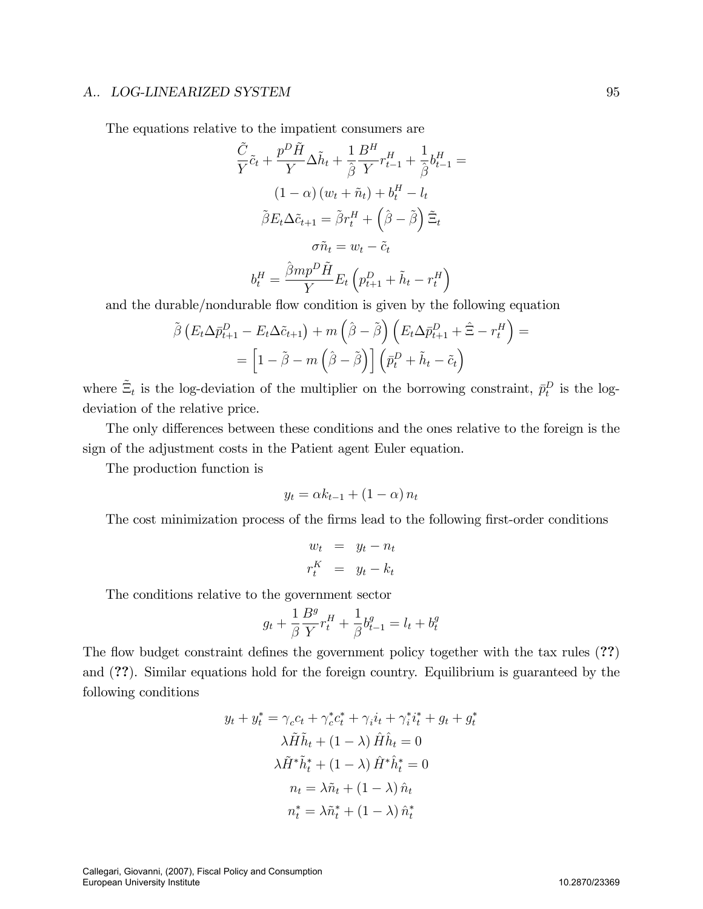The equations relative to the impatient consumers are

$$\frac{\tilde{C}}{Y}\tilde{c}_t + \frac{p^D \tilde{H}}{Y}\Delta\tilde{h}_t + \frac{1}{\hat{\beta}}\frac{B^H}{Y}r^H_{t-1} + \frac{1}{\hat{\beta}}b^H_{t-1} =$$

$$(1-\alpha)(w_t + \tilde{n}_t) + b^H_t - l_t$$

$$\tilde{\beta} E_t \Delta\tilde{c}_{t+1} = \tilde{\beta} r^H_t + \left(\hat{\beta} - \tilde{\beta}\right)\tilde{\Xi}_t$$

$$\sigma \tilde{n}_t = w_t - \tilde{c}_t$$

$$b^H_t = \frac{\hat{\beta} m p^D \tilde{H}}{Y} E_t\left(p^D_{t+1} + \tilde{h}_t - r^H_t\right)$$

and the durable/nondurable flow condition is given by the following equation

$$\tilde{\beta}\left(E_t \Delta\bar{p}^D_{t+1} - E_t \Delta\tilde{c}_{t+1}\right) + m\left(\hat{\beta} - \tilde{\beta}\right)\left(E_t \Delta\bar{p}^D_{t+1} + \hat{\Xi} - r^H_t\right) =$$

$$= \left[1 - \tilde{\beta} - m\left(\hat{\beta} - \tilde{\beta}\right)\right]\left(\bar{p}^D_t + \tilde{h}_t - \tilde{c}_t\right)$$

where $\tilde{\Xi}_t$ is the log-deviation of the multiplier on the borrowing constraint, $\bar{p}^D_t$ is the log-deviation of the relative price.

The only differences between these conditions and the ones relative to the foreign is the sign of the adjustment costs in the Patient agent Euler equation.

The production function is

$$y_t = \alpha k_{t-1} + (1-\alpha) n_t$$

The cost minimization process of the firms lead to the following first-order conditions

$$\begin{aligned} w_t &= y_t - n_t \\ r^K_t &= y_t - k_t \end{aligned}$$

The conditions relative to the government sector

$$g_t + \frac{1}{\beta}\frac{B^g}{Y}r^H_t + \frac{1}{\beta}b^g_{t-1} = l_t + b^g_t$$

The flow budget constraint defines the government policy together with the tax rules (**??**) and (**??**). Similar equations hold for the foreign country. Equilibrium is guaranteed by the following conditions

$$y_t + y^*_t = \gamma_c c_t + \gamma^*_c c^*_t + \gamma_i i_t + \gamma^*_i i^*_t + g_t + g^*_t$$

$$\lambda \tilde{H}\tilde{h}_t + (1-\lambda)\hat{H}\hat{h}_t = 0$$

$$\lambda \tilde{H}^*\tilde{h}^*_t + (1-\lambda)\hat{H}^*\hat{h}^*_t = 0$$

$$n_t = \lambda \tilde{n}_t + (1-\lambda)\hat{n}_t$$

$$n^*_t = \lambda \tilde{n}^*_t + (1-\lambda)\hat{n}^*_t$$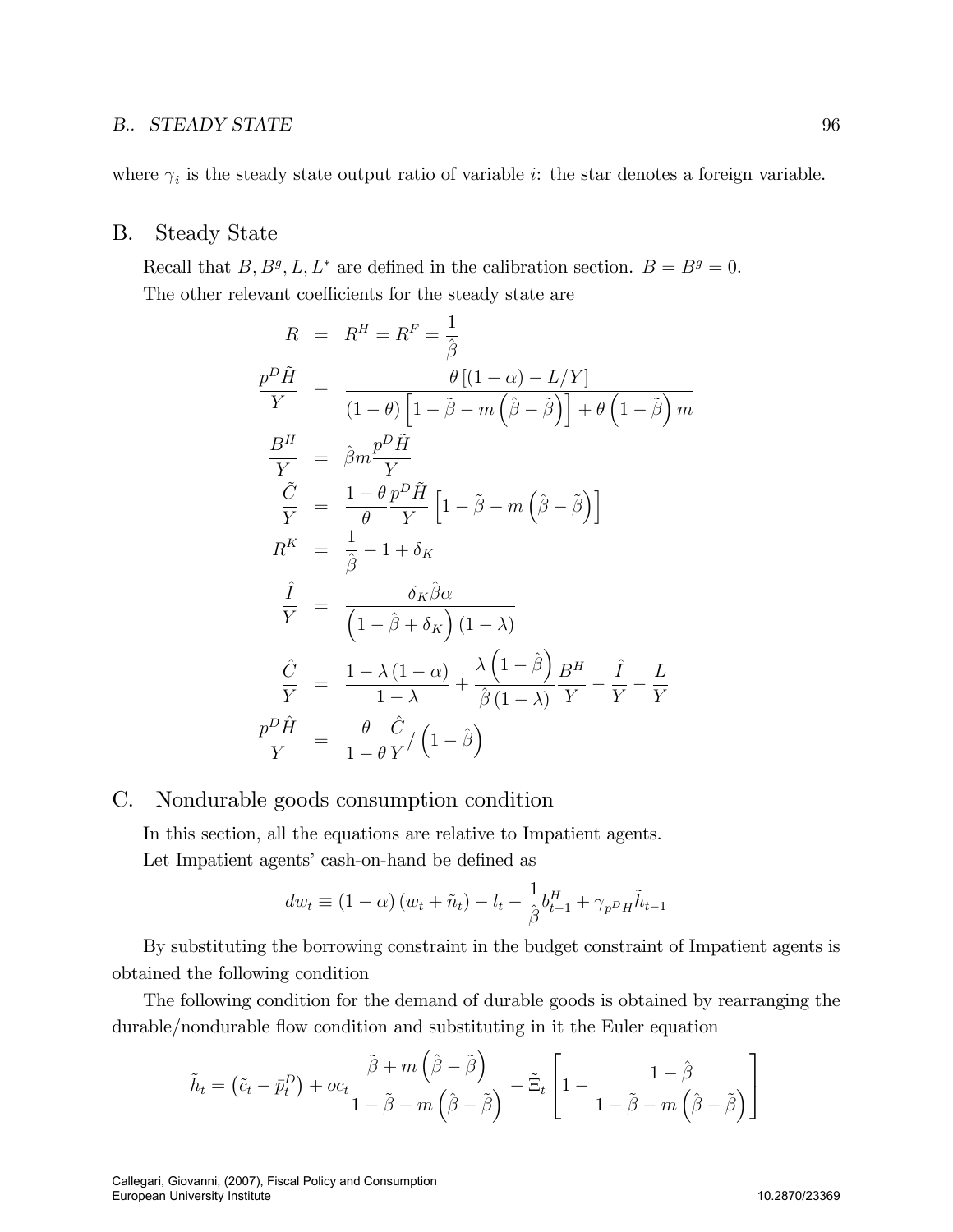where $\gamma_i$ is the steady state output ratio of variable $i$: the star denotes a foreign variable.

## B. Steady State

Recall that $B, B^g, L, L^*$ are defined in the calibration section. $B = B^g = 0$.

The other relevant coefficients for the steady state are

$$
\begin{aligned}
R &= R^H = R^F = \frac{1}{\hat{\beta}} \\
\frac{p^D \tilde{H}}{Y} &= \frac{\theta\left[(1-\alpha) - L/Y\right]}{(1-\theta)\left[1-\tilde{\beta} - m\left(\hat{\beta}-\tilde{\beta}\right)\right] + \theta\left(1-\tilde{\beta}\right)m} \\
\frac{B^H}{Y} &= \hat{\beta} m \frac{p^D \tilde{H}}{Y} \\
\frac{\tilde{C}}{Y} &= \frac{1-\theta}{\theta}\frac{p^D \tilde{H}}{Y}\left[1-\tilde{\beta} - m\left(\hat{\beta}-\tilde{\beta}\right)\right] \\
R^K &= \frac{1}{\hat{\beta}} - 1 + \delta_K \\
\frac{\hat{I}}{Y} &= \frac{\delta_K \hat{\beta}\alpha}{\left(1-\hat{\beta}+\delta_K\right)(1-\lambda)} \\
\frac{\hat{C}}{Y} &= \frac{1-\lambda(1-\alpha)}{1-\lambda} + \frac{\lambda\left(1-\hat{\beta}\right)}{\hat{\beta}(1-\lambda)}\frac{B^H}{Y} - \frac{\hat{I}}{Y} - \frac{L}{Y} \\
\frac{p^D \hat{H}}{Y} &= \frac{\theta}{1-\theta}\frac{\hat{C}}{Y} / \left(1-\hat{\beta}\right)
\end{aligned}
$$

## C. Nondurable goods consumption condition

In this section, all the equations are relative to Impatient agents.

Let Impatient agents' cash-on-hand be defined as

$$
dw_t \equiv (1-\alpha)\left(w_t + \tilde{n}_t\right) - l_t - \frac{1}{\hat{\beta}} b^H_{t-1} + \gamma_{p^D H}\tilde{h}_{t-1}
$$

By substituting the borrowing constraint in the budget constraint of Impatient agents is obtained the following condition

The following condition for the demand of durable goods is obtained by rearranging the durable/nondurable flow condition and substituting in it the Euler equation

$$
\tilde{h}_t = \left(\tilde{c}_t - \bar{p}^D_t\right) + oc_t \frac{\tilde{\beta} + m\left(\hat{\beta}-\tilde{\beta}\right)}{1-\tilde{\beta} - m\left(\hat{\beta}-\tilde{\beta}\right)} - \tilde{\Xi}_t\left[1 - \frac{1-\hat{\beta}}{1-\tilde{\beta} - m\left(\hat{\beta}-\tilde{\beta}\right)}\right]
$$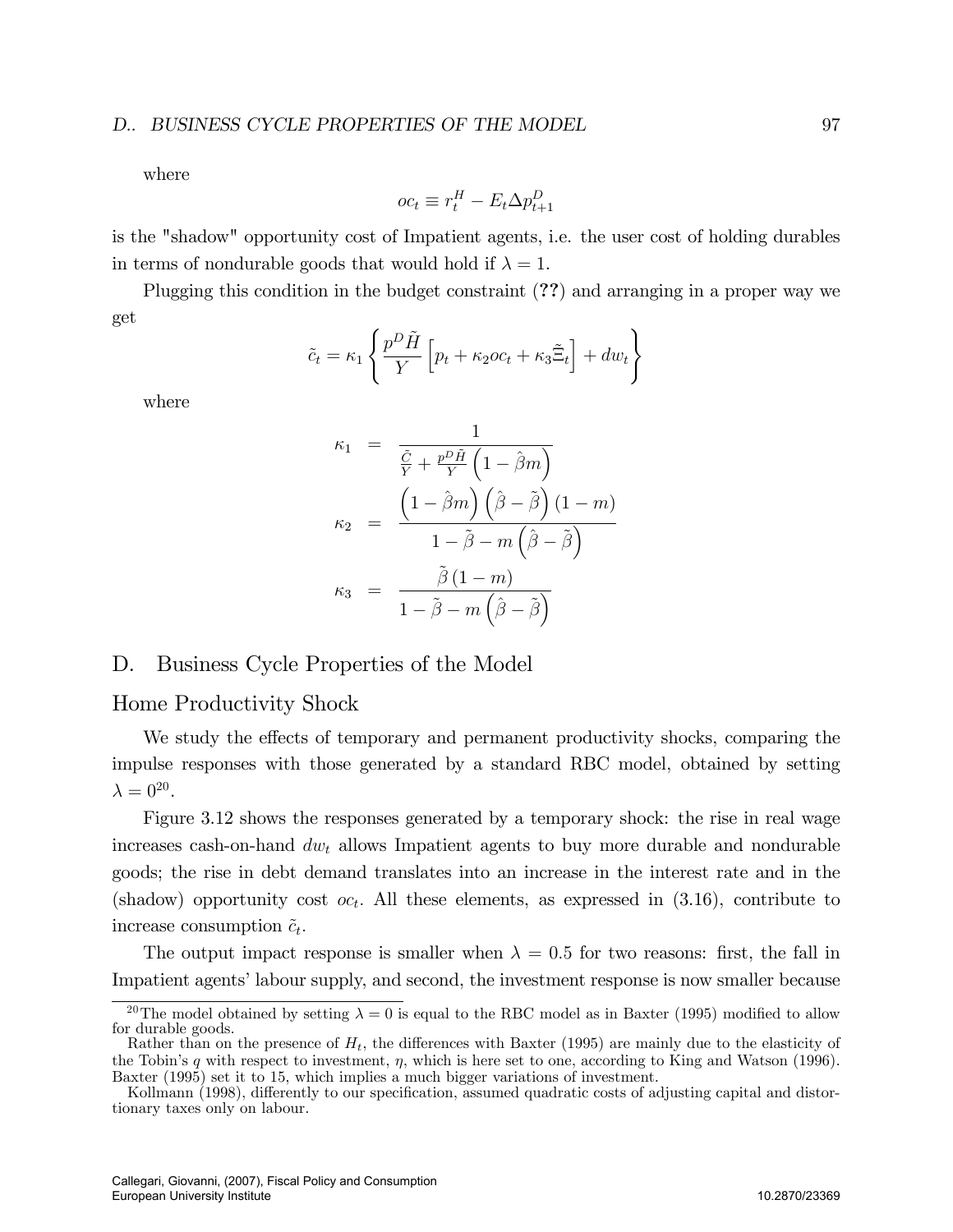where

$$oc_t \equiv r_t^H - E_t \Delta p_{t+1}^D$$

is the "shadow" opportunity cost of Impatient agents, i.e. the user cost of holding durables in terms of nondurable goods that would hold if $\lambda = 1$.

Plugging this condition in the budget constraint (**??**) and arranging in a proper way we get

$$\tilde{c}_t = \kappa_1 \left\{ \frac{p^D \tilde{H}}{Y} \left[ p_t + \kappa_2 oc_t + \kappa_3 \tilde{\Xi}_t \right] + dw_t \right\}$$

where

$$\begin{aligned}
\kappa_1 &= \frac{1}{\frac{\tilde{C}}{Y} + \frac{p^D \tilde{H}}{Y}\left(1 - \hat{\beta} m\right)} \\
\kappa_2 &= \frac{\left(1 - \hat{\beta} m\right)\left(\hat{\beta} - \tilde{\beta}\right)(1-m)}{1 - \tilde{\beta} - m\left(\hat{\beta} - \tilde{\beta}\right)} \\
\kappa_3 &= \frac{\tilde{\beta}(1-m)}{1 - \tilde{\beta} - m\left(\hat{\beta} - \tilde{\beta}\right)}
\end{aligned}$$

## D. Business Cycle Properties of the Model

### Home Productivity Shock

We study the effects of temporary and permanent productivity shocks, comparing the impulse responses with those generated by a standard RBC model, obtained by setting $\lambda = 0$[20].

Figure 3.12 shows the responses generated by a temporary shock: the rise in real wage increases cash-on-hand $dw_t$ allows Impatient agents to buy more durable and nondurable goods; the rise in debt demand translates into an increase in the interest rate and in the (shadow) opportunity cost $oc_t$. All these elements, as expressed in (3.16), contribute to increase consumption $\tilde{c}_t$.

The output impact response is smaller when $\lambda = 0.5$ for two reasons: first, the fall in Impatient agents' labour supply, and second, the investment response is now smaller because

---

[20] The model obtained by setting $\lambda = 0$ is equal to the RBC model as in Baxter (1995) modified to allow for durable goods.

Rather than on the presence of $H_t$, the differences with Baxter (1995) are mainly due to the elasticity of the Tobin's $q$ with respect to investment, $\eta$, which is here set to one, according to King and Watson (1996). Baxter (1995) set it to 15, which implies a much bigger variations of investment.

Kollmann (1998), differently to our specification, assumed quadratic costs of adjusting capital and distortionary taxes only on labour.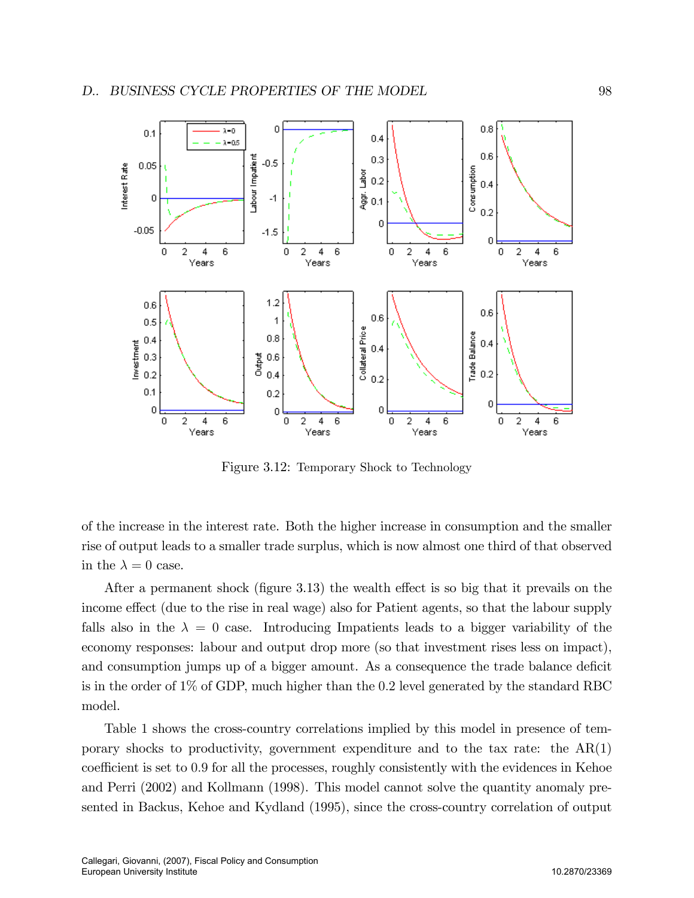Figure 3.12: Temporary Shock to Technology

of the increase in the interest rate. Both the higher increase in consumption and the smaller rise of output leads to a smaller trade surplus, which is now almost one third of that observed in the $\lambda = 0$ case.

After a permanent shock (figure 3.13) the wealth effect is so big that it prevails on the income effect (due to the rise in real wage) also for Patient agents, so that the labour supply falls also in the $\lambda = 0$ case. Introducing Impatients leads to a bigger variability of the economy responses: labour and output drop more (so that investment rises less on impact), and consumption jumps up of a bigger amount. As a consequence the trade balance deficit is in the order of 1% of GDP, much higher than the 0.2 level generated by the standard RBC model.

Table 1 shows the cross-country correlations implied by this model in presence of temporary shocks to productivity, government expenditure and to the tax rate: the AR(1) coefficient is set to 0.9 for all the processes, roughly consistently with the evidences in Kehoe and Perri (2002) and Kollmann (1998). This model cannot solve the quantity anomaly presented in Backus, Kehoe and Kydland (1995), since the cross-country correlation of output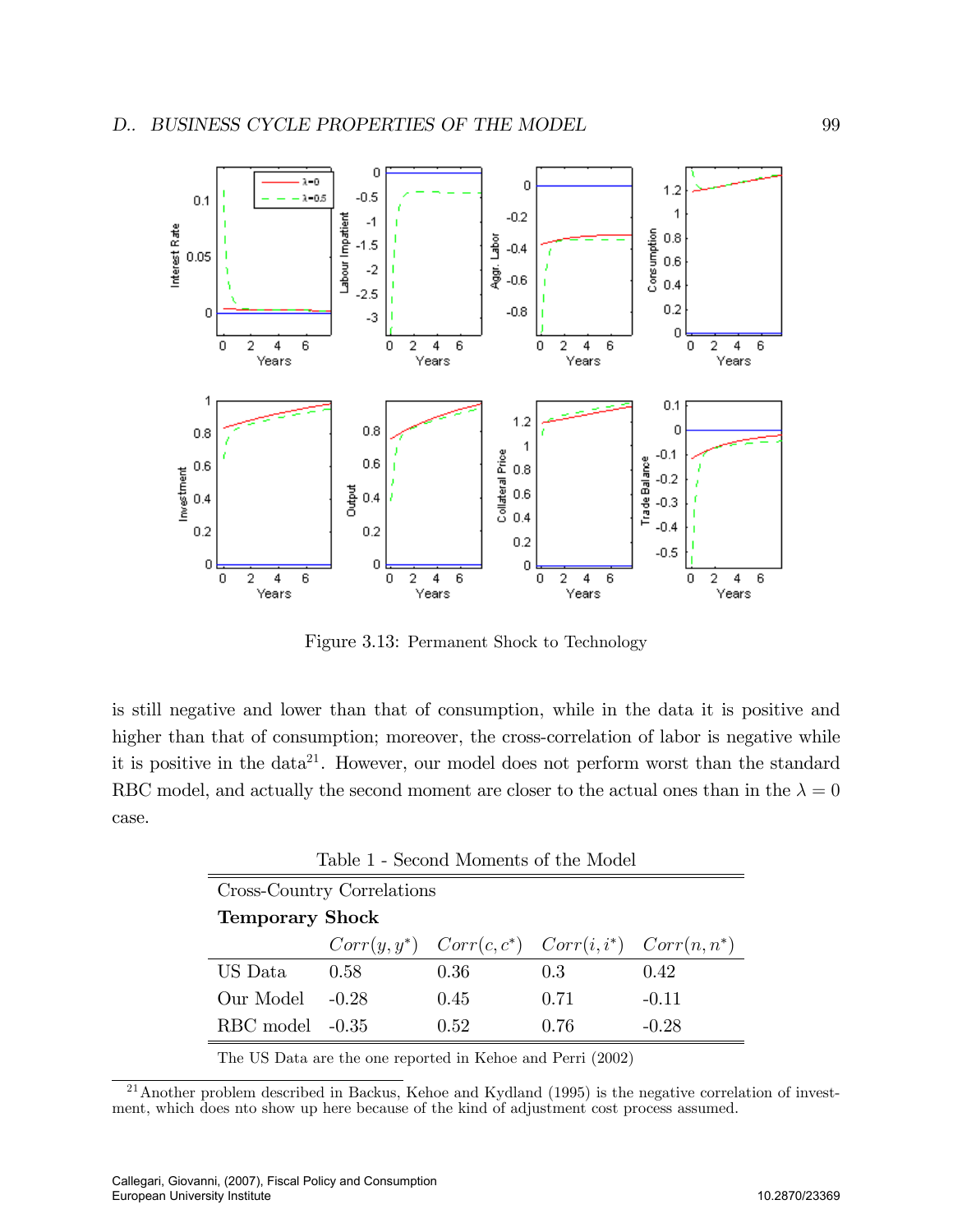λ=0

λ=0.5

Interest Rate

0.1

0.05

0

0 2 4 6

Years

Labour Impatient

0

-0.5

-1

-1.5

-2

-2.5

-3

0 2 4 6

Years

Aggr. Labor

0

-0.2

-0.4

-0.6

-0.8

0 2 4 6

Years

Consumption

1.2

1

0.8

0.6

0.4

0.2

0

0 2 4 6

Years

Investment

1

0.8

0.6

0.4

0.2

0

0 2 4 6

Years

Output

0.8

0.6

0.4

0.2

0

0 2 4 6

Years

Collateral Price

1.2

1

0.8

0.6

0.4

0.2

0

0 2 4 6

Years

Trade Balance

0.1

0

-0.1

-0.2

-0.3

-0.4

-0.5

0 2 4 6

Years

Figure 3.13: Permanent Shock to Technology

is still negative and lower than that of consumption, while in the data it is positive and higher than that of consumption; moreover, the cross-correlation of labor is negative while it is positive in the data[21]. However, our model does not perform worst than the standard RBC model, and actually the second moment are closer to the actual ones than in the $\lambda = 0$ case.

Table 1 - Second Moments of the Model

| Cross-Country Correlations | | | | |
|---|---|---|---|---|
| **Temporary Shock** | | | | |
| | $Corr(y, y^*)$ | $Corr(c, c^*)$ | $Corr(i, i^*)$ | $Corr(n, n^*)$ |
| US Data | 0.58 | 0.36 | 0.3 | 0.42 |
| Our Model | -0.28 | 0.45 | 0.71 | -0.11 |
| RBC model | -0.35 | 0.52 | 0.76 | -0.28 |

The US Data are the one reported in Kehoe and Perri (2002)

[21] Another problem described in Backus, Kehoe and Kydland (1995) is the negative correlation of investment, which does nto show up here because of the kind of adjustment cost process assumed.